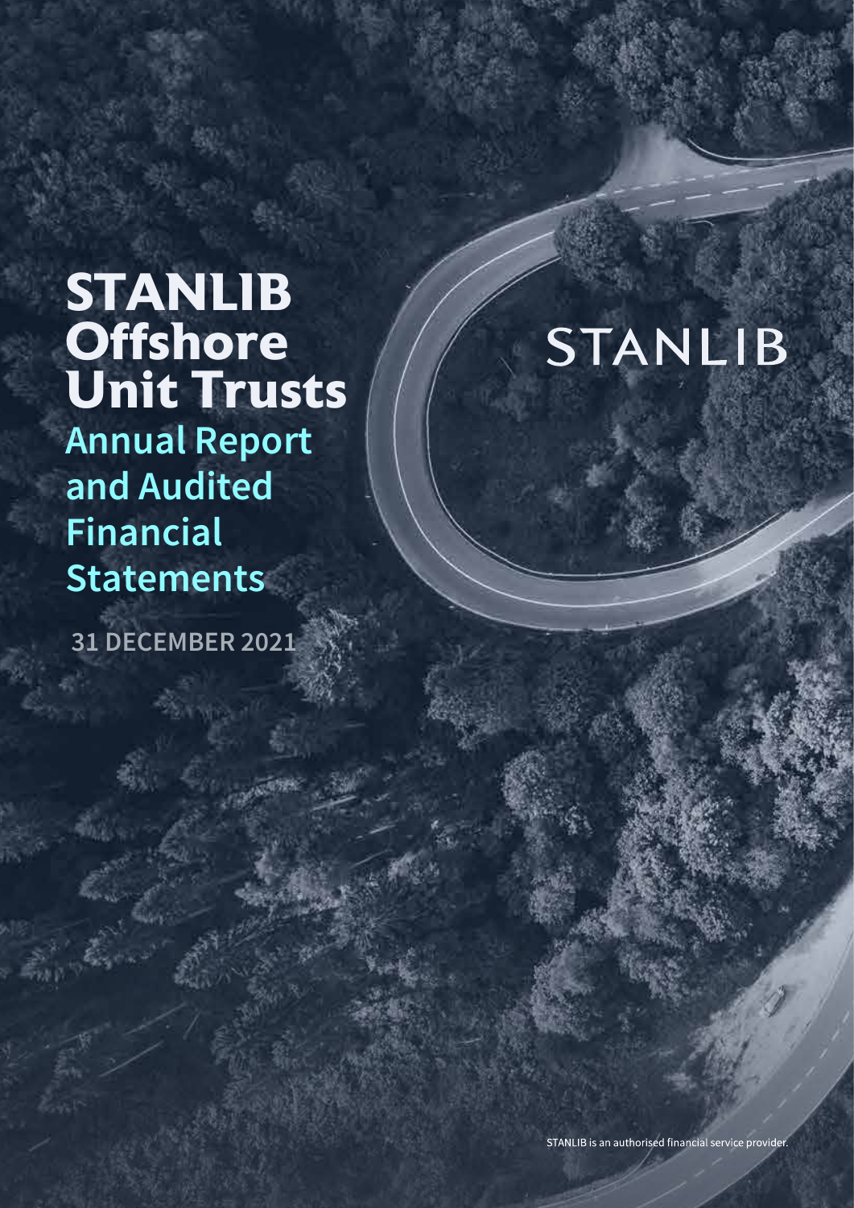# STANLIB Offshore Unit Trusts

## Annual Report and Audited Financial Statements

**31 DECEMBER 2021**

STANLIB

STANLIB is an authorised financial service provider.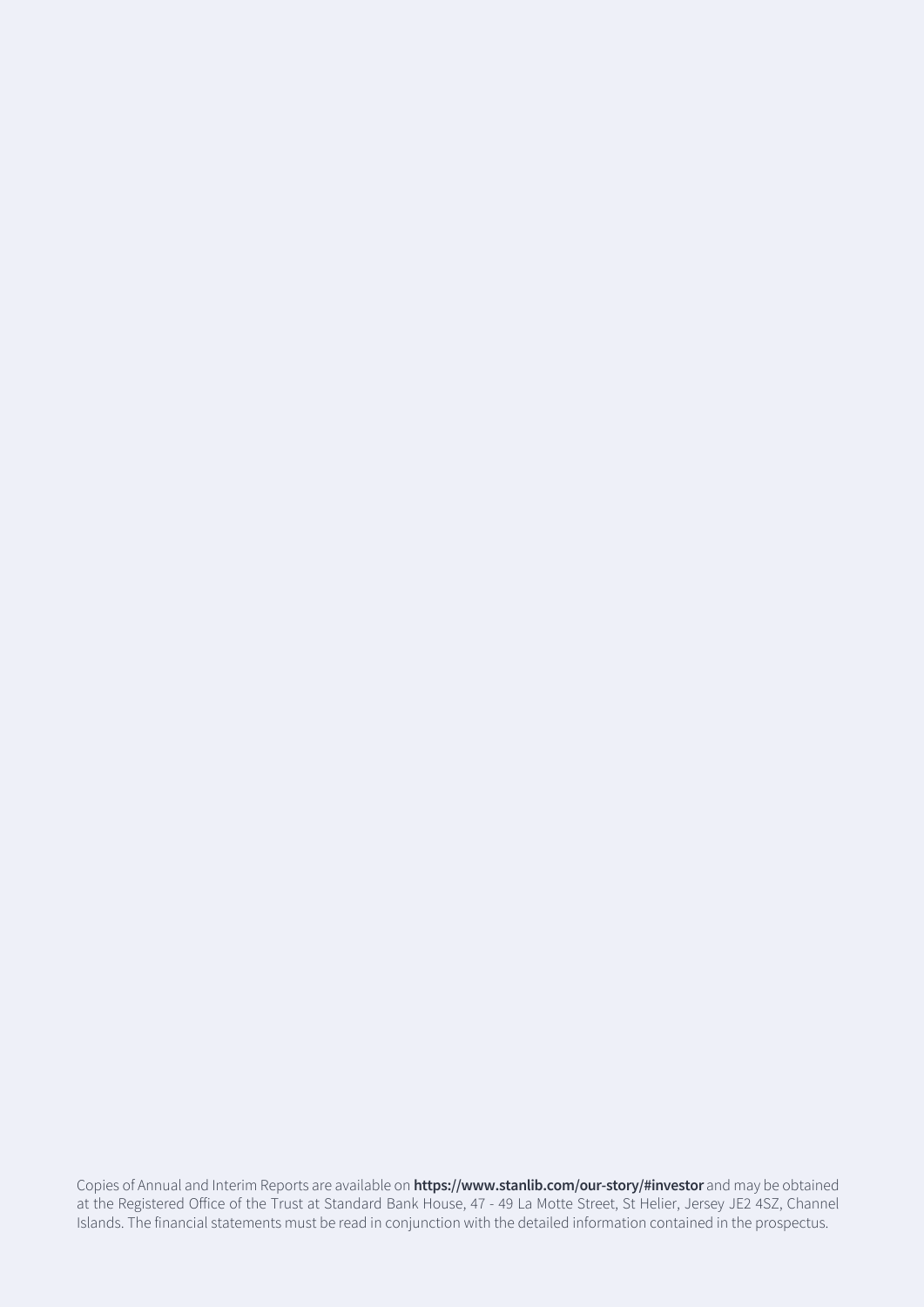Copies of Annual and Interim Reports are available on **https://www.stanlib.com/our-story/#investor** and may be obtained at the Registered Office of the Trust at Standard Bank House, 47 - 49 La Motte Street, St Helier, Jersey JE2 4SZ, Channel Islands. The financial statements must be read in conjunction with the detailed information contained in the prospectus.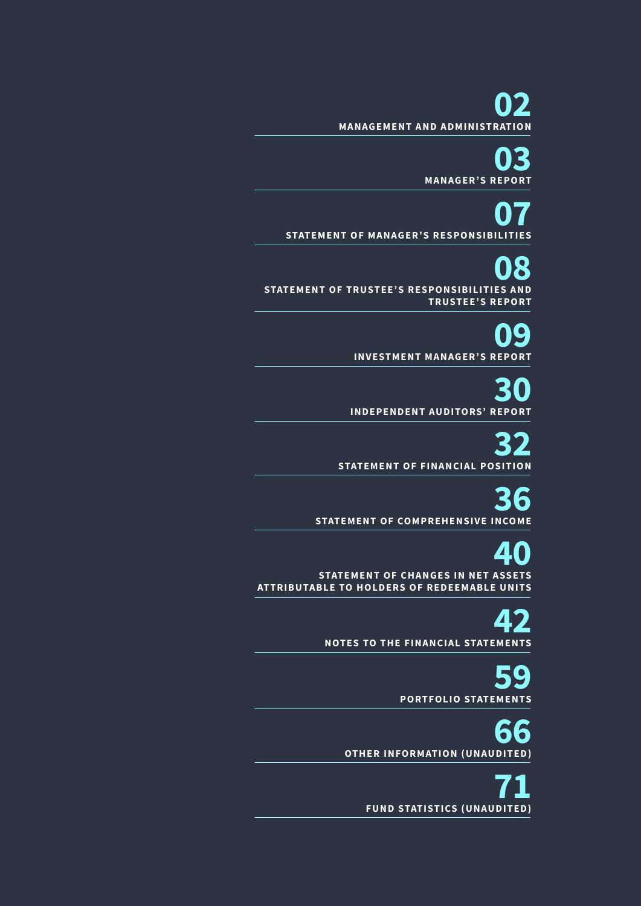| Page | Section |
|---|---|
| 02 | MANAGEMENT AND ADMINISTRATION |
| 03 | MANAGER'S REPORT |
| 07 | STATEMENT OF MANAGER'S RESPONSIBILITIES |
| 08 | STATEMENT OF TRUSTEE'S RESPONSIBILITIES AND TRUSTEE'S REPORT |
| 09 | INVESTMENT MANAGER'S REPORT |
| 30 | INDEPENDENT AUDITORS' REPORT |
| 32 | STATEMENT OF FINANCIAL POSITION |
| 36 | STATEMENT OF COMPREHENSIVE INCOME |
| 40 | STATEMENT OF CHANGES IN NET ASSETS ATTRIBUTABLE TO HOLDERS OF REDEEMABLE UNITS |
| 42 | NOTES TO THE FINANCIAL STATEMENTS |
| 59 | PORTFOLIO STATEMENTS |
| 66 | OTHER INFORMATION (UNAUDITED) |
| 71 | FUND STATISTICS (UNAUDITED) |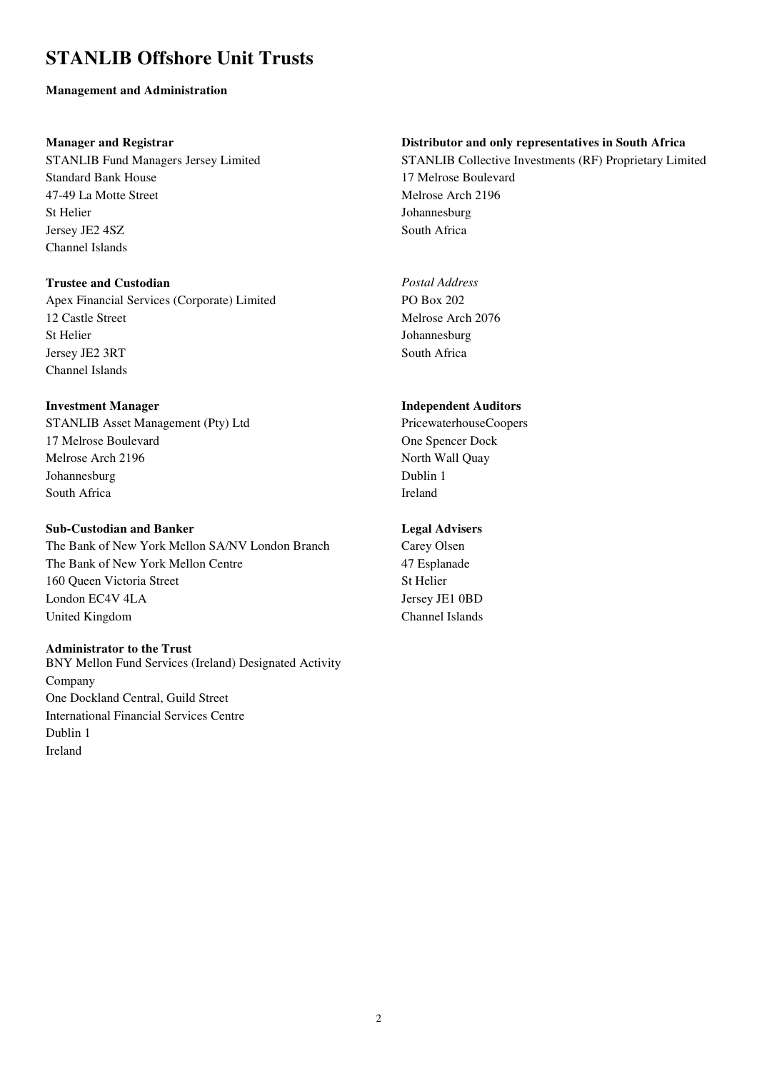# STANLIB Offshore Unit Trusts

**Management and Administration**

**Manager and Registrar**
STANLIB Fund Managers Jersey Limited
Standard Bank House
47-49 La Motte Street
St Helier
Jersey JE2 4SZ
Channel Islands

**Trustee and Custodian**
Apex Financial Services (Corporate) Limited
12 Castle Street
St Helier
Jersey JE2 3RT
Channel Islands

**Investment Manager**
STANLIB Asset Management (Pty) Ltd
17 Melrose Boulevard
Melrose Arch 2196
Johannesburg
South Africa

**Sub-Custodian and Banker**
The Bank of New York Mellon SA/NV London Branch
The Bank of New York Mellon Centre
160 Queen Victoria Street
London EC4V 4LA
United Kingdom

**Administrator to the Trust**
BNY Mellon Fund Services (Ireland) Designated Activity Company
One Dockland Central, Guild Street
International Financial Services Centre
Dublin 1
Ireland

**Distributor and only representatives in South Africa**
STANLIB Collective Investments (RF) Proprietary Limited
17 Melrose Boulevard
Melrose Arch 2196
Johannesburg
South Africa

*Postal Address*
PO Box 202
Melrose Arch 2076
Johannesburg
South Africa

**Independent Auditors**
PricewaterhouseCoopers
One Spencer Dock
North Wall Quay
Dublin 1
Ireland

**Legal Advisers**
Carey Olsen
47 Esplanade
St Helier
Jersey JE1 0BD
Channel Islands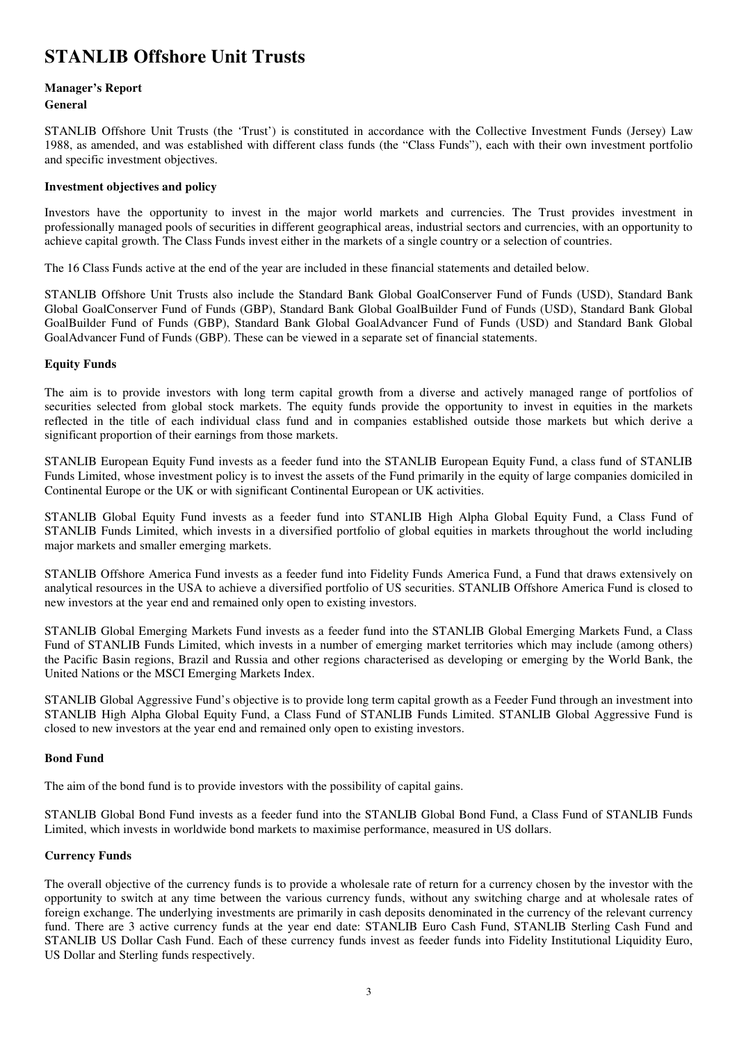# STANLIB Offshore Unit Trusts

## Manager's Report

### General

STANLIB Offshore Unit Trusts (the 'Trust') is constituted in accordance with the Collective Investment Funds (Jersey) Law 1988, as amended, and was established with different class funds (the "Class Funds"), each with their own investment portfolio and specific investment objectives.

### Investment objectives and policy

Investors have the opportunity to invest in the major world markets and currencies. The Trust provides investment in professionally managed pools of securities in different geographical areas, industrial sectors and currencies, with an opportunity to achieve capital growth. The Class Funds invest either in the markets of a single country or a selection of countries.

The 16 Class Funds active at the end of the year are included in these financial statements and detailed below.

STANLIB Offshore Unit Trusts also include the Standard Bank Global GoalConserver Fund of Funds (USD), Standard Bank Global GoalConserver Fund of Funds (GBP), Standard Bank Global GoalBuilder Fund of Funds (USD), Standard Bank Global GoalBuilder Fund of Funds (GBP), Standard Bank Global GoalAdvancer Fund of Funds (USD) and Standard Bank Global GoalAdvancer Fund of Funds (GBP). These can be viewed in a separate set of financial statements.

### Equity Funds

The aim is to provide investors with long term capital growth from a diverse and actively managed range of portfolios of securities selected from global stock markets. The equity funds provide the opportunity to invest in equities in the markets reflected in the title of each individual class fund and in companies established outside those markets but which derive a significant proportion of their earnings from those markets.

STANLIB European Equity Fund invests as a feeder fund into the STANLIB European Equity Fund, a class fund of STANLIB Funds Limited, whose investment policy is to invest the assets of the Fund primarily in the equity of large companies domiciled in Continental Europe or the UK or with significant Continental European or UK activities.

STANLIB Global Equity Fund invests as a feeder fund into STANLIB High Alpha Global Equity Fund, a Class Fund of STANLIB Funds Limited, which invests in a diversified portfolio of global equities in markets throughout the world including major markets and smaller emerging markets.

STANLIB Offshore America Fund invests as a feeder fund into Fidelity Funds America Fund, a Fund that draws extensively on analytical resources in the USA to achieve a diversified portfolio of US securities. STANLIB Offshore America Fund is closed to new investors at the year end and remained only open to existing investors.

STANLIB Global Emerging Markets Fund invests as a feeder fund into the STANLIB Global Emerging Markets Fund, a Class Fund of STANLIB Funds Limited, which invests in a number of emerging market territories which may include (among others) the Pacific Basin regions, Brazil and Russia and other regions characterised as developing or emerging by the World Bank, the United Nations or the MSCI Emerging Markets Index.

STANLIB Global Aggressive Fund's objective is to provide long term capital growth as a Feeder Fund through an investment into STANLIB High Alpha Global Equity Fund, a Class Fund of STANLIB Funds Limited. STANLIB Global Aggressive Fund is closed to new investors at the year end and remained only open to existing investors.

### Bond Fund

The aim of the bond fund is to provide investors with the possibility of capital gains.

STANLIB Global Bond Fund invests as a feeder fund into the STANLIB Global Bond Fund, a Class Fund of STANLIB Funds Limited, which invests in worldwide bond markets to maximise performance, measured in US dollars.

### Currency Funds

The overall objective of the currency funds is to provide a wholesale rate of return for a currency chosen by the investor with the opportunity to switch at any time between the various currency funds, without any switching charge and at wholesale rates of foreign exchange. The underlying investments are primarily in cash deposits denominated in the currency of the relevant currency fund. There are 3 active currency funds at the year end date: STANLIB Euro Cash Fund, STANLIB Sterling Cash Fund and STANLIB US Dollar Cash Fund. Each of these currency funds invest as feeder funds into Fidelity Institutional Liquidity Euro, US Dollar and Sterling funds respectively.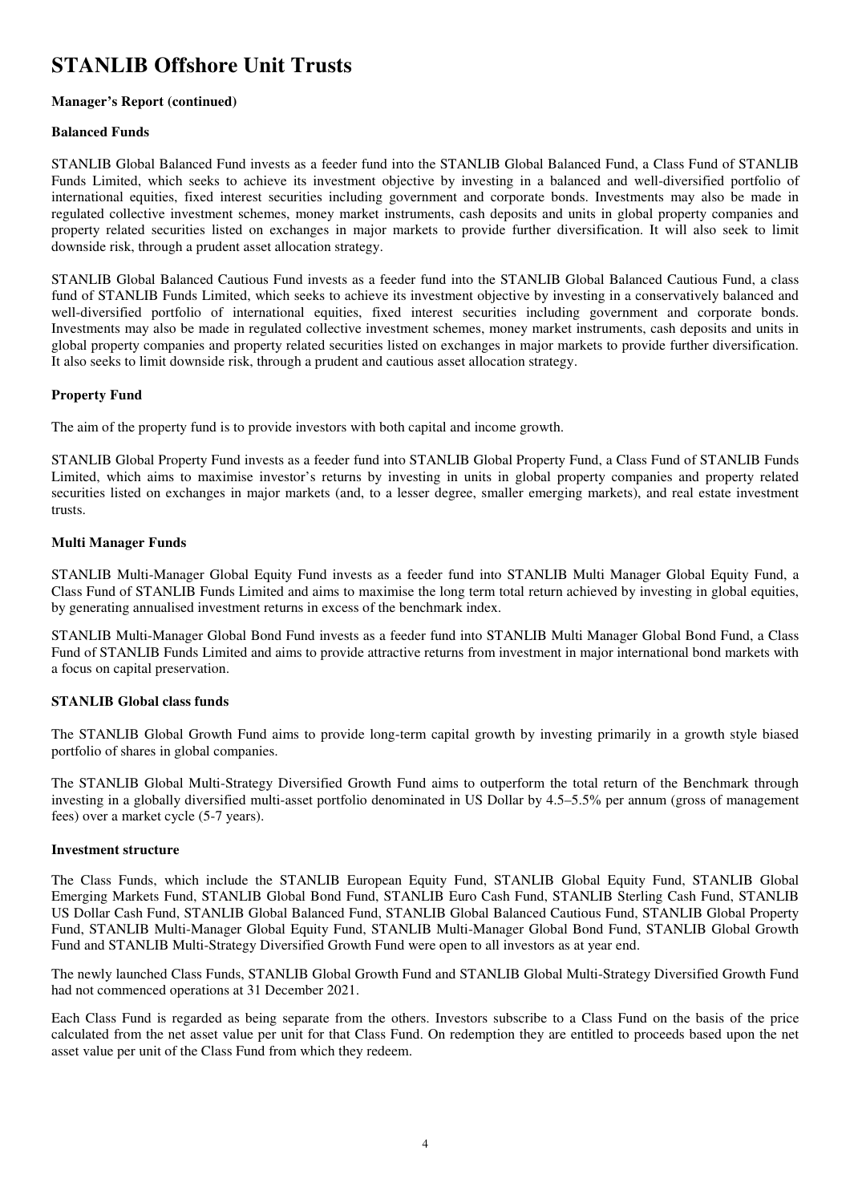# STANLIB Offshore Unit Trusts

**Manager's Report (continued)**

**Balanced Funds**

STANLIB Global Balanced Fund invests as a feeder fund into the STANLIB Global Balanced Fund, a Class Fund of STANLIB Funds Limited, which seeks to achieve its investment objective by investing in a balanced and well-diversified portfolio of international equities, fixed interest securities including government and corporate bonds. Investments may also be made in regulated collective investment schemes, money market instruments, cash deposits and units in global property companies and property related securities listed on exchanges in major markets to provide further diversification. It will also seek to limit downside risk, through a prudent asset allocation strategy.

STANLIB Global Balanced Cautious Fund invests as a feeder fund into the STANLIB Global Balanced Cautious Fund, a class fund of STANLIB Funds Limited, which seeks to achieve its investment objective by investing in a conservatively balanced and well-diversified portfolio of international equities, fixed interest securities including government and corporate bonds. Investments may also be made in regulated collective investment schemes, money market instruments, cash deposits and units in global property companies and property related securities listed on exchanges in major markets to provide further diversification. It also seeks to limit downside risk, through a prudent and cautious asset allocation strategy.

**Property Fund**

The aim of the property fund is to provide investors with both capital and income growth.

STANLIB Global Property Fund invests as a feeder fund into STANLIB Global Property Fund, a Class Fund of STANLIB Funds Limited, which aims to maximise investor's returns by investing in units in global property companies and property related securities listed on exchanges in major markets (and, to a lesser degree, smaller emerging markets), and real estate investment trusts.

**Multi Manager Funds**

STANLIB Multi-Manager Global Equity Fund invests as a feeder fund into STANLIB Multi Manager Global Equity Fund, a Class Fund of STANLIB Funds Limited and aims to maximise the long term total return achieved by investing in global equities, by generating annualised investment returns in excess of the benchmark index.

STANLIB Multi-Manager Global Bond Fund invests as a feeder fund into STANLIB Multi Manager Global Bond Fund, a Class Fund of STANLIB Funds Limited and aims to provide attractive returns from investment in major international bond markets with a focus on capital preservation.

**STANLIB Global class funds**

The STANLIB Global Growth Fund aims to provide long-term capital growth by investing primarily in a growth style biased portfolio of shares in global companies.

The STANLIB Global Multi-Strategy Diversified Growth Fund aims to outperform the total return of the Benchmark through investing in a globally diversified multi-asset portfolio denominated in US Dollar by 4.5–5.5% per annum (gross of management fees) over a market cycle (5-7 years).

**Investment structure**

The Class Funds, which include the STANLIB European Equity Fund, STANLIB Global Equity Fund, STANLIB Global Emerging Markets Fund, STANLIB Global Bond Fund, STANLIB Euro Cash Fund, STANLIB Sterling Cash Fund, STANLIB US Dollar Cash Fund, STANLIB Global Balanced Fund, STANLIB Global Balanced Cautious Fund, STANLIB Global Property Fund, STANLIB Multi-Manager Global Equity Fund, STANLIB Multi-Manager Global Bond Fund, STANLIB Global Growth Fund and STANLIB Multi-Strategy Diversified Growth Fund were open to all investors as at year end.

The newly launched Class Funds, STANLIB Global Growth Fund and STANLIB Global Multi-Strategy Diversified Growth Fund had not commenced operations at 31 December 2021.

Each Class Fund is regarded as being separate from the others. Investors subscribe to a Class Fund on the basis of the price calculated from the net asset value per unit for that Class Fund. On redemption they are entitled to proceeds based upon the net asset value per unit of the Class Fund from which they redeem.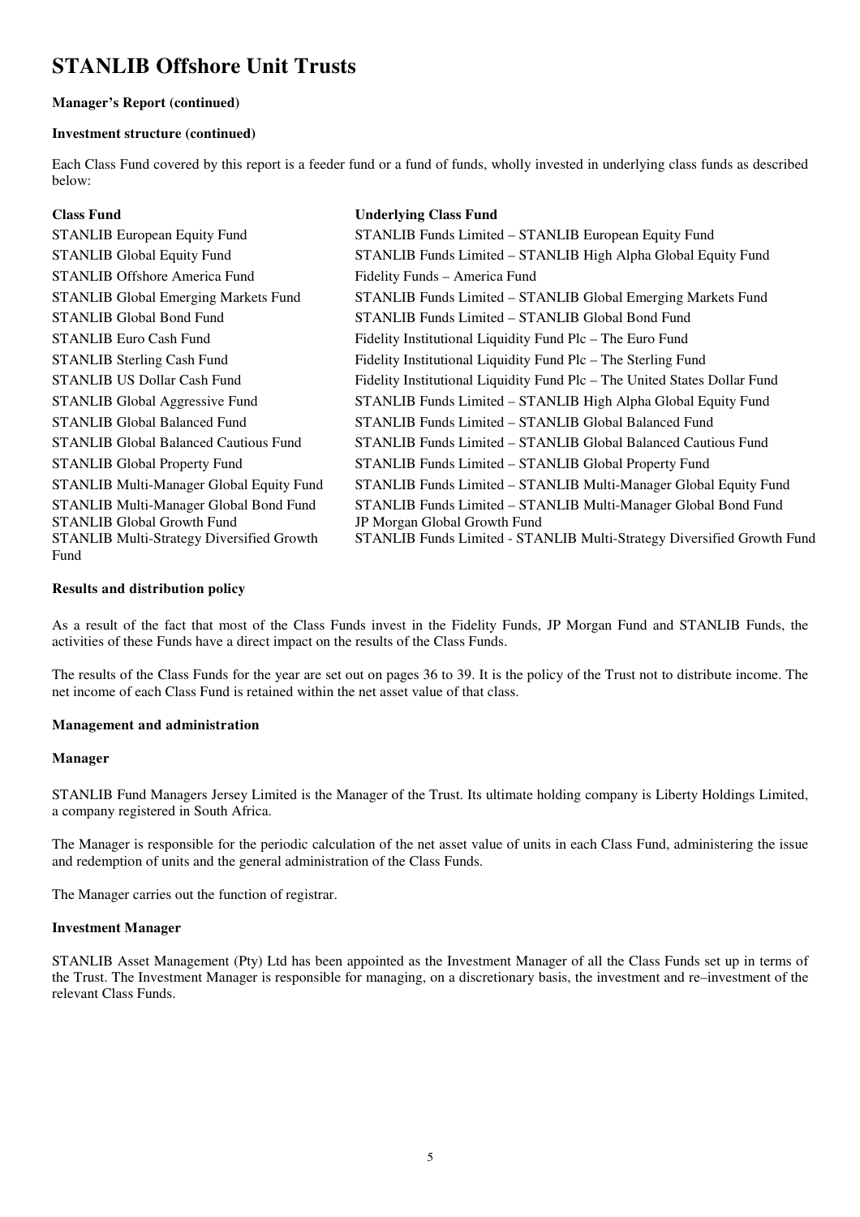# STANLIB Offshore Unit Trusts

**Manager's Report (continued)**

**Investment structure (continued)**

Each Class Fund covered by this report is a feeder fund or a fund of funds, wholly invested in underlying class funds as described below:

| Class Fund | Underlying Class Fund |
|---|---|
| STANLIB European Equity Fund | STANLIB Funds Limited – STANLIB European Equity Fund |
| STANLIB Global Equity Fund | STANLIB Funds Limited – STANLIB High Alpha Global Equity Fund |
| STANLIB Offshore America Fund | Fidelity Funds – America Fund |
| STANLIB Global Emerging Markets Fund | STANLIB Funds Limited – STANLIB Global Emerging Markets Fund |
| STANLIB Global Bond Fund | STANLIB Funds Limited – STANLIB Global Bond Fund |
| STANLIB Euro Cash Fund | Fidelity Institutional Liquidity Fund Plc – The Euro Fund |
| STANLIB Sterling Cash Fund | Fidelity Institutional Liquidity Fund Plc – The Sterling Fund |
| STANLIB US Dollar Cash Fund | Fidelity Institutional Liquidity Fund Plc – The United States Dollar Fund |
| STANLIB Global Aggressive Fund | STANLIB Funds Limited – STANLIB High Alpha Global Equity Fund |
| STANLIB Global Balanced Fund | STANLIB Funds Limited – STANLIB Global Balanced Fund |
| STANLIB Global Balanced Cautious Fund | STANLIB Funds Limited – STANLIB Global Balanced Cautious Fund |
| STANLIB Global Property Fund | STANLIB Funds Limited – STANLIB Global Property Fund |
| STANLIB Multi-Manager Global Equity Fund | STANLIB Funds Limited – STANLIB Multi-Manager Global Equity Fund |
| STANLIB Multi-Manager Global Bond Fund | STANLIB Funds Limited – STANLIB Multi-Manager Global Bond Fund |
| STANLIB Global Growth Fund | JP Morgan Global Growth Fund |
| STANLIB Multi-Strategy Diversified Growth Fund | STANLIB Funds Limited - STANLIB Multi-Strategy Diversified Growth Fund |

**Results and distribution policy**

As a result of the fact that most of the Class Funds invest in the Fidelity Funds, JP Morgan Fund and STANLIB Funds, the activities of these Funds have a direct impact on the results of the Class Funds.

The results of the Class Funds for the year are set out on pages 36 to 39. It is the policy of the Trust not to distribute income. The net income of each Class Fund is retained within the net asset value of that class.

**Management and administration**

**Manager**

STANLIB Fund Managers Jersey Limited is the Manager of the Trust. Its ultimate holding company is Liberty Holdings Limited, a company registered in South Africa.

The Manager is responsible for the periodic calculation of the net asset value of units in each Class Fund, administering the issue and redemption of units and the general administration of the Class Funds.

The Manager carries out the function of registrar.

**Investment Manager**

STANLIB Asset Management (Pty) Ltd has been appointed as the Investment Manager of all the Class Funds set up in terms of the Trust. The Investment Manager is responsible for managing, on a discretionary basis, the investment and re–investment of the relevant Class Funds.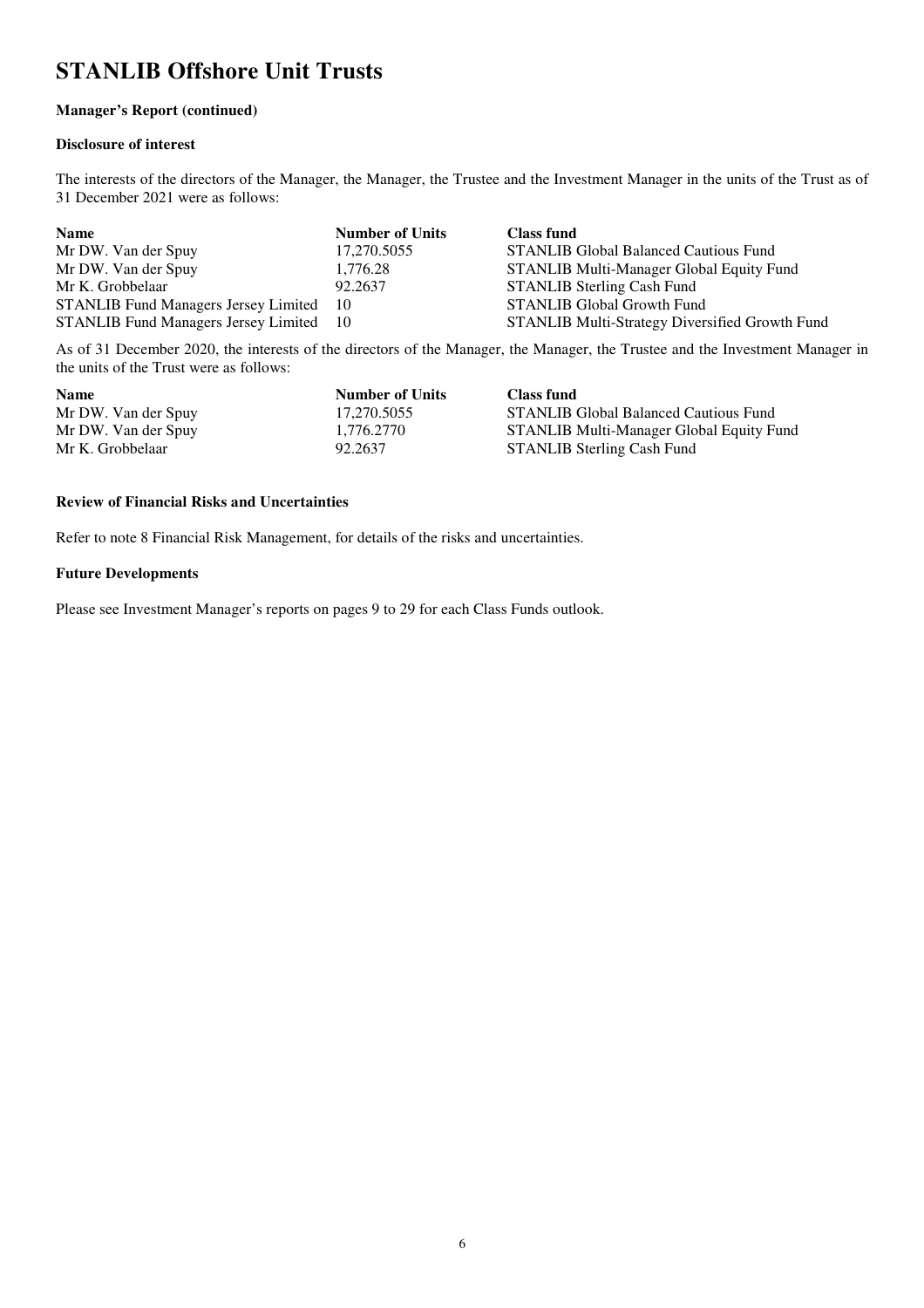# STANLIB Offshore Unit Trusts

**Manager's Report (continued)**

**Disclosure of interest**

The interests of the directors of the Manager, the Manager, the Trustee and the Investment Manager in the units of the Trust as of 31 December 2021 were as follows:

| Name | Number of Units | Class fund |
|---|---|---|
| Mr DW. Van der Spuy | 17,270.5055 | STANLIB Global Balanced Cautious Fund |
| Mr DW. Van der Spuy | 1,776.28 | STANLIB Multi-Manager Global Equity Fund |
| Mr K. Grobbelaar | 92.2637 | STANLIB Sterling Cash Fund |
| STANLIB Fund Managers Jersey Limited | 10 | STANLIB Global Growth Fund |
| STANLIB Fund Managers Jersey Limited | 10 | STANLIB Multi-Strategy Diversified Growth Fund |

As of 31 December 2020, the interests of the directors of the Manager, the Manager, the Trustee and the Investment Manager in the units of the Trust were as follows:

| Name | Number of Units | Class fund |
|---|---|---|
| Mr DW. Van der Spuy | 17,270.5055 | STANLIB Global Balanced Cautious Fund |
| Mr DW. Van der Spuy | 1,776.2770 | STANLIB Multi-Manager Global Equity Fund |
| Mr K. Grobbelaar | 92.2637 | STANLIB Sterling Cash Fund |

**Review of Financial Risks and Uncertainties**

Refer to note 8 Financial Risk Management, for details of the risks and uncertainties.

**Future Developments**

Please see Investment Manager's reports on pages 9 to 29 for each Class Funds outlook.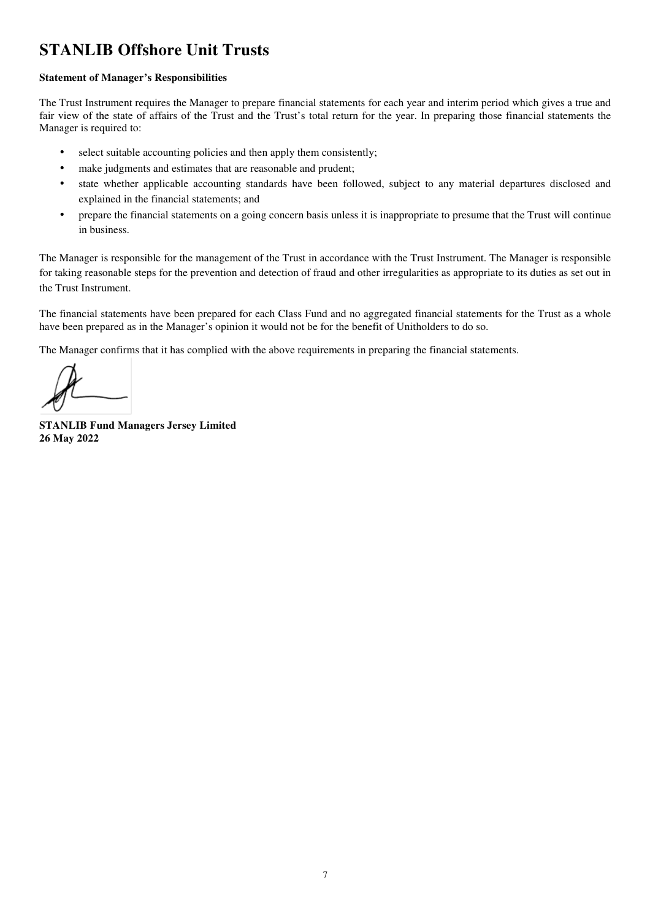# STANLIB Offshore Unit Trusts

**Statement of Manager's Responsibilities**

The Trust Instrument requires the Manager to prepare financial statements for each year and interim period which gives a true and fair view of the state of affairs of the Trust and the Trust's total return for the year. In preparing those financial statements the Manager is required to:

- select suitable accounting policies and then apply them consistently;
- make judgments and estimates that are reasonable and prudent;
- state whether applicable accounting standards have been followed, subject to any material departures disclosed and explained in the financial statements; and
- prepare the financial statements on a going concern basis unless it is inappropriate to presume that the Trust will continue in business.

The Manager is responsible for the management of the Trust in accordance with the Trust Instrument. The Manager is responsible for taking reasonable steps for the prevention and detection of fraud and other irregularities as appropriate to its duties as set out in the Trust Instrument.

The financial statements have been prepared for each Class Fund and no aggregated financial statements for the Trust as a whole have been prepared as in the Manager's opinion it would not be for the benefit of Unitholders to do so.

The Manager confirms that it has complied with the above requirements in preparing the financial statements.

**STANLIB Fund Managers Jersey Limited**
**26 May 2022**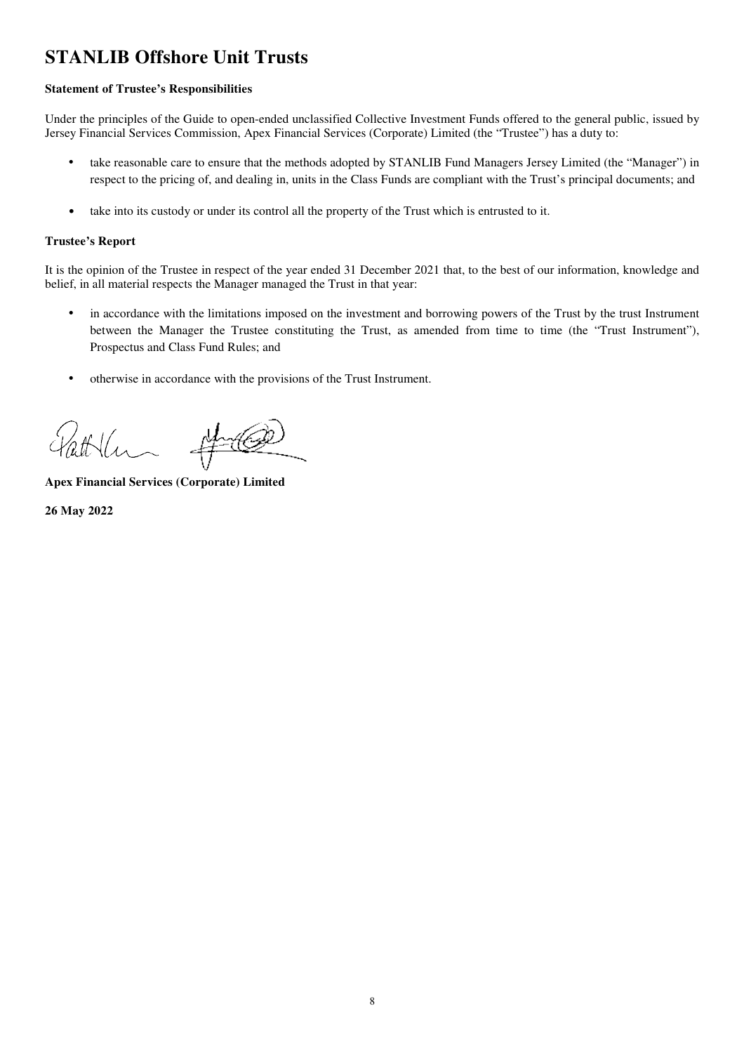# STANLIB Offshore Unit Trusts

**Statement of Trustee's Responsibilities**

Under the principles of the Guide to open-ended unclassified Collective Investment Funds offered to the general public, issued by Jersey Financial Services Commission, Apex Financial Services (Corporate) Limited (the "Trustee") has a duty to:

- take reasonable care to ensure that the methods adopted by STANLIB Fund Managers Jersey Limited (the "Manager") in respect to the pricing of, and dealing in, units in the Class Funds are compliant with the Trust's principal documents; and
- take into its custody or under its control all the property of the Trust which is entrusted to it.

**Trustee's Report**

It is the opinion of the Trustee in respect of the year ended 31 December 2021 that, to the best of our information, knowledge and belief, in all material respects the Manager managed the Trust in that year:

- in accordance with the limitations imposed on the investment and borrowing powers of the Trust by the trust Instrument between the Manager the Trustee constituting the Trust, as amended from time to time (the "Trust Instrument"), Prospectus and Class Fund Rules; and
- otherwise in accordance with the provisions of the Trust Instrument.

**Apex Financial Services (Corporate) Limited**

**26 May 2022**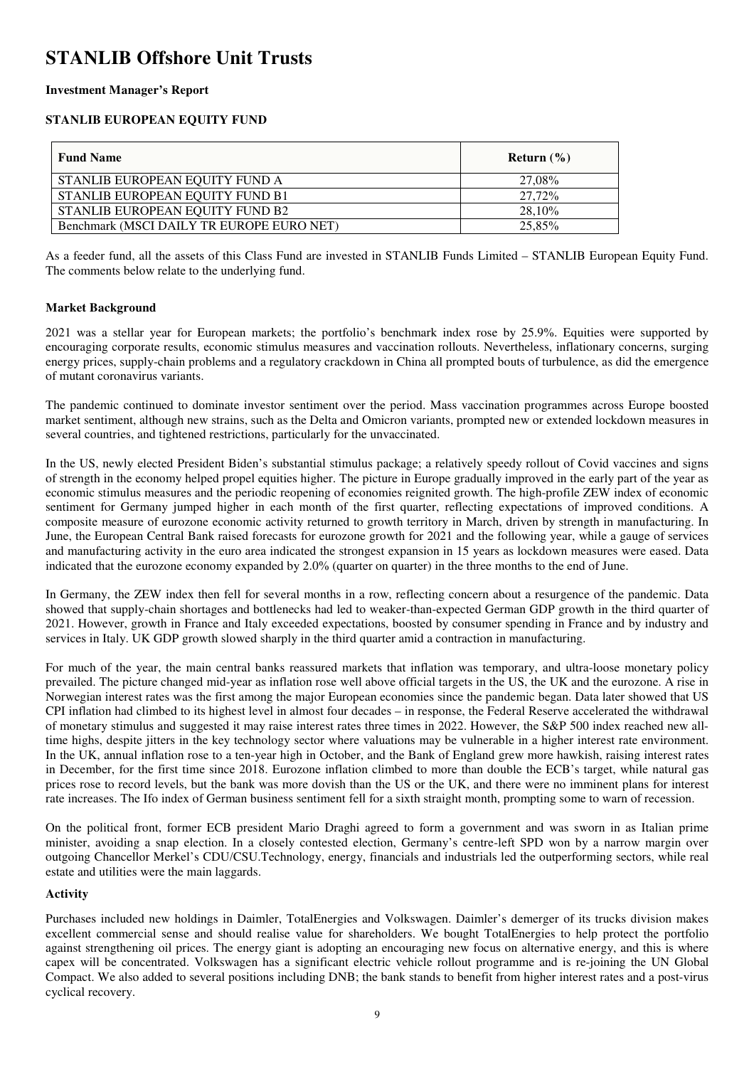# STANLIB Offshore Unit Trusts

**Investment Manager's Report**

**STANLIB EUROPEAN EQUITY FUND**

| Fund Name | Return (%) |
|---|---|
| STANLIB EUROPEAN EQUITY FUND A | 27,08% |
| STANLIB EUROPEAN EQUITY FUND B1 | 27,72% |
| STANLIB EUROPEAN EQUITY FUND B2 | 28,10% |
| Benchmark (MSCI DAILY TR EUROPE EURO NET) | 25,85% |

As a feeder fund, all the assets of this Class Fund are invested in STANLIB Funds Limited – STANLIB European Equity Fund. The comments below relate to the underlying fund.

**Market Background**

2021 was a stellar year for European markets; the portfolio's benchmark index rose by 25.9%. Equities were supported by encouraging corporate results, economic stimulus measures and vaccination rollouts. Nevertheless, inflationary concerns, surging energy prices, supply-chain problems and a regulatory crackdown in China all prompted bouts of turbulence, as did the emergence of mutant coronavirus variants.

The pandemic continued to dominate investor sentiment over the period. Mass vaccination programmes across Europe boosted market sentiment, although new strains, such as the Delta and Omicron variants, prompted new or extended lockdown measures in several countries, and tightened restrictions, particularly for the unvaccinated.

In the US, newly elected President Biden's substantial stimulus package; a relatively speedy rollout of Covid vaccines and signs of strength in the economy helped propel equities higher. The picture in Europe gradually improved in the early part of the year as economic stimulus measures and the periodic reopening of economies reignited growth. The high-profile ZEW index of economic sentiment for Germany jumped higher in each month of the first quarter, reflecting expectations of improved conditions. A composite measure of eurozone economic activity returned to growth territory in March, driven by strength in manufacturing. In June, the European Central Bank raised forecasts for eurozone growth for 2021 and the following year, while a gauge of services and manufacturing activity in the euro area indicated the strongest expansion in 15 years as lockdown measures were eased. Data indicated that the eurozone economy expanded by 2.0% (quarter on quarter) in the three months to the end of June.

In Germany, the ZEW index then fell for several months in a row, reflecting concern about a resurgence of the pandemic. Data showed that supply-chain shortages and bottlenecks had led to weaker-than-expected German GDP growth in the third quarter of 2021. However, growth in France and Italy exceeded expectations, boosted by consumer spending in France and by industry and services in Italy. UK GDP growth slowed sharply in the third quarter amid a contraction in manufacturing.

For much of the year, the main central banks reassured markets that inflation was temporary, and ultra-loose monetary policy prevailed. The picture changed mid-year as inflation rose well above official targets in the US, the UK and the eurozone. A rise in Norwegian interest rates was the first among the major European economies since the pandemic began. Data later showed that US CPI inflation had climbed to its highest level in almost four decades – in response, the Federal Reserve accelerated the withdrawal of monetary stimulus and suggested it may raise interest rates three times in 2022. However, the S&P 500 index reached new all-time highs, despite jitters in the key technology sector where valuations may be vulnerable in a higher interest rate environment. In the UK, annual inflation rose to a ten-year high in October, and the Bank of England grew more hawkish, raising interest rates in December, for the first time since 2018. Eurozone inflation climbed to more than double the ECB's target, while natural gas prices rose to record levels, but the bank was more dovish than the US or the UK, and there were no imminent plans for interest rate increases. The Ifo index of German business sentiment fell for a sixth straight month, prompting some to warn of recession.

On the political front, former ECB president Mario Draghi agreed to form a government and was sworn in as Italian prime minister, avoiding a snap election. In a closely contested election, Germany's centre-left SPD won by a narrow margin over outgoing Chancellor Merkel's CDU/CSU.Technology, energy, financials and industrials led the outperforming sectors, while real estate and utilities were the main laggards.

**Activity**

Purchases included new holdings in Daimler, TotalEnergies and Volkswagen. Daimler's demerger of its trucks division makes excellent commercial sense and should realise value for shareholders. We bought TotalEnergies to help protect the portfolio against strengthening oil prices. The energy giant is adopting an encouraging new focus on alternative energy, and this is where capex will be concentrated. Volkswagen has a significant electric vehicle rollout programme and is re-joining the UN Global Compact. We also added to several positions including DNB; the bank stands to benefit from higher interest rates and a post-virus cyclical recovery.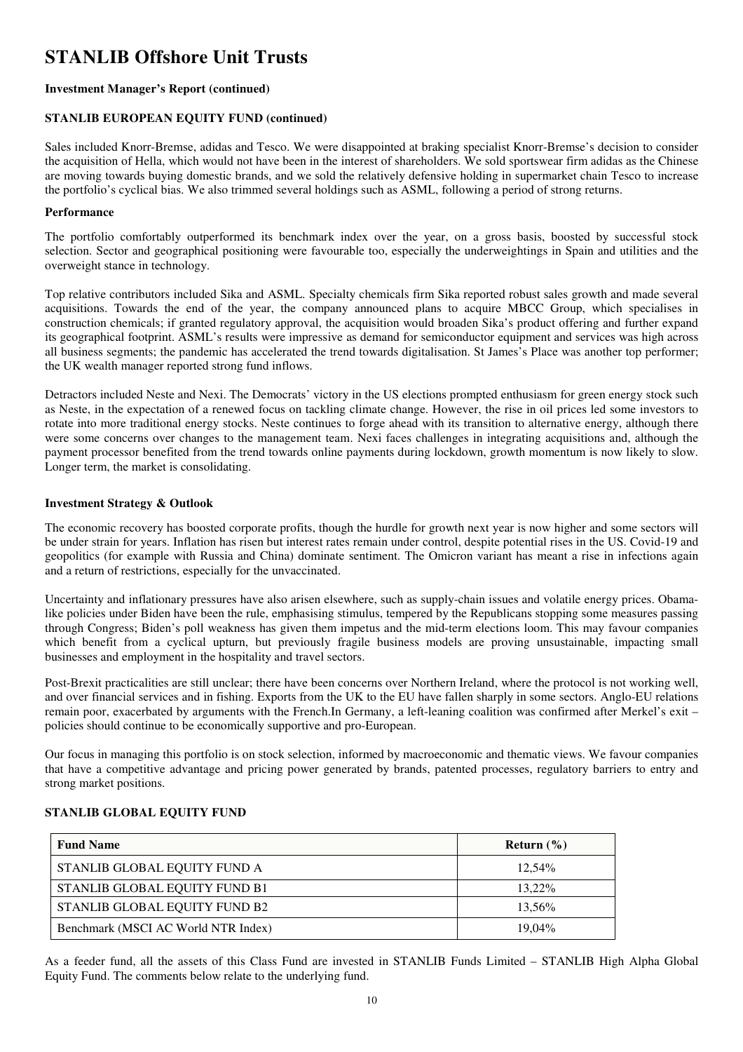# STANLIB Offshore Unit Trusts

**Investment Manager's Report (continued)**

**STANLIB EUROPEAN EQUITY FUND (continued)**

Sales included Knorr-Bremse, adidas and Tesco. We were disappointed at braking specialist Knorr-Bremse's decision to consider the acquisition of Hella, which would not have been in the interest of shareholders. We sold sportswear firm adidas as the Chinese are moving towards buying domestic brands, and we sold the relatively defensive holding in supermarket chain Tesco to increase the portfolio's cyclical bias. We also trimmed several holdings such as ASML, following a period of strong returns.

**Performance**

The portfolio comfortably outperformed its benchmark index over the year, on a gross basis, boosted by successful stock selection. Sector and geographical positioning were favourable too, especially the underweightings in Spain and utilities and the overweight stance in technology.

Top relative contributors included Sika and ASML. Specialty chemicals firm Sika reported robust sales growth and made several acquisitions. Towards the end of the year, the company announced plans to acquire MBCC Group, which specialises in construction chemicals; if granted regulatory approval, the acquisition would broaden Sika's product offering and further expand its geographical footprint. ASML's results were impressive as demand for semiconductor equipment and services was high across all business segments; the pandemic has accelerated the trend towards digitalisation. St James's Place was another top performer; the UK wealth manager reported strong fund inflows.

Detractors included Neste and Nexi. The Democrats' victory in the US elections prompted enthusiasm for green energy stock such as Neste, in the expectation of a renewed focus on tackling climate change. However, the rise in oil prices led some investors to rotate into more traditional energy stocks. Neste continues to forge ahead with its transition to alternative energy, although there were some concerns over changes to the management team. Nexi faces challenges in integrating acquisitions and, although the payment processor benefited from the trend towards online payments during lockdown, growth momentum is now likely to slow. Longer term, the market is consolidating.

**Investment Strategy & Outlook**

The economic recovery has boosted corporate profits, though the hurdle for growth next year is now higher and some sectors will be under strain for years. Inflation has risen but interest rates remain under control, despite potential rises in the US. Covid-19 and geopolitics (for example with Russia and China) dominate sentiment. The Omicron variant has meant a rise in infections again and a return of restrictions, especially for the unvaccinated.

Uncertainty and inflationary pressures have also arisen elsewhere, such as supply-chain issues and volatile energy prices. Obama-like policies under Biden have been the rule, emphasising stimulus, tempered by the Republicans stopping some measures passing through Congress; Biden's poll weakness has given them impetus and the mid-term elections loom. This may favour companies which benefit from a cyclical upturn, but previously fragile business models are proving unsustainable, impacting small businesses and employment in the hospitality and travel sectors.

Post-Brexit practicalities are still unclear; there have been concerns over Northern Ireland, where the protocol is not working well, and over financial services and in fishing. Exports from the UK to the EU have fallen sharply in some sectors. Anglo-EU relations remain poor, exacerbated by arguments with the French.In Germany, a left-leaning coalition was confirmed after Merkel's exit – policies should continue to be economically supportive and pro-European.

Our focus in managing this portfolio is on stock selection, informed by macroeconomic and thematic views. We favour companies that have a competitive advantage and pricing power generated by brands, patented processes, regulatory barriers to entry and strong market positions.

**STANLIB GLOBAL EQUITY FUND**

| Fund Name | Return (%) |
|---|---|
| STANLIB GLOBAL EQUITY FUND A | 12,54% |
| STANLIB GLOBAL EQUITY FUND B1 | 13,22% |
| STANLIB GLOBAL EQUITY FUND B2 | 13,56% |
| Benchmark (MSCI AC World NTR Index) | 19,04% |

As a feeder fund, all the assets of this Class Fund are invested in STANLIB Funds Limited – STANLIB High Alpha Global Equity Fund. The comments below relate to the underlying fund.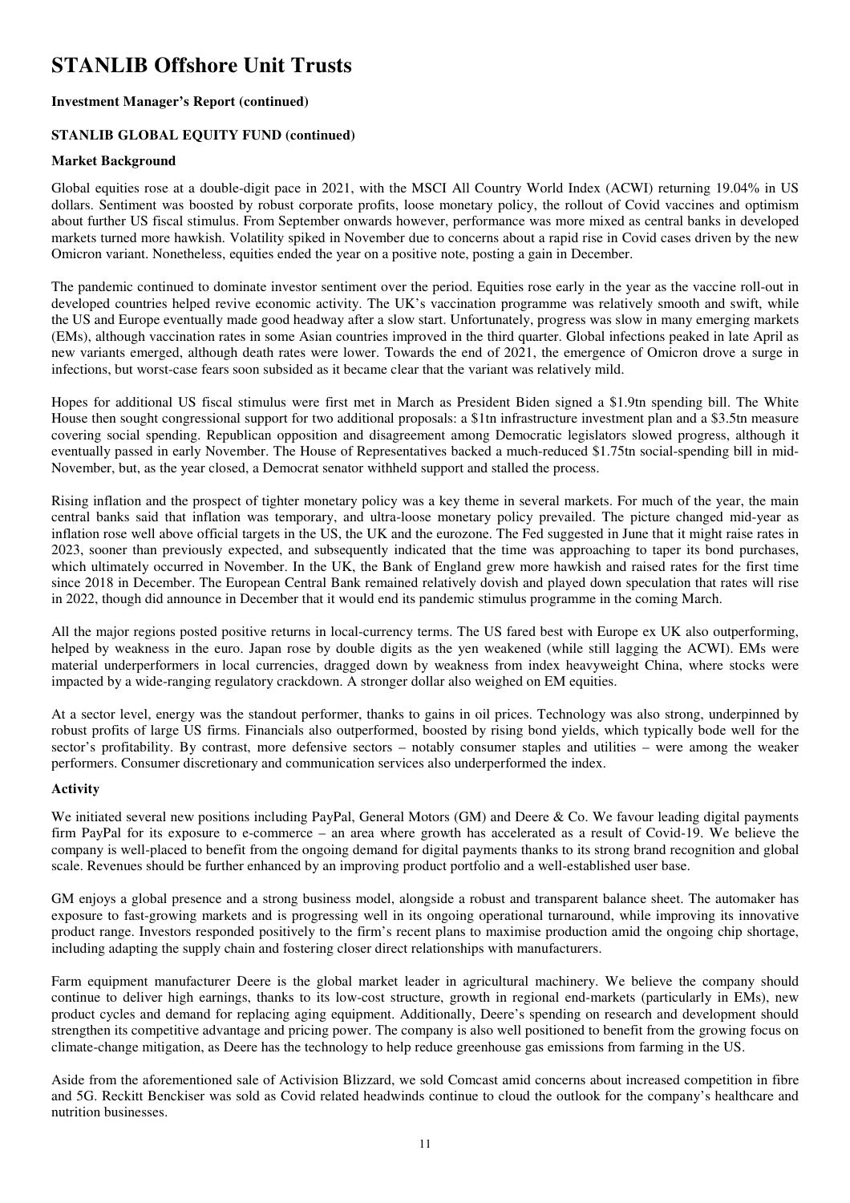# STANLIB Offshore Unit Trusts

**Investment Manager's Report (continued)**

**STANLIB GLOBAL EQUITY FUND (continued)**

**Market Background**

Global equities rose at a double-digit pace in 2021, with the MSCI All Country World Index (ACWI) returning 19.04% in US dollars. Sentiment was boosted by robust corporate profits, loose monetary policy, the rollout of Covid vaccines and optimism about further US fiscal stimulus. From September onwards however, performance was more mixed as central banks in developed markets turned more hawkish. Volatility spiked in November due to concerns about a rapid rise in Covid cases driven by the new Omicron variant. Nonetheless, equities ended the year on a positive note, posting a gain in December.

The pandemic continued to dominate investor sentiment over the period. Equities rose early in the year as the vaccine roll-out in developed countries helped revive economic activity. The UK's vaccination programme was relatively smooth and swift, while the US and Europe eventually made good headway after a slow start. Unfortunately, progress was slow in many emerging markets (EMs), although vaccination rates in some Asian countries improved in the third quarter. Global infections peaked in late April as new variants emerged, although death rates were lower. Towards the end of 2021, the emergence of Omicron drove a surge in infections, but worst-case fears soon subsided as it became clear that the variant was relatively mild.

Hopes for additional US fiscal stimulus were first met in March as President Biden signed a $1.9tn spending bill. The White House then sought congressional support for two additional proposals: a $1tn infrastructure investment plan and a $3.5tn measure covering social spending. Republican opposition and disagreement among Democratic legislators slowed progress, although it eventually passed in early November. The House of Representatives backed a much-reduced $1.75tn social-spending bill in mid-November, but, as the year closed, a Democrat senator withheld support and stalled the process.

Rising inflation and the prospect of tighter monetary policy was a key theme in several markets. For much of the year, the main central banks said that inflation was temporary, and ultra-loose monetary policy prevailed. The picture changed mid-year as inflation rose well above official targets in the US, the UK and the eurozone. The Fed suggested in June that it might raise rates in 2023, sooner than previously expected, and subsequently indicated that the time was approaching to taper its bond purchases, which ultimately occurred in November. In the UK, the Bank of England grew more hawkish and raised rates for the first time since 2018 in December. The European Central Bank remained relatively dovish and played down speculation that rates will rise in 2022, though did announce in December that it would end its pandemic stimulus programme in the coming March.

All the major regions posted positive returns in local-currency terms. The US fared best with Europe ex UK also outperforming, helped by weakness in the euro. Japan rose by double digits as the yen weakened (while still lagging the ACWI). EMs were material underperformers in local currencies, dragged down by weakness from index heavyweight China, where stocks were impacted by a wide-ranging regulatory crackdown. A stronger dollar also weighed on EM equities.

At a sector level, energy was the standout performer, thanks to gains in oil prices. Technology was also strong, underpinned by robust profits of large US firms. Financials also outperformed, boosted by rising bond yields, which typically bode well for the sector's profitability. By contrast, more defensive sectors – notably consumer staples and utilities – were among the weaker performers. Consumer discretionary and communication services also underperformed the index.

**Activity**

We initiated several new positions including PayPal, General Motors (GM) and Deere & Co. We favour leading digital payments firm PayPal for its exposure to e-commerce – an area where growth has accelerated as a result of Covid-19. We believe the company is well-placed to benefit from the ongoing demand for digital payments thanks to its strong brand recognition and global scale. Revenues should be further enhanced by an improving product portfolio and a well-established user base.

GM enjoys a global presence and a strong business model, alongside a robust and transparent balance sheet. The automaker has exposure to fast-growing markets and is progressing well in its ongoing operational turnaround, while improving its innovative product range. Investors responded positively to the firm's recent plans to maximise production amid the ongoing chip shortage, including adapting the supply chain and fostering closer direct relationships with manufacturers.

Farm equipment manufacturer Deere is the global market leader in agricultural machinery. We believe the company should continue to deliver high earnings, thanks to its low-cost structure, growth in regional end-markets (particularly in EMs), new product cycles and demand for replacing aging equipment. Additionally, Deere's spending on research and development should strengthen its competitive advantage and pricing power. The company is also well positioned to benefit from the growing focus on climate-change mitigation, as Deere has the technology to help reduce greenhouse gas emissions from farming in the US.

Aside from the aforementioned sale of Activision Blizzard, we sold Comcast amid concerns about increased competition in fibre and 5G. Reckitt Benckiser was sold as Covid related headwinds continue to cloud the outlook for the company's healthcare and nutrition businesses.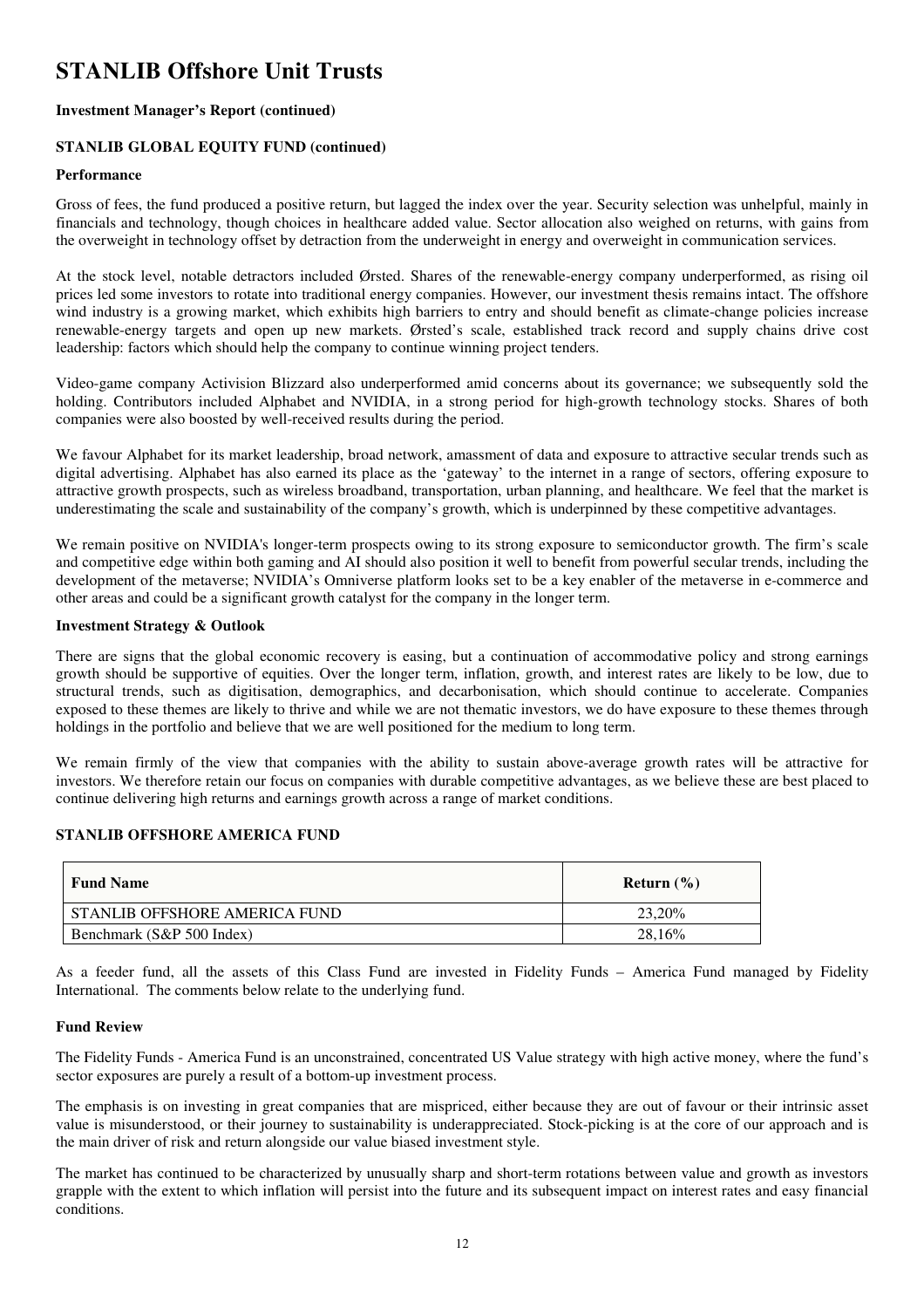# STANLIB Offshore Unit Trusts

**Investment Manager's Report (continued)**

**STANLIB GLOBAL EQUITY FUND (continued)**

**Performance**

Gross of fees, the fund produced a positive return, but lagged the index over the year. Security selection was unhelpful, mainly in financials and technology, though choices in healthcare added value. Sector allocation also weighed on returns, with gains from the overweight in technology offset by detraction from the underweight in energy and overweight in communication services.

At the stock level, notable detractors included Ørsted. Shares of the renewable-energy company underperformed, as rising oil prices led some investors to rotate into traditional energy companies. However, our investment thesis remains intact. The offshore wind industry is a growing market, which exhibits high barriers to entry and should benefit as climate-change policies increase renewable-energy targets and open up new markets. Ørsted's scale, established track record and supply chains drive cost leadership: factors which should help the company to continue winning project tenders.

Video-game company Activision Blizzard also underperformed amid concerns about its governance; we subsequently sold the holding. Contributors included Alphabet and NVIDIA, in a strong period for high-growth technology stocks. Shares of both companies were also boosted by well-received results during the period.

We favour Alphabet for its market leadership, broad network, amassment of data and exposure to attractive secular trends such as digital advertising. Alphabet has also earned its place as the 'gateway' to the internet in a range of sectors, offering exposure to attractive growth prospects, such as wireless broadband, transportation, urban planning, and healthcare. We feel that the market is underestimating the scale and sustainability of the company's growth, which is underpinned by these competitive advantages.

We remain positive on NVIDIA's longer-term prospects owing to its strong exposure to semiconductor growth. The firm's scale and competitive edge within both gaming and AI should also position it well to benefit from powerful secular trends, including the development of the metaverse; NVIDIA's Omniverse platform looks set to be a key enabler of the metaverse in e-commerce and other areas and could be a significant growth catalyst for the company in the longer term.

**Investment Strategy & Outlook**

There are signs that the global economic recovery is easing, but a continuation of accommodative policy and strong earnings growth should be supportive of equities. Over the longer term, inflation, growth, and interest rates are likely to be low, due to structural trends, such as digitisation, demographics, and decarbonisation, which should continue to accelerate. Companies exposed to these themes are likely to thrive and while we are not thematic investors, we do have exposure to these themes through holdings in the portfolio and believe that we are well positioned for the medium to long term.

We remain firmly of the view that companies with the ability to sustain above-average growth rates will be attractive for investors. We therefore retain our focus on companies with durable competitive advantages, as we believe these are best placed to continue delivering high returns and earnings growth across a range of market conditions.

**STANLIB OFFSHORE AMERICA FUND**

| Fund Name | Return (%) |
|---|---|
| STANLIB OFFSHORE AMERICA FUND | 23,20% |
| Benchmark (S&P 500 Index) | 28,16% |

As a feeder fund, all the assets of this Class Fund are invested in Fidelity Funds – America Fund managed by Fidelity International. The comments below relate to the underlying fund.

**Fund Review**

The Fidelity Funds - America Fund is an unconstrained, concentrated US Value strategy with high active money, where the fund's sector exposures are purely a result of a bottom-up investment process.

The emphasis is on investing in great companies that are mispriced, either because they are out of favour or their intrinsic asset value is misunderstood, or their journey to sustainability is underappreciated. Stock-picking is at the core of our approach and is the main driver of risk and return alongside our value biased investment style.

The market has continued to be characterized by unusually sharp and short-term rotations between value and growth as investors grapple with the extent to which inflation will persist into the future and its subsequent impact on interest rates and easy financial conditions.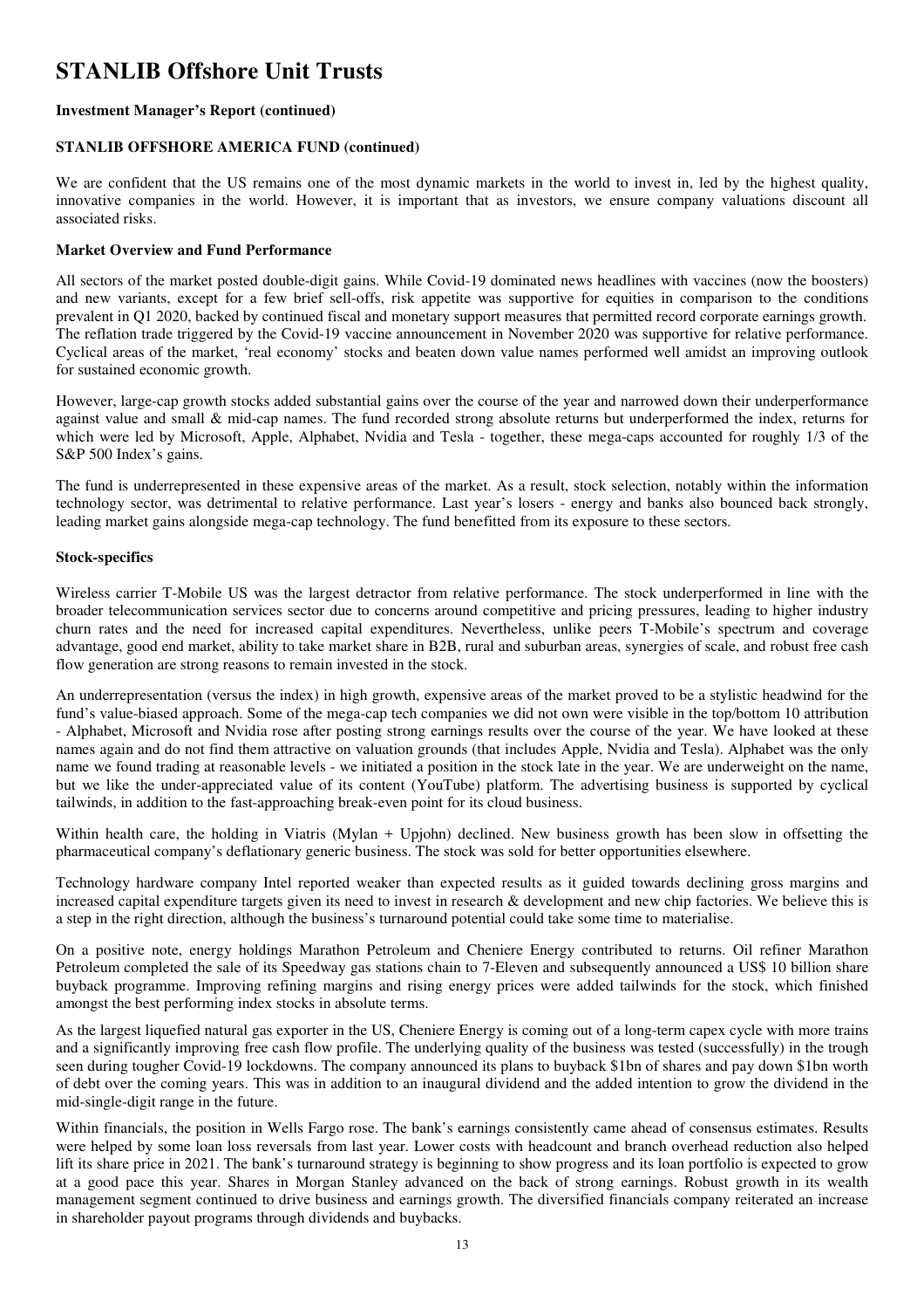# STANLIB Offshore Unit Trusts

**Investment Manager's Report (continued)**

**STANLIB OFFSHORE AMERICA FUND (continued)**

We are confident that the US remains one of the most dynamic markets in the world to invest in, led by the highest quality, innovative companies in the world. However, it is important that as investors, we ensure company valuations discount all associated risks.

**Market Overview and Fund Performance**

All sectors of the market posted double-digit gains. While Covid-19 dominated news headlines with vaccines (now the boosters) and new variants, except for a few brief sell-offs, risk appetite was supportive for equities in comparison to the conditions prevalent in Q1 2020, backed by continued fiscal and monetary support measures that permitted record corporate earnings growth. The reflation trade triggered by the Covid-19 vaccine announcement in November 2020 was supportive for relative performance. Cyclical areas of the market, 'real economy' stocks and beaten down value names performed well amidst an improving outlook for sustained economic growth.

However, large-cap growth stocks added substantial gains over the course of the year and narrowed down their underperformance against value and small & mid-cap names. The fund recorded strong absolute returns but underperformed the index, returns for which were led by Microsoft, Apple, Alphabet, Nvidia and Tesla - together, these mega-caps accounted for roughly 1/3 of the S&P 500 Index's gains.

The fund is underrepresented in these expensive areas of the market. As a result, stock selection, notably within the information technology sector, was detrimental to relative performance. Last year's losers - energy and banks also bounced back strongly, leading market gains alongside mega-cap technology. The fund benefitted from its exposure to these sectors.

**Stock-specifics**

Wireless carrier T-Mobile US was the largest detractor from relative performance. The stock underperformed in line with the broader telecommunication services sector due to concerns around competitive and pricing pressures, leading to higher industry churn rates and the need for increased capital expenditures. Nevertheless, unlike peers T-Mobile's spectrum and coverage advantage, good end market, ability to take market share in B2B, rural and suburban areas, synergies of scale, and robust free cash flow generation are strong reasons to remain invested in the stock.

An underrepresentation (versus the index) in high growth, expensive areas of the market proved to be a stylistic headwind for the fund's value-biased approach. Some of the mega-cap tech companies we did not own were visible in the top/bottom 10 attribution - Alphabet, Microsoft and Nvidia rose after posting strong earnings results over the course of the year. We have looked at these names again and do not find them attractive on valuation grounds (that includes Apple, Nvidia and Tesla). Alphabet was the only name we found trading at reasonable levels - we initiated a position in the stock late in the year. We are underweight on the name, but we like the under-appreciated value of its content (YouTube) platform. The advertising business is supported by cyclical tailwinds, in addition to the fast-approaching break-even point for its cloud business.

Within health care, the holding in Viatris (Mylan + Upjohn) declined. New business growth has been slow in offsetting the pharmaceutical company's deflationary generic business. The stock was sold for better opportunities elsewhere.

Technology hardware company Intel reported weaker than expected results as it guided towards declining gross margins and increased capital expenditure targets given its need to invest in research & development and new chip factories. We believe this is a step in the right direction, although the business's turnaround potential could take some time to materialise.

On a positive note, energy holdings Marathon Petroleum and Cheniere Energy contributed to returns. Oil refiner Marathon Petroleum completed the sale of its Speedway gas stations chain to 7-Eleven and subsequently announced a US$ 10 billion share buyback programme. Improving refining margins and rising energy prices were added tailwinds for the stock, which finished amongst the best performing index stocks in absolute terms.

As the largest liquefied natural gas exporter in the US, Cheniere Energy is coming out of a long-term capex cycle with more trains and a significantly improving free cash flow profile. The underlying quality of the business was tested (successfully) in the trough seen during tougher Covid-19 lockdowns. The company announced its plans to buyback $1bn of shares and pay down $1bn worth of debt over the coming years. This was in addition to an inaugural dividend and the added intention to grow the dividend in the mid-single-digit range in the future.

Within financials, the position in Wells Fargo rose. The bank's earnings consistently came ahead of consensus estimates. Results were helped by some loan loss reversals from last year. Lower costs with headcount and branch overhead reduction also helped lift its share price in 2021. The bank's turnaround strategy is beginning to show progress and its loan portfolio is expected to grow at a good pace this year. Shares in Morgan Stanley advanced on the back of strong earnings. Robust growth in its wealth management segment continued to drive business and earnings growth. The diversified financials company reiterated an increase in shareholder payout programs through dividends and buybacks.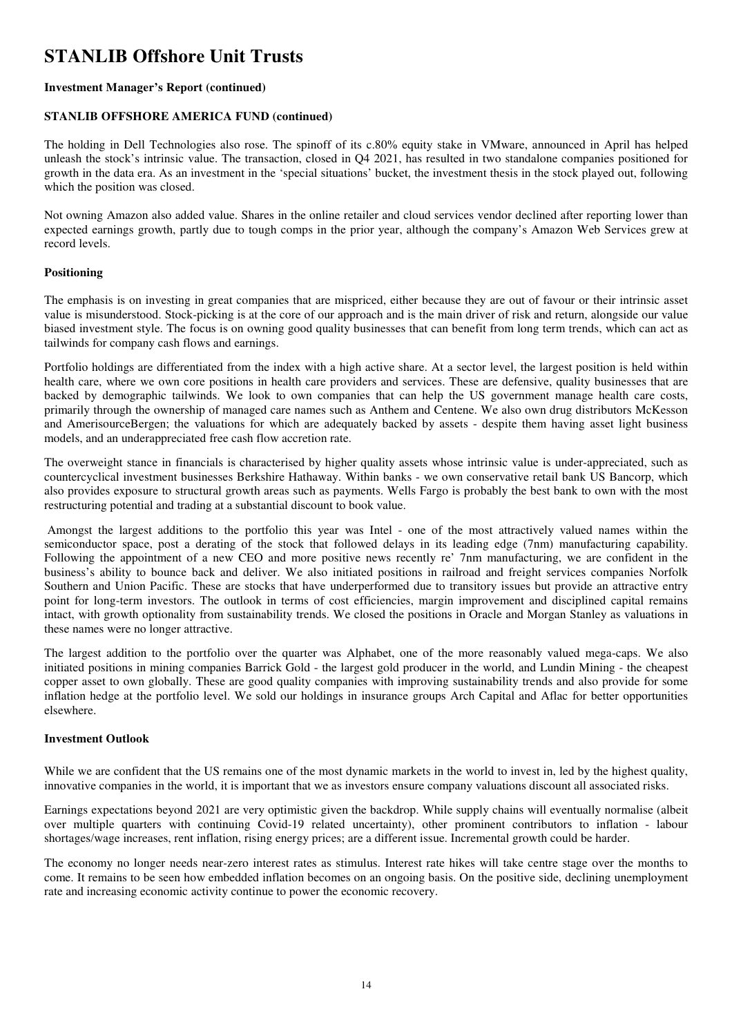# STANLIB Offshore Unit Trusts

**Investment Manager's Report (continued)**

**STANLIB OFFSHORE AMERICA FUND (continued)**

The holding in Dell Technologies also rose. The spinoff of its c.80% equity stake in VMware, announced in April has helped unleash the stock's intrinsic value. The transaction, closed in Q4 2021, has resulted in two standalone companies positioned for growth in the data era. As an investment in the 'special situations' bucket, the investment thesis in the stock played out, following which the position was closed.

Not owning Amazon also added value. Shares in the online retailer and cloud services vendor declined after reporting lower than expected earnings growth, partly due to tough comps in the prior year, although the company's Amazon Web Services grew at record levels.

**Positioning**

The emphasis is on investing in great companies that are mispriced, either because they are out of favour or their intrinsic asset value is misunderstood. Stock-picking is at the core of our approach and is the main driver of risk and return, alongside our value biased investment style. The focus is on owning good quality businesses that can benefit from long term trends, which can act as tailwinds for company cash flows and earnings.

Portfolio holdings are differentiated from the index with a high active share. At a sector level, the largest position is held within health care, where we own core positions in health care providers and services. These are defensive, quality businesses that are backed by demographic tailwinds. We look to own companies that can help the US government manage health care costs, primarily through the ownership of managed care names such as Anthem and Centene. We also own drug distributors McKesson and AmerisourceBergen; the valuations for which are adequately backed by assets - despite them having asset light business models, and an underappreciated free cash flow accretion rate.

The overweight stance in financials is characterised by higher quality assets whose intrinsic value is under-appreciated, such as countercyclical investment businesses Berkshire Hathaway. Within banks - we own conservative retail bank US Bancorp, which also provides exposure to structural growth areas such as payments. Wells Fargo is probably the best bank to own with the most restructuring potential and trading at a substantial discount to book value.

Amongst the largest additions to the portfolio this year was Intel - one of the most attractively valued names within the semiconductor space, post a derating of the stock that followed delays in its leading edge (7nm) manufacturing capability. Following the appointment of a new CEO and more positive news recently re' 7nm manufacturing, we are confident in the business's ability to bounce back and deliver. We also initiated positions in railroad and freight services companies Norfolk Southern and Union Pacific. These are stocks that have underperformed due to transitory issues but provide an attractive entry point for long-term investors. The outlook in terms of cost efficiencies, margin improvement and disciplined capital remains intact, with growth optionality from sustainability trends. We closed the positions in Oracle and Morgan Stanley as valuations in these names were no longer attractive.

The largest addition to the portfolio over the quarter was Alphabet, one of the more reasonably valued mega-caps. We also initiated positions in mining companies Barrick Gold - the largest gold producer in the world, and Lundin Mining - the cheapest copper asset to own globally. These are good quality companies with improving sustainability trends and also provide for some inflation hedge at the portfolio level. We sold our holdings in insurance groups Arch Capital and Aflac for better opportunities elsewhere.

**Investment Outlook**

While we are confident that the US remains one of the most dynamic markets in the world to invest in, led by the highest quality, innovative companies in the world, it is important that we as investors ensure company valuations discount all associated risks.

Earnings expectations beyond 2021 are very optimistic given the backdrop. While supply chains will eventually normalise (albeit over multiple quarters with continuing Covid-19 related uncertainty), other prominent contributors to inflation - labour shortages/wage increases, rent inflation, rising energy prices; are a different issue. Incremental growth could be harder.

The economy no longer needs near-zero interest rates as stimulus. Interest rate hikes will take centre stage over the months to come. It remains to be seen how embedded inflation becomes on an ongoing basis. On the positive side, declining unemployment rate and increasing economic activity continue to power the economic recovery.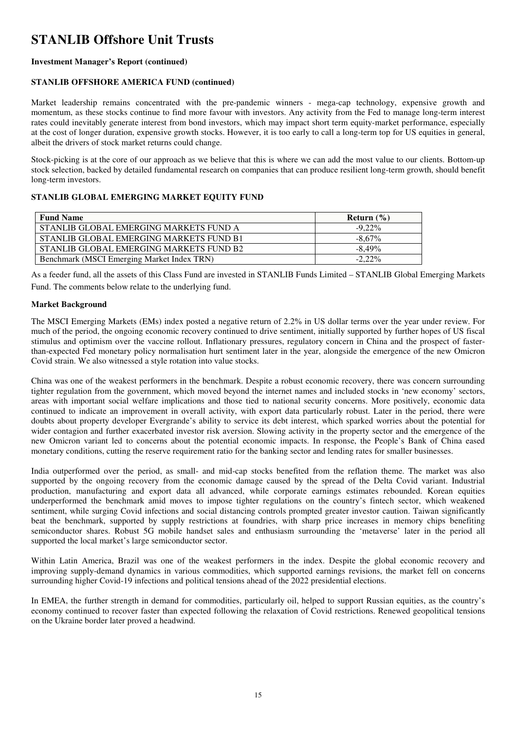# STANLIB Offshore Unit Trusts

**Investment Manager's Report (continued)**

**STANLIB OFFSHORE AMERICA FUND (continued)**

Market leadership remains concentrated with the pre-pandemic winners - mega-cap technology, expensive growth and momentum, as these stocks continue to find more favour with investors. Any activity from the Fed to manage long-term interest rates could inevitably generate interest from bond investors, which may impact short term equity-market performance, especially at the cost of longer duration, expensive growth stocks. However, it is too early to call a long-term top for US equities in general, albeit the drivers of stock market returns could change.

Stock-picking is at the core of our approach as we believe that this is where we can add the most value to our clients. Bottom-up stock selection, backed by detailed fundamental research on companies that can produce resilient long-term growth, should benefit long-term investors.

**STANLIB GLOBAL EMERGING MARKET EQUITY FUND**

| Fund Name | Return (%) |
|---|---|
| STANLIB GLOBAL EMERGING MARKETS FUND A | -9,22% |
| STANLIB GLOBAL EMERGING MARKETS FUND B1 | -8,67% |
| STANLIB GLOBAL EMERGING MARKETS FUND B2 | -8,49% |
| Benchmark (MSCI Emerging Market Index TRN) | -2,22% |

As a feeder fund, all the assets of this Class Fund are invested in STANLIB Funds Limited – STANLIB Global Emerging Markets Fund. The comments below relate to the underlying fund.

**Market Background**

The MSCI Emerging Markets (EMs) index posted a negative return of 2.2% in US dollar terms over the year under review. For much of the period, the ongoing economic recovery continued to drive sentiment, initially supported by further hopes of US fiscal stimulus and optimism over the vaccine rollout. Inflationary pressures, regulatory concern in China and the prospect of faster-than-expected Fed monetary policy normalisation hurt sentiment later in the year, alongside the emergence of the new Omicron Covid strain. We also witnessed a style rotation into value stocks.

China was one of the weakest performers in the benchmark. Despite a robust economic recovery, there was concern surrounding tighter regulation from the government, which moved beyond the internet names and included stocks in 'new economy' sectors, areas with important social welfare implications and those tied to national security concerns. More positively, economic data continued to indicate an improvement in overall activity, with export data particularly robust. Later in the period, there were doubts about property developer Evergrande's ability to service its debt interest, which sparked worries about the potential for wider contagion and further exacerbated investor risk aversion. Slowing activity in the property sector and the emergence of the new Omicron variant led to concerns about the potential economic impacts. In response, the People's Bank of China eased monetary conditions, cutting the reserve requirement ratio for the banking sector and lending rates for smaller businesses.

India outperformed over the period, as small- and mid-cap stocks benefited from the reflation theme. The market was also supported by the ongoing recovery from the economic damage caused by the spread of the Delta Covid variant. Industrial production, manufacturing and export data all advanced, while corporate earnings estimates rebounded. Korean equities underperformed the benchmark amid moves to impose tighter regulations on the country's fintech sector, which weakened sentiment, while surging Covid infections and social distancing controls prompted greater investor caution. Taiwan significantly beat the benchmark, supported by supply restrictions at foundries, with sharp price increases in memory chips benefiting semiconductor shares. Robust 5G mobile handset sales and enthusiasm surrounding the 'metaverse' later in the period all supported the local market's large semiconductor sector.

Within Latin America, Brazil was one of the weakest performers in the index. Despite the global economic recovery and improving supply-demand dynamics in various commodities, which supported earnings revisions, the market fell on concerns surrounding higher Covid-19 infections and political tensions ahead of the 2022 presidential elections.

In EMEA, the further strength in demand for commodities, particularly oil, helped to support Russian equities, as the country's economy continued to recover faster than expected following the relaxation of Covid restrictions. Renewed geopolitical tensions on the Ukraine border later proved a headwind.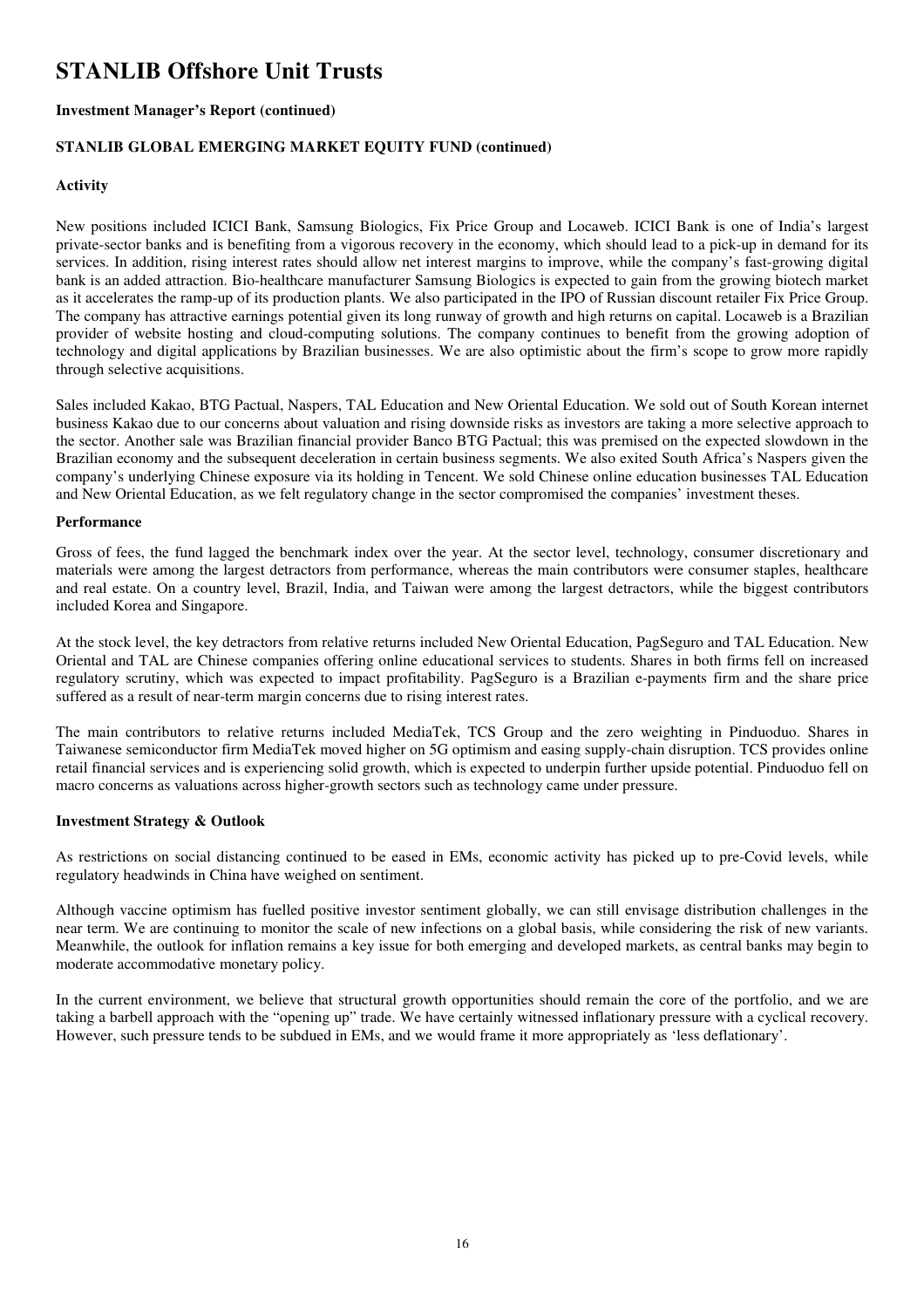# STANLIB Offshore Unit Trusts

**Investment Manager's Report (continued)**

**STANLIB GLOBAL EMERGING MARKET EQUITY FUND (continued)**

**Activity**

New positions included ICICI Bank, Samsung Biologics, Fix Price Group and Locaweb. ICICI Bank is one of India's largest private-sector banks and is benefiting from a vigorous recovery in the economy, which should lead to a pick-up in demand for its services. In addition, rising interest rates should allow net interest margins to improve, while the company's fast-growing digital bank is an added attraction. Bio-healthcare manufacturer Samsung Biologics is expected to gain from the growing biotech market as it accelerates the ramp-up of its production plants. We also participated in the IPO of Russian discount retailer Fix Price Group. The company has attractive earnings potential given its long runway of growth and high returns on capital. Locaweb is a Brazilian provider of website hosting and cloud-computing solutions. The company continues to benefit from the growing adoption of technology and digital applications by Brazilian businesses. We are also optimistic about the firm's scope to grow more rapidly through selective acquisitions.

Sales included Kakao, BTG Pactual, Naspers, TAL Education and New Oriental Education. We sold out of South Korean internet business Kakao due to our concerns about valuation and rising downside risks as investors are taking a more selective approach to the sector. Another sale was Brazilian financial provider Banco BTG Pactual; this was premised on the expected slowdown in the Brazilian economy and the subsequent deceleration in certain business segments. We also exited South Africa's Naspers given the company's underlying Chinese exposure via its holding in Tencent. We sold Chinese online education businesses TAL Education and New Oriental Education, as we felt regulatory change in the sector compromised the companies' investment theses.

**Performance**

Gross of fees, the fund lagged the benchmark index over the year. At the sector level, technology, consumer discretionary and materials were among the largest detractors from performance, whereas the main contributors were consumer staples, healthcare and real estate. On a country level, Brazil, India, and Taiwan were among the largest detractors, while the biggest contributors included Korea and Singapore.

At the stock level, the key detractors from relative returns included New Oriental Education, PagSeguro and TAL Education. New Oriental and TAL are Chinese companies offering online educational services to students. Shares in both firms fell on increased regulatory scrutiny, which was expected to impact profitability. PagSeguro is a Brazilian e-payments firm and the share price suffered as a result of near-term margin concerns due to rising interest rates.

The main contributors to relative returns included MediaTek, TCS Group and the zero weighting in Pinduoduo. Shares in Taiwanese semiconductor firm MediaTek moved higher on 5G optimism and easing supply-chain disruption. TCS provides online retail financial services and is experiencing solid growth, which is expected to underpin further upside potential. Pinduoduo fell on macro concerns as valuations across higher-growth sectors such as technology came under pressure.

**Investment Strategy & Outlook**

As restrictions on social distancing continued to be eased in EMs, economic activity has picked up to pre-Covid levels, while regulatory headwinds in China have weighed on sentiment.

Although vaccine optimism has fuelled positive investor sentiment globally, we can still envisage distribution challenges in the near term. We are continuing to monitor the scale of new infections on a global basis, while considering the risk of new variants. Meanwhile, the outlook for inflation remains a key issue for both emerging and developed markets, as central banks may begin to moderate accommodative monetary policy.

In the current environment, we believe that structural growth opportunities should remain the core of the portfolio, and we are taking a barbell approach with the "opening up" trade. We have certainly witnessed inflationary pressure with a cyclical recovery. However, such pressure tends to be subdued in EMs, and we would frame it more appropriately as 'less deflationary'.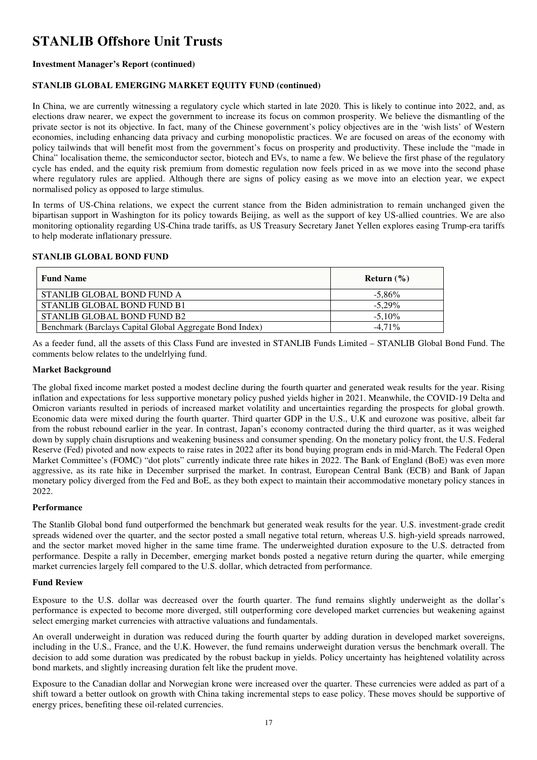# STANLIB Offshore Unit Trusts

**Investment Manager's Report (continued)**

**STANLIB GLOBAL EMERGING MARKET EQUITY FUND (continued)**

In China, we are currently witnessing a regulatory cycle which started in late 2020. This is likely to continue into 2022, and, as elections draw nearer, we expect the government to increase its focus on common prosperity. We believe the dismantling of the private sector is not its objective. In fact, many of the Chinese government's policy objectives are in the 'wish lists' of Western economies, including enhancing data privacy and curbing monopolistic practices. We are focused on areas of the economy with policy tailwinds that will benefit most from the government's focus on prosperity and productivity. These include the "made in China" localisation theme, the semiconductor sector, biotech and EVs, to name a few. We believe the first phase of the regulatory cycle has ended, and the equity risk premium from domestic regulation now feels priced in as we move into the second phase where regulatory rules are applied. Although there are signs of policy easing as we move into an election year, we expect normalised policy as opposed to large stimulus.

In terms of US-China relations, we expect the current stance from the Biden administration to remain unchanged given the bipartisan support in Washington for its policy towards Beijing, as well as the support of key US-allied countries. We are also monitoring optionality regarding US-China trade tariffs, as US Treasury Secretary Janet Yellen explores easing Trump-era tariffs to help moderate inflationary pressure.

**STANLIB GLOBAL BOND FUND**

| Fund Name | Return (%) |
|---|---|
| STANLIB GLOBAL BOND FUND A | -5,86% |
| STANLIB GLOBAL BOND FUND B1 | -5,29% |
| STANLIB GLOBAL BOND FUND B2 | -5,10% |
| Benchmark (Barclays Capital Global Aggregate Bond Index) | -4,71% |

As a feeder fund, all the assets of this Class Fund are invested in STANLIB Funds Limited – STANLIB Global Bond Fund. The comments below relates to the undelrlying fund.

**Market Background**

The global fixed income market posted a modest decline during the fourth quarter and generated weak results for the year. Rising inflation and expectations for less supportive monetary policy pushed yields higher in 2021. Meanwhile, the COVID-19 Delta and Omicron variants resulted in periods of increased market volatility and uncertainties regarding the prospects for global growth. Economic data were mixed during the fourth quarter. Third quarter GDP in the U.S., U.K and eurozone was positive, albeit far from the robust rebound earlier in the year. In contrast, Japan's economy contracted during the third quarter, as it was weighed down by supply chain disruptions and weakening business and consumer spending. On the monetary policy front, the U.S. Federal Reserve (Fed) pivoted and now expects to raise rates in 2022 after its bond buying program ends in mid-March. The Federal Open Market Committee's (FOMC) "dot plots" currently indicate three rate hikes in 2022. The Bank of England (BoE) was even more aggressive, as its rate hike in December surprised the market. In contrast, European Central Bank (ECB) and Bank of Japan monetary policy diverged from the Fed and BoE, as they both expect to maintain their accommodative monetary policy stances in 2022.

**Performance**

The Stanlib Global bond fund outperformed the benchmark but generated weak results for the year. U.S. investment-grade credit spreads widened over the quarter, and the sector posted a small negative total return, whereas U.S. high-yield spreads narrowed, and the sector market moved higher in the same time frame. The underweighted duration exposure to the U.S. detracted from performance. Despite a rally in December, emerging market bonds posted a negative return during the quarter, while emerging market currencies largely fell compared to the U.S. dollar, which detracted from performance.

**Fund Review**

Exposure to the U.S. dollar was decreased over the fourth quarter. The fund remains slightly underweight as the dollar's performance is expected to become more diverged, still outperforming core developed market currencies but weakening against select emerging market currencies with attractive valuations and fundamentals.

An overall underweight in duration was reduced during the fourth quarter by adding duration in developed market sovereigns, including in the U.S., France, and the U.K. However, the fund remains underweight duration versus the benchmark overall. The decision to add some duration was predicated by the robust backup in yields. Policy uncertainty has heightened volatility across bond markets, and slightly increasing duration felt like the prudent move.

Exposure to the Canadian dollar and Norwegian krone were increased over the quarter. These currencies were added as part of a shift toward a better outlook on growth with China taking incremental steps to ease policy. These moves should be supportive of energy prices, benefiting these oil-related currencies.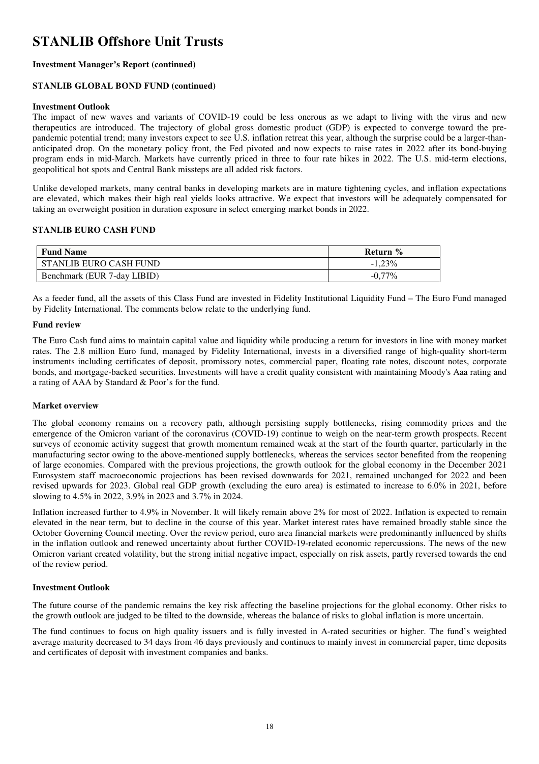# STANLIB Offshore Unit Trusts

**Investment Manager's Report (continued)**

**STANLIB GLOBAL BOND FUND (continued)**

**Investment Outlook**

The impact of new waves and variants of COVID-19 could be less onerous as we adapt to living with the virus and new therapeutics are introduced. The trajectory of global gross domestic product (GDP) is expected to converge toward the pre-pandemic potential trend; many investors expect to see U.S. inflation retreat this year, although the surprise could be a larger-than-anticipated drop. On the monetary policy front, the Fed pivoted and now expects to raise rates in 2022 after its bond-buying program ends in mid-March. Markets have currently priced in three to four rate hikes in 2022. The U.S. mid-term elections, geopolitical hot spots and Central Bank missteps are all added risk factors.

Unlike developed markets, many central banks in developing markets are in mature tightening cycles, and inflation expectations are elevated, which makes their high real yields looks attractive. We expect that investors will be adequately compensated for taking an overweight position in duration exposure in select emerging market bonds in 2022.

**STANLIB EURO CASH FUND**

| Fund Name | Return % |
|---|---|
| STANLIB EURO CASH FUND | -1,23% |
| Benchmark (EUR 7-day LIBID) | -0,77% |

As a feeder fund, all the assets of this Class Fund are invested in Fidelity Institutional Liquidity Fund – The Euro Fund managed by Fidelity International. The comments below relate to the underlying fund.

**Fund review**

The Euro Cash fund aims to maintain capital value and liquidity while producing a return for investors in line with money market rates. The 2.8 million Euro fund, managed by Fidelity International, invests in a diversified range of high-quality short-term instruments including certificates of deposit, promissory notes, commercial paper, floating rate notes, discount notes, corporate bonds, and mortgage-backed securities. Investments will have a credit quality consistent with maintaining Moody's Aaa rating and a rating of AAA by Standard & Poor's for the fund.

**Market overview**

The global economy remains on a recovery path, although persisting supply bottlenecks, rising commodity prices and the emergence of the Omicron variant of the coronavirus (COVID-19) continue to weigh on the near-term growth prospects. Recent surveys of economic activity suggest that growth momentum remained weak at the start of the fourth quarter, particularly in the manufacturing sector owing to the above-mentioned supply bottlenecks, whereas the services sector benefited from the reopening of large economies. Compared with the previous projections, the growth outlook for the global economy in the December 2021 Eurosystem staff macroeconomic projections has been revised downwards for 2021, remained unchanged for 2022 and been revised upwards for 2023. Global real GDP growth (excluding the euro area) is estimated to increase to 6.0% in 2021, before slowing to 4.5% in 2022, 3.9% in 2023 and 3.7% in 2024.

Inflation increased further to 4.9% in November. It will likely remain above 2% for most of 2022. Inflation is expected to remain elevated in the near term, but to decline in the course of this year. Market interest rates have remained broadly stable since the October Governing Council meeting. Over the review period, euro area financial markets were predominantly influenced by shifts in the inflation outlook and renewed uncertainty about further COVID-19-related economic repercussions. The news of the new Omicron variant created volatility, but the strong initial negative impact, especially on risk assets, partly reversed towards the end of the review period.

**Investment Outlook**

The future course of the pandemic remains the key risk affecting the baseline projections for the global economy. Other risks to the growth outlook are judged to be tilted to the downside, whereas the balance of risks to global inflation is more uncertain.

The fund continues to focus on high quality issuers and is fully invested in A-rated securities or higher. The fund's weighted average maturity decreased to 34 days from 46 days previously and continues to mainly invest in commercial paper, time deposits and certificates of deposit with investment companies and banks.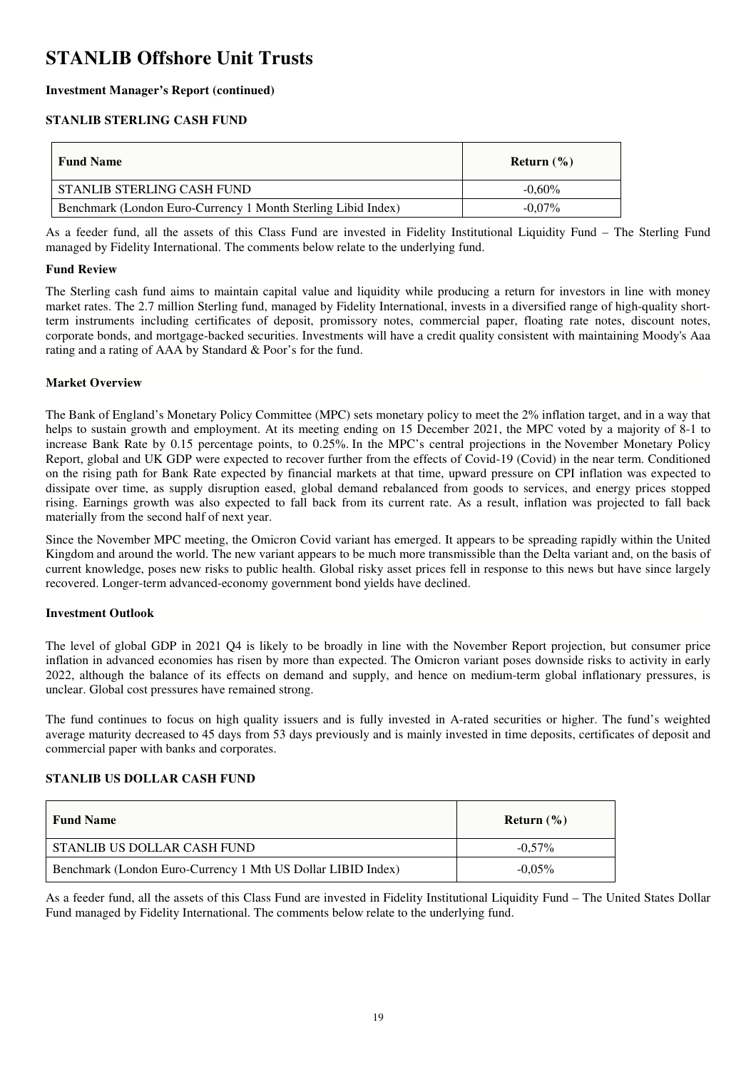# STANLIB Offshore Unit Trusts

**Investment Manager's Report (continued)**

**STANLIB STERLING CASH FUND**

| Fund Name | Return (%) |
|---|---|
| STANLIB STERLING CASH FUND | -0,60% |
| Benchmark (London Euro-Currency 1 Month Sterling Libid Index) | -0,07% |

As a feeder fund, all the assets of this Class Fund are invested in Fidelity Institutional Liquidity Fund – The Sterling Fund managed by Fidelity International. The comments below relate to the underlying fund.

**Fund Review**

The Sterling cash fund aims to maintain capital value and liquidity while producing a return for investors in line with money market rates. The 2.7 million Sterling fund, managed by Fidelity International, invests in a diversified range of high-quality short-term instruments including certificates of deposit, promissory notes, commercial paper, floating rate notes, discount notes, corporate bonds, and mortgage-backed securities. Investments will have a credit quality consistent with maintaining Moody's Aaa rating and a rating of AAA by Standard & Poor's for the fund.

**Market Overview**

The Bank of England's Monetary Policy Committee (MPC) sets monetary policy to meet the 2% inflation target, and in a way that helps to sustain growth and employment. At its meeting ending on 15 December 2021, the MPC voted by a majority of 8-1 to increase Bank Rate by 0.15 percentage points, to 0.25%. In the MPC's central projections in the November Monetary Policy Report, global and UK GDP were expected to recover further from the effects of Covid-19 (Covid) in the near term. Conditioned on the rising path for Bank Rate expected by financial markets at that time, upward pressure on CPI inflation was expected to dissipate over time, as supply disruption eased, global demand rebalanced from goods to services, and energy prices stopped rising. Earnings growth was also expected to fall back from its current rate. As a result, inflation was projected to fall back materially from the second half of next year.

Since the November MPC meeting, the Omicron Covid variant has emerged. It appears to be spreading rapidly within the United Kingdom and around the world. The new variant appears to be much more transmissible than the Delta variant and, on the basis of current knowledge, poses new risks to public health. Global risky asset prices fell in response to this news but have since largely recovered. Longer-term advanced-economy government bond yields have declined.

**Investment Outlook**

The level of global GDP in 2021 Q4 is likely to be broadly in line with the November Report projection, but consumer price inflation in advanced economies has risen by more than expected. The Omicron variant poses downside risks to activity in early 2022, although the balance of its effects on demand and supply, and hence on medium-term global inflationary pressures, is unclear. Global cost pressures have remained strong.

The fund continues to focus on high quality issuers and is fully invested in A-rated securities or higher. The fund's weighted average maturity decreased to 45 days from 53 days previously and is mainly invested in time deposits, certificates of deposit and commercial paper with banks and corporates.

**STANLIB US DOLLAR CASH FUND**

| Fund Name | Return (%) |
|---|---|
| STANLIB US DOLLAR CASH FUND | -0,57% |
| Benchmark (London Euro-Currency 1 Mth US Dollar LIBID Index) | -0,05% |

As a feeder fund, all the assets of this Class Fund are invested in Fidelity Institutional Liquidity Fund – The United States Dollar Fund managed by Fidelity International. The comments below relate to the underlying fund.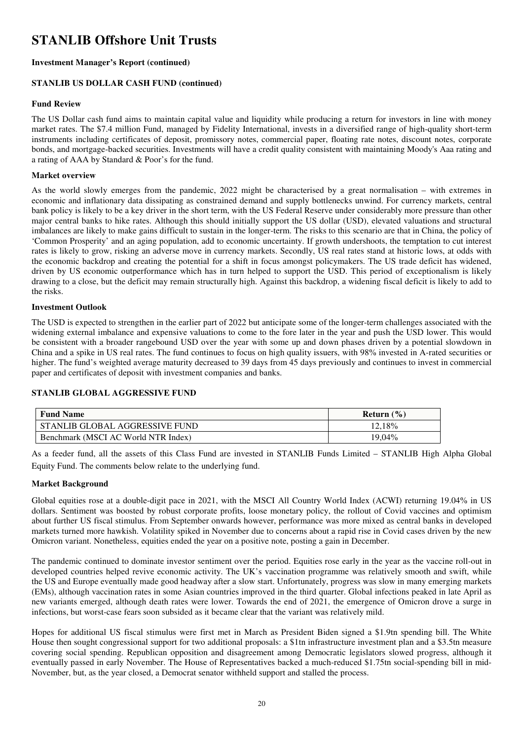# STANLIB Offshore Unit Trusts

**Investment Manager's Report (continued)**

**STANLIB US DOLLAR CASH FUND (continued)**

**Fund Review**

The US Dollar cash fund aims to maintain capital value and liquidity while producing a return for investors in line with money market rates. The $7.4 million Fund, managed by Fidelity International, invests in a diversified range of high-quality short-term instruments including certificates of deposit, promissory notes, commercial paper, floating rate notes, discount notes, corporate bonds, and mortgage-backed securities. Investments will have a credit quality consistent with maintaining Moody's Aaa rating and a rating of AAA by Standard & Poor's for the fund.

**Market overview**

As the world slowly emerges from the pandemic, 2022 might be characterised by a great normalisation – with extremes in economic and inflationary data dissipating as constrained demand and supply bottlenecks unwind. For currency markets, central bank policy is likely to be a key driver in the short term, with the US Federal Reserve under considerably more pressure than other major central banks to hike rates. Although this should initially support the US dollar (USD), elevated valuations and structural imbalances are likely to make gains difficult to sustain in the longer-term. The risks to this scenario are that in China, the policy of 'Common Prosperity' and an aging population, add to economic uncertainty. If growth undershoots, the temptation to cut interest rates is likely to grow, risking an adverse move in currency markets. Secondly, US real rates stand at historic lows, at odds with the economic backdrop and creating the potential for a shift in focus amongst policymakers. The US trade deficit has widened, driven by US economic outperformance which has in turn helped to support the USD. This period of exceptionalism is likely drawing to a close, but the deficit may remain structurally high. Against this backdrop, a widening fiscal deficit is likely to add to the risks.

**Investment Outlook**

The USD is expected to strengthen in the earlier part of 2022 but anticipate some of the longer-term challenges associated with the widening external imbalance and expensive valuations to come to the fore later in the year and push the USD lower. This would be consistent with a broader rangebound USD over the year with some up and down phases driven by a potential slowdown in China and a spike in US real rates. The fund continues to focus on high quality issuers, with 98% invested in A-rated securities or higher. The fund's weighted average maturity decreased to 39 days from 45 days previously and continues to invest in commercial paper and certificates of deposit with investment companies and banks.

**STANLIB GLOBAL AGGRESSIVE FUND**

| Fund Name | Return (%) |
|---|---|
| STANLIB GLOBAL AGGRESSIVE FUND | 12,18% |
| Benchmark (MSCI AC World NTR Index) | 19,04% |

As a feeder fund, all the assets of this Class Fund are invested in STANLIB Funds Limited – STANLIB High Alpha Global Equity Fund. The comments below relate to the underlying fund.

**Market Background**

Global equities rose at a double-digit pace in 2021, with the MSCI All Country World Index (ACWI) returning 19.04% in US dollars. Sentiment was boosted by robust corporate profits, loose monetary policy, the rollout of Covid vaccines and optimism about further US fiscal stimulus. From September onwards however, performance was more mixed as central banks in developed markets turned more hawkish. Volatility spiked in November due to concerns about a rapid rise in Covid cases driven by the new Omicron variant. Nonetheless, equities ended the year on a positive note, posting a gain in December.

The pandemic continued to dominate investor sentiment over the period. Equities rose early in the year as the vaccine roll-out in developed countries helped revive economic activity. The UK's vaccination programme was relatively smooth and swift, while the US and Europe eventually made good headway after a slow start. Unfortunately, progress was slow in many emerging markets (EMs), although vaccination rates in some Asian countries improved in the third quarter. Global infections peaked in late April as new variants emerged, although death rates were lower. Towards the end of 2021, the emergence of Omicron drove a surge in infections, but worst-case fears soon subsided as it became clear that the variant was relatively mild.

Hopes for additional US fiscal stimulus were first met in March as President Biden signed a $1.9tn spending bill. The White House then sought congressional support for two additional proposals: a $1tn infrastructure investment plan and a $3.5tn measure covering social spending. Republican opposition and disagreement among Democratic legislators slowed progress, although it eventually passed in early November. The House of Representatives backed a much-reduced $1.75tn social-spending bill in mid-November, but, as the year closed, a Democrat senator withheld support and stalled the process.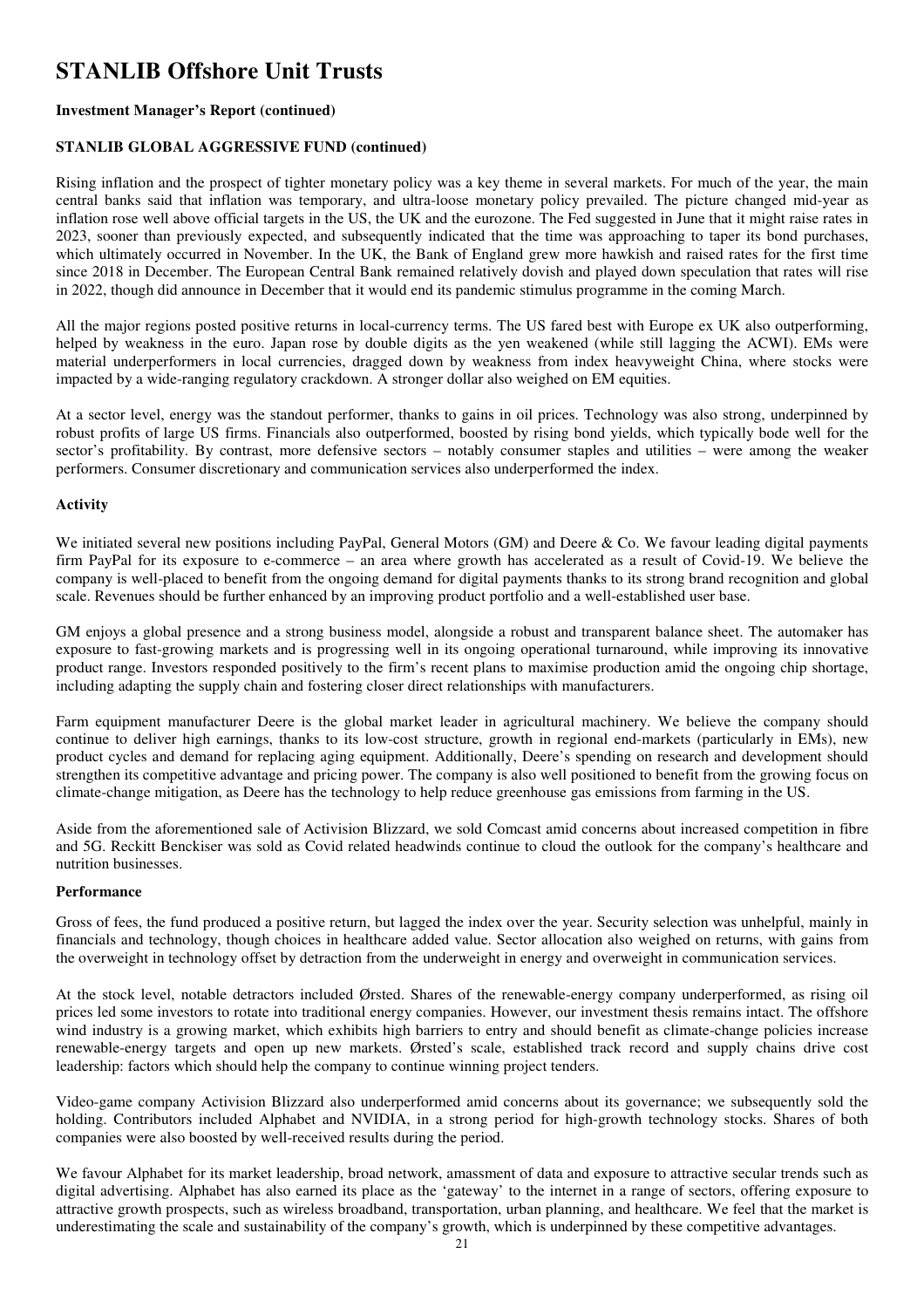# STANLIB Offshore Unit Trusts

**Investment Manager's Report (continued)**

**STANLIB GLOBAL AGGRESSIVE FUND (continued)**

Rising inflation and the prospect of tighter monetary policy was a key theme in several markets. For much of the year, the main central banks said that inflation was temporary, and ultra-loose monetary policy prevailed. The picture changed mid-year as inflation rose well above official targets in the US, the UK and the eurozone. The Fed suggested in June that it might raise rates in 2023, sooner than previously expected, and subsequently indicated that the time was approaching to taper its bond purchases, which ultimately occurred in November. In the UK, the Bank of England grew more hawkish and raised rates for the first time since 2018 in December. The European Central Bank remained relatively dovish and played down speculation that rates will rise in 2022, though did announce in December that it would end its pandemic stimulus programme in the coming March.

All the major regions posted positive returns in local-currency terms. The US fared best with Europe ex UK also outperforming, helped by weakness in the euro. Japan rose by double digits as the yen weakened (while still lagging the ACWI). EMs were material underperformers in local currencies, dragged down by weakness from index heavyweight China, where stocks were impacted by a wide-ranging regulatory crackdown. A stronger dollar also weighed on EM equities.

At a sector level, energy was the standout performer, thanks to gains in oil prices. Technology was also strong, underpinned by robust profits of large US firms. Financials also outperformed, boosted by rising bond yields, which typically bode well for the sector's profitability. By contrast, more defensive sectors – notably consumer staples and utilities – were among the weaker performers. Consumer discretionary and communication services also underperformed the index.

**Activity**

We initiated several new positions including PayPal, General Motors (GM) and Deere & Co. We favour leading digital payments firm PayPal for its exposure to e-commerce – an area where growth has accelerated as a result of Covid-19. We believe the company is well-placed to benefit from the ongoing demand for digital payments thanks to its strong brand recognition and global scale. Revenues should be further enhanced by an improving product portfolio and a well-established user base.

GM enjoys a global presence and a strong business model, alongside a robust and transparent balance sheet. The automaker has exposure to fast-growing markets and is progressing well in its ongoing operational turnaround, while improving its innovative product range. Investors responded positively to the firm's recent plans to maximise production amid the ongoing chip shortage, including adapting the supply chain and fostering closer direct relationships with manufacturers.

Farm equipment manufacturer Deere is the global market leader in agricultural machinery. We believe the company should continue to deliver high earnings, thanks to its low-cost structure, growth in regional end-markets (particularly in EMs), new product cycles and demand for replacing aging equipment. Additionally, Deere's spending on research and development should strengthen its competitive advantage and pricing power. The company is also well positioned to benefit from the growing focus on climate-change mitigation, as Deere has the technology to help reduce greenhouse gas emissions from farming in the US.

Aside from the aforementioned sale of Activision Blizzard, we sold Comcast amid concerns about increased competition in fibre and 5G. Reckitt Benckiser was sold as Covid related headwinds continue to cloud the outlook for the company's healthcare and nutrition businesses.

**Performance**

Gross of fees, the fund produced a positive return, but lagged the index over the year. Security selection was unhelpful, mainly in financials and technology, though choices in healthcare added value. Sector allocation also weighed on returns, with gains from the overweight in technology offset by detraction from the underweight in energy and overweight in communication services.

At the stock level, notable detractors included Ørsted. Shares of the renewable-energy company underperformed, as rising oil prices led some investors to rotate into traditional energy companies. However, our investment thesis remains intact. The offshore wind industry is a growing market, which exhibits high barriers to entry and should benefit as climate-change policies increase renewable-energy targets and open up new markets. Ørsted's scale, established track record and supply chains drive cost leadership: factors which should help the company to continue winning project tenders.

Video-game company Activision Blizzard also underperformed amid concerns about its governance; we subsequently sold the holding. Contributors included Alphabet and NVIDIA, in a strong period for high-growth technology stocks. Shares of both companies were also boosted by well-received results during the period.

We favour Alphabet for its market leadership, broad network, amassment of data and exposure to attractive secular trends such as digital advertising. Alphabet has also earned its place as the 'gateway' to the internet in a range of sectors, offering exposure to attractive growth prospects, such as wireless broadband, transportation, urban planning, and healthcare. We feel that the market is underestimating the scale and sustainability of the company's growth, which is underpinned by these competitive advantages.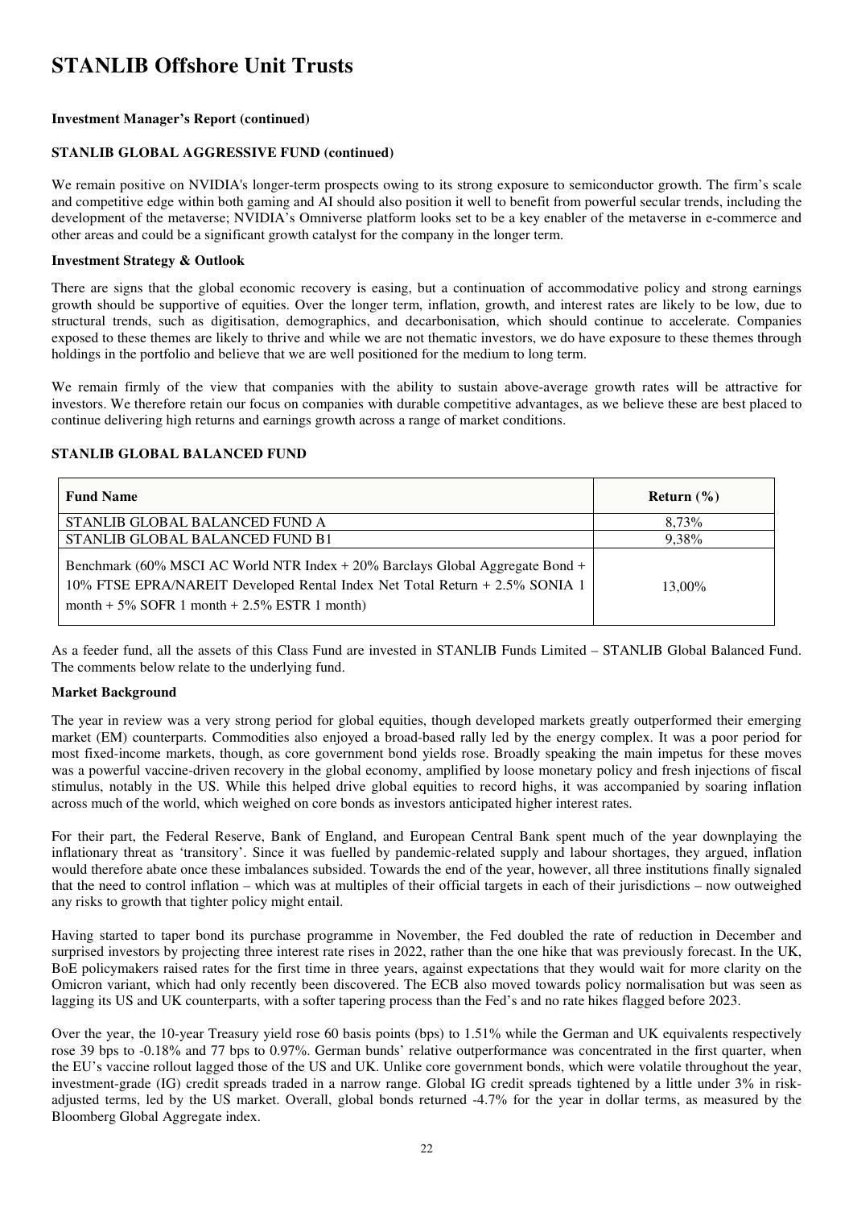# STANLIB Offshore Unit Trusts

**Investment Manager's Report (continued)**

**STANLIB GLOBAL AGGRESSIVE FUND (continued)**

We remain positive on NVIDIA's longer-term prospects owing to its strong exposure to semiconductor growth. The firm's scale and competitive edge within both gaming and AI should also position it well to benefit from powerful secular trends, including the development of the metaverse; NVIDIA's Omniverse platform looks set to be a key enabler of the metaverse in e-commerce and other areas and could be a significant growth catalyst for the company in the longer term.

**Investment Strategy & Outlook**

There are signs that the global economic recovery is easing, but a continuation of accommodative policy and strong earnings growth should be supportive of equities. Over the longer term, inflation, growth, and interest rates are likely to be low, due to structural trends, such as digitisation, demographics, and decarbonisation, which should continue to accelerate. Companies exposed to these themes are likely to thrive and while we are not thematic investors, we do have exposure to these themes through holdings in the portfolio and believe that we are well positioned for the medium to long term.

We remain firmly of the view that companies with the ability to sustain above-average growth rates will be attractive for investors. We therefore retain our focus on companies with durable competitive advantages, as we believe these are best placed to continue delivering high returns and earnings growth across a range of market conditions.

**STANLIB GLOBAL BALANCED FUND**

| Fund Name | Return (%) |
|---|---|
| STANLIB GLOBAL BALANCED FUND A | 8,73% |
| STANLIB GLOBAL BALANCED FUND B1 | 9,38% |
| Benchmark (60% MSCI AC World NTR Index + 20% Barclays Global Aggregate Bond + 10% FTSE EPRA/NAREIT Developed Rental Index Net Total Return + 2.5% SONIA 1 month + 5% SOFR 1 month + 2.5% ESTR 1 month) | 13,00% |

As a feeder fund, all the assets of this Class Fund are invested in STANLIB Funds Limited – STANLIB Global Balanced Fund. The comments below relate to the underlying fund.

**Market Background**

The year in review was a very strong period for global equities, though developed markets greatly outperformed their emerging market (EM) counterparts. Commodities also enjoyed a broad-based rally led by the energy complex. It was a poor period for most fixed-income markets, though, as core government bond yields rose. Broadly speaking the main impetus for these moves was a powerful vaccine-driven recovery in the global economy, amplified by loose monetary policy and fresh injections of fiscal stimulus, notably in the US. While this helped drive global equities to record highs, it was accompanied by soaring inflation across much of the world, which weighed on core bonds as investors anticipated higher interest rates.

For their part, the Federal Reserve, Bank of England, and European Central Bank spent much of the year downplaying the inflationary threat as 'transitory'. Since it was fuelled by pandemic-related supply and labour shortages, they argued, inflation would therefore abate once these imbalances subsided. Towards the end of the year, however, all three institutions finally signaled that the need to control inflation – which was at multiples of their official targets in each of their jurisdictions – now outweighed any risks to growth that tighter policy might entail.

Having started to taper bond its purchase programme in November, the Fed doubled the rate of reduction in December and surprised investors by projecting three interest rate rises in 2022, rather than the one hike that was previously forecast. In the UK, BoE policymakers raised rates for the first time in three years, against expectations that they would wait for more clarity on the Omicron variant, which had only recently been discovered. The ECB also moved towards policy normalisation but was seen as lagging its US and UK counterparts, with a softer tapering process than the Fed's and no rate hikes flagged before 2023.

Over the year, the 10-year Treasury yield rose 60 basis points (bps) to 1.51% while the German and UK equivalents respectively rose 39 bps to -0.18% and 77 bps to 0.97%. German bunds' relative outperformance was concentrated in the first quarter, when the EU's vaccine rollout lagged those of the US and UK. Unlike core government bonds, which were volatile throughout the year, investment-grade (IG) credit spreads traded in a narrow range. Global IG credit spreads tightened by a little under 3% in risk-adjusted terms, led by the US market. Overall, global bonds returned -4.7% for the year in dollar terms, as measured by the Bloomberg Global Aggregate index.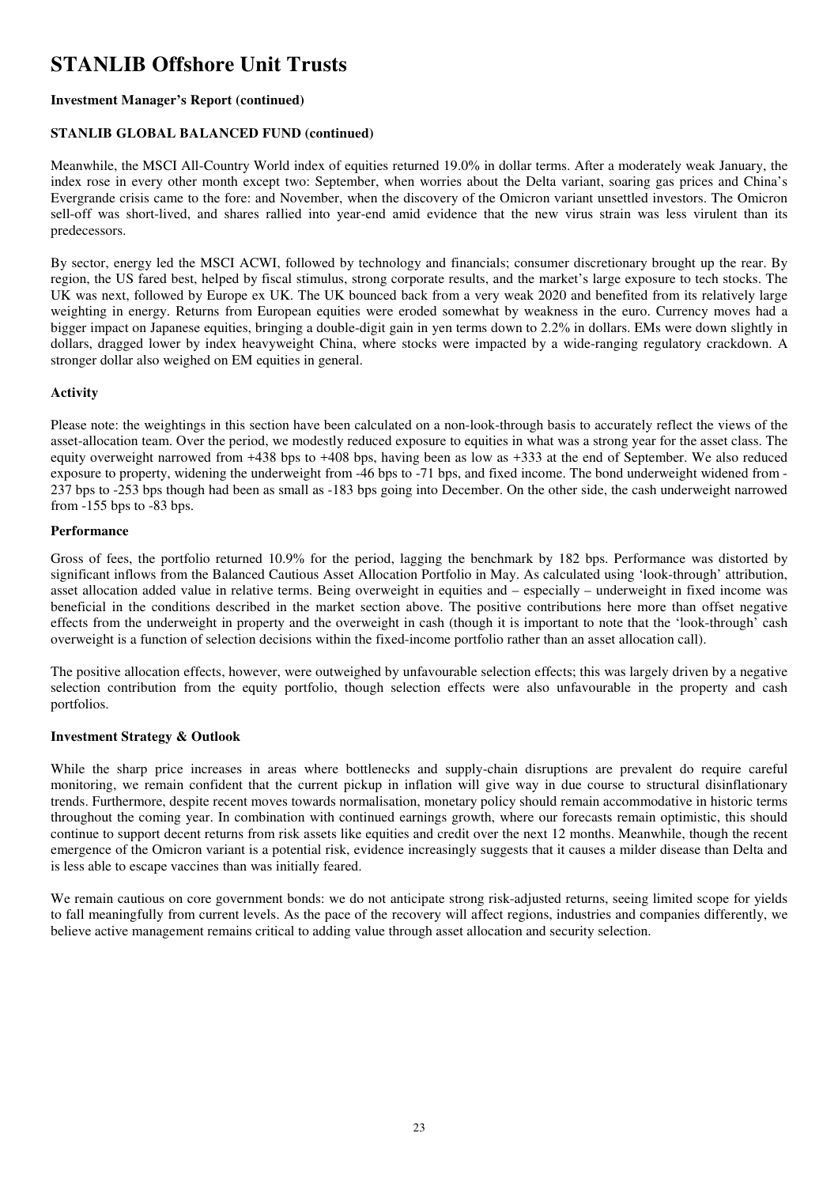# STANLIB Offshore Unit Trusts

**Investment Manager's Report (continued)**

**STANLIB GLOBAL BALANCED FUND (continued)**

Meanwhile, the MSCI All-Country World index of equities returned 19.0% in dollar terms. After a moderately weak January, the index rose in every other month except two: September, when worries about the Delta variant, soaring gas prices and China's Evergrande crisis came to the fore: and November, when the discovery of the Omicron variant unsettled investors. The Omicron sell-off was short-lived, and shares rallied into year-end amid evidence that the new virus strain was less virulent than its predecessors.

By sector, energy led the MSCI ACWI, followed by technology and financials; consumer discretionary brought up the rear. By region, the US fared best, helped by fiscal stimulus, strong corporate results, and the market's large exposure to tech stocks. The UK was next, followed by Europe ex UK. The UK bounced back from a very weak 2020 and benefited from its relatively large weighting in energy. Returns from European equities were eroded somewhat by weakness in the euro. Currency moves had a bigger impact on Japanese equities, bringing a double-digit gain in yen terms down to 2.2% in dollars. EMs were down slightly in dollars, dragged lower by index heavyweight China, where stocks were impacted by a wide-ranging regulatory crackdown. A stronger dollar also weighed on EM equities in general.

**Activity**

Please note: the weightings in this section have been calculated on a non-look-through basis to accurately reflect the views of the asset-allocation team. Over the period, we modestly reduced exposure to equities in what was a strong year for the asset class. The equity overweight narrowed from +438 bps to +408 bps, having been as low as +333 at the end of September. We also reduced exposure to property, widening the underweight from -46 bps to -71 bps, and fixed income. The bond underweight widened from -237 bps to -253 bps though had been as small as -183 bps going into December. On the other side, the cash underweight narrowed from -155 bps to -83 bps.

**Performance**

Gross of fees, the portfolio returned 10.9% for the period, lagging the benchmark by 182 bps. Performance was distorted by significant inflows from the Balanced Cautious Asset Allocation Portfolio in May. As calculated using 'look-through' attribution, asset allocation added value in relative terms. Being overweight in equities and – especially – underweight in fixed income was beneficial in the conditions described in the market section above. The positive contributions here more than offset negative effects from the underweight in property and the overweight in cash (though it is important to note that the 'look-through' cash overweight is a function of selection decisions within the fixed-income portfolio rather than an asset allocation call).

The positive allocation effects, however, were outweighed by unfavourable selection effects; this was largely driven by a negative selection contribution from the equity portfolio, though selection effects were also unfavourable in the property and cash portfolios.

**Investment Strategy & Outlook**

While the sharp price increases in areas where bottlenecks and supply-chain disruptions are prevalent do require careful monitoring, we remain confident that the current pickup in inflation will give way in due course to structural disinflationary trends. Furthermore, despite recent moves towards normalisation, monetary policy should remain accommodative in historic terms throughout the coming year. In combination with continued earnings growth, where our forecasts remain optimistic, this should continue to support decent returns from risk assets like equities and credit over the next 12 months. Meanwhile, though the recent emergence of the Omicron variant is a potential risk, evidence increasingly suggests that it causes a milder disease than Delta and is less able to escape vaccines than was initially feared.

We remain cautious on core government bonds: we do not anticipate strong risk-adjusted returns, seeing limited scope for yields to fall meaningfully from current levels. As the pace of the recovery will affect regions, industries and companies differently, we believe active management remains critical to adding value through asset allocation and security selection.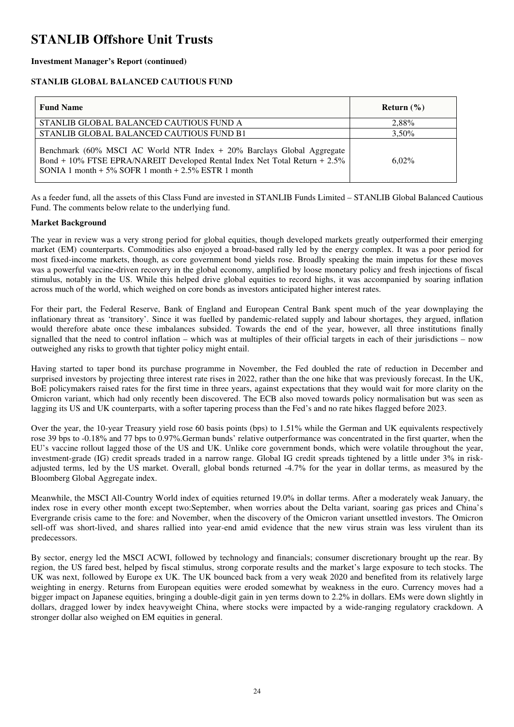# STANLIB Offshore Unit Trusts

**Investment Manager's Report (continued)**

**STANLIB GLOBAL BALANCED CAUTIOUS FUND**

| Fund Name | Return (%) |
|---|---|
| STANLIB GLOBAL BALANCED CAUTIOUS FUND A | 2,88% |
| STANLIB GLOBAL BALANCED CAUTIOUS FUND B1 | 3,50% |
| Benchmark (60% MSCI AC World NTR Index + 20% Barclays Global Aggregate Bond + 10% FTSE EPRA/NAREIT Developed Rental Index Net Total Return + 2.5% SONIA 1 month + 5% SOFR 1 month + 2.5% ESTR 1 month | 6,02% |

As a feeder fund, all the assets of this Class Fund are invested in STANLIB Funds Limited – STANLIB Global Balanced Cautious Fund. The comments below relate to the underlying fund.

**Market Background**

The year in review was a very strong period for global equities, though developed markets greatly outperformed their emerging market (EM) counterparts. Commodities also enjoyed a broad-based rally led by the energy complex. It was a poor period for most fixed-income markets, though, as core government bond yields rose. Broadly speaking the main impetus for these moves was a powerful vaccine-driven recovery in the global economy, amplified by loose monetary policy and fresh injections of fiscal stimulus, notably in the US. While this helped drive global equities to record highs, it was accompanied by soaring inflation across much of the world, which weighed on core bonds as investors anticipated higher interest rates.

For their part, the Federal Reserve, Bank of England and European Central Bank spent much of the year downplaying the inflationary threat as 'transitory'. Since it was fuelled by pandemic-related supply and labour shortages, they argued, inflation would therefore abate once these imbalances subsided. Towards the end of the year, however, all three institutions finally signalled that the need to control inflation – which was at multiples of their official targets in each of their jurisdictions – now outweighed any risks to growth that tighter policy might entail.

Having started to taper bond its purchase programme in November, the Fed doubled the rate of reduction in December and surprised investors by projecting three interest rate rises in 2022, rather than the one hike that was previously forecast. In the UK, BoE policymakers raised rates for the first time in three years, against expectations that they would wait for more clarity on the Omicron variant, which had only recently been discovered. The ECB also moved towards policy normalisation but was seen as lagging its US and UK counterparts, with a softer tapering process than the Fed's and no rate hikes flagged before 2023.

Over the year, the 10-year Treasury yield rose 60 basis points (bps) to 1.51% while the German and UK equivalents respectively rose 39 bps to -0.18% and 77 bps to 0.97%.German bunds' relative outperformance was concentrated in the first quarter, when the EU's vaccine rollout lagged those of the US and UK. Unlike core government bonds, which were volatile throughout the year, investment-grade (IG) credit spreads traded in a narrow range. Global IG credit spreads tightened by a little under 3% in risk-adjusted terms, led by the US market. Overall, global bonds returned -4.7% for the year in dollar terms, as measured by the Bloomberg Global Aggregate index.

Meanwhile, the MSCI All-Country World index of equities returned 19.0% in dollar terms. After a moderately weak January, the index rose in every other month except two:September, when worries about the Delta variant, soaring gas prices and China's Evergrande crisis came to the fore: and November, when the discovery of the Omicron variant unsettled investors. The Omicron sell-off was short-lived, and shares rallied into year-end amid evidence that the new virus strain was less virulent than its predecessors.

By sector, energy led the MSCI ACWI, followed by technology and financials; consumer discretionary brought up the rear. By region, the US fared best, helped by fiscal stimulus, strong corporate results and the market's large exposure to tech stocks. The UK was next, followed by Europe ex UK. The UK bounced back from a very weak 2020 and benefited from its relatively large weighting in energy. Returns from European equities were eroded somewhat by weakness in the euro. Currency moves had a bigger impact on Japanese equities, bringing a double-digit gain in yen terms down to 2.2% in dollars. EMs were down slightly in dollars, dragged lower by index heavyweight China, where stocks were impacted by a wide-ranging regulatory crackdown. A stronger dollar also weighed on EM equities in general.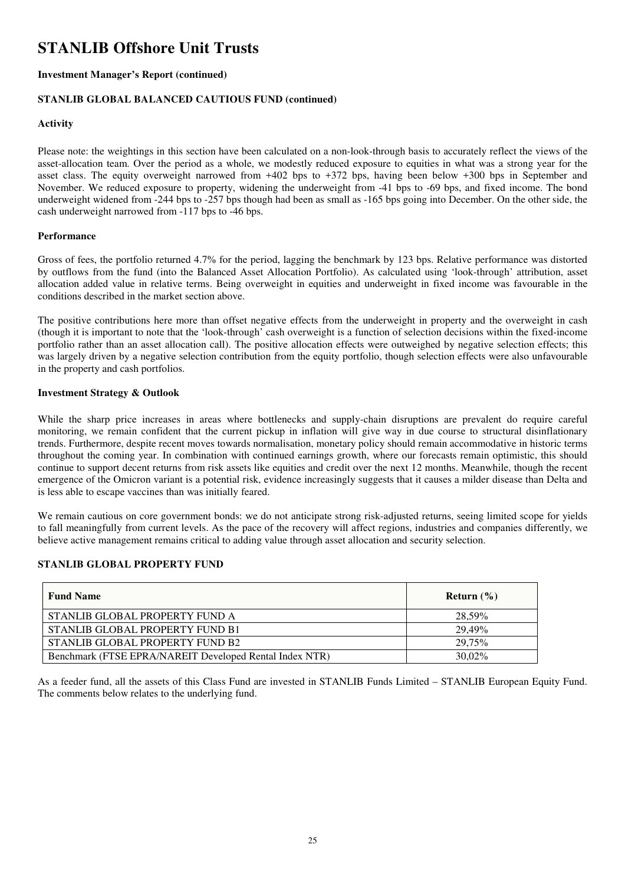# STANLIB Offshore Unit Trusts

**Investment Manager's Report (continued)**

**STANLIB GLOBAL BALANCED CAUTIOUS FUND (continued)**

**Activity**

Please note: the weightings in this section have been calculated on a non-look-through basis to accurately reflect the views of the asset-allocation team. Over the period as a whole, we modestly reduced exposure to equities in what was a strong year for the asset class. The equity overweight narrowed from +402 bps to +372 bps, having been below +300 bps in September and November. We reduced exposure to property, widening the underweight from -41 bps to -69 bps, and fixed income. The bond underweight widened from -244 bps to -257 bps though had been as small as -165 bps going into December. On the other side, the cash underweight narrowed from -117 bps to -46 bps.

**Performance**

Gross of fees, the portfolio returned 4.7% for the period, lagging the benchmark by 123 bps. Relative performance was distorted by outflows from the fund (into the Balanced Asset Allocation Portfolio). As calculated using 'look-through' attribution, asset allocation added value in relative terms. Being overweight in equities and underweight in fixed income was favourable in the conditions described in the market section above.

The positive contributions here more than offset negative effects from the underweight in property and the overweight in cash (though it is important to note that the 'look-through' cash overweight is a function of selection decisions within the fixed-income portfolio rather than an asset allocation call). The positive allocation effects were outweighed by negative selection effects; this was largely driven by a negative selection contribution from the equity portfolio, though selection effects were also unfavourable in the property and cash portfolios.

**Investment Strategy & Outlook**

While the sharp price increases in areas where bottlenecks and supply-chain disruptions are prevalent do require careful monitoring, we remain confident that the current pickup in inflation will give way in due course to structural disinflationary trends. Furthermore, despite recent moves towards normalisation, monetary policy should remain accommodative in historic terms throughout the coming year. In combination with continued earnings growth, where our forecasts remain optimistic, this should continue to support decent returns from risk assets like equities and credit over the next 12 months. Meanwhile, though the recent emergence of the Omicron variant is a potential risk, evidence increasingly suggests that it causes a milder disease than Delta and is less able to escape vaccines than was initially feared.

We remain cautious on core government bonds: we do not anticipate strong risk-adjusted returns, seeing limited scope for yields to fall meaningfully from current levels. As the pace of the recovery will affect regions, industries and companies differently, we believe active management remains critical to adding value through asset allocation and security selection.

**STANLIB GLOBAL PROPERTY FUND**

| Fund Name | Return (%) |
|---|---|
| STANLIB GLOBAL PROPERTY FUND A | 28,59% |
| STANLIB GLOBAL PROPERTY FUND B1 | 29,49% |
| STANLIB GLOBAL PROPERTY FUND B2 | 29,75% |
| Benchmark (FTSE EPRA/NAREIT Developed Rental Index NTR) | 30,02% |

As a feeder fund, all the assets of this Class Fund are invested in STANLIB Funds Limited – STANLIB European Equity Fund. The comments below relates to the underlying fund.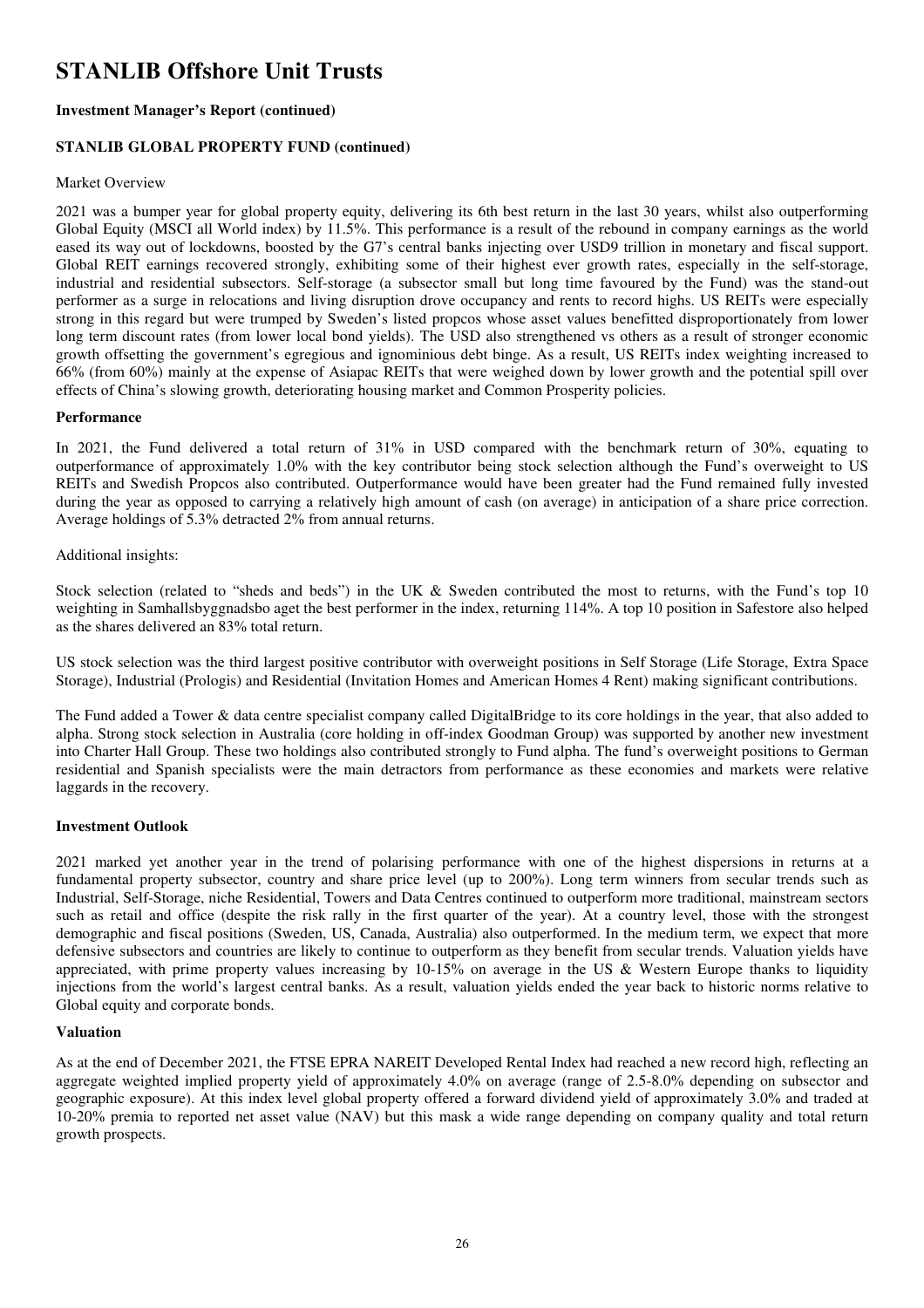# STANLIB Offshore Unit Trusts

**Investment Manager's Report (continued)**

**STANLIB GLOBAL PROPERTY FUND (continued)**

Market Overview

2021 was a bumper year for global property equity, delivering its 6th best return in the last 30 years, whilst also outperforming Global Equity (MSCI all World index) by 11.5%. This performance is a result of the rebound in company earnings as the world eased its way out of lockdowns, boosted by the G7's central banks injecting over USD9 trillion in monetary and fiscal support. Global REIT earnings recovered strongly, exhibiting some of their highest ever growth rates, especially in the self-storage, industrial and residential subsectors. Self-storage (a subsector small but long time favoured by the Fund) was the stand-out performer as a surge in relocations and living disruption drove occupancy and rents to record highs. US REITs were especially strong in this regard but were trumped by Sweden's listed propcos whose asset values benefitted disproportionately from lower long term discount rates (from lower local bond yields). The USD also strengthened vs others as a result of stronger economic growth offsetting the government's egregious and ignominious debt binge. As a result, US REITs index weighting increased to 66% (from 60%) mainly at the expense of Asiapac REITs that were weighed down by lower growth and the potential spill over effects of China's slowing growth, deteriorating housing market and Common Prosperity policies.

**Performance**

In 2021, the Fund delivered a total return of 31% in USD compared with the benchmark return of 30%, equating to outperformance of approximately 1.0% with the key contributor being stock selection although the Fund's overweight to US REITs and Swedish Propcos also contributed. Outperformance would have been greater had the Fund remained fully invested during the year as opposed to carrying a relatively high amount of cash (on average) in anticipation of a share price correction. Average holdings of 5.3% detracted 2% from annual returns.

Additional insights:

Stock selection (related to "sheds and beds") in the UK & Sweden contributed the most to returns, with the Fund's top 10 weighting in Samhallsbyggnadsbo aget the best performer in the index, returning 114%. A top 10 position in Safestore also helped as the shares delivered an 83% total return.

US stock selection was the third largest positive contributor with overweight positions in Self Storage (Life Storage, Extra Space Storage), Industrial (Prologis) and Residential (Invitation Homes and American Homes 4 Rent) making significant contributions.

The Fund added a Tower & data centre specialist company called DigitalBridge to its core holdings in the year, that also added to alpha. Strong stock selection in Australia (core holding in off-index Goodman Group) was supported by another new investment into Charter Hall Group. These two holdings also contributed strongly to Fund alpha. The fund's overweight positions to German residential and Spanish specialists were the main detractors from performance as these economies and markets were relative laggards in the recovery.

**Investment Outlook**

2021 marked yet another year in the trend of polarising performance with one of the highest dispersions in returns at a fundamental property subsector, country and share price level (up to 200%). Long term winners from secular trends such as Industrial, Self-Storage, niche Residential, Towers and Data Centres continued to outperform more traditional, mainstream sectors such as retail and office (despite the risk rally in the first quarter of the year). At a country level, those with the strongest demographic and fiscal positions (Sweden, US, Canada, Australia) also outperformed. In the medium term, we expect that more defensive subsectors and countries are likely to continue to outperform as they benefit from secular trends. Valuation yields have appreciated, with prime property values increasing by 10-15% on average in the US & Western Europe thanks to liquidity injections from the world's largest central banks. As a result, valuation yields ended the year back to historic norms relative to Global equity and corporate bonds.

**Valuation**

As at the end of December 2021, the FTSE EPRA NAREIT Developed Rental Index had reached a new record high, reflecting an aggregate weighted implied property yield of approximately 4.0% on average (range of 2.5-8.0% depending on subsector and geographic exposure). At this index level global property offered a forward dividend yield of approximately 3.0% and traded at 10-20% premia to reported net asset value (NAV) but this mask a wide range depending on company quality and total return growth prospects.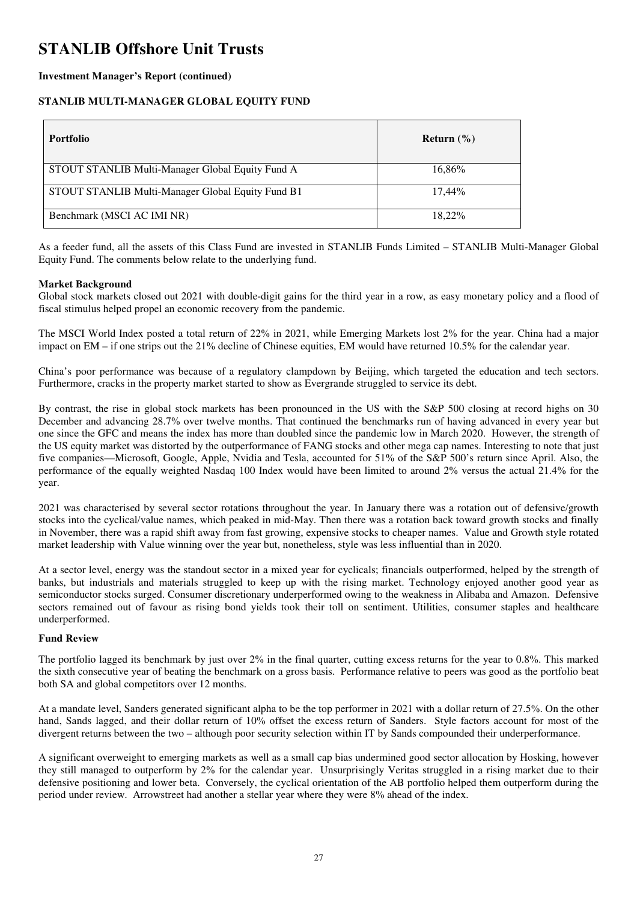# STANLIB Offshore Unit Trusts

**Investment Manager's Report (continued)**

**STANLIB MULTI-MANAGER GLOBAL EQUITY FUND**

| Portfolio | Return (%) |
| --- | --- |
| STOUT STANLIB Multi-Manager Global Equity Fund A | 16,86% |
| STOUT STANLIB Multi-Manager Global Equity Fund B1 | 17,44% |
| Benchmark (MSCI AC IMI NR) | 18,22% |

As a feeder fund, all the assets of this Class Fund are invested in STANLIB Funds Limited – STANLIB Multi-Manager Global Equity Fund. The comments below relate to the underlying fund.

**Market Background**

Global stock markets closed out 2021 with double-digit gains for the third year in a row, as easy monetary policy and a flood of fiscal stimulus helped propel an economic recovery from the pandemic.

The MSCI World Index posted a total return of 22% in 2021, while Emerging Markets lost 2% for the year. China had a major impact on EM – if one strips out the 21% decline of Chinese equities, EM would have returned 10.5% for the calendar year.

China's poor performance was because of a regulatory clampdown by Beijing, which targeted the education and tech sectors. Furthermore, cracks in the property market started to show as Evergrande struggled to service its debt.

By contrast, the rise in global stock markets has been pronounced in the US with the S&P 500 closing at record highs on 30 December and advancing 28.7% over twelve months. That continued the benchmarks run of having advanced in every year but one since the GFC and means the index has more than doubled since the pandemic low in March 2020. However, the strength of the US equity market was distorted by the outperformance of FANG stocks and other mega cap names. Interesting to note that just five companies—Microsoft, Google, Apple, Nvidia and Tesla, accounted for 51% of the S&P 500's return since April. Also, the performance of the equally weighted Nasdaq 100 Index would have been limited to around 2% versus the actual 21.4% for the year.

2021 was characterised by several sector rotations throughout the year. In January there was a rotation out of defensive/growth stocks into the cyclical/value names, which peaked in mid-May. Then there was a rotation back toward growth stocks and finally in November, there was a rapid shift away from fast growing, expensive stocks to cheaper names. Value and Growth style rotated market leadership with Value winning over the year but, nonetheless, style was less influential than in 2020.

At a sector level, energy was the standout sector in a mixed year for cyclicals; financials outperformed, helped by the strength of banks, but industrials and materials struggled to keep up with the rising market. Technology enjoyed another good year as semiconductor stocks surged. Consumer discretionary underperformed owing to the weakness in Alibaba and Amazon. Defensive sectors remained out of favour as rising bond yields took their toll on sentiment. Utilities, consumer staples and healthcare underperformed.

**Fund Review**

The portfolio lagged its benchmark by just over 2% in the final quarter, cutting excess returns for the year to 0.8%. This marked the sixth consecutive year of beating the benchmark on a gross basis. Performance relative to peers was good as the portfolio beat both SA and global competitors over 12 months.

At a mandate level, Sanders generated significant alpha to be the top performer in 2021 with a dollar return of 27.5%. On the other hand, Sands lagged, and their dollar return of 10% offset the excess return of Sanders. Style factors account for most of the divergent returns between the two – although poor security selection within IT by Sands compounded their underperformance.

A significant overweight to emerging markets as well as a small cap bias undermined good sector allocation by Hosking, however they still managed to outperform by 2% for the calendar year. Unsurprisingly Veritas struggled in a rising market due to their defensive positioning and lower beta. Conversely, the cyclical orientation of the AB portfolio helped them outperform during the period under review. Arrowstreet had another a stellar year where they were 8% ahead of the index.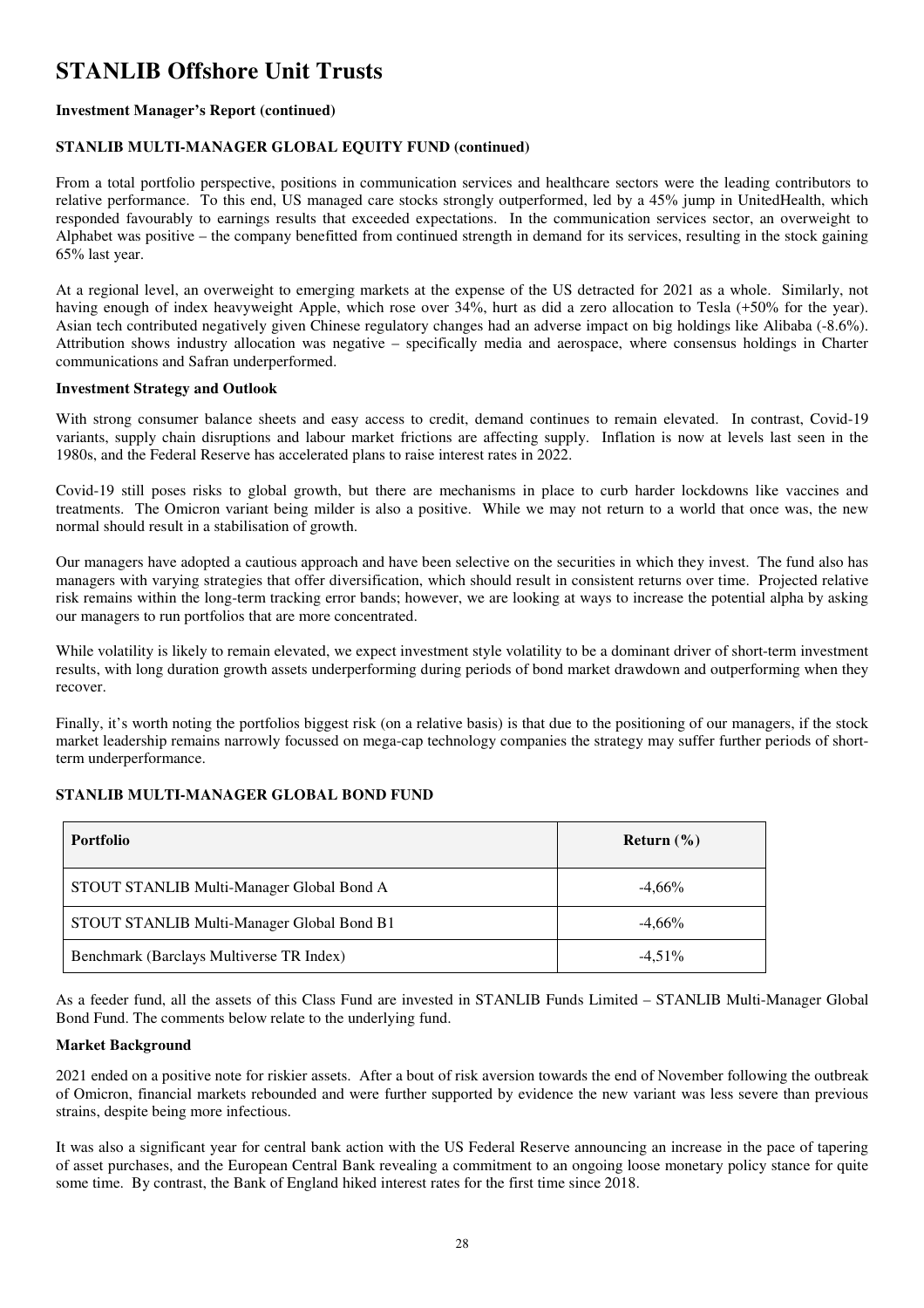# STANLIB Offshore Unit Trusts

**Investment Manager's Report (continued)**

**STANLIB MULTI-MANAGER GLOBAL EQUITY FUND (continued)**

From a total portfolio perspective, positions in communication services and healthcare sectors were the leading contributors to relative performance. To this end, US managed care stocks strongly outperformed, led by a 45% jump in UnitedHealth, which responded favourably to earnings results that exceeded expectations. In the communication services sector, an overweight to Alphabet was positive – the company benefitted from continued strength in demand for its services, resulting in the stock gaining 65% last year.

At a regional level, an overweight to emerging markets at the expense of the US detracted for 2021 as a whole. Similarly, not having enough of index heavyweight Apple, which rose over 34%, hurt as did a zero allocation to Tesla (+50% for the year). Asian tech contributed negatively given Chinese regulatory changes had an adverse impact on big holdings like Alibaba (-8.6%). Attribution shows industry allocation was negative – specifically media and aerospace, where consensus holdings in Charter communications and Safran underperformed.

**Investment Strategy and Outlook**

With strong consumer balance sheets and easy access to credit, demand continues to remain elevated. In contrast, Covid-19 variants, supply chain disruptions and labour market frictions are affecting supply. Inflation is now at levels last seen in the 1980s, and the Federal Reserve has accelerated plans to raise interest rates in 2022.

Covid-19 still poses risks to global growth, but there are mechanisms in place to curb harder lockdowns like vaccines and treatments. The Omicron variant being milder is also a positive. While we may not return to a world that once was, the new normal should result in a stabilisation of growth.

Our managers have adopted a cautious approach and have been selective on the securities in which they invest. The fund also has managers with varying strategies that offer diversification, which should result in consistent returns over time. Projected relative risk remains within the long-term tracking error bands; however, we are looking at ways to increase the potential alpha by asking our managers to run portfolios that are more concentrated.

While volatility is likely to remain elevated, we expect investment style volatility to be a dominant driver of short-term investment results, with long duration growth assets underperforming during periods of bond market drawdown and outperforming when they recover.

Finally, it's worth noting the portfolios biggest risk (on a relative basis) is that due to the positioning of our managers, if the stock market leadership remains narrowly focussed on mega-cap technology companies the strategy may suffer further periods of short-term underperformance.

**STANLIB MULTI-MANAGER GLOBAL BOND FUND**

| Portfolio | Return (%) |
|---|---|
| STOUT STANLIB Multi-Manager Global Bond A | -4,66% |
| STOUT STANLIB Multi-Manager Global Bond B1 | -4,66% |
| Benchmark (Barclays Multiverse TR Index) | -4,51% |

As a feeder fund, all the assets of this Class Fund are invested in STANLIB Funds Limited – STANLIB Multi-Manager Global Bond Fund. The comments below relate to the underlying fund.

**Market Background**

2021 ended on a positive note for riskier assets. After a bout of risk aversion towards the end of November following the outbreak of Omicron, financial markets rebounded and were further supported by evidence the new variant was less severe than previous strains, despite being more infectious.

It was also a significant year for central bank action with the US Federal Reserve announcing an increase in the pace of tapering of asset purchases, and the European Central Bank revealing a commitment to an ongoing loose monetary policy stance for quite some time. By contrast, the Bank of England hiked interest rates for the first time since 2018.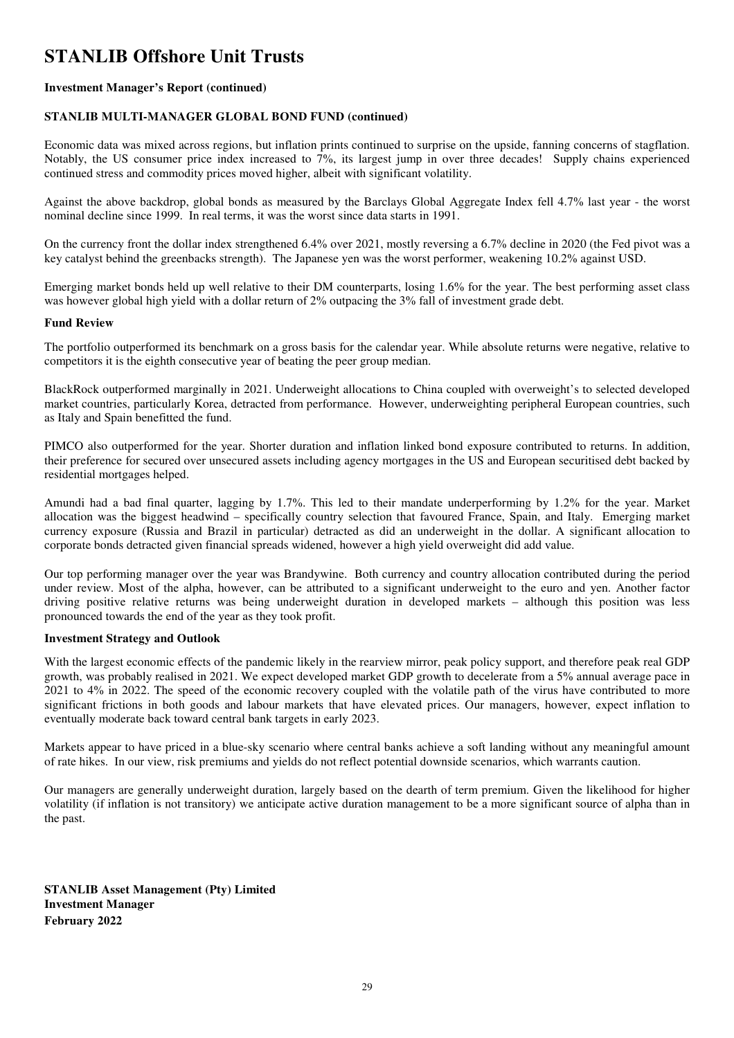# STANLIB Offshore Unit Trusts

**Investment Manager's Report (continued)**

**STANLIB MULTI-MANAGER GLOBAL BOND FUND (continued)**

Economic data was mixed across regions, but inflation prints continued to surprise on the upside, fanning concerns of stagflation. Notably, the US consumer price index increased to 7%, its largest jump in over three decades! Supply chains experienced continued stress and commodity prices moved higher, albeit with significant volatility.

Against the above backdrop, global bonds as measured by the Barclays Global Aggregate Index fell 4.7% last year - the worst nominal decline since 1999. In real terms, it was the worst since data starts in 1991.

On the currency front the dollar index strengthened 6.4% over 2021, mostly reversing a 6.7% decline in 2020 (the Fed pivot was a key catalyst behind the greenbacks strength). The Japanese yen was the worst performer, weakening 10.2% against USD.

Emerging market bonds held up well relative to their DM counterparts, losing 1.6% for the year. The best performing asset class was however global high yield with a dollar return of 2% outpacing the 3% fall of investment grade debt.

**Fund Review**

The portfolio outperformed its benchmark on a gross basis for the calendar year. While absolute returns were negative, relative to competitors it is the eighth consecutive year of beating the peer group median.

BlackRock outperformed marginally in 2021. Underweight allocations to China coupled with overweight's to selected developed market countries, particularly Korea, detracted from performance. However, underweighting peripheral European countries, such as Italy and Spain benefitted the fund.

PIMCO also outperformed for the year. Shorter duration and inflation linked bond exposure contributed to returns. In addition, their preference for secured over unsecured assets including agency mortgages in the US and European securitised debt backed by residential mortgages helped.

Amundi had a bad final quarter, lagging by 1.7%. This led to their mandate underperforming by 1.2% for the year. Market allocation was the biggest headwind – specifically country selection that favoured France, Spain, and Italy. Emerging market currency exposure (Russia and Brazil in particular) detracted as did an underweight in the dollar. A significant allocation to corporate bonds detracted given financial spreads widened, however a high yield overweight did add value.

Our top performing manager over the year was Brandywine. Both currency and country allocation contributed during the period under review. Most of the alpha, however, can be attributed to a significant underweight to the euro and yen. Another factor driving positive relative returns was being underweight duration in developed markets – although this position was less pronounced towards the end of the year as they took profit.

**Investment Strategy and Outlook**

With the largest economic effects of the pandemic likely in the rearview mirror, peak policy support, and therefore peak real GDP growth, was probably realised in 2021. We expect developed market GDP growth to decelerate from a 5% annual average pace in 2021 to 4% in 2022. The speed of the economic recovery coupled with the volatile path of the virus have contributed to more significant frictions in both goods and labour markets that have elevated prices. Our managers, however, expect inflation to eventually moderate back toward central bank targets in early 2023.

Markets appear to have priced in a blue-sky scenario where central banks achieve a soft landing without any meaningful amount of rate hikes. In our view, risk premiums and yields do not reflect potential downside scenarios, which warrants caution.

Our managers are generally underweight duration, largely based on the dearth of term premium. Given the likelihood for higher volatility (if inflation is not transitory) we anticipate active duration management to be a more significant source of alpha than in the past.

**STANLIB Asset Management (Pty) Limited**
**Investment Manager**
**February 2022**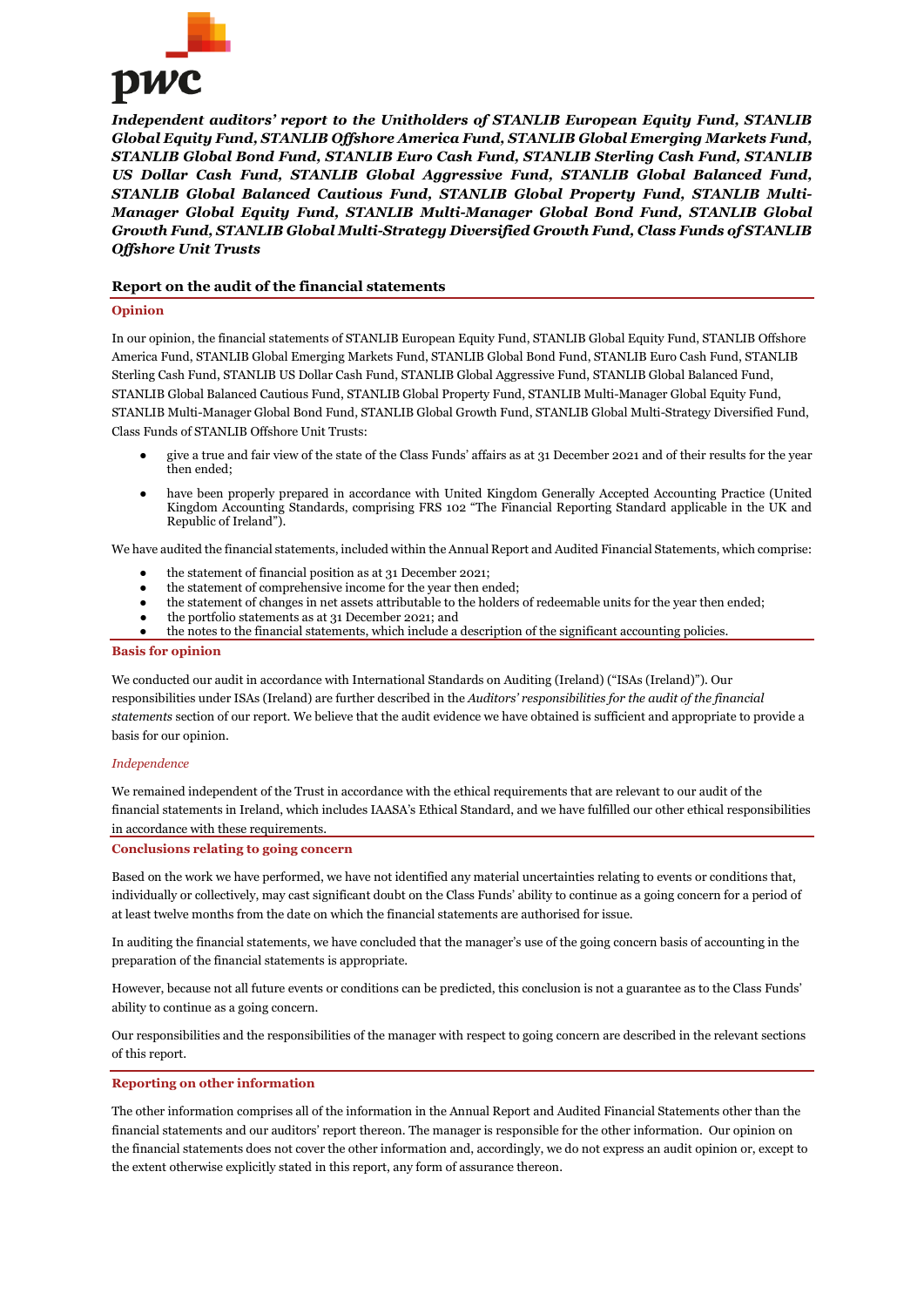***Independent auditors' report to the Unitholders of STANLIB European Equity Fund, STANLIB Global Equity Fund, STANLIB Offshore America Fund, STANLIB Global Emerging Markets Fund, STANLIB Global Bond Fund, STANLIB Euro Cash Fund, STANLIB Sterling Cash Fund, STANLIB US Dollar Cash Fund, STANLIB Global Aggressive Fund, STANLIB Global Balanced Fund, STANLIB Global Balanced Cautious Fund, STANLIB Global Property Fund, STANLIB Multi-Manager Global Equity Fund, STANLIB Multi-Manager Global Bond Fund, STANLIB Global Growth Fund, STANLIB Global Multi-Strategy Diversified Growth Fund, Class Funds of STANLIB Offshore Unit Trusts***

## Report on the audit of the financial statements

### Opinion

In our opinion, the financial statements of STANLIB European Equity Fund, STANLIB Global Equity Fund, STANLIB Offshore America Fund, STANLIB Global Emerging Markets Fund, STANLIB Global Bond Fund, STANLIB Euro Cash Fund, STANLIB Sterling Cash Fund, STANLIB US Dollar Cash Fund, STANLIB Global Aggressive Fund, STANLIB Global Balanced Fund, STANLIB Global Balanced Cautious Fund, STANLIB Global Property Fund, STANLIB Multi-Manager Global Equity Fund, STANLIB Multi-Manager Global Bond Fund, STANLIB Global Growth Fund, STANLIB Global Multi-Strategy Diversified Fund, Class Funds of STANLIB Offshore Unit Trusts:

- give a true and fair view of the state of the Class Funds' affairs as at 31 December 2021 and of their results for the year then ended;
- have been properly prepared in accordance with United Kingdom Generally Accepted Accounting Practice (United Kingdom Accounting Standards, comprising FRS 102 "The Financial Reporting Standard applicable in the UK and Republic of Ireland").

We have audited the financial statements, included within the Annual Report and Audited Financial Statements, which comprise:

- the statement of financial position as at 31 December 2021;
- the statement of comprehensive income for the year then ended;
- the statement of changes in net assets attributable to the holders of redeemable units for the year then ended;
- the portfolio statements as at 31 December 2021; and
- the notes to the financial statements, which include a description of the significant accounting policies.

### Basis for opinion

We conducted our audit in accordance with International Standards on Auditing (Ireland) ("ISAs (Ireland)"). Our responsibilities under ISAs (Ireland) are further described in the *Auditors' responsibilities for the audit of the financial statements* section of our report. We believe that the audit evidence we have obtained is sufficient and appropriate to provide a basis for our opinion.

*Independence*

We remained independent of the Trust in accordance with the ethical requirements that are relevant to our audit of the financial statements in Ireland, which includes IAASA's Ethical Standard, and we have fulfilled our other ethical responsibilities in accordance with these requirements.

### Conclusions relating to going concern

Based on the work we have performed, we have not identified any material uncertainties relating to events or conditions that, individually or collectively, may cast significant doubt on the Class Funds' ability to continue as a going concern for a period of at least twelve months from the date on which the financial statements are authorised for issue.

In auditing the financial statements, we have concluded that the manager's use of the going concern basis of accounting in the preparation of the financial statements is appropriate.

However, because not all future events or conditions can be predicted, this conclusion is not a guarantee as to the Class Funds' ability to continue as a going concern.

Our responsibilities and the responsibilities of the manager with respect to going concern are described in the relevant sections of this report.

### Reporting on other information

The other information comprises all of the information in the Annual Report and Audited Financial Statements other than the financial statements and our auditors' report thereon. The manager is responsible for the other information. Our opinion on the financial statements does not cover the other information and, accordingly, we do not express an audit opinion or, except to the extent otherwise explicitly stated in this report, any form of assurance thereon.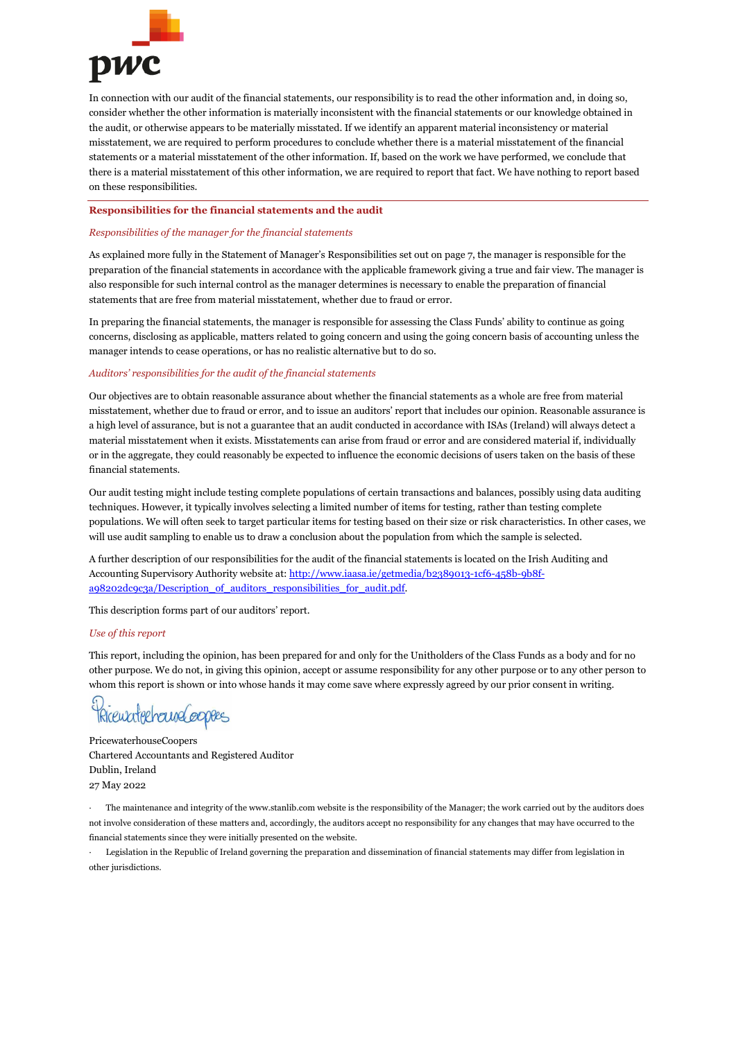In connection with our audit of the financial statements, our responsibility is to read the other information and, in doing so, consider whether the other information is materially inconsistent with the financial statements or our knowledge obtained in the audit, or otherwise appears to be materially misstated. If we identify an apparent material inconsistency or material misstatement, we are required to perform procedures to conclude whether there is a material misstatement of the financial statements or a material misstatement of the other information. If, based on the work we have performed, we conclude that there is a material misstatement of this other information, we are required to report that fact. We have nothing to report based on these responsibilities.

## Responsibilities for the financial statements and the audit

*Responsibilities of the manager for the financial statements*

As explained more fully in the Statement of Manager's Responsibilities set out on page 7, the manager is responsible for the preparation of the financial statements in accordance with the applicable framework giving a true and fair view. The manager is also responsible for such internal control as the manager determines is necessary to enable the preparation of financial statements that are free from material misstatement, whether due to fraud or error.

In preparing the financial statements, the manager is responsible for assessing the Class Funds' ability to continue as going concerns, disclosing as applicable, matters related to going concern and using the going concern basis of accounting unless the manager intends to cease operations, or has no realistic alternative but to do so.

*Auditors' responsibilities for the audit of the financial statements*

Our objectives are to obtain reasonable assurance about whether the financial statements as a whole are free from material misstatement, whether due to fraud or error, and to issue an auditors' report that includes our opinion. Reasonable assurance is a high level of assurance, but is not a guarantee that an audit conducted in accordance with ISAs (Ireland) will always detect a material misstatement when it exists. Misstatements can arise from fraud or error and are considered material if, individually or in the aggregate, they could reasonably be expected to influence the economic decisions of users taken on the basis of these financial statements.

Our audit testing might include testing complete populations of certain transactions and balances, possibly using data auditing techniques. However, it typically involves selecting a limited number of items for testing, rather than testing complete populations. We will often seek to target particular items for testing based on their size or risk characteristics. In other cases, we will use audit sampling to enable us to draw a conclusion about the population from which the sample is selected.

A further description of our responsibilities for the audit of the financial statements is located on the Irish Auditing and Accounting Supervisory Authority website at: http://www.iaasa.ie/getmedia/b2389013-1cf6-458b-9b8f-a98202dc9c3a/Description_of_auditors_responsibilities_for_audit.pdf.

This description forms part of our auditors' report.

*Use of this report*

This report, including the opinion, has been prepared for and only for the Unitholders of the Class Funds as a body and for no other purpose. We do not, in giving this opinion, accept or assume responsibility for any other purpose or to any other person to whom this report is shown or into whose hands it may come save where expressly agreed by our prior consent in writing.

PricewaterhouseCoopers

PricewaterhouseCoopers
Chartered Accountants and Registered Auditor
Dublin, Ireland
27 May 2022

- The maintenance and integrity of the www.stanlib.com website is the responsibility of the Manager; the work carried out by the auditors does not involve consideration of these matters and, accordingly, the auditors accept no responsibility for any changes that may have occurred to the financial statements since they were initially presented on the website.
- Legislation in the Republic of Ireland governing the preparation and dissemination of financial statements may differ from legislation in other jurisdictions.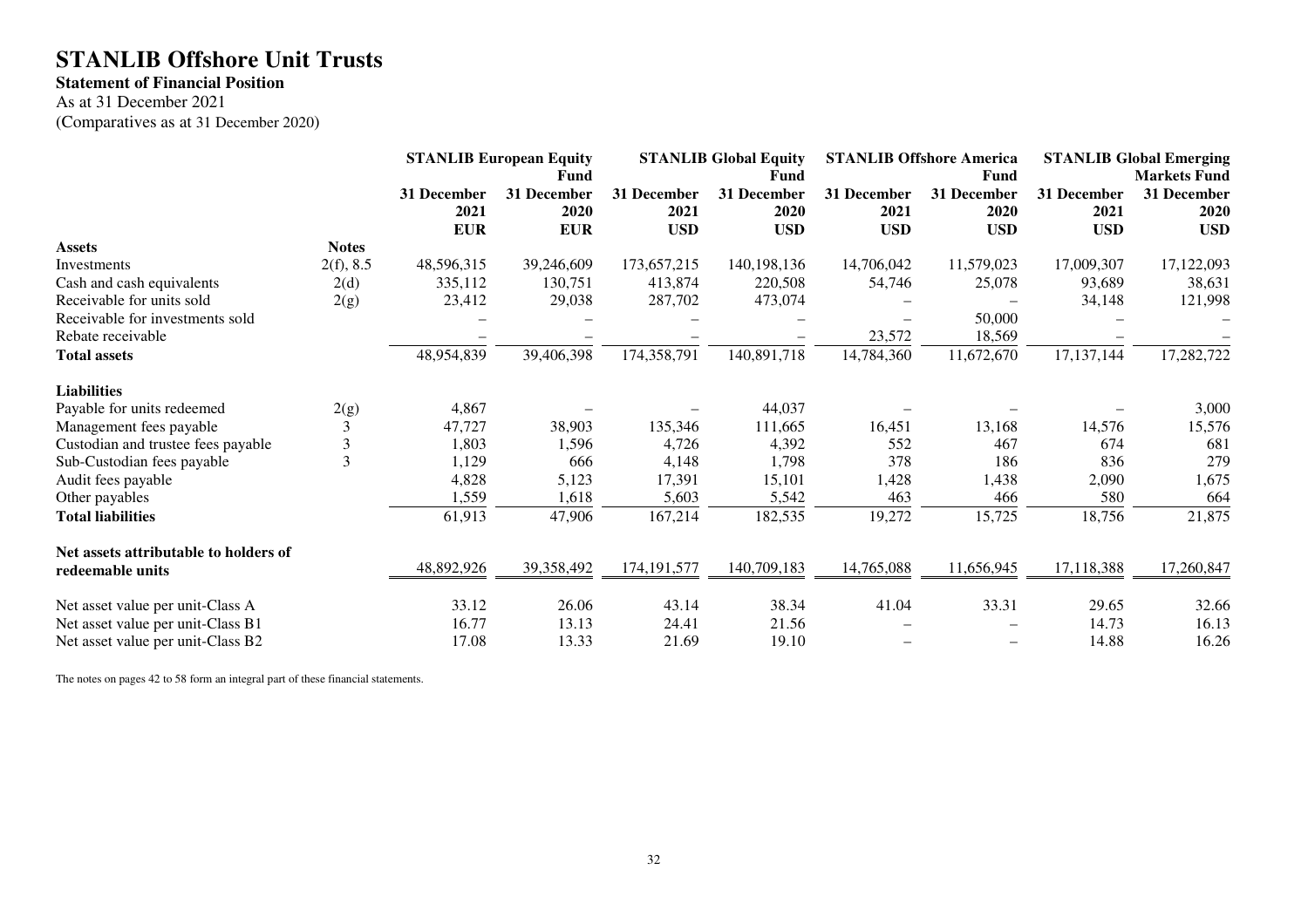# STANLIB Offshore Unit Trusts

**Statement of Financial Position**

As at 31 December 2021

(Comparatives as at 31 December 2020)

| | | STANLIB European Equity Fund | | STANLIB Global Equity Fund | | STANLIB Offshore America Fund | | STANLIB Global Emerging Markets Fund | |
|---|---|---|---|---|---|---|---|---|---|
| | | 31 December 2021 | 31 December 2020 | 31 December 2021 | 31 December 2020 | 31 December 2021 | 31 December 2020 | 31 December 2021 | 31 December 2020 |
| | | EUR | EUR | USD | USD | USD | USD | USD | USD |
| **Assets** | **Notes** | | | | | | | | |
| Investments | 2(f), 8.5 | 48,596,315 | 39,246,609 | 173,657,215 | 140,198,136 | 14,706,042 | 11,579,023 | 17,009,307 | 17,122,093 |
| Cash and cash equivalents | 2(d) | 335,112 | 130,751 | 413,874 | 220,508 | 54,746 | 25,078 | 93,689 | 38,631 |
| Receivable for units sold | 2(g) | 23,412 | 29,038 | 287,702 | 473,074 | – | – | 34,148 | 121,998 |
| Receivable for investments sold | | – | – | – | – | – | 50,000 | – | – |
| Rebate receivable | | – | – | – | – | 23,572 | 18,569 | – | – |
| **Total assets** | | 48,954,839 | 39,406,398 | 174,358,791 | 140,891,718 | 14,784,360 | 11,672,670 | 17,137,144 | 17,282,722 |
| **Liabilities** | | | | | | | | | |
| Payable for units redeemed | 2(g) | 4,867 | – | – | 44,037 | – | – | – | 3,000 |
| Management fees payable | 3 | 47,727 | 38,903 | 135,346 | 111,665 | 16,451 | 13,168 | 14,576 | 15,576 |
| Custodian and trustee fees payable | 3 | 1,803 | 1,596 | 4,726 | 4,392 | 552 | 467 | 674 | 681 |
| Sub-Custodian fees payable | 3 | 1,129 | 666 | 4,148 | 1,798 | 378 | 186 | 836 | 279 |
| Audit fees payable | | 4,828 | 5,123 | 17,391 | 15,101 | 1,428 | 1,438 | 2,090 | 1,675 |
| Other payables | | 1,559 | 1,618 | 5,603 | 5,542 | 463 | 466 | 580 | 664 |
| **Total liabilities** | | 61,913 | 47,906 | 167,214 | 182,535 | 19,272 | 15,725 | 18,756 | 21,875 |
| **Net assets attributable to holders of redeemable units** | | 48,892,926 | 39,358,492 | 174,191,577 | 140,709,183 | 14,765,088 | 11,656,945 | 17,118,388 | 17,260,847 |
| Net asset value per unit-Class A | | 33.12 | 26.06 | 43.14 | 38.34 | 41.04 | 33.31 | 29.65 | 32.66 |
| Net asset value per unit-Class B1 | | 16.77 | 13.13 | 24.41 | 21.56 | – | – | 14.73 | 16.13 |
| Net asset value per unit-Class B2 | | 17.08 | 13.33 | 21.69 | 19.10 | – | – | 14.88 | 16.26 |

The notes on pages 42 to 58 form an integral part of these financial statements.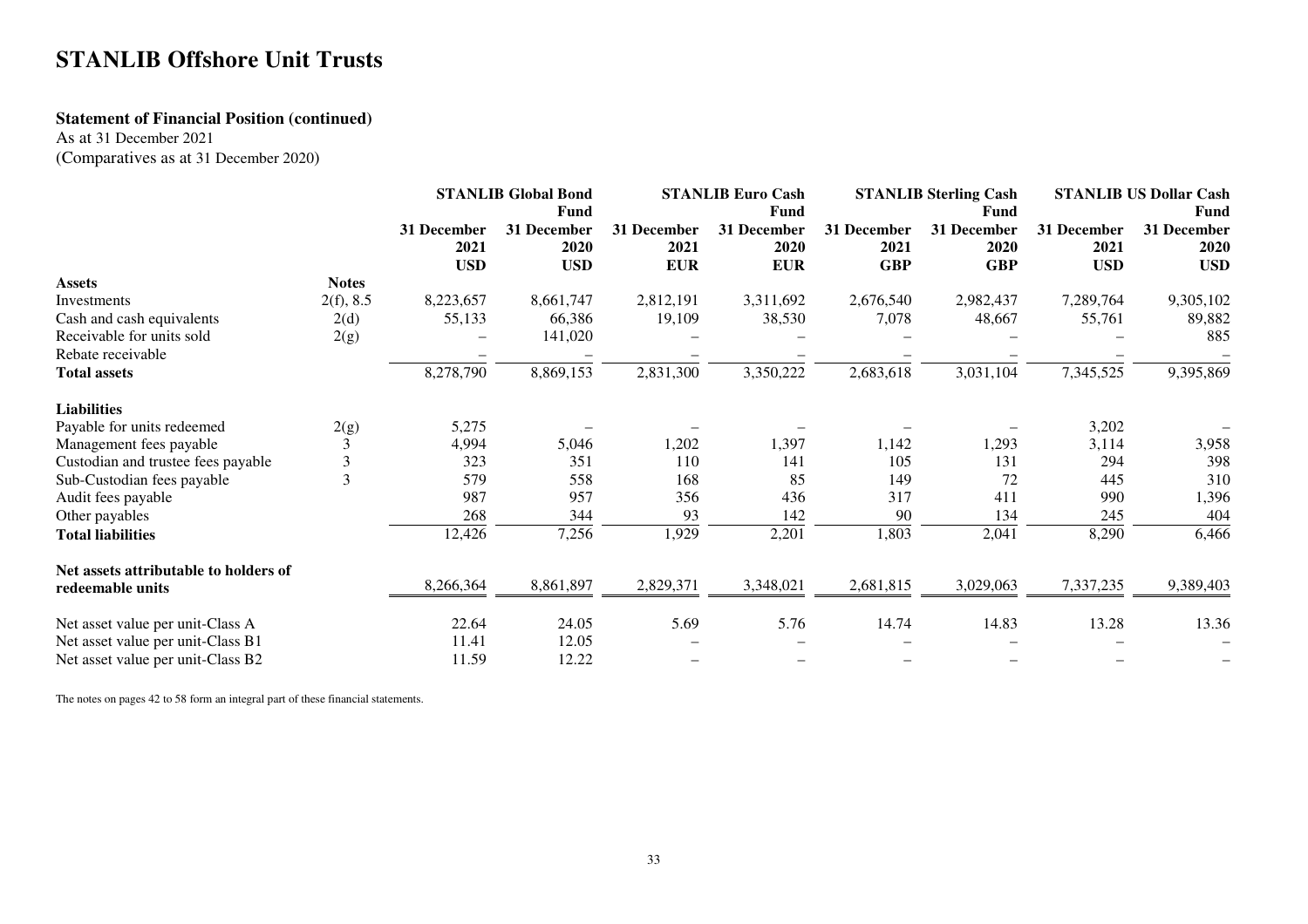# STANLIB Offshore Unit Trusts

**Statement of Financial Position (continued)**

As at 31 December 2021

(Comparatives as at 31 December 2020)

| | | STANLIB Global Bond Fund | | STANLIB Euro Cash Fund | | STANLIB Sterling Cash Fund | | STANLIB US Dollar Cash Fund | |
|---|---|---|---|---|---|---|---|---|---|
| | | 31 December 2021 | 31 December 2020 | 31 December 2021 | 31 December 2020 | 31 December 2021 | 31 December 2020 | 31 December 2021 | 31 December 2020 |
| | | USD | USD | EUR | EUR | GBP | GBP | USD | USD |
| **Assets** | **Notes** | | | | | | | | |
| Investments | 2(f), 8.5 | 8,223,657 | 8,661,747 | 2,812,191 | 3,311,692 | 2,676,540 | 2,982,437 | 7,289,764 | 9,305,102 |
| Cash and cash equivalents | 2(d) | 55,133 | 66,386 | 19,109 | 38,530 | 7,078 | 48,667 | 55,761 | 89,882 |
| Receivable for units sold | 2(g) | – | 141,020 | – | – | – | – | – | 885 |
| Rebate receivable | | – | – | – | – | – | – | – | – |
| **Total assets** | | 8,278,790 | 8,869,153 | 2,831,300 | 3,350,222 | 2,683,618 | 3,031,104 | 7,345,525 | 9,395,869 |
| **Liabilities** | | | | | | | | | |
| Payable for units redeemed | 2(g) | 5,275 | – | – | – | – | – | 3,202 | – |
| Management fees payable | 3 | 4,994 | 5,046 | 1,202 | 1,397 | 1,142 | 1,293 | 3,114 | 3,958 |
| Custodian and trustee fees payable | 3 | 323 | 351 | 110 | 141 | 105 | 131 | 294 | 398 |
| Sub-Custodian fees payable | 3 | 579 | 558 | 168 | 85 | 149 | 72 | 445 | 310 |
| Audit fees payable | | 987 | 957 | 356 | 436 | 317 | 411 | 990 | 1,396 |
| Other payables | | 268 | 344 | 93 | 142 | 90 | 134 | 245 | 404 |
| **Total liabilities** | | 12,426 | 7,256 | 1,929 | 2,201 | 1,803 | 2,041 | 8,290 | 6,466 |
| **Net assets attributable to holders of redeemable units** | | 8,266,364 | 8,861,897 | 2,829,371 | 3,348,021 | 2,681,815 | 3,029,063 | 7,337,235 | 9,389,403 |
| Net asset value per unit-Class A | | 22.64 | 24.05 | 5.69 | 5.76 | 14.74 | 14.83 | 13.28 | 13.36 |
| Net asset value per unit-Class B1 | | 11.41 | 12.05 | – | – | – | – | – | – |
| Net asset value per unit-Class B2 | | 11.59 | 12.22 | – | – | – | – | – | – |

The notes on pages 42 to 58 form an integral part of these financial statements.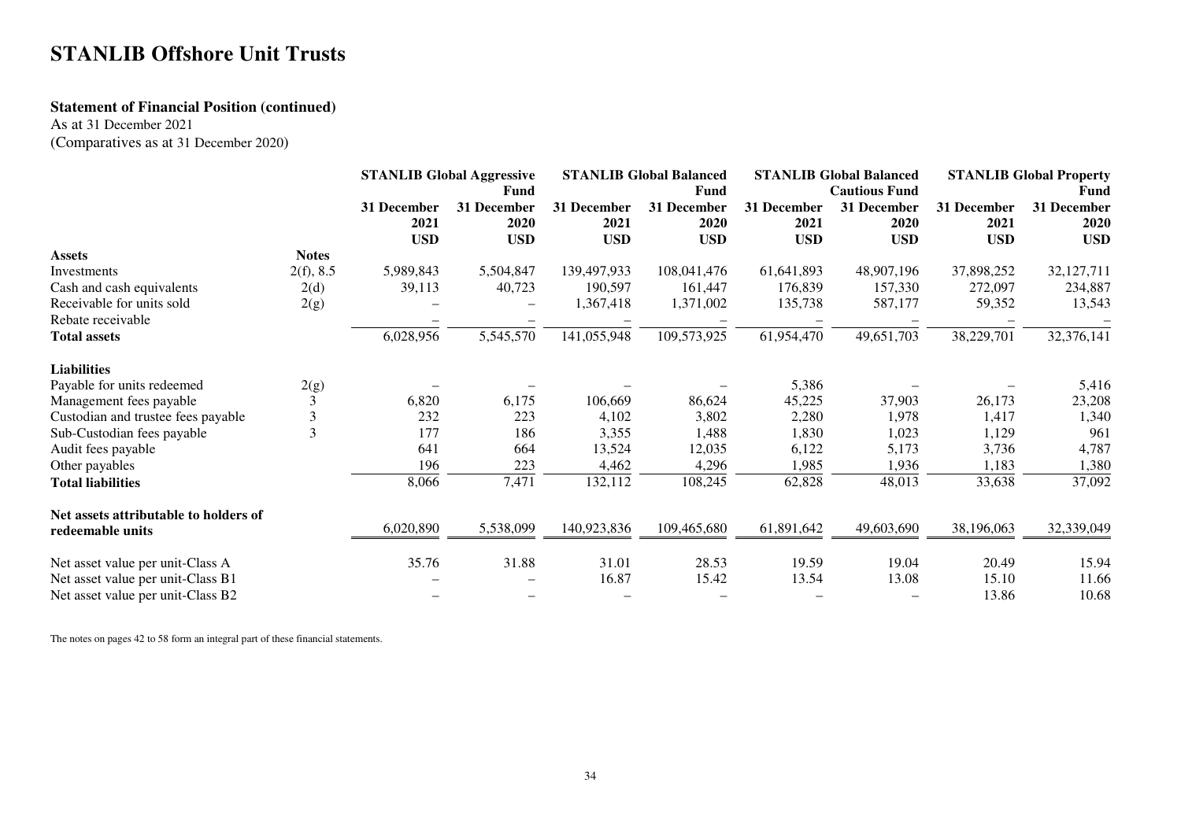# STANLIB Offshore Unit Trusts

**Statement of Financial Position (continued)**

As at 31 December 2021

(Comparatives as at 31 December 2020)

| | | STANLIB Global Aggressive Fund | | STANLIB Global Balanced Fund | | STANLIB Global Balanced Cautious Fund | | STANLIB Global Property Fund | |
|---|---|---|---|---|---|---|---|---|---|
| | | 31 December 2021 | 31 December 2020 | 31 December 2021 | 31 December 2020 | 31 December 2021 | 31 December 2020 | 31 December 2021 | 31 December 2020 |
| | | USD | USD | USD | USD | USD | USD | USD | USD |
| **Assets** | **Notes** | | | | | | | | |
| Investments | 2(f), 8.5 | 5,989,843 | 5,504,847 | 139,497,933 | 108,041,476 | 61,641,893 | 48,907,196 | 37,898,252 | 32,127,711 |
| Cash and cash equivalents | 2(d) | 39,113 | 40,723 | 190,597 | 161,447 | 176,839 | 157,330 | 272,097 | 234,887 |
| Receivable for units sold | 2(g) | – | – | 1,367,418 | 1,371,002 | 135,738 | 587,177 | 59,352 | 13,543 |
| Rebate receivable | | – | – | – | – | – | – | – | – |
| **Total assets** | | 6,028,956 | 5,545,570 | 141,055,948 | 109,573,925 | 61,954,470 | 49,651,703 | 38,229,701 | 32,376,141 |
| **Liabilities** | | | | | | | | | |
| Payable for units redeemed | 2(g) | – | – | – | – | 5,386 | – | – | 5,416 |
| Management fees payable | 3 | 6,820 | 6,175 | 106,669 | 86,624 | 45,225 | 37,903 | 26,173 | 23,208 |
| Custodian and trustee fees payable | 3 | 232 | 223 | 4,102 | 3,802 | 2,280 | 1,978 | 1,417 | 1,340 |
| Sub-Custodian fees payable | 3 | 177 | 186 | 3,355 | 1,488 | 1,830 | 1,023 | 1,129 | 961 |
| Audit fees payable | | 641 | 664 | 13,524 | 12,035 | 6,122 | 5,173 | 3,736 | 4,787 |
| Other payables | | 196 | 223 | 4,462 | 4,296 | 1,985 | 1,936 | 1,183 | 1,380 |
| **Total liabilities** | | 8,066 | 7,471 | 132,112 | 108,245 | 62,828 | 48,013 | 33,638 | 37,092 |
| **Net assets attributable to holders of redeemable units** | | 6,020,890 | 5,538,099 | 140,923,836 | 109,465,680 | 61,891,642 | 49,603,690 | 38,196,063 | 32,339,049 |
| Net asset value per unit-Class A | | 35.76 | 31.88 | 31.01 | 28.53 | 19.59 | 19.04 | 20.49 | 15.94 |
| Net asset value per unit-Class B1 | | – | – | 16.87 | 15.42 | 13.54 | 13.08 | 15.10 | 11.66 |
| Net asset value per unit-Class B2 | | – | – | – | – | – | – | 13.86 | 10.68 |

The notes on pages 42 to 58 form an integral part of these financial statements.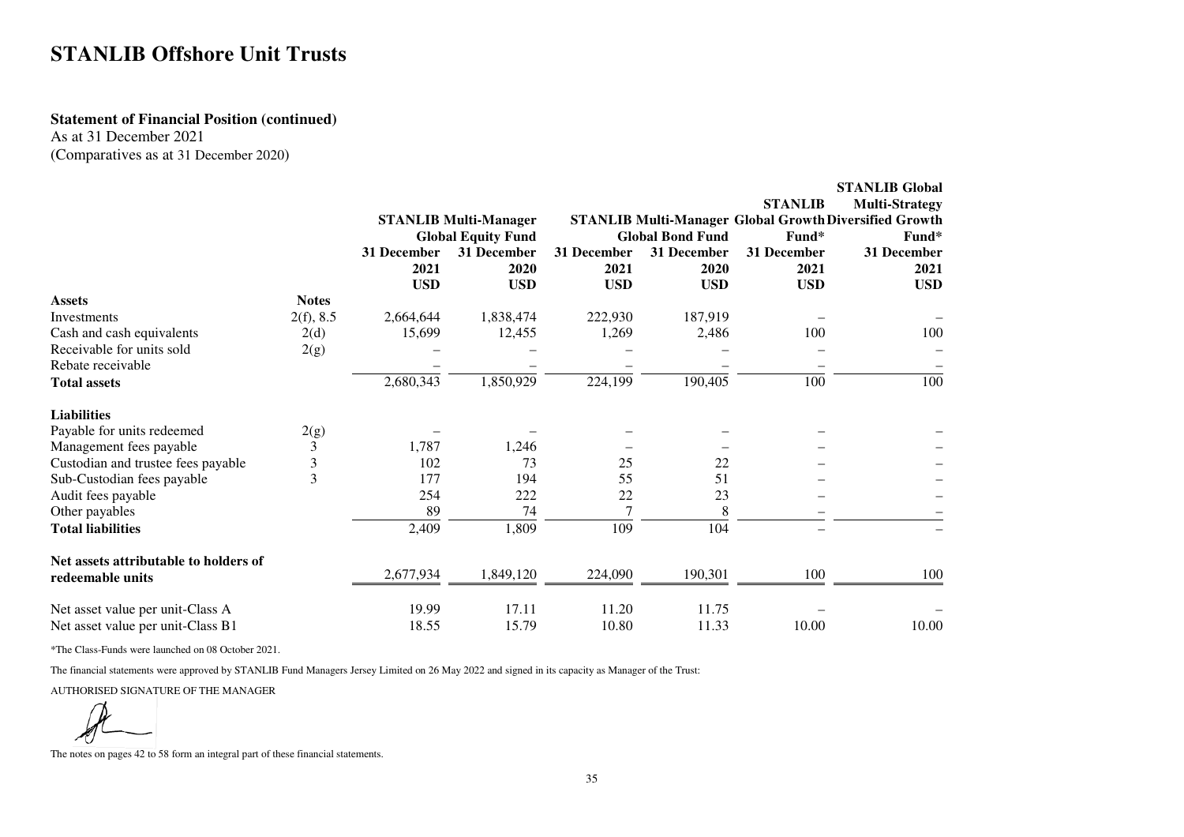# STANLIB Offshore Unit Trusts

**Statement of Financial Position (continued)**
As at 31 December 2021
(Comparatives as at 31 December 2020)

| | | STANLIB Multi-Manager Global Equity Fund | | STANLIB Multi-Manager Global Bond Fund | | STANLIB Global Growth Fund* | STANLIB Global Multi-Strategy Diversified Growth Fund* |
|---|---|---|---|---|---|---|---|
| | | 31 December 2021 | 31 December 2020 | 31 December 2021 | 31 December 2020 | 31 December 2021 | 31 December 2021 |
| | | USD | USD | USD | USD | USD | USD |
| **Assets** | **Notes** | | | | | | |
| Investments | 2(f), 8.5 | 2,664,644 | 1,838,474 | 222,930 | 187,919 | – | – |
| Cash and cash equivalents | 2(d) | 15,699 | 12,455 | 1,269 | 2,486 | 100 | 100 |
| Receivable for units sold | 2(g) | – | – | – | – | – | – |
| Rebate receivable | | – | – | – | – | – | – |
| **Total assets** | | 2,680,343 | 1,850,929 | 224,199 | 190,405 | 100 | 100 |
| **Liabilities** | | | | | | | |
| Payable for units redeemed | 2(g) | – | – | – | – | – | – |
| Management fees payable | 3 | 1,787 | 1,246 | – | – | – | – |
| Custodian and trustee fees payable | 3 | 102 | 73 | 25 | 22 | – | – |
| Sub-Custodian fees payable | 3 | 177 | 194 | 55 | 51 | – | – |
| Audit fees payable | | 254 | 222 | 22 | 23 | – | – |
| Other payables | | 89 | 74 | 7 | 8 | – | – |
| **Total liabilities** | | 2,409 | 1,809 | 109 | 104 | – | – |
| **Net assets attributable to holders of redeemable units** | | 2,677,934 | 1,849,120 | 224,090 | 190,301 | 100 | 100 |
| Net asset value per unit-Class A | | 19.99 | 17.11 | 11.20 | 11.75 | – | – |
| Net asset value per unit-Class B1 | | 18.55 | 15.79 | 10.80 | 11.33 | 10.00 | 10.00 |

*The Class-Funds were launched on 08 October 2021.

The financial statements were approved by STANLIB Fund Managers Jersey Limited on 26 May 2022 and signed in its capacity as Manager of the Trust:

AUTHORISED SIGNATURE OF THE MANAGER

The notes on pages 42 to 58 form an integral part of these financial statements.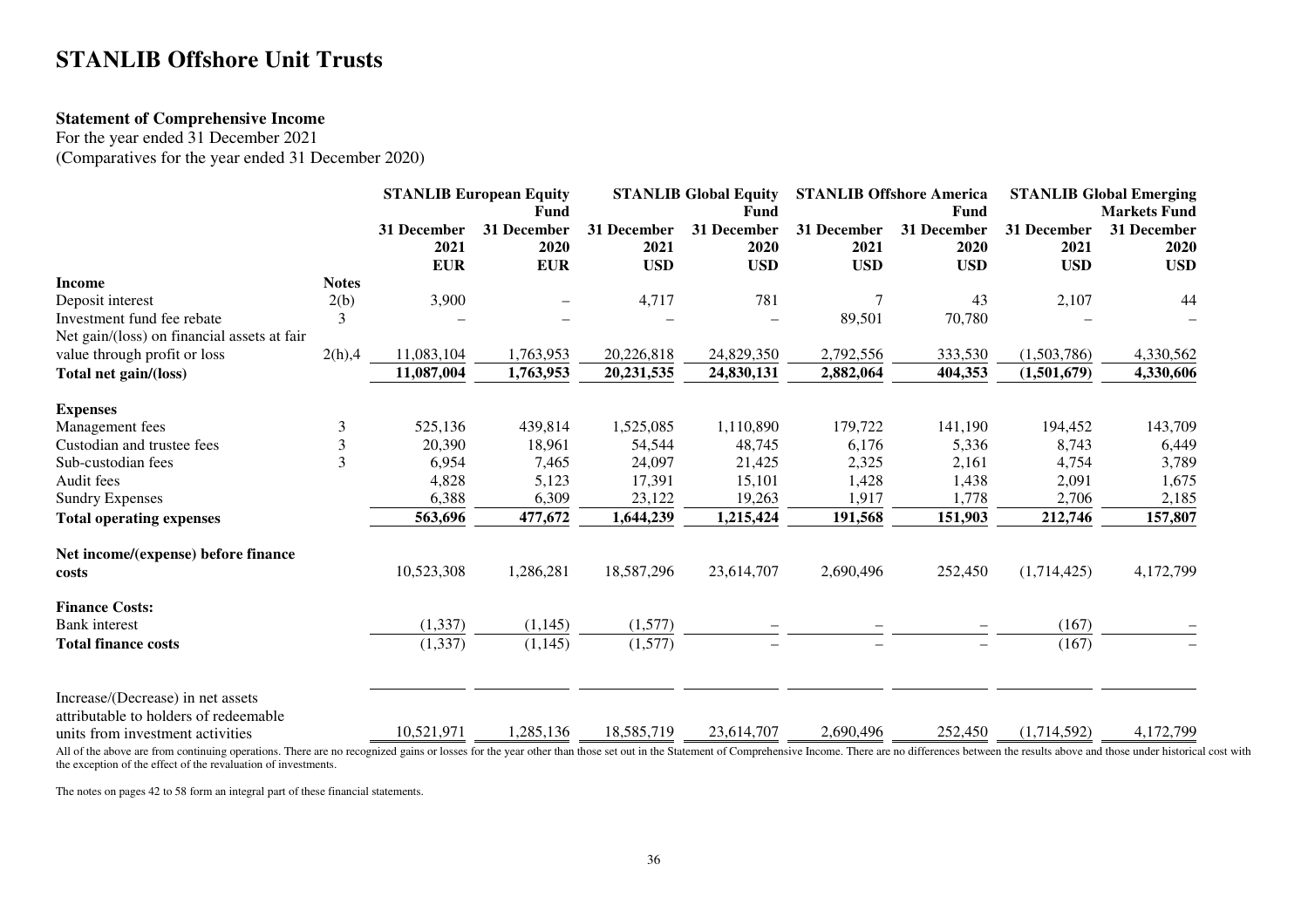# STANLIB Offshore Unit Trusts

**Statement of Comprehensive Income**

For the year ended 31 December 2021

(Comparatives for the year ended 31 December 2020)

| | | STANLIB European Equity Fund | | STANLIB Global Equity Fund | | STANLIB Offshore America Fund | | STANLIB Global Emerging Markets Fund | |
|---|---|---|---|---|---|---|---|---|---|
| | | 31 December 2021 | 31 December 2020 | 31 December 2021 | 31 December 2020 | 31 December 2021 | 31 December 2020 | 31 December 2021 | 31 December 2020 |
| | | EUR | EUR | USD | USD | USD | USD | USD | USD |
| **Income** | **Notes** | | | | | | | | |
| Deposit interest | 2(b) | 3,900 | – | 4,717 | 781 | 7 | 43 | 2,107 | 44 |
| Investment fund fee rebate | 3 | – | – | – | – | 89,501 | 70,780 | – | – |
| Net gain/(loss) on financial assets at fair value through profit or loss | 2(h),4 | 11,083,104 | 1,763,953 | 20,226,818 | 24,829,350 | 2,792,556 | 333,530 | (1,503,786) | 4,330,562 |
| **Total net gain/(loss)** | | **11,087,004** | **1,763,953** | **20,231,535** | **24,830,131** | **2,882,064** | **404,353** | **(1,501,679)** | **4,330,606** |
| **Expenses** | | | | | | | | | |
| Management fees | 3 | 525,136 | 439,814 | 1,525,085 | 1,110,890 | 179,722 | 141,190 | 194,452 | 143,709 |
| Custodian and trustee fees | 3 | 20,390 | 18,961 | 54,544 | 48,745 | 6,176 | 5,336 | 8,743 | 6,449 |
| Sub-custodian fees | 3 | 6,954 | 7,465 | 24,097 | 21,425 | 2,325 | 2,161 | 4,754 | 3,789 |
| Audit fees | | 4,828 | 5,123 | 17,391 | 15,101 | 1,428 | 1,438 | 2,091 | 1,675 |
| Sundry Expenses | | 6,388 | 6,309 | 23,122 | 19,263 | 1,917 | 1,778 | 2,706 | 2,185 |
| **Total operating expenses** | | **563,696** | **477,672** | **1,644,239** | **1,215,424** | **191,568** | **151,903** | **212,746** | **157,807** |
| **Net income/(expense) before finance costs** | | 10,523,308 | 1,286,281 | 18,587,296 | 23,614,707 | 2,690,496 | 252,450 | (1,714,425) | 4,172,799 |
| **Finance Costs:** | | | | | | | | | |
| Bank interest | | (1,337) | (1,145) | (1,577) | – | – | – | (167) | – |
| **Total finance costs** | | (1,337) | (1,145) | (1,577) | – | – | – | (167) | – |
| Increase/(Decrease) in net assets attributable to holders of redeemable units from investment activities | | 10,521,971 | 1,285,136 | 18,585,719 | 23,614,707 | 2,690,496 | 252,450 | (1,714,592) | 4,172,799 |

All of the above are from continuing operations. There are no recognized gains or losses for the year other than those set out in the Statement of Comprehensive Income. There are no differences between the results above and those under historical cost with the exception of the effect of the revaluation of investments.

The notes on pages 42 to 58 form an integral part of these financial statements.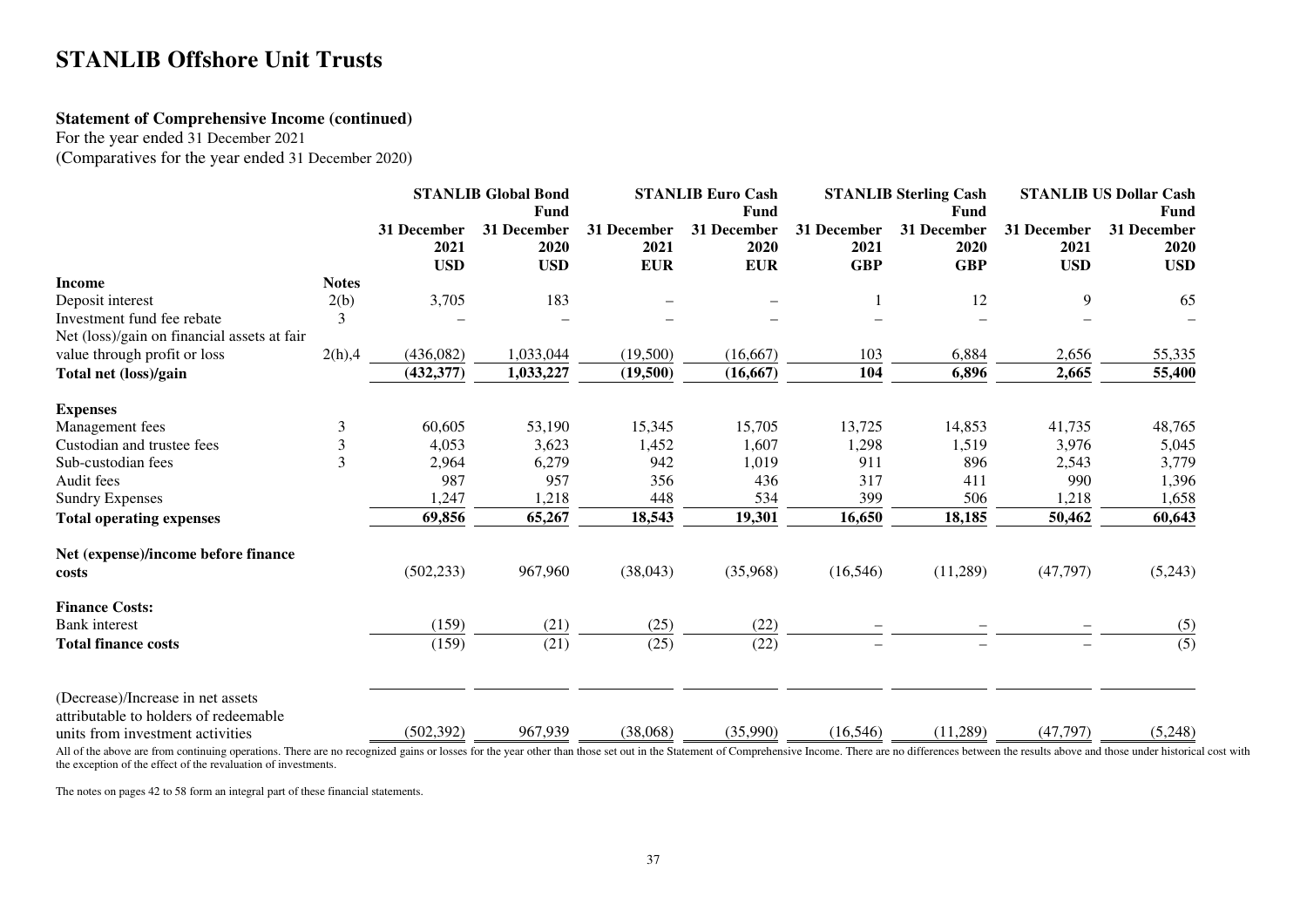# STANLIB Offshore Unit Trusts

### Statement of Comprehensive Income (continued)

For the year ended 31 December 2021
(Comparatives for the year ended 31 December 2020)

| | | STANLIB Global Bond Fund | | STANLIB Euro Cash Fund | | STANLIB Sterling Cash Fund | | STANLIB US Dollar Cash Fund | |
|---|---|---|---|---|---|---|---|---|---|
| | | 31 December 2021 USD | 31 December 2020 USD | 31 December 2021 EUR | 31 December 2020 EUR | 31 December 2021 GBP | 31 December 2020 GBP | 31 December 2021 USD | 31 December 2020 USD |
| **Income** | **Notes** | | | | | | | | |
| Deposit interest | 2(b) | 3,705 | 183 | – | – | 1 | 12 | 9 | 65 |
| Investment fund fee rebate | 3 | – | – | – | – | – | – | – | – |
| Net (loss)/gain on financial assets at fair value through profit or loss | 2(h),4 | (436,082) | 1,033,044 | (19,500) | (16,667) | 103 | 6,884 | 2,656 | 55,335 |
| **Total net (loss)/gain** | | **(432,377)** | **1,033,227** | **(19,500)** | **(16,667)** | **104** | **6,896** | **2,665** | **55,400** |
| **Expenses** | | | | | | | | | |
| Management fees | 3 | 60,605 | 53,190 | 15,345 | 15,705 | 13,725 | 14,853 | 41,735 | 48,765 |
| Custodian and trustee fees | 3 | 4,053 | 3,623 | 1,452 | 1,607 | 1,298 | 1,519 | 3,976 | 5,045 |
| Sub-custodian fees | 3 | 2,964 | 6,279 | 942 | 1,019 | 911 | 896 | 2,543 | 3,779 |
| Audit fees | | 987 | 957 | 356 | 436 | 317 | 411 | 990 | 1,396 |
| Sundry Expenses | | 1,247 | 1,218 | 448 | 534 | 399 | 506 | 1,218 | 1,658 |
| **Total operating expenses** | | **69,856** | **65,267** | **18,543** | **19,301** | **16,650** | **18,185** | **50,462** | **60,643** |
| **Net (expense)/income before finance costs** | | (502,233) | 967,960 | (38,043) | (35,968) | (16,546) | (11,289) | (47,797) | (5,243) |
| **Finance Costs:** | | | | | | | | | |
| Bank interest | | (159) | (21) | (25) | (22) | – | – | – | (5) |
| **Total finance costs** | | (159) | (21) | (25) | (22) | – | – | – | (5) |
| (Decrease)/Increase in net assets attributable to holders of redeemable units from investment activities | | (502,392) | 967,939 | (38,068) | (35,990) | (16,546) | (11,289) | (47,797) | (5,248) |

All of the above are from continuing operations. There are no recognized gains or losses for the year other than those set out in the Statement of Comprehensive Income. There are no differences between the results above and those under historical cost with the exception of the effect of the revaluation of investments.

The notes on pages 42 to 58 form an integral part of these financial statements.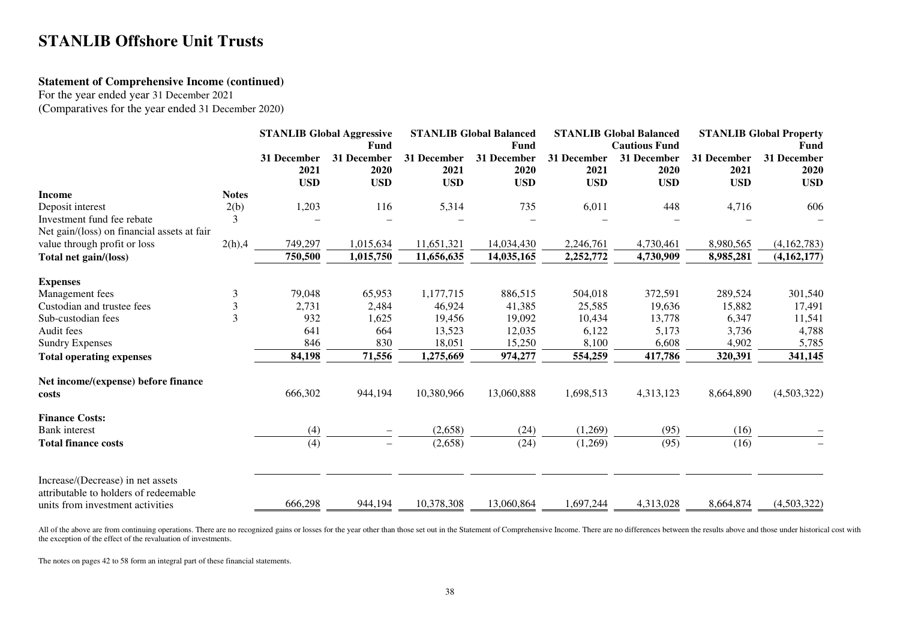# STANLIB Offshore Unit Trusts

**Statement of Comprehensive Income (continued)**

For the year ended year 31 December 2021

(Comparatives for the year ended 31 December 2020)

| | | STANLIB Global Aggressive Fund | | STANLIB Global Balanced Fund | | STANLIB Global Balanced Cautious Fund | | STANLIB Global Property Fund | |
|---|---|---|---|---|---|---|---|---|---|
| | | 31 December 2021 USD | 31 December 2020 USD | 31 December 2021 USD | 31 December 2020 USD | 31 December 2021 USD | 31 December 2020 USD | 31 December 2021 USD | 31 December 2020 USD |
| **Income** | **Notes** | | | | | | | | |
| Deposit interest | 2(b) | 1,203 | 116 | 5,314 | 735 | 6,011 | 448 | 4,716 | 606 |
| Investment fund fee rebate | 3 | – | – | – | – | – | – | – | – |
| Net gain/(loss) on financial assets at fair value through profit or loss | 2(h),4 | 749,297 | 1,015,634 | 11,651,321 | 14,034,430 | 2,246,761 | 4,730,461 | 8,980,565 | (4,162,783) |
| **Total net gain/(loss)** | | **750,500** | **1,015,750** | **11,656,635** | **14,035,165** | **2,252,772** | **4,730,909** | **8,985,281** | **(4,162,177)** |
| **Expenses** | | | | | | | | | |
| Management fees | 3 | 79,048 | 65,953 | 1,177,715 | 886,515 | 504,018 | 372,591 | 289,524 | 301,540 |
| Custodian and trustee fees | 3 | 2,731 | 2,484 | 46,924 | 41,385 | 25,585 | 19,636 | 15,882 | 17,491 |
| Sub-custodian fees | 3 | 932 | 1,625 | 19,456 | 19,092 | 10,434 | 13,778 | 6,347 | 11,541 |
| Audit fees | | 641 | 664 | 13,523 | 12,035 | 6,122 | 5,173 | 3,736 | 4,788 |
| Sundry Expenses | | 846 | 830 | 18,051 | 15,250 | 8,100 | 6,608 | 4,902 | 5,785 |
| **Total operating expenses** | | **84,198** | **71,556** | **1,275,669** | **974,277** | **554,259** | **417,786** | **320,391** | **341,145** |
| **Net income/(expense) before finance costs** | | 666,302 | 944,194 | 10,380,966 | 13,060,888 | 1,698,513 | 4,313,123 | 8,664,890 | (4,503,322) |
| **Finance Costs:** | | | | | | | | | |
| Bank interest | | (4) | – | (2,658) | (24) | (1,269) | (95) | (16) | – |
| **Total finance costs** | | (4) | – | (2,658) | (24) | (1,269) | (95) | (16) | – |
| Increase/(Decrease) in net assets attributable to holders of redeemable units from investment activities | | 666,298 | 944,194 | 10,378,308 | 13,060,864 | 1,697,244 | 4,313,028 | 8,664,874 | (4,503,322) |

All of the above are from continuing operations. There are no recognized gains or losses for the year other than those set out in the Statement of Comprehensive Income. There are no differences between the results above and those under historical cost with the exception of the effect of the revaluation of investments.

The notes on pages 42 to 58 form an integral part of these financial statements.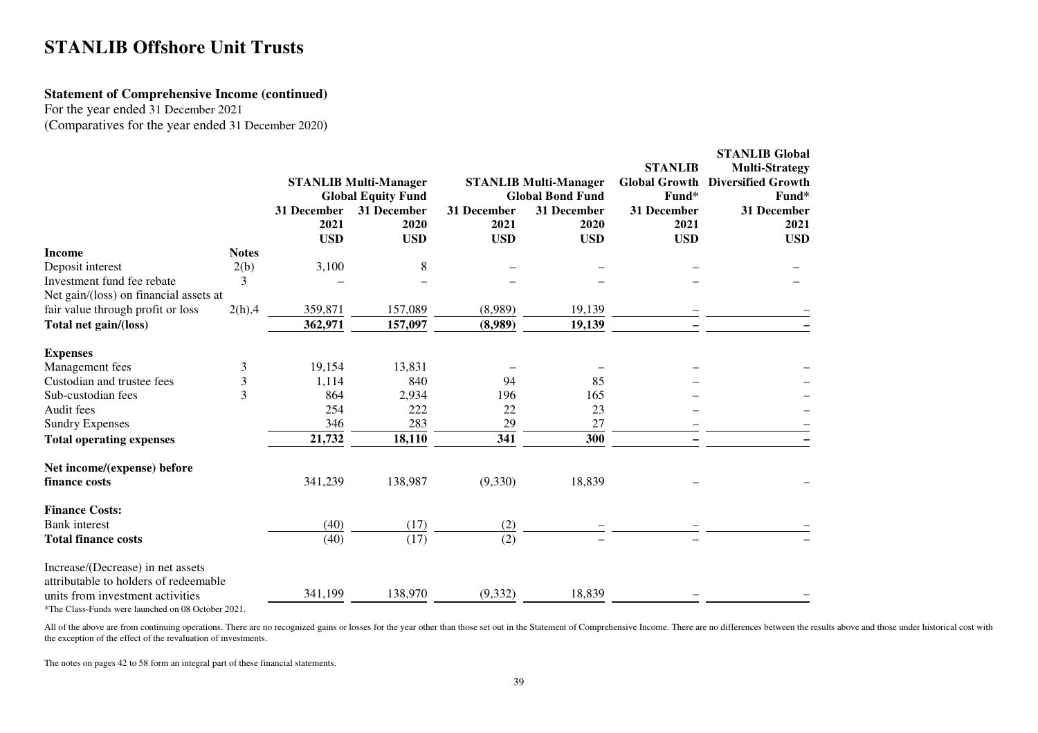# STANLIB Offshore Unit Trusts

**Statement of Comprehensive Income (continued)**
For the year ended 31 December 2021
(Comparatives for the year ended 31 December 2020)

| | | STANLIB Multi-Manager Global Equity Fund | | STANLIB Multi-Manager Global Bond Fund | | STANLIB Global Growth Fund* | STANLIB Global Multi-Strategy Diversified Growth Fund* |
|---|---|---|---|---|---|---|---|
| | | 31 December 2021 | 31 December 2020 | 31 December 2021 | 31 December 2020 | 31 December 2021 | 31 December 2021 |
| | | USD | USD | USD | USD | USD | USD |
| **Income** | **Notes** | | | | | | |
| Deposit interest | 2(b) | 3,100 | 8 | – | – | – | – |
| Investment fund fee rebate | 3 | – | – | – | – | – | – |
| Net gain/(loss) on financial assets at fair value through profit or loss | 2(h),4 | 359,871 | 157,089 | (8,989) | 19,139 | – | – |
| **Total net gain/(loss)** | | **362,971** | **157,097** | **(8,989)** | **19,139** | **–** | **–** |
| **Expenses** | | | | | | | |
| Management fees | 3 | 19,154 | 13,831 | – | – | – | – |
| Custodian and trustee fees | 3 | 1,114 | 840 | 94 | 85 | – | – |
| Sub-custodian fees | 3 | 864 | 2,934 | 196 | 165 | – | – |
| Audit fees | | 254 | 222 | 22 | 23 | – | – |
| Sundry Expenses | | 346 | 283 | 29 | 27 | – | – |
| **Total operating expenses** | | **21,732** | **18,110** | **341** | **300** | **–** | **–** |
| **Net income/(expense) before finance costs** | | 341,239 | 138,987 | (9,330) | 18,839 | – | – |
| **Finance Costs:** | | | | | | | |
| Bank interest | | (40) | (17) | (2) | – | – | – |
| **Total finance costs** | | (40) | (17) | (2) | – | – | – |
| Increase/(Decrease) in net assets attributable to holders of redeemable units from investment activities | | 341,199 | 138,970 | (9,332) | 18,839 | – | – |

*The Class-Funds were launched on 08 October 2021.

All of the above are from continuing operations. There are no recognized gains or losses for the year other than those set out in the Statement of Comprehensive Income. There are no differences between the results above and those under historical cost with the exception of the effect of the revaluation of investments.

The notes on pages 42 to 58 form an integral part of these financial statements.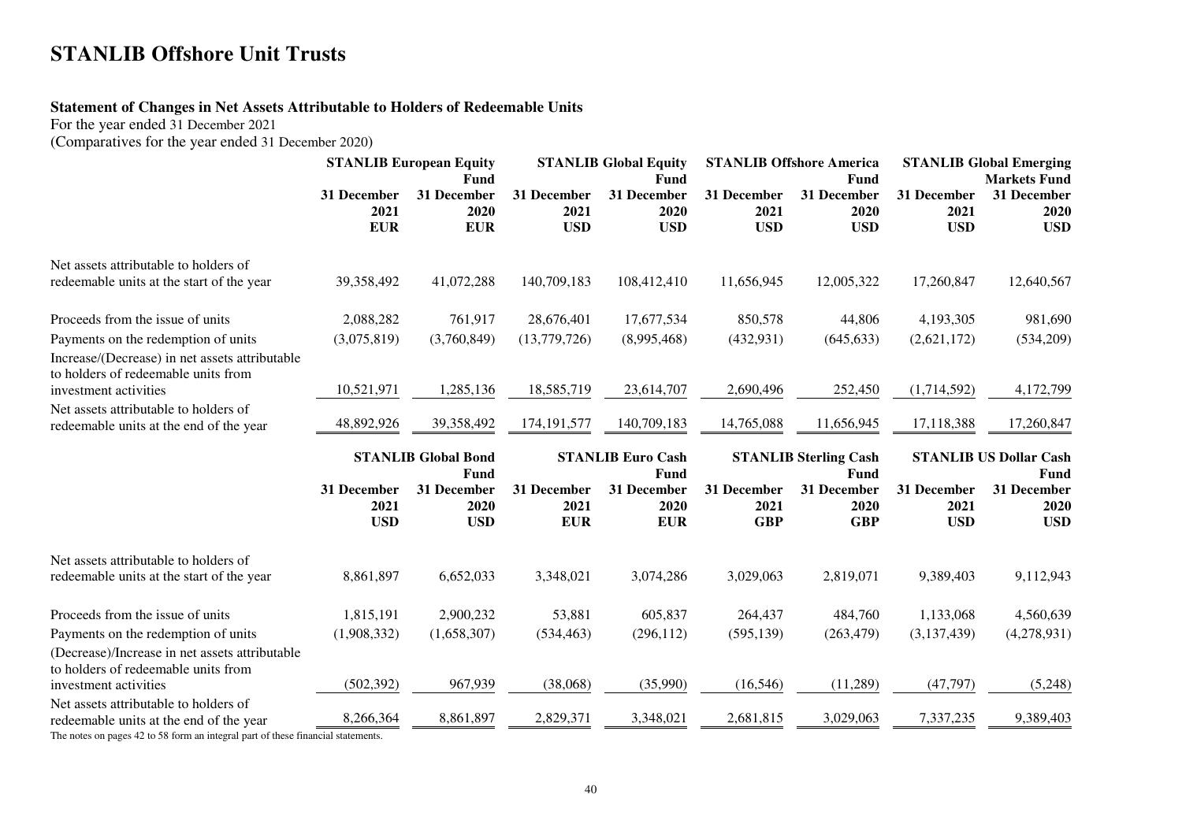# STANLIB Offshore Unit Trusts

**Statement of Changes in Net Assets Attributable to Holders of Redeemable Units**

For the year ended 31 December 2021

(Comparatives for the year ended 31 December 2020)

| | STANLIB European Equity Fund | | STANLIB Global Equity Fund | | STANLIB Offshore America Fund | | STANLIB Global Emerging Markets Fund | |
|---|---|---|---|---|---|---|---|---|
| | 31 December 2021 EUR | 31 December 2020 EUR | 31 December 2021 USD | 31 December 2020 USD | 31 December 2021 USD | 31 December 2020 USD | 31 December 2021 USD | 31 December 2020 USD |
| Net assets attributable to holders of redeemable units at the start of the year | 39,358,492 | 41,072,288 | 140,709,183 | 108,412,410 | 11,656,945 | 12,005,322 | 17,260,847 | 12,640,567 |
| Proceeds from the issue of units | 2,088,282 | 761,917 | 28,676,401 | 17,677,534 | 850,578 | 44,806 | 4,193,305 | 981,690 |
| Payments on the redemption of units | (3,075,819) | (3,760,849) | (13,779,726) | (8,995,468) | (432,931) | (645,633) | (2,621,172) | (534,209) |
| Increase/(Decrease) in net assets attributable to holders of redeemable units from investment activities | 10,521,971 | 1,285,136 | 18,585,719 | 23,614,707 | 2,690,496 | 252,450 | (1,714,592) | 4,172,799 |
| Net assets attributable to holders of redeemable units at the end of the year | 48,892,926 | 39,358,492 | 174,191,577 | 140,709,183 | 14,765,088 | 11,656,945 | 17,118,388 | 17,260,847 |

| | STANLIB Global Bond Fund | | STANLIB Euro Cash Fund | | STANLIB Sterling Cash Fund | | STANLIB US Dollar Cash Fund | |
|---|---|---|---|---|---|---|---|---|
| | 31 December 2021 USD | 31 December 2020 USD | 31 December 2021 EUR | 31 December 2020 EUR | 31 December 2021 GBP | 31 December 2020 GBP | 31 December 2021 USD | 31 December 2020 USD |
| Net assets attributable to holders of redeemable units at the start of the year | 8,861,897 | 6,652,033 | 3,348,021 | 3,074,286 | 3,029,063 | 2,819,071 | 9,389,403 | 9,112,943 |
| Proceeds from the issue of units | 1,815,191 | 2,900,232 | 53,881 | 605,837 | 264,437 | 484,760 | 1,133,068 | 4,560,639 |
| Payments on the redemption of units | (1,908,332) | (1,658,307) | (534,463) | (296,112) | (595,139) | (263,479) | (3,137,439) | (4,278,931) |
| (Decrease)/Increase in net assets attributable to holders of redeemable units from investment activities | (502,392) | 967,939 | (38,068) | (35,990) | (16,546) | (11,289) | (47,797) | (5,248) |
| Net assets attributable to holders of redeemable units at the end of the year | 8,266,364 | 8,861,897 | 2,829,371 | 3,348,021 | 2,681,815 | 3,029,063 | 7,337,235 | 9,389,403 |

The notes on pages 42 to 58 form an integral part of these financial statements.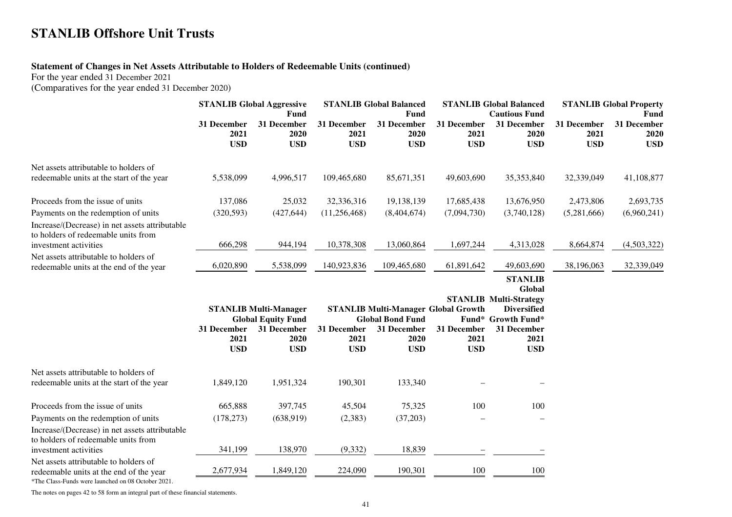# STANLIB Offshore Unit Trusts

**Statement of Changes in Net Assets Attributable to Holders of Redeemable Units (continued)**

For the year ended 31 December 2021

(Comparatives for the year ended 31 December 2020)

| | STANLIB Global Aggressive Fund | | STANLIB Global Balanced Fund | | STANLIB Global Balanced Cautious Fund | | STANLIB Global Property Fund | |
|---|---|---|---|---|---|---|---|---|
| | 31 December 2021 USD | 31 December 2020 USD | 31 December 2021 USD | 31 December 2020 USD | 31 December 2021 USD | 31 December 2020 USD | 31 December 2021 USD | 31 December 2020 USD |
| Net assets attributable to holders of redeemable units at the start of the year | 5,538,099 | 4,996,517 | 109,465,680 | 85,671,351 | 49,603,690 | 35,353,840 | 32,339,049 | 41,108,877 |
| Proceeds from the issue of units | 137,086 | 25,032 | 32,336,316 | 19,138,139 | 17,685,438 | 13,676,950 | 2,473,806 | 2,693,735 |
| Payments on the redemption of units | (320,593) | (427,644) | (11,256,468) | (8,404,674) | (7,094,730) | (3,740,128) | (5,281,666) | (6,960,241) |
| Increase/(Decrease) in net assets attributable to holders of redeemable units from investment activities | 666,298 | 944,194 | 10,378,308 | 13,060,864 | 1,697,244 | 4,313,028 | 8,664,874 | (4,503,322) |
| Net assets attributable to holders of redeemable units at the end of the year | 6,020,890 | 5,538,099 | 140,923,836 | 109,465,680 | 61,891,642 | 49,603,690 | 38,196,063 | 32,339,049 |

| | STANLIB Multi-Manager Global Equity Fund | | STANLIB Multi-Manager Global Bond Fund | | STANLIB Global Growth Fund* | STANLIB Global Multi-Strategy Diversified Growth Fund* |
|---|---|---|---|---|---|---|
| | 31 December 2021 USD | 31 December 2020 USD | 31 December 2021 USD | 31 December 2020 USD | 31 December 2021 USD | 31 December 2021 USD |
| Net assets attributable to holders of redeemable units at the start of the year | 1,849,120 | 1,951,324 | 190,301 | 133,340 | – | – |
| Proceeds from the issue of units | 665,888 | 397,745 | 45,504 | 75,325 | 100 | 100 |
| Payments on the redemption of units | (178,273) | (638,919) | (2,383) | (37,203) | – | – |
| Increase/(Decrease) in net assets attributable to holders of redeemable units from investment activities | 341,199 | 138,970 | (9,332) | 18,839 | – | – |
| Net assets attributable to holders of redeemable units at the end of the year | 2,677,934 | 1,849,120 | 224,090 | 190,301 | 100 | 100 |

*The Class-Funds were launched on 08 October 2021.

The notes on pages 42 to 58 form an integral part of these financial statements.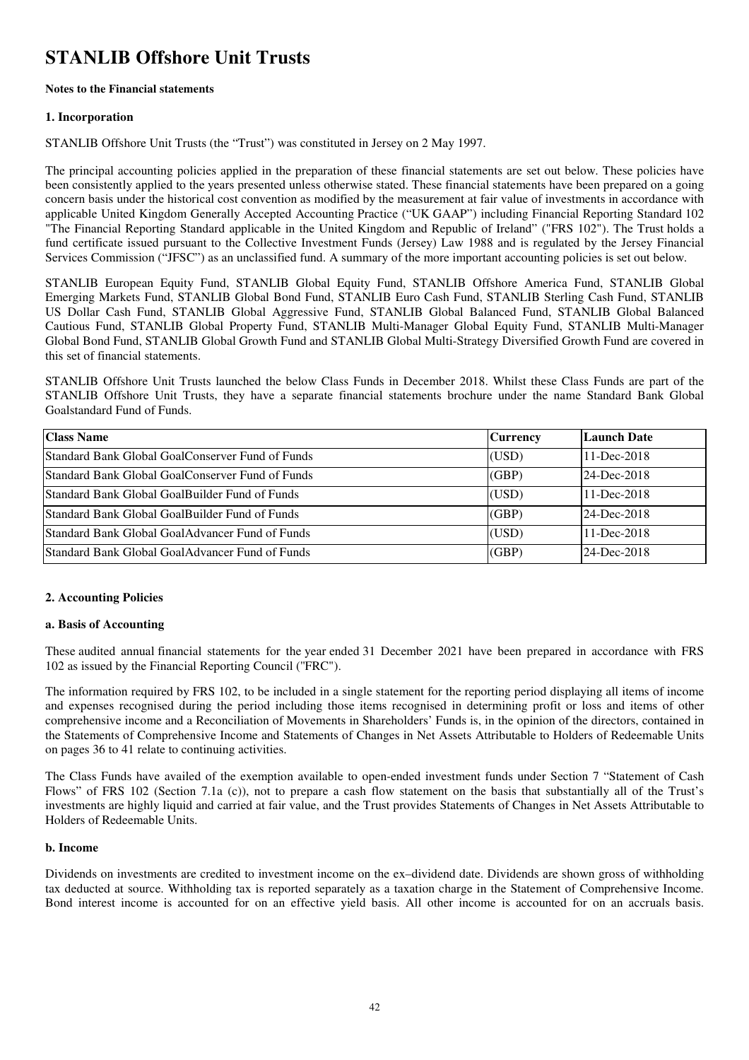# STANLIB Offshore Unit Trusts

**Notes to the Financial statements**

**1. Incorporation**

STANLIB Offshore Unit Trusts (the "Trust") was constituted in Jersey on 2 May 1997.

The principal accounting policies applied in the preparation of these financial statements are set out below. These policies have been consistently applied to the years presented unless otherwise stated. These financial statements have been prepared on a going concern basis under the historical cost convention as modified by the measurement at fair value of investments in accordance with applicable United Kingdom Generally Accepted Accounting Practice ("UK GAAP") including Financial Reporting Standard 102 "The Financial Reporting Standard applicable in the United Kingdom and Republic of Ireland" ("FRS 102"). The Trust holds a fund certificate issued pursuant to the Collective Investment Funds (Jersey) Law 1988 and is regulated by the Jersey Financial Services Commission ("JFSC") as an unclassified fund. A summary of the more important accounting policies is set out below.

STANLIB European Equity Fund, STANLIB Global Equity Fund, STANLIB Offshore America Fund, STANLIB Global Emerging Markets Fund, STANLIB Global Bond Fund, STANLIB Euro Cash Fund, STANLIB Sterling Cash Fund, STANLIB US Dollar Cash Fund, STANLIB Global Aggressive Fund, STANLIB Global Balanced Fund, STANLIB Global Balanced Cautious Fund, STANLIB Global Property Fund, STANLIB Multi-Manager Global Equity Fund, STANLIB Multi-Manager Global Bond Fund, STANLIB Global Growth Fund and STANLIB Global Multi-Strategy Diversified Growth Fund are covered in this set of financial statements.

STANLIB Offshore Unit Trusts launched the below Class Funds in December 2018. Whilst these Class Funds are part of the STANLIB Offshore Unit Trusts, they have a separate financial statements brochure under the name Standard Bank Global Goalstandard Fund of Funds.

| Class Name | Currency | Launch Date |
|---|---|---|
| Standard Bank Global GoalConserver Fund of Funds | (USD) | 11-Dec-2018 |
| Standard Bank Global GoalConserver Fund of Funds | (GBP) | 24-Dec-2018 |
| Standard Bank Global GoalBuilder Fund of Funds | (USD) | 11-Dec-2018 |
| Standard Bank Global GoalBuilder Fund of Funds | (GBP) | 24-Dec-2018 |
| Standard Bank Global GoalAdvancer Fund of Funds | (USD) | 11-Dec-2018 |
| Standard Bank Global GoalAdvancer Fund of Funds | (GBP) | 24-Dec-2018 |

**2. Accounting Policies**

**a. Basis of Accounting**

These audited annual financial statements for the year ended 31 December 2021 have been prepared in accordance with FRS 102 as issued by the Financial Reporting Council ("FRC").

The information required by FRS 102, to be included in a single statement for the reporting period displaying all items of income and expenses recognised during the period including those items recognised in determining profit or loss and items of other comprehensive income and a Reconciliation of Movements in Shareholders' Funds is, in the opinion of the directors, contained in the Statements of Comprehensive Income and Statements of Changes in Net Assets Attributable to Holders of Redeemable Units on pages 36 to 41 relate to continuing activities.

The Class Funds have availed of the exemption available to open-ended investment funds under Section 7 "Statement of Cash Flows" of FRS 102 (Section 7.1a (c)), not to prepare a cash flow statement on the basis that substantially all of the Trust's investments are highly liquid and carried at fair value, and the Trust provides Statements of Changes in Net Assets Attributable to Holders of Redeemable Units.

**b. Income**

Dividends on investments are credited to investment income on the ex–dividend date. Dividends are shown gross of withholding tax deducted at source. Withholding tax is reported separately as a taxation charge in the Statement of Comprehensive Income. Bond interest income is accounted for on an effective yield basis. All other income is accounted for on an accruals basis.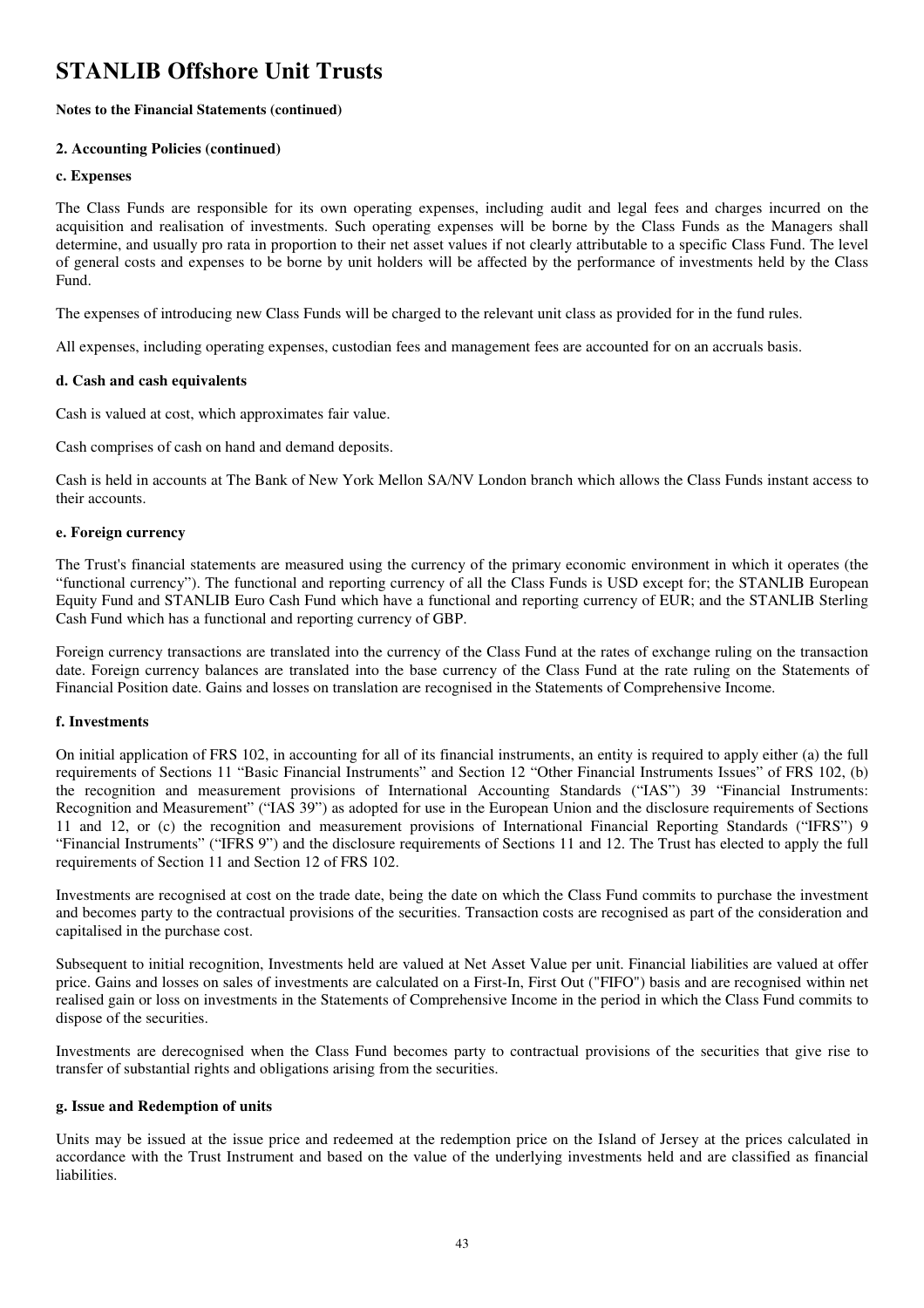# STANLIB Offshore Unit Trusts

**Notes to the Financial Statements (continued)**

**2. Accounting Policies (continued)**

**c. Expenses**

The Class Funds are responsible for its own operating expenses, including audit and legal fees and charges incurred on the acquisition and realisation of investments. Such operating expenses will be borne by the Class Funds as the Managers shall determine, and usually pro rata in proportion to their net asset values if not clearly attributable to a specific Class Fund. The level of general costs and expenses to be borne by unit holders will be affected by the performance of investments held by the Class Fund.

The expenses of introducing new Class Funds will be charged to the relevant unit class as provided for in the fund rules.

All expenses, including operating expenses, custodian fees and management fees are accounted for on an accruals basis.

**d. Cash and cash equivalents**

Cash is valued at cost, which approximates fair value.

Cash comprises of cash on hand and demand deposits.

Cash is held in accounts at The Bank of New York Mellon SA/NV London branch which allows the Class Funds instant access to their accounts.

**e. Foreign currency**

The Trust's financial statements are measured using the currency of the primary economic environment in which it operates (the "functional currency"). The functional and reporting currency of all the Class Funds is USD except for; the STANLIB European Equity Fund and STANLIB Euro Cash Fund which have a functional and reporting currency of EUR; and the STANLIB Sterling Cash Fund which has a functional and reporting currency of GBP.

Foreign currency transactions are translated into the currency of the Class Fund at the rates of exchange ruling on the transaction date. Foreign currency balances are translated into the base currency of the Class Fund at the rate ruling on the Statements of Financial Position date. Gains and losses on translation are recognised in the Statements of Comprehensive Income.

**f. Investments**

On initial application of FRS 102, in accounting for all of its financial instruments, an entity is required to apply either (a) the full requirements of Sections 11 "Basic Financial Instruments" and Section 12 "Other Financial Instruments Issues" of FRS 102, (b) the recognition and measurement provisions of International Accounting Standards ("IAS") 39 "Financial Instruments: Recognition and Measurement" ("IAS 39") as adopted for use in the European Union and the disclosure requirements of Sections 11 and 12, or (c) the recognition and measurement provisions of International Financial Reporting Standards ("IFRS") 9 "Financial Instruments" ("IFRS 9") and the disclosure requirements of Sections 11 and 12. The Trust has elected to apply the full requirements of Section 11 and Section 12 of FRS 102.

Investments are recognised at cost on the trade date, being the date on which the Class Fund commits to purchase the investment and becomes party to the contractual provisions of the securities. Transaction costs are recognised as part of the consideration and capitalised in the purchase cost.

Subsequent to initial recognition, Investments held are valued at Net Asset Value per unit. Financial liabilities are valued at offer price. Gains and losses on sales of investments are calculated on a First-In, First Out ("FIFO") basis and are recognised within net realised gain or loss on investments in the Statements of Comprehensive Income in the period in which the Class Fund commits to dispose of the securities.

Investments are derecognised when the Class Fund becomes party to contractual provisions of the securities that give rise to transfer of substantial rights and obligations arising from the securities.

**g. Issue and Redemption of units**

Units may be issued at the issue price and redeemed at the redemption price on the Island of Jersey at the prices calculated in accordance with the Trust Instrument and based on the value of the underlying investments held and are classified as financial liabilities.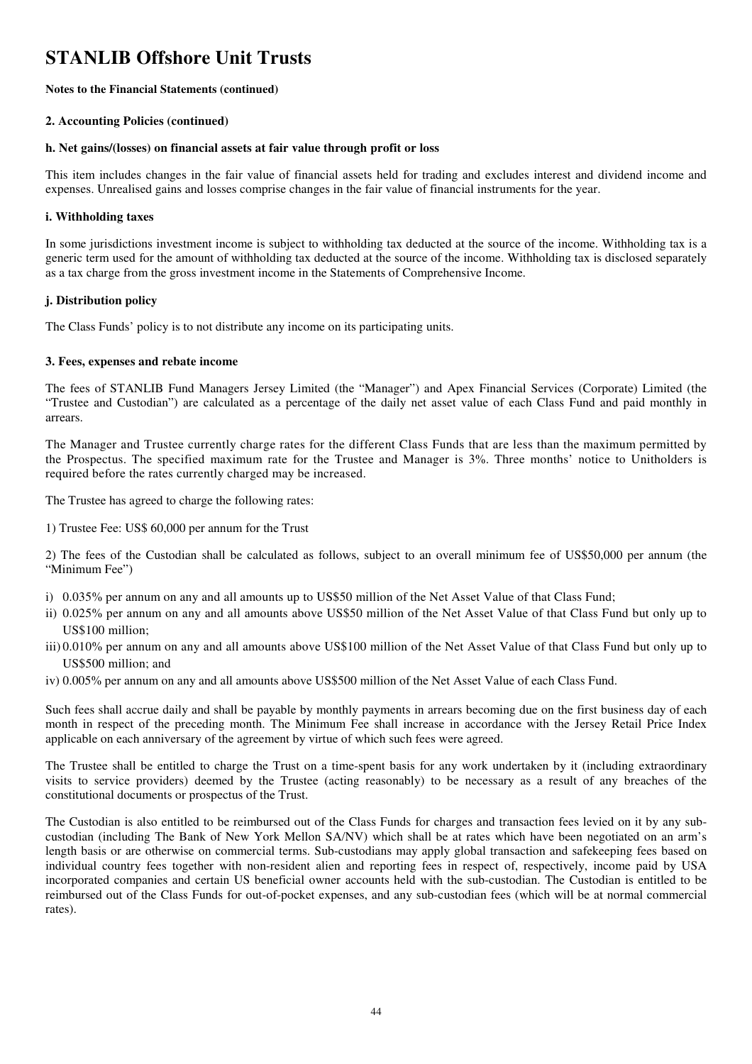# STANLIB Offshore Unit Trusts

**Notes to the Financial Statements (continued)**

**2. Accounting Policies (continued)**

**h. Net gains/(losses) on financial assets at fair value through profit or loss**

This item includes changes in the fair value of financial assets held for trading and excludes interest and dividend income and expenses. Unrealised gains and losses comprise changes in the fair value of financial instruments for the year.

**i. Withholding taxes**

In some jurisdictions investment income is subject to withholding tax deducted at the source of the income. Withholding tax is a generic term used for the amount of withholding tax deducted at the source of the income. Withholding tax is disclosed separately as a tax charge from the gross investment income in the Statements of Comprehensive Income.

**j. Distribution policy**

The Class Funds' policy is to not distribute any income on its participating units.

**3. Fees, expenses and rebate income**

The fees of STANLIB Fund Managers Jersey Limited (the "Manager") and Apex Financial Services (Corporate) Limited (the "Trustee and Custodian") are calculated as a percentage of the daily net asset value of each Class Fund and paid monthly in arrears.

The Manager and Trustee currently charge rates for the different Class Funds that are less than the maximum permitted by the Prospectus. The specified maximum rate for the Trustee and Manager is 3%. Three months' notice to Unitholders is required before the rates currently charged may be increased.

The Trustee has agreed to charge the following rates:

1) Trustee Fee: US$ 60,000 per annum for the Trust

2) The fees of the Custodian shall be calculated as follows, subject to an overall minimum fee of US$50,000 per annum (the "Minimum Fee")

i) 0.035% per annum on any and all amounts up to US$50 million of the Net Asset Value of that Class Fund;
ii) 0.025% per annum on any and all amounts above US$50 million of the Net Asset Value of that Class Fund but only up to US$100 million;
iii) 0.010% per annum on any and all amounts above US$100 million of the Net Asset Value of that Class Fund but only up to US$500 million; and
iv) 0.005% per annum on any and all amounts above US$500 million of the Net Asset Value of each Class Fund.

Such fees shall accrue daily and shall be payable by monthly payments in arrears becoming due on the first business day of each month in respect of the preceding month. The Minimum Fee shall increase in accordance with the Jersey Retail Price Index applicable on each anniversary of the agreement by virtue of which such fees were agreed.

The Trustee shall be entitled to charge the Trust on a time-spent basis for any work undertaken by it (including extraordinary visits to service providers) deemed by the Trustee (acting reasonably) to be necessary as a result of any breaches of the constitutional documents or prospectus of the Trust.

The Custodian is also entitled to be reimbursed out of the Class Funds for charges and transaction fees levied on it by any sub-custodian (including The Bank of New York Mellon SA/NV) which shall be at rates which have been negotiated on an arm's length basis or are otherwise on commercial terms. Sub-custodians may apply global transaction and safekeeping fees based on individual country fees together with non-resident alien and reporting fees in respect of, respectively, income paid by USA incorporated companies and certain US beneficial owner accounts held with the sub-custodian. The Custodian is entitled to be reimbursed out of the Class Funds for out-of-pocket expenses, and any sub-custodian fees (which will be at normal commercial rates).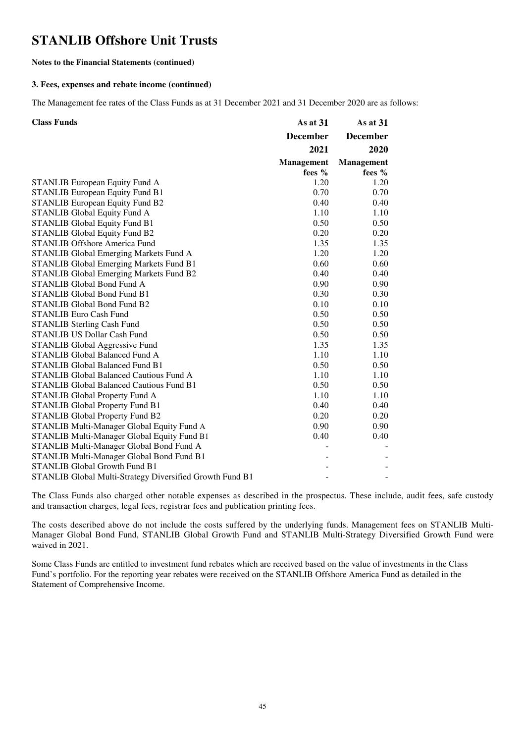# STANLIB Offshore Unit Trusts

**Notes to the Financial Statements (continued)**

**3. Fees, expenses and rebate income (continued)**

The Management fee rates of the Class Funds as at 31 December 2021 and 31 December 2020 are as follows:

| Class Funds | As at 31 December 2021 Management fees % | As at 31 December 2020 Management fees % |
|---|---|---|
| STANLIB European Equity Fund A | 1.20 | 1.20 |
| STANLIB European Equity Fund B1 | 0.70 | 0.70 |
| STANLIB European Equity Fund B2 | 0.40 | 0.40 |
| STANLIB Global Equity Fund A | 1.10 | 1.10 |
| STANLIB Global Equity Fund B1 | 0.50 | 0.50 |
| STANLIB Global Equity Fund B2 | 0.20 | 0.20 |
| STANLIB Offshore America Fund | 1.35 | 1.35 |
| STANLIB Global Emerging Markets Fund A | 1.20 | 1.20 |
| STANLIB Global Emerging Markets Fund B1 | 0.60 | 0.60 |
| STANLIB Global Emerging Markets Fund B2 | 0.40 | 0.40 |
| STANLIB Global Bond Fund A | 0.90 | 0.90 |
| STANLIB Global Bond Fund B1 | 0.30 | 0.30 |
| STANLIB Global Bond Fund B2 | 0.10 | 0.10 |
| STANLIB Euro Cash Fund | 0.50 | 0.50 |
| STANLIB Sterling Cash Fund | 0.50 | 0.50 |
| STANLIB US Dollar Cash Fund | 0.50 | 0.50 |
| STANLIB Global Aggressive Fund | 1.35 | 1.35 |
| STANLIB Global Balanced Fund A | 1.10 | 1.10 |
| STANLIB Global Balanced Fund B1 | 0.50 | 0.50 |
| STANLIB Global Balanced Cautious Fund A | 1.10 | 1.10 |
| STANLIB Global Balanced Cautious Fund B1 | 0.50 | 0.50 |
| STANLIB Global Property Fund A | 1.10 | 1.10 |
| STANLIB Global Property Fund B1 | 0.40 | 0.40 |
| STANLIB Global Property Fund B2 | 0.20 | 0.20 |
| STANLIB Multi-Manager Global Equity Fund A | 0.90 | 0.90 |
| STANLIB Multi-Manager Global Equity Fund B1 | 0.40 | 0.40 |
| STANLIB Multi-Manager Global Bond Fund A | - | - |
| STANLIB Multi-Manager Global Bond Fund B1 | - | - |
| STANLIB Global Growth Fund B1 | - | - |
| STANLIB Global Multi-Strategy Diversified Growth Fund B1 | - | - |

The Class Funds also charged other notable expenses as described in the prospectus. These include, audit fees, safe custody and transaction charges, legal fees, registrar fees and publication printing fees.

The costs described above do not include the costs suffered by the underlying funds. Management fees on STANLIB Multi-Manager Global Bond Fund, STANLIB Global Growth Fund and STANLIB Multi-Strategy Diversified Growth Fund were waived in 2021.

Some Class Funds are entitled to investment fund rebates which are received based on the value of investments in the Class Fund's portfolio. For the reporting year rebates were received on the STANLIB Offshore America Fund as detailed in the Statement of Comprehensive Income.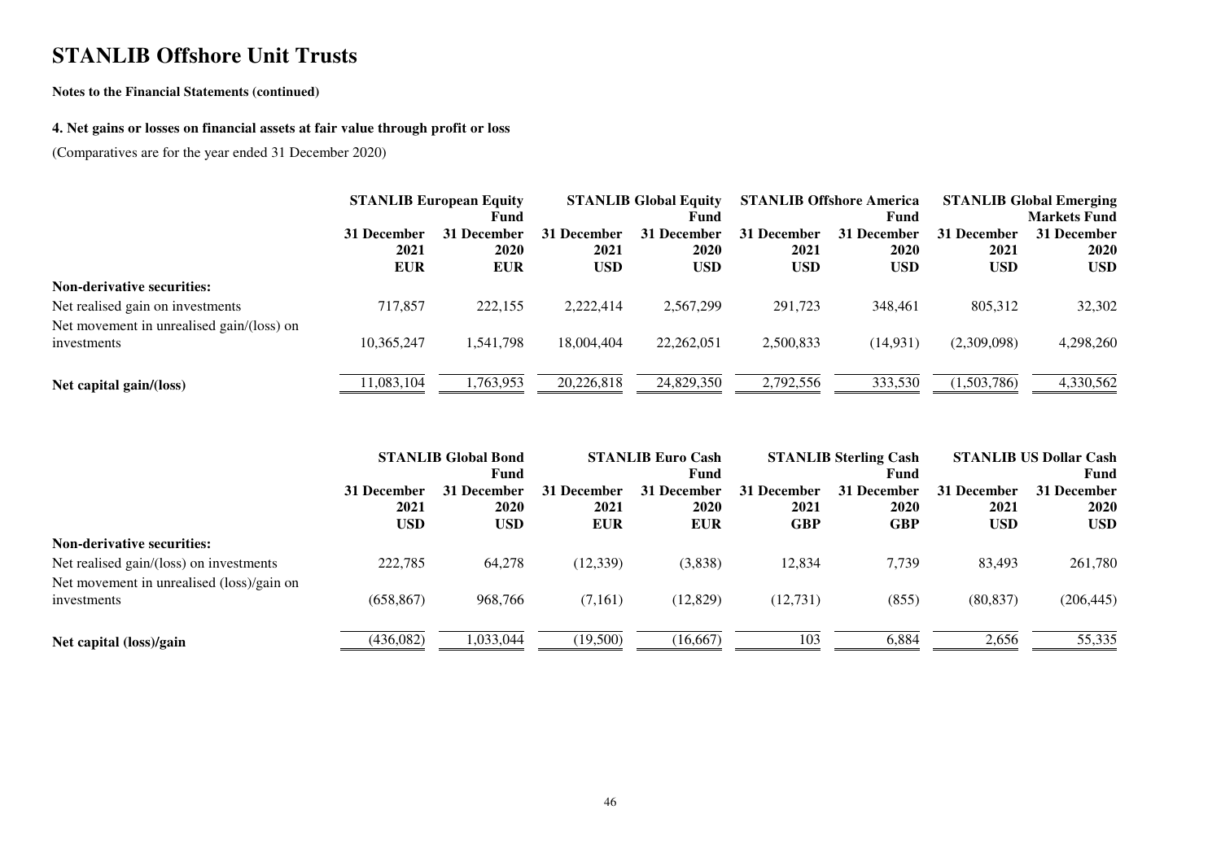# STANLIB Offshore Unit Trusts

**Notes to the Financial Statements (continued)**

### 4. Net gains or losses on financial assets at fair value through profit or loss

(Comparatives are for the year ended 31 December 2020)

| | STANLIB European Equity Fund | | STANLIB Global Equity Fund | | STANLIB Offshore America Fund | | STANLIB Global Emerging Markets Fund | |
|---|---|---|---|---|---|---|---|---|
| | 31 December 2021 | 31 December 2020 | 31 December 2021 | 31 December 2020 | 31 December 2021 | 31 December 2020 | 31 December 2021 | 31 December 2020 |
| | EUR | EUR | USD | USD | USD | USD | USD | USD |
| **Non-derivative securities:** | | | | | | | | |
| Net realised gain on investments | 717,857 | 222,155 | 2,222,414 | 2,567,299 | 291,723 | 348,461 | 805,312 | 32,302 |
| Net movement in unrealised gain/(loss) on investments | 10,365,247 | 1,541,798 | 18,004,404 | 22,262,051 | 2,500,833 | (14,931) | (2,309,098) | 4,298,260 |
| **Net capital gain/(loss)** | 11,083,104 | 1,763,953 | 20,226,818 | 24,829,350 | 2,792,556 | 333,530 | (1,503,786) | 4,330,562 |

| | STANLIB Global Bond Fund | | STANLIB Euro Cash Fund | | STANLIB Sterling Cash Fund | | STANLIB US Dollar Cash Fund | |
|---|---|---|---|---|---|---|---|---|
| | 31 December 2021 | 31 December 2020 | 31 December 2021 | 31 December 2020 | 31 December 2021 | 31 December 2020 | 31 December 2021 | 31 December 2020 |
| | USD | USD | EUR | EUR | GBP | GBP | USD | USD |
| **Non-derivative securities:** | | | | | | | | |
| Net realised gain/(loss) on investments | 222,785 | 64,278 | (12,339) | (3,838) | 12,834 | 7,739 | 83,493 | 261,780 |
| Net movement in unrealised (loss)/gain on investments | (658,867) | 968,766 | (7,161) | (12,829) | (12,731) | (855) | (80,837) | (206,445) |
| **Net capital (loss)/gain** | (436,082) | 1,033,044 | (19,500) | (16,667) | 103 | 6,884 | 2,656 | 55,335 |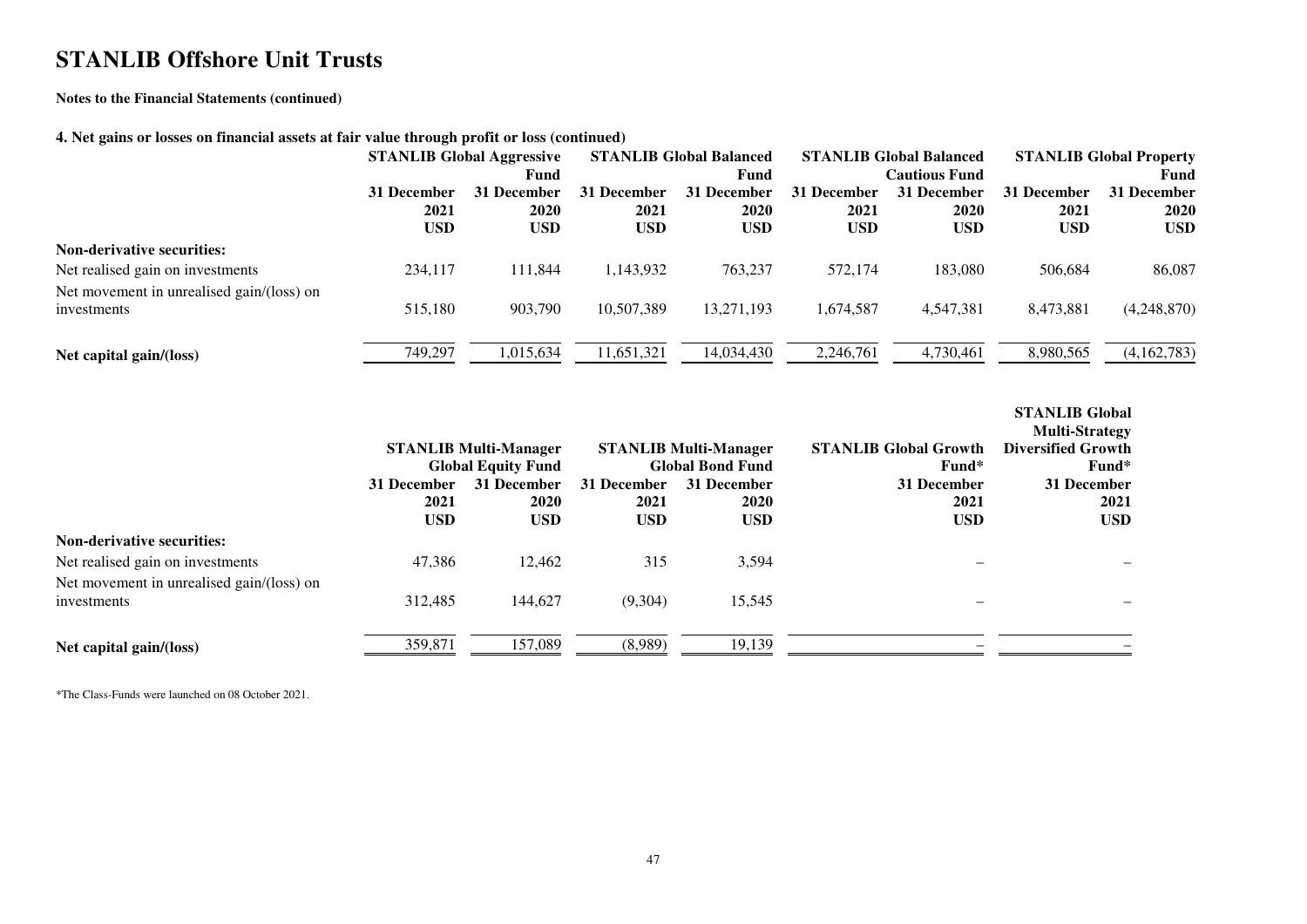# STANLIB Offshore Unit Trusts

**Notes to the Financial Statements (continued)**

**4. Net gains or losses on financial assets at fair value through profit or loss (continued)**

| | STANLIB Global Aggressive Fund | | STANLIB Global Balanced Fund | | STANLIB Global Balanced Cautious Fund | | STANLIB Global Property Fund | |
|---|---|---|---|---|---|---|---|---|
| | 31 December 2021 USD | 31 December 2020 USD | 31 December 2021 USD | 31 December 2020 USD | 31 December 2021 USD | 31 December 2020 USD | 31 December 2021 USD | 31 December 2020 USD |
| **Non-derivative securities:** | | | | | | | | |
| Net realised gain on investments | 234,117 | 111,844 | 1,143,932 | 763,237 | 572,174 | 183,080 | 506,684 | 86,087 |
| Net movement in unrealised gain/(loss) on investments | 515,180 | 903,790 | 10,507,389 | 13,271,193 | 1,674,587 | 4,547,381 | 8,473,881 | (4,248,870) |
| **Net capital gain/(loss)** | 749,297 | 1,015,634 | 11,651,321 | 14,034,430 | 2,246,761 | 4,730,461 | 8,980,565 | (4,162,783) |

| | STANLIB Multi-Manager Global Equity Fund | | STANLIB Multi-Manager Global Bond Fund | | STANLIB Global Growth Fund* | STANLIB Global Multi-Strategy Diversified Growth Fund* |
|---|---|---|---|---|---|---|
| | 31 December 2021 USD | 31 December 2020 USD | 31 December 2021 USD | 31 December 2020 USD | 31 December 2021 USD | 31 December 2021 USD |
| **Non-derivative securities:** | | | | | | |
| Net realised gain on investments | 47,386 | 12,462 | 315 | 3,594 | – | – |
| Net movement in unrealised gain/(loss) on investments | 312,485 | 144,627 | (9,304) | 15,545 | – | – |
| **Net capital gain/(loss)** | 359,871 | 157,089 | (8,989) | 19,139 | – | – |

*The Class-Funds were launched on 08 October 2021.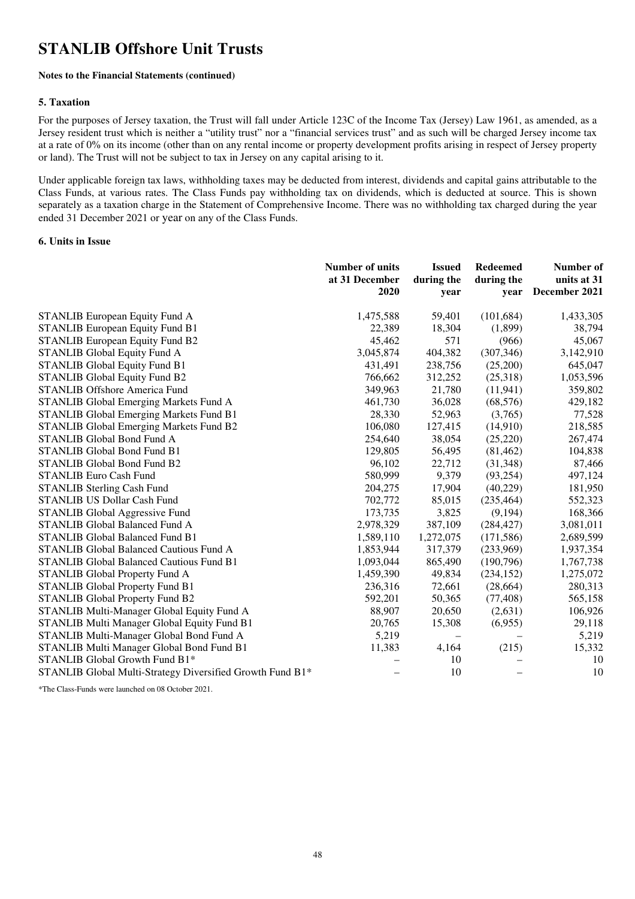# STANLIB Offshore Unit Trusts

**Notes to the Financial Statements (continued)**

### 5. Taxation

For the purposes of Jersey taxation, the Trust will fall under Article 123C of the Income Tax (Jersey) Law 1961, as amended, as a Jersey resident trust which is neither a "utility trust" nor a "financial services trust" and as such will be charged Jersey income tax at a rate of 0% on its income (other than on any rental income or property development profits arising in respect of Jersey property or land). The Trust will not be subject to tax in Jersey on any capital arising to it.

Under applicable foreign tax laws, withholding taxes may be deducted from interest, dividends and capital gains attributable to the Class Funds, at various rates. The Class Funds pay withholding tax on dividends, which is deducted at source. This is shown separately as a taxation charge in the Statement of Comprehensive Income. There was no withholding tax charged during the year ended 31 December 2021 or year on any of the Class Funds.

### 6. Units in Issue

| | Number of units at 31 December 2020 | Issued during the year | Redeemed during the year | Number of units at 31 December 2021 |
|---|---|---|---|---|
| STANLIB European Equity Fund A | 1,475,588 | 59,401 | (101,684) | 1,433,305 |
| STANLIB European Equity Fund B1 | 22,389 | 18,304 | (1,899) | 38,794 |
| STANLIB European Equity Fund B2 | 45,462 | 571 | (966) | 45,067 |
| STANLIB Global Equity Fund A | 3,045,874 | 404,382 | (307,346) | 3,142,910 |
| STANLIB Global Equity Fund B1 | 431,491 | 238,756 | (25,200) | 645,047 |
| STANLIB Global Equity Fund B2 | 766,662 | 312,252 | (25,318) | 1,053,596 |
| STANLIB Offshore America Fund | 349,963 | 21,780 | (11,941) | 359,802 |
| STANLIB Global Emerging Markets Fund A | 461,730 | 36,028 | (68,576) | 429,182 |
| STANLIB Global Emerging Markets Fund B1 | 28,330 | 52,963 | (3,765) | 77,528 |
| STANLIB Global Emerging Markets Fund B2 | 106,080 | 127,415 | (14,910) | 218,585 |
| STANLIB Global Bond Fund A | 254,640 | 38,054 | (25,220) | 267,474 |
| STANLIB Global Bond Fund B1 | 129,805 | 56,495 | (81,462) | 104,838 |
| STANLIB Global Bond Fund B2 | 96,102 | 22,712 | (31,348) | 87,466 |
| STANLIB Euro Cash Fund | 580,999 | 9,379 | (93,254) | 497,124 |
| STANLIB Sterling Cash Fund | 204,275 | 17,904 | (40,229) | 181,950 |
| STANLIB US Dollar Cash Fund | 702,772 | 85,015 | (235,464) | 552,323 |
| STANLIB Global Aggressive Fund | 173,735 | 3,825 | (9,194) | 168,366 |
| STANLIB Global Balanced Fund A | 2,978,329 | 387,109 | (284,427) | 3,081,011 |
| STANLIB Global Balanced Fund B1 | 1,589,110 | 1,272,075 | (171,586) | 2,689,599 |
| STANLIB Global Balanced Cautious Fund A | 1,853,944 | 317,379 | (233,969) | 1,937,354 |
| STANLIB Global Balanced Cautious Fund B1 | 1,093,044 | 865,490 | (190,796) | 1,767,738 |
| STANLIB Global Property Fund A | 1,459,390 | 49,834 | (234,152) | 1,275,072 |
| STANLIB Global Property Fund B1 | 236,316 | 72,661 | (28,664) | 280,313 |
| STANLIB Global Property Fund B2 | 592,201 | 50,365 | (77,408) | 565,158 |
| STANLIB Multi-Manager Global Equity Fund A | 88,907 | 20,650 | (2,631) | 106,926 |
| STANLIB Multi Manager Global Equity Fund B1 | 20,765 | 15,308 | (6,955) | 29,118 |
| STANLIB Multi-Manager Global Bond Fund A | 5,219 | – | – | 5,219 |
| STANLIB Multi Manager Global Bond Fund B1 | 11,383 | 4,164 | (215) | 15,332 |
| STANLIB Global Growth Fund B1* | – | 10 | – | 10 |
| STANLIB Global Multi-Strategy Diversified Growth Fund B1* | – | 10 | – | 10 |

*The Class-Funds were launched on 08 October 2021.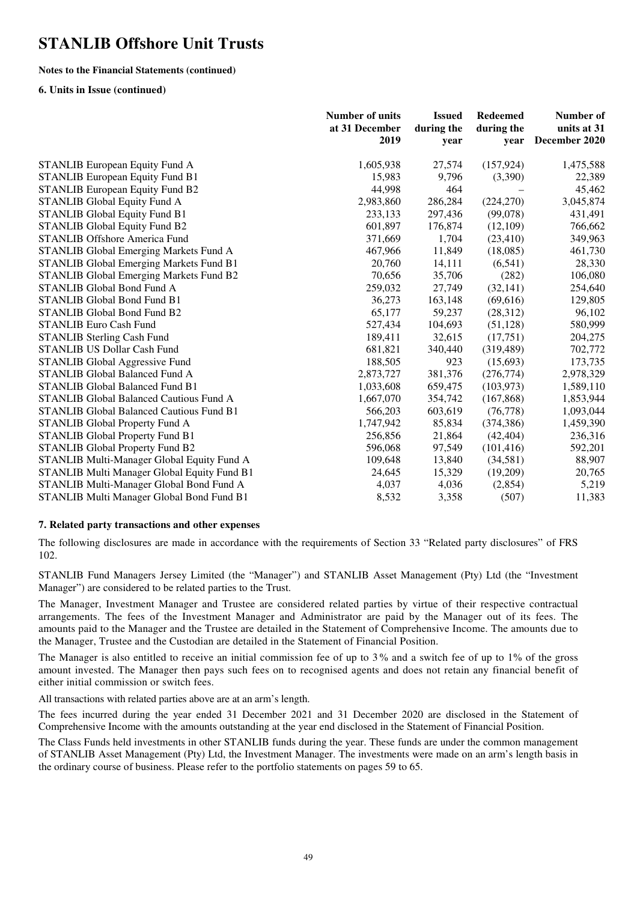# STANLIB Offshore Unit Trusts

**Notes to the Financial Statements (continued)**

**6. Units in Issue (continued)**

| | Number of units at 31 December 2019 | Issued during the year | Redeemed during the year | Number of units at 31 December 2020 |
|---|---|---|---|---|
| STANLIB European Equity Fund A | 1,605,938 | 27,574 | (157,924) | 1,475,588 |
| STANLIB European Equity Fund B1 | 15,983 | 9,796 | (3,390) | 22,389 |
| STANLIB European Equity Fund B2 | 44,998 | 464 | – | 45,462 |
| STANLIB Global Equity Fund A | 2,983,860 | 286,284 | (224,270) | 3,045,874 |
| STANLIB Global Equity Fund B1 | 233,133 | 297,436 | (99,078) | 431,491 |
| STANLIB Global Equity Fund B2 | 601,897 | 176,874 | (12,109) | 766,662 |
| STANLIB Offshore America Fund | 371,669 | 1,704 | (23,410) | 349,963 |
| STANLIB Global Emerging Markets Fund A | 467,966 | 11,849 | (18,085) | 461,730 |
| STANLIB Global Emerging Markets Fund B1 | 20,760 | 14,111 | (6,541) | 28,330 |
| STANLIB Global Emerging Markets Fund B2 | 70,656 | 35,706 | (282) | 106,080 |
| STANLIB Global Bond Fund A | 259,032 | 27,749 | (32,141) | 254,640 |
| STANLIB Global Bond Fund B1 | 36,273 | 163,148 | (69,616) | 129,805 |
| STANLIB Global Bond Fund B2 | 65,177 | 59,237 | (28,312) | 96,102 |
| STANLIB Euro Cash Fund | 527,434 | 104,693 | (51,128) | 580,999 |
| STANLIB Sterling Cash Fund | 189,411 | 32,615 | (17,751) | 204,275 |
| STANLIB US Dollar Cash Fund | 681,821 | 340,440 | (319,489) | 702,772 |
| STANLIB Global Aggressive Fund | 188,505 | 923 | (15,693) | 173,735 |
| STANLIB Global Balanced Fund A | 2,873,727 | 381,376 | (276,774) | 2,978,329 |
| STANLIB Global Balanced Fund B1 | 1,033,608 | 659,475 | (103,973) | 1,589,110 |
| STANLIB Global Balanced Cautious Fund A | 1,667,070 | 354,742 | (167,868) | 1,853,944 |
| STANLIB Global Balanced Cautious Fund B1 | 566,203 | 603,619 | (76,778) | 1,093,044 |
| STANLIB Global Property Fund A | 1,747,942 | 85,834 | (374,386) | 1,459,390 |
| STANLIB Global Property Fund B1 | 256,856 | 21,864 | (42,404) | 236,316 |
| STANLIB Global Property Fund B2 | 596,068 | 97,549 | (101,416) | 592,201 |
| STANLIB Multi-Manager Global Equity Fund A | 109,648 | 13,840 | (34,581) | 88,907 |
| STANLIB Multi Manager Global Equity Fund B1 | 24,645 | 15,329 | (19,209) | 20,765 |
| STANLIB Multi-Manager Global Bond Fund A | 4,037 | 4,036 | (2,854) | 5,219 |
| STANLIB Multi Manager Global Bond Fund B1 | 8,532 | 3,358 | (507) | 11,383 |

**7. Related party transactions and other expenses**

The following disclosures are made in accordance with the requirements of Section 33 "Related party disclosures" of FRS 102.

STANLIB Fund Managers Jersey Limited (the "Manager") and STANLIB Asset Management (Pty) Ltd (the "Investment Manager") are considered to be related parties to the Trust.

The Manager, Investment Manager and Trustee are considered related parties by virtue of their respective contractual arrangements. The fees of the Investment Manager and Administrator are paid by the Manager out of its fees. The amounts paid to the Manager and the Trustee are detailed in the Statement of Comprehensive Income. The amounts due to the Manager, Trustee and the Custodian are detailed in the Statement of Financial Position.

The Manager is also entitled to receive an initial commission fee of up to 3% and a switch fee of up to 1% of the gross amount invested. The Manager then pays such fees on to recognised agents and does not retain any financial benefit of either initial commission or switch fees.

All transactions with related parties above are at an arm's length.

The fees incurred during the year ended 31 December 2021 and 31 December 2020 are disclosed in the Statement of Comprehensive Income with the amounts outstanding at the year end disclosed in the Statement of Financial Position.

The Class Funds held investments in other STANLIB funds during the year. These funds are under the common management of STANLIB Asset Management (Pty) Ltd, the Investment Manager. The investments were made on an arm's length basis in the ordinary course of business. Please refer to the portfolio statements on pages 59 to 65.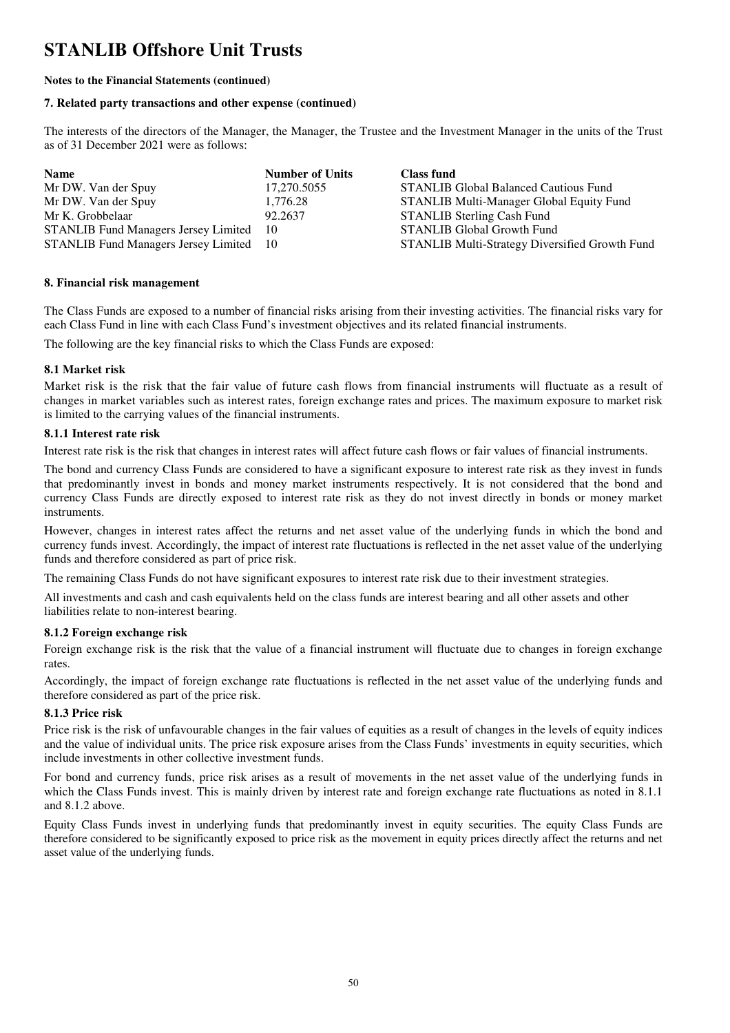# STANLIB Offshore Unit Trusts

**Notes to the Financial Statements (continued)**

**7. Related party transactions and other expense (continued)**

The interests of the directors of the Manager, the Manager, the Trustee and the Investment Manager in the units of the Trust as of 31 December 2021 were as follows:

| Name | Number of Units | Class fund |
|---|---|---|
| Mr DW. Van der Spuy | 17,270.5055 | STANLIB Global Balanced Cautious Fund |
| Mr DW. Van der Spuy | 1,776.28 | STANLIB Multi-Manager Global Equity Fund |
| Mr K. Grobbelaar | 92.2637 | STANLIB Sterling Cash Fund |
| STANLIB Fund Managers Jersey Limited | 10 | STANLIB Global Growth Fund |
| STANLIB Fund Managers Jersey Limited | 10 | STANLIB Multi-Strategy Diversified Growth Fund |

**8. Financial risk management**

The Class Funds are exposed to a number of financial risks arising from their investing activities. The financial risks vary for each Class Fund in line with each Class Fund's investment objectives and its related financial instruments.

The following are the key financial risks to which the Class Funds are exposed:

**8.1 Market risk**

Market risk is the risk that the fair value of future cash flows from financial instruments will fluctuate as a result of changes in market variables such as interest rates, foreign exchange rates and prices. The maximum exposure to market risk is limited to the carrying values of the financial instruments.

**8.1.1 Interest rate risk**

Interest rate risk is the risk that changes in interest rates will affect future cash flows or fair values of financial instruments.

The bond and currency Class Funds are considered to have a significant exposure to interest rate risk as they invest in funds that predominantly invest in bonds and money market instruments respectively. It is not considered that the bond and currency Class Funds are directly exposed to interest rate risk as they do not invest directly in bonds or money market instruments.

However, changes in interest rates affect the returns and net asset value of the underlying funds in which the bond and currency funds invest. Accordingly, the impact of interest rate fluctuations is reflected in the net asset value of the underlying funds and therefore considered as part of price risk.

The remaining Class Funds do not have significant exposures to interest rate risk due to their investment strategies.

All investments and cash and cash equivalents held on the class funds are interest bearing and all other assets and other liabilities relate to non-interest bearing.

**8.1.2 Foreign exchange risk**

Foreign exchange risk is the risk that the value of a financial instrument will fluctuate due to changes in foreign exchange rates.

Accordingly, the impact of foreign exchange rate fluctuations is reflected in the net asset value of the underlying funds and therefore considered as part of the price risk.

**8.1.3 Price risk**

Price risk is the risk of unfavourable changes in the fair values of equities as a result of changes in the levels of equity indices and the value of individual units. The price risk exposure arises from the Class Funds' investments in equity securities, which include investments in other collective investment funds.

For bond and currency funds, price risk arises as a result of movements in the net asset value of the underlying funds in which the Class Funds invest. This is mainly driven by interest rate and foreign exchange rate fluctuations as noted in 8.1.1 and 8.1.2 above.

Equity Class Funds invest in underlying funds that predominantly invest in equity securities. The equity Class Funds are therefore considered to be significantly exposed to price risk as the movement in equity prices directly affect the returns and net asset value of the underlying funds.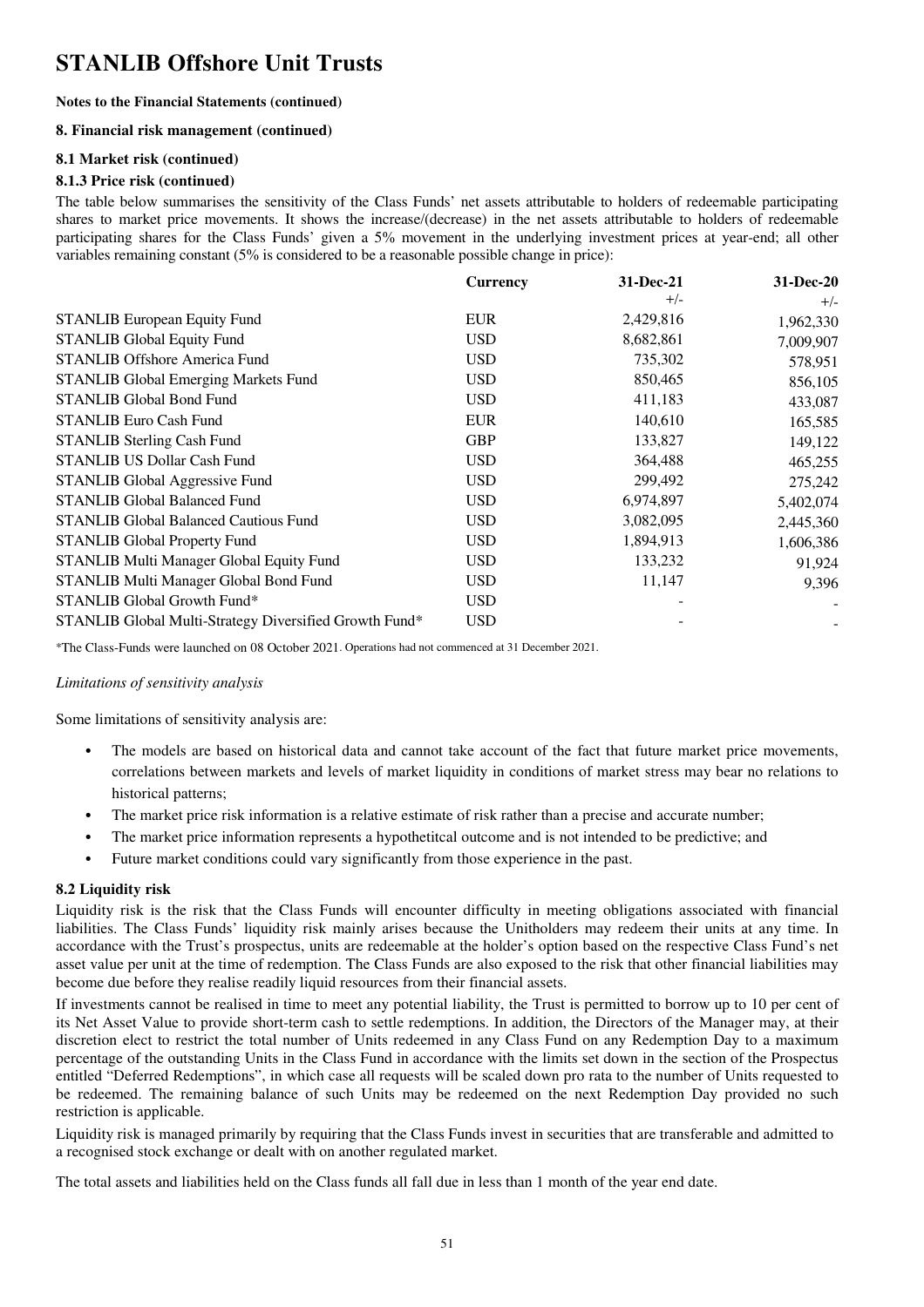# STANLIB Offshore Unit Trusts

**Notes to the Financial Statements (continued)**

**8. Financial risk management (continued)**

**8.1 Market risk (continued)**

**8.1.3 Price risk (continued)**

The table below summarises the sensitivity of the Class Funds' net assets attributable to holders of redeemable participating shares to market price movements. It shows the increase/(decrease) in the net assets attributable to holders of redeemable participating shares for the Class Funds' given a 5% movement in the underlying investment prices at year-end; all other variables remaining constant (5% is considered to be a reasonable possible change in price):

| | Currency | 31-Dec-21 | 31-Dec-20 |
|---|---|---|---|
| | | +/- | +/- |
| STANLIB European Equity Fund | EUR | 2,429,816 | 1,962,330 |
| STANLIB Global Equity Fund | USD | 8,682,861 | 7,009,907 |
| STANLIB Offshore America Fund | USD | 735,302 | 578,951 |
| STANLIB Global Emerging Markets Fund | USD | 850,465 | 856,105 |
| STANLIB Global Bond Fund | USD | 411,183 | 433,087 |
| STANLIB Euro Cash Fund | EUR | 140,610 | 165,585 |
| STANLIB Sterling Cash Fund | GBP | 133,827 | 149,122 |
| STANLIB US Dollar Cash Fund | USD | 364,488 | 465,255 |
| STANLIB Global Aggressive Fund | USD | 299,492 | 275,242 |
| STANLIB Global Balanced Fund | USD | 6,974,897 | 5,402,074 |
| STANLIB Global Balanced Cautious Fund | USD | 3,082,095 | 2,445,360 |
| STANLIB Global Property Fund | USD | 1,894,913 | 1,606,386 |
| STANLIB Multi Manager Global Equity Fund | USD | 133,232 | 91,924 |
| STANLIB Multi Manager Global Bond Fund | USD | 11,147 | 9,396 |
| STANLIB Global Growth Fund* | USD | - | - |
| STANLIB Global Multi-Strategy Diversified Growth Fund* | USD | - | - |

*The Class-Funds were launched on 08 October 2021. Operations had not commenced at 31 December 2021.

*Limitations of sensitivity analysis*

Some limitations of sensitivity analysis are:

- The models are based on historical data and cannot take account of the fact that future market price movements, correlations between markets and levels of market liquidity in conditions of market stress may bear no relations to historical patterns;
- The market price risk information is a relative estimate of risk rather than a precise and accurate number;
- The market price information represents a hypothetitcal outcome and is not intended to be predictive; and
- Future market conditions could vary significantly from those experience in the past.

**8.2 Liquidity risk**

Liquidity risk is the risk that the Class Funds will encounter difficulty in meeting obligations associated with financial liabilities. The Class Funds' liquidity risk mainly arises because the Unitholders may redeem their units at any time. In accordance with the Trust's prospectus, units are redeemable at the holder's option based on the respective Class Fund's net asset value per unit at the time of redemption. The Class Funds are also exposed to the risk that other financial liabilities may become due before they realise readily liquid resources from their financial assets.

If investments cannot be realised in time to meet any potential liability, the Trust is permitted to borrow up to 10 per cent of its Net Asset Value to provide short-term cash to settle redemptions. In addition, the Directors of the Manager may, at their discretion elect to restrict the total number of Units redeemed in any Class Fund on any Redemption Day to a maximum percentage of the outstanding Units in the Class Fund in accordance with the limits set down in the section of the Prospectus entitled "Deferred Redemptions", in which case all requests will be scaled down pro rata to the number of Units requested to be redeemed. The remaining balance of such Units may be redeemed on the next Redemption Day provided no such restriction is applicable.

Liquidity risk is managed primarily by requiring that the Class Funds invest in securities that are transferable and admitted to a recognised stock exchange or dealt with on another regulated market.

The total assets and liabilities held on the Class funds all fall due in less than 1 month of the year end date.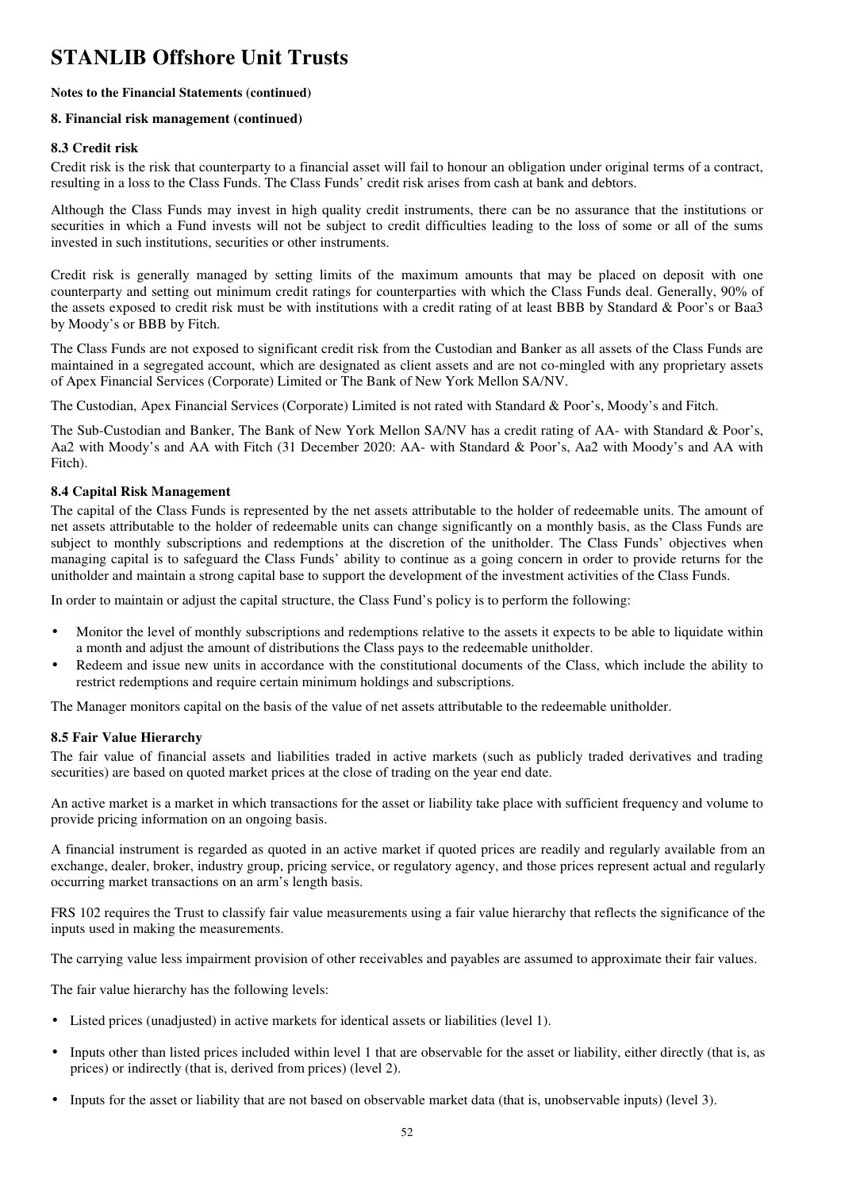# STANLIB Offshore Unit Trusts

**Notes to the Financial Statements (continued)**

**8. Financial risk management (continued)**

### 8.3 Credit risk

Credit risk is the risk that counterparty to a financial asset will fail to honour an obligation under original terms of a contract, resulting in a loss to the Class Funds. The Class Funds' credit risk arises from cash at bank and debtors.

Although the Class Funds may invest in high quality credit instruments, there can be no assurance that the institutions or securities in which a Fund invests will not be subject to credit difficulties leading to the loss of some or all of the sums invested in such institutions, securities or other instruments.

Credit risk is generally managed by setting limits of the maximum amounts that may be placed on deposit with one counterparty and setting out minimum credit ratings for counterparties with which the Class Funds deal. Generally, 90% of the assets exposed to credit risk must be with institutions with a credit rating of at least BBB by Standard & Poor's or Baa3 by Moody's or BBB by Fitch.

The Class Funds are not exposed to significant credit risk from the Custodian and Banker as all assets of the Class Funds are maintained in a segregated account, which are designated as client assets and are not co-mingled with any proprietary assets of Apex Financial Services (Corporate) Limited or The Bank of New York Mellon SA/NV.

The Custodian, Apex Financial Services (Corporate) Limited is not rated with Standard & Poor's, Moody's and Fitch.

The Sub-Custodian and Banker, The Bank of New York Mellon SA/NV has a credit rating of AA- with Standard & Poor's, Aa2 with Moody's and AA with Fitch (31 December 2020: AA- with Standard & Poor's, Aa2 with Moody's and AA with Fitch).

### 8.4 Capital Risk Management

The capital of the Class Funds is represented by the net assets attributable to the holder of redeemable units. The amount of net assets attributable to the holder of redeemable units can change significantly on a monthly basis, as the Class Funds are subject to monthly subscriptions and redemptions at the discretion of the unitholder. The Class Funds' objectives when managing capital is to safeguard the Class Funds' ability to continue as a going concern in order to provide returns for the unitholder and maintain a strong capital base to support the development of the investment activities of the Class Funds.

In order to maintain or adjust the capital structure, the Class Fund's policy is to perform the following:

- Monitor the level of monthly subscriptions and redemptions relative to the assets it expects to be able to liquidate within a month and adjust the amount of distributions the Class pays to the redeemable unitholder.
- Redeem and issue new units in accordance with the constitutional documents of the Class, which include the ability to restrict redemptions and require certain minimum holdings and subscriptions.

The Manager monitors capital on the basis of the value of net assets attributable to the redeemable unitholder.

### 8.5 Fair Value Hierarchy

The fair value of financial assets and liabilities traded in active markets (such as publicly traded derivatives and trading securities) are based on quoted market prices at the close of trading on the year end date.

An active market is a market in which transactions for the asset or liability take place with sufficient frequency and volume to provide pricing information on an ongoing basis.

A financial instrument is regarded as quoted in an active market if quoted prices are readily and regularly available from an exchange, dealer, broker, industry group, pricing service, or regulatory agency, and those prices represent actual and regularly occurring market transactions on an arm's length basis.

FRS 102 requires the Trust to classify fair value measurements using a fair value hierarchy that reflects the significance of the inputs used in making the measurements.

The carrying value less impairment provision of other receivables and payables are assumed to approximate their fair values.

The fair value hierarchy has the following levels:

- Listed prices (unadjusted) in active markets for identical assets or liabilities (level 1).
- Inputs other than listed prices included within level 1 that are observable for the asset or liability, either directly (that is, as prices) or indirectly (that is, derived from prices) (level 2).
- Inputs for the asset or liability that are not based on observable market data (that is, unobservable inputs) (level 3).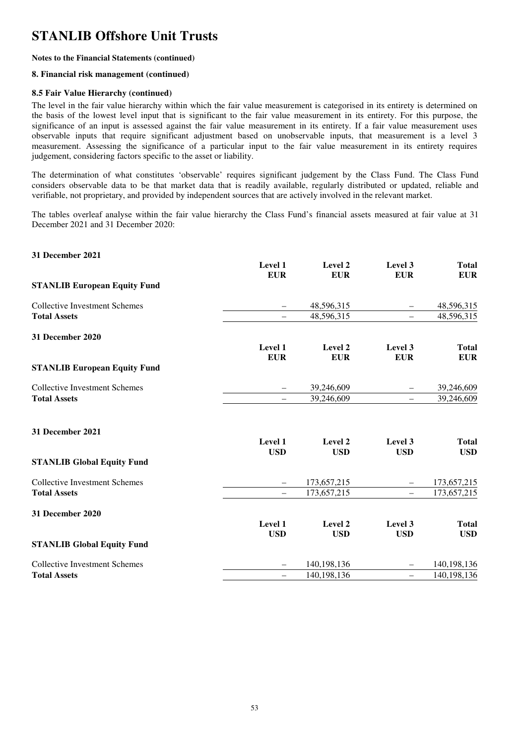# STANLIB Offshore Unit Trusts

**Notes to the Financial Statements (continued)**

**8. Financial risk management (continued)**

**8.5 Fair Value Hierarchy (continued)**

The level in the fair value hierarchy within which the fair value measurement is categorised in its entirety is determined on the basis of the lowest level input that is significant to the fair value measurement in its entirety. For this purpose, the significance of an input is assessed against the fair value measurement in its entirety. If a fair value measurement uses observable inputs that require significant adjustment based on unobservable inputs, that measurement is a level 3 measurement. Assessing the significance of a particular input to the fair value measurement in its entirety requires judgement, considering factors specific to the asset or liability.

The determination of what constitutes 'observable' requires significant judgement by the Class Fund. The Class Fund considers observable data to be that market data that is readily available, regularly distributed or updated, reliable and verifiable, not proprietary, and provided by independent sources that are actively involved in the relevant market.

The tables overleaf analyse within the fair value hierarchy the Class Fund's financial assets measured at fair value at 31 December 2021 and 31 December 2020:

**31 December 2021**

| | Level 1 EUR | Level 2 EUR | Level 3 EUR | Total EUR |
|---|---|---|---|---|
| **STANLIB European Equity Fund** | | | | |
| Collective Investment Schemes | – | 48,596,315 | – | 48,596,315 |
| **Total Assets** | – | 48,596,315 | – | 48,596,315 |

**31 December 2020**

| | Level 1 EUR | Level 2 EUR | Level 3 EUR | Total EUR |
|---|---|---|---|---|
| **STANLIB European Equity Fund** | | | | |
| Collective Investment Schemes | – | 39,246,609 | – | 39,246,609 |
| **Total Assets** | – | 39,246,609 | – | 39,246,609 |

**31 December 2021**

| | Level 1 USD | Level 2 USD | Level 3 USD | Total USD |
|---|---|---|---|---|
| **STANLIB Global Equity Fund** | | | | |
| Collective Investment Schemes | – | 173,657,215 | – | 173,657,215 |
| **Total Assets** | – | 173,657,215 | – | 173,657,215 |

**31 December 2020**

| | Level 1 USD | Level 2 USD | Level 3 USD | Total USD |
|---|---|---|---|---|
| **STANLIB Global Equity Fund** | | | | |
| Collective Investment Schemes | – | 140,198,136 | – | 140,198,136 |
| **Total Assets** | – | 140,198,136 | – | 140,198,136 |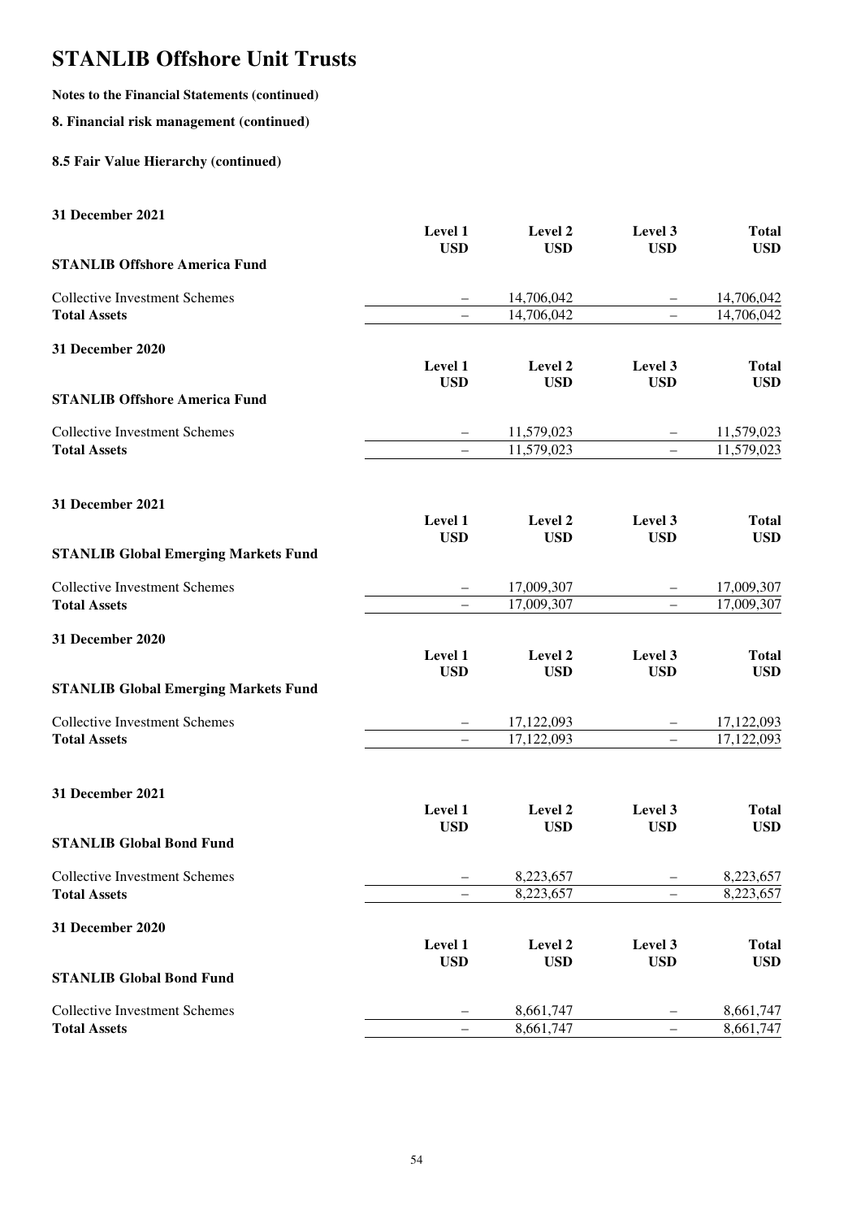# STANLIB Offshore Unit Trusts

**Notes to the Financial Statements (continued)**

**8. Financial risk management (continued)**

**8.5 Fair Value Hierarchy (continued)**

**31 December 2021**

| **STANLIB Offshore America Fund** | **Level 1 USD** | **Level 2 USD** | **Level 3 USD** | **Total USD** |
|---|---|---|---|---|
| Collective Investment Schemes | – | 14,706,042 | – | 14,706,042 |
| **Total Assets** | – | 14,706,042 | – | 14,706,042 |

**31 December 2020**

| **STANLIB Offshore America Fund** | **Level 1 USD** | **Level 2 USD** | **Level 3 USD** | **Total USD** |
|---|---|---|---|---|
| Collective Investment Schemes | – | 11,579,023 | – | 11,579,023 |
| **Total Assets** | – | 11,579,023 | – | 11,579,023 |

**31 December 2021**

| **STANLIB Global Emerging Markets Fund** | **Level 1 USD** | **Level 2 USD** | **Level 3 USD** | **Total USD** |
|---|---|---|---|---|
| Collective Investment Schemes | – | 17,009,307 | – | 17,009,307 |
| **Total Assets** | – | 17,009,307 | – | 17,009,307 |

**31 December 2020**

| **STANLIB Global Emerging Markets Fund** | **Level 1 USD** | **Level 2 USD** | **Level 3 USD** | **Total USD** |
|---|---|---|---|---|
| Collective Investment Schemes | – | 17,122,093 | – | 17,122,093 |
| **Total Assets** | – | 17,122,093 | – | 17,122,093 |

**31 December 2021**

| **STANLIB Global Bond Fund** | **Level 1 USD** | **Level 2 USD** | **Level 3 USD** | **Total USD** |
|---|---|---|---|---|
| Collective Investment Schemes | – | 8,223,657 | – | 8,223,657 |
| **Total Assets** | – | 8,223,657 | – | 8,223,657 |

**31 December 2020**

| **STANLIB Global Bond Fund** | **Level 1 USD** | **Level 2 USD** | **Level 3 USD** | **Total USD** |
|---|---|---|---|---|
| Collective Investment Schemes | – | 8,661,747 | – | 8,661,747 |
| **Total Assets** | – | 8,661,747 | – | 8,661,747 |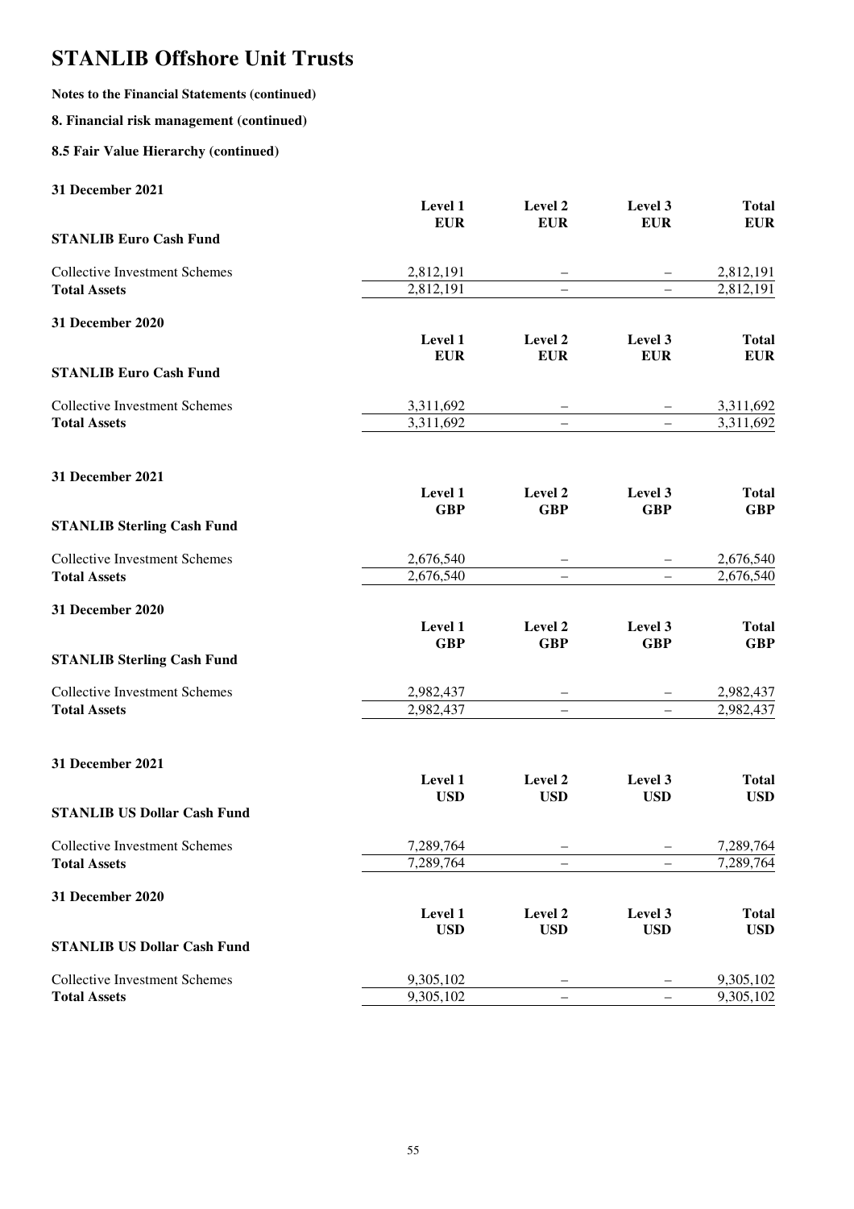# STANLIB Offshore Unit Trusts

**Notes to the Financial Statements (continued)**

**8. Financial risk management (continued)**

**8.5 Fair Value Hierarchy (continued)**

**31 December 2021**

| STANLIB Euro Cash Fund | Level 1 EUR | Level 2 EUR | Level 3 EUR | Total EUR |
|---|---|---|---|---|
| Collective Investment Schemes | 2,812,191 | – | – | 2,812,191 |
| **Total Assets** | 2,812,191 | – | – | 2,812,191 |

**31 December 2020**

| STANLIB Euro Cash Fund | Level 1 EUR | Level 2 EUR | Level 3 EUR | Total EUR |
|---|---|---|---|---|
| Collective Investment Schemes | 3,311,692 | – | – | 3,311,692 |
| **Total Assets** | 3,311,692 | – | – | 3,311,692 |

**31 December 2021**

| STANLIB Sterling Cash Fund | Level 1 GBP | Level 2 GBP | Level 3 GBP | Total GBP |
|---|---|---|---|---|
| Collective Investment Schemes | 2,676,540 | – | – | 2,676,540 |
| **Total Assets** | 2,676,540 | – | – | 2,676,540 |

**31 December 2020**

| STANLIB Sterling Cash Fund | Level 1 GBP | Level 2 GBP | Level 3 GBP | Total GBP |
|---|---|---|---|---|
| Collective Investment Schemes | 2,982,437 | – | – | 2,982,437 |
| **Total Assets** | 2,982,437 | – | – | 2,982,437 |

**31 December 2021**

| STANLIB US Dollar Cash Fund | Level 1 USD | Level 2 USD | Level 3 USD | Total USD |
|---|---|---|---|---|
| Collective Investment Schemes | 7,289,764 | – | – | 7,289,764 |
| **Total Assets** | 7,289,764 | – | – | 7,289,764 |

**31 December 2020**

| STANLIB US Dollar Cash Fund | Level 1 USD | Level 2 USD | Level 3 USD | Total USD |
|---|---|---|---|---|
| Collective Investment Schemes | 9,305,102 | – | – | 9,305,102 |
| **Total Assets** | 9,305,102 | – | – | 9,305,102 |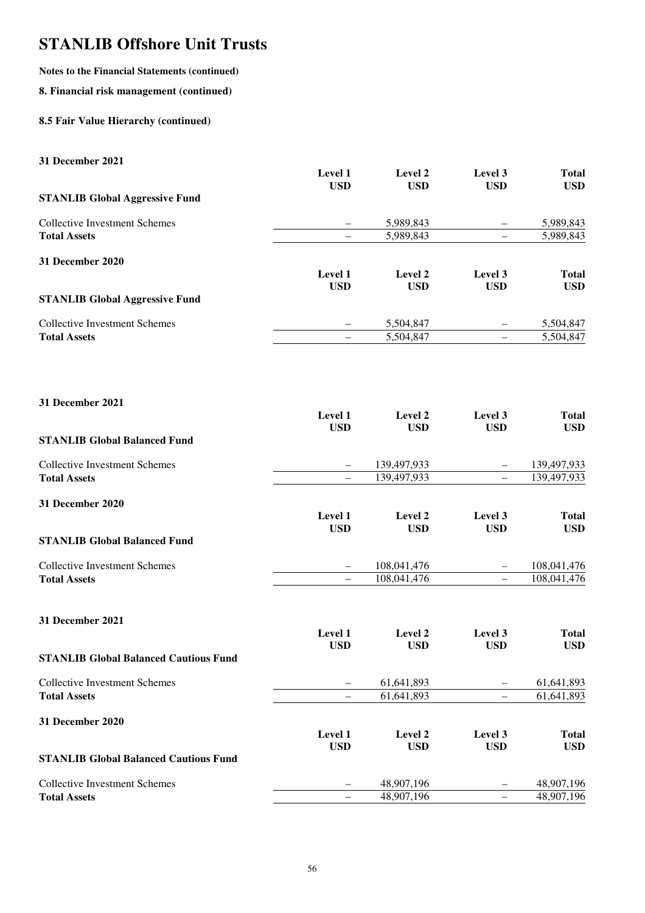# STANLIB Offshore Unit Trusts

**Notes to the Financial Statements (continued)**

**8. Financial risk management (continued)**

**8.5 Fair Value Hierarchy (continued)**

**31 December 2021**

| **STANLIB Global Aggressive Fund** | **Level 1 USD** | **Level 2 USD** | **Level 3 USD** | **Total USD** |
|---|---|---|---|---|
| Collective Investment Schemes | – | 5,989,843 | – | 5,989,843 |
| **Total Assets** | – | 5,989,843 | – | 5,989,843 |

**31 December 2020**

| **STANLIB Global Aggressive Fund** | **Level 1 USD** | **Level 2 USD** | **Level 3 USD** | **Total USD** |
|---|---|---|---|---|
| Collective Investment Schemes | – | 5,504,847 | – | 5,504,847 |
| **Total Assets** | – | 5,504,847 | – | 5,504,847 |

**31 December 2021**

| **STANLIB Global Balanced Fund** | **Level 1 USD** | **Level 2 USD** | **Level 3 USD** | **Total USD** |
|---|---|---|---|---|
| Collective Investment Schemes | – | 139,497,933 | – | 139,497,933 |
| **Total Assets** | – | 139,497,933 | – | 139,497,933 |

**31 December 2020**

| **STANLIB Global Balanced Fund** | **Level 1 USD** | **Level 2 USD** | **Level 3 USD** | **Total USD** |
|---|---|---|---|---|
| Collective Investment Schemes | – | 108,041,476 | – | 108,041,476 |
| **Total Assets** | – | 108,041,476 | – | 108,041,476 |

**31 December 2021**

| **STANLIB Global Balanced Cautious Fund** | **Level 1 USD** | **Level 2 USD** | **Level 3 USD** | **Total USD** |
|---|---|---|---|---|
| Collective Investment Schemes | – | 61,641,893 | – | 61,641,893 |
| **Total Assets** | – | 61,641,893 | – | 61,641,893 |

**31 December 2020**

| **STANLIB Global Balanced Cautious Fund** | **Level 1 USD** | **Level 2 USD** | **Level 3 USD** | **Total USD** |
|---|---|---|---|---|
| Collective Investment Schemes | – | 48,907,196 | – | 48,907,196 |
| **Total Assets** | – | 48,907,196 | – | 48,907,196 |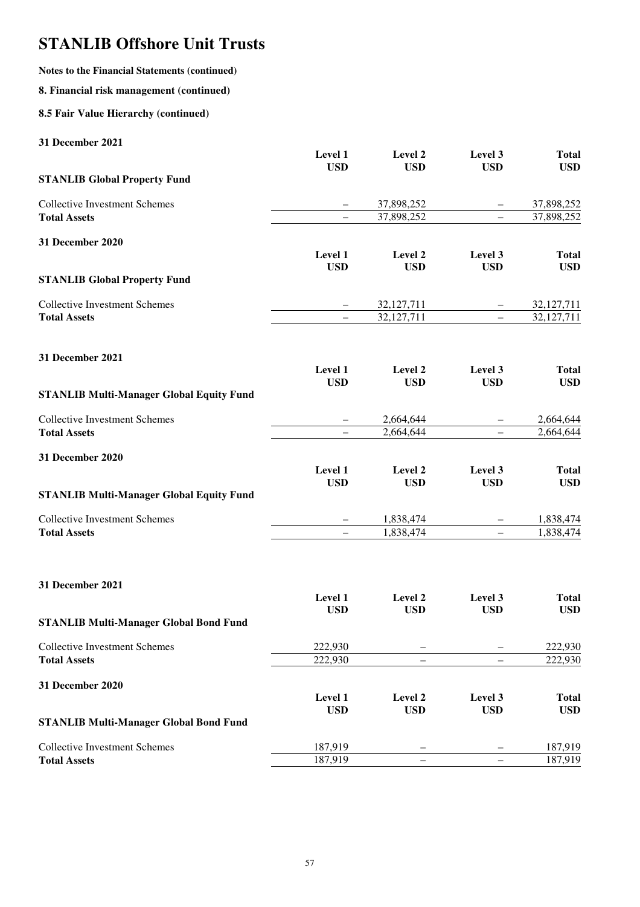# STANLIB Offshore Unit Trusts

**Notes to the Financial Statements (continued)**

**8. Financial risk management (continued)**

**8.5 Fair Value Hierarchy (continued)**

**31 December 2021**

| **STANLIB Global Property Fund** | **Level 1 USD** | **Level 2 USD** | **Level 3 USD** | **Total USD** |
|---|---|---|---|---|
| Collective Investment Schemes | – | 37,898,252 | – | 37,898,252 |
| **Total Assets** | – | 37,898,252 | – | 37,898,252 |

**31 December 2020**

| **STANLIB Global Property Fund** | **Level 1 USD** | **Level 2 USD** | **Level 3 USD** | **Total USD** |
|---|---|---|---|---|
| Collective Investment Schemes | – | 32,127,711 | – | 32,127,711 |
| **Total Assets** | – | 32,127,711 | – | 32,127,711 |

**31 December 2021**

| **STANLIB Multi-Manager Global Equity Fund** | **Level 1 USD** | **Level 2 USD** | **Level 3 USD** | **Total USD** |
|---|---|---|---|---|
| Collective Investment Schemes | – | 2,664,644 | – | 2,664,644 |
| **Total Assets** | – | 2,664,644 | – | 2,664,644 |

**31 December 2020**

| **STANLIB Multi-Manager Global Equity Fund** | **Level 1 USD** | **Level 2 USD** | **Level 3 USD** | **Total USD** |
|---|---|---|---|---|
| Collective Investment Schemes | – | 1,838,474 | – | 1,838,474 |
| **Total Assets** | – | 1,838,474 | – | 1,838,474 |

**31 December 2021**

| **STANLIB Multi-Manager Global Bond Fund** | **Level 1 USD** | **Level 2 USD** | **Level 3 USD** | **Total USD** |
|---|---|---|---|---|
| Collective Investment Schemes | 222,930 | – | – | 222,930 |
| **Total Assets** | 222,930 | – | – | 222,930 |

**31 December 2020**

| **STANLIB Multi-Manager Global Bond Fund** | **Level 1 USD** | **Level 2 USD** | **Level 3 USD** | **Total USD** |
|---|---|---|---|---|
| Collective Investment Schemes | 187,919 | – | – | 187,919 |
| **Total Assets** | 187,919 | – | – | 187,919 |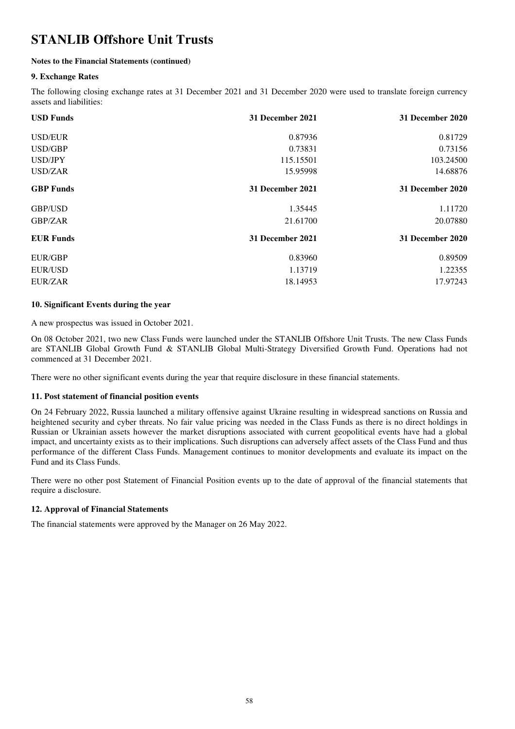# STANLIB Offshore Unit Trusts

**Notes to the Financial Statements (continued)**

### 9. Exchange Rates

The following closing exchange rates at 31 December 2021 and 31 December 2020 were used to translate foreign currency assets and liabilities:

| USD Funds | 31 December 2021 | 31 December 2020 |
|---|---|---|
| USD/EUR | 0.87936 | 0.81729 |
| USD/GBP | 0.73831 | 0.73156 |
| USD/JPY | 115.15501 | 103.24500 |
| USD/ZAR | 15.95998 | 14.68876 |
| **GBP Funds** | **31 December 2021** | **31 December 2020** |
| GBP/USD | 1.35445 | 1.11720 |
| GBP/ZAR | 21.61700 | 20.07880 |
| **EUR Funds** | **31 December 2021** | **31 December 2020** |
| EUR/GBP | 0.83960 | 0.89509 |
| EUR/USD | 1.13719 | 1.22355 |
| EUR/ZAR | 18.14953 | 17.97243 |

### 10. Significant Events during the year

A new prospectus was issued in October 2021.

On 08 October 2021, two new Class Funds were launched under the STANLIB Offshore Unit Trusts. The new Class Funds are STANLIB Global Growth Fund & STANLIB Global Multi-Strategy Diversified Growth Fund. Operations had not commenced at 31 December 2021.

There were no other significant events during the year that require disclosure in these financial statements.

### 11. Post statement of financial position events

On 24 February 2022, Russia launched a military offensive against Ukraine resulting in widespread sanctions on Russia and heightened security and cyber threats. No fair value pricing was needed in the Class Funds as there is no direct holdings in Russian or Ukrainian assets however the market disruptions associated with current geopolitical events have had a global impact, and uncertainty exists as to their implications. Such disruptions can adversely affect assets of the Class Fund and thus performance of the different Class Funds. Management continues to monitor developments and evaluate its impact on the Fund and its Class Funds.

There were no other post Statement of Financial Position events up to the date of approval of the financial statements that require a disclosure.

### 12. Approval of Financial Statements

The financial statements were approved by the Manager on 26 May 2022.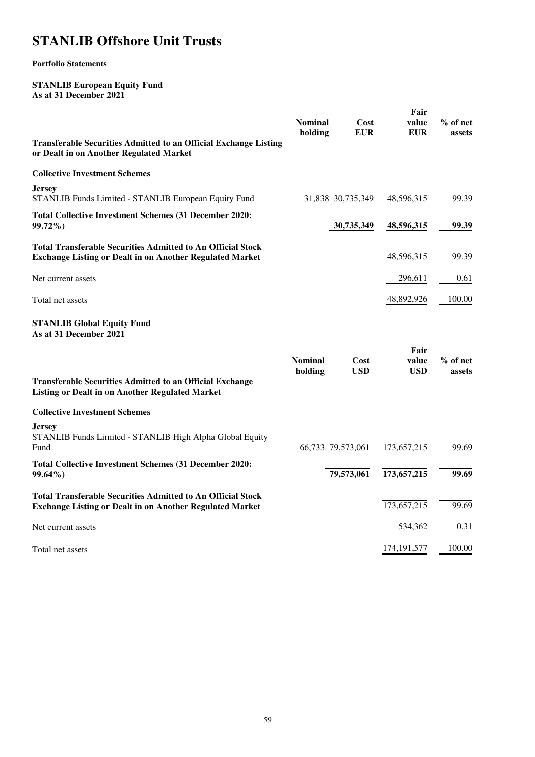# STANLIB Offshore Unit Trusts

**Portfolio Statements**

**STANLIB European Equity Fund**
**As at 31 December 2021**

| | Nominal holding | Cost EUR | Fair value EUR | % of net assets |
|---|---|---|---|---|
| **Transferable Securities Admitted to an Official Exchange Listing or Dealt in on Another Regulated Market** | | | | |
| **Collective Investment Schemes** | | | | |
| **Jersey** | | | | |
| STANLIB Funds Limited - STANLIB European Equity Fund | 31,838 | 30,735,349 | 48,596,315 | 99.39 |
| **Total Collective Investment Schemes (31 December 2020: 99.72%)** | | **30,735,349** | **48,596,315** | **99.39** |
| **Total Transferable Securities Admitted to An Official Stock Exchange Listing or Dealt in on Another Regulated Market** | | | 48,596,315 | 99.39 |
| Net current assets | | | 296,611 | 0.61 |
| Total net assets | | | 48,892,926 | 100.00 |

**STANLIB Global Equity Fund**
**As at 31 December 2021**

| | Nominal holding | Cost USD | Fair value USD | % of net assets |
|---|---|---|---|---|
| **Transferable Securities Admitted to an Official Exchange Listing or Dealt in on Another Regulated Market** | | | | |
| **Collective Investment Schemes** | | | | |
| **Jersey** | | | | |
| STANLIB Funds Limited - STANLIB High Alpha Global Equity Fund | 66,733 | 79,573,061 | 173,657,215 | 99.69 |
| **Total Collective Investment Schemes (31 December 2020: 99.64%)** | | **79,573,061** | **173,657,215** | **99.69** |
| **Total Transferable Securities Admitted to An Official Stock Exchange Listing or Dealt in on Another Regulated Market** | | | 173,657,215 | 99.69 |
| Net current assets | | | 534,362 | 0.31 |
| Total net assets | | | 174,191,577 | 100.00 |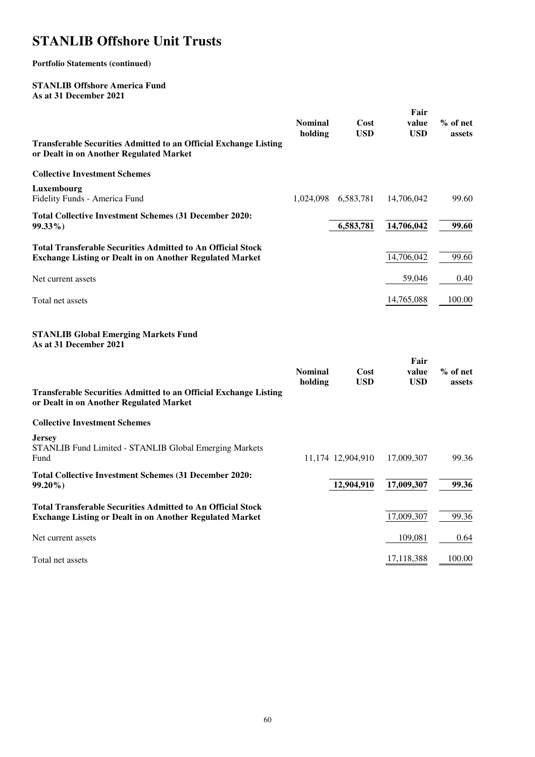# STANLIB Offshore Unit Trusts

**Portfolio Statements (continued)**

**STANLIB Offshore America Fund**
**As at 31 December 2021**

| | Nominal holding | Cost USD | Fair value USD | % of net assets |
|---|---|---|---|---|
| **Transferable Securities Admitted to an Official Exchange Listing or Dealt in on Another Regulated Market** | | | | |
| **Collective Investment Schemes** | | | | |
| **Luxembourg** | | | | |
| Fidelity Funds - America Fund | 1,024,098 | 6,583,781 | 14,706,042 | 99.60 |
| **Total Collective Investment Schemes (31 December 2020: 99.33%)** | | **6,583,781** | **14,706,042** | **99.60** |
| **Total Transferable Securities Admitted to An Official Stock Exchange Listing or Dealt in on Another Regulated Market** | | | 14,706,042 | 99.60 |
| Net current assets | | | 59,046 | 0.40 |
| Total net assets | | | 14,765,088 | 100.00 |

**STANLIB Global Emerging Markets Fund**
**As at 31 December 2021**

| | Nominal holding | Cost USD | Fair value USD | % of net assets |
|---|---|---|---|---|
| **Transferable Securities Admitted to an Official Exchange Listing or Dealt in on Another Regulated Market** | | | | |
| **Collective Investment Schemes** | | | | |
| **Jersey** | | | | |
| STANLIB Fund Limited - STANLIB Global Emerging Markets Fund | 11,174 | 12,904,910 | 17,009,307 | 99.36 |
| **Total Collective Investment Schemes (31 December 2020: 99.20%)** | | **12,904,910** | **17,009,307** | **99.36** |
| **Total Transferable Securities Admitted to An Official Stock Exchange Listing or Dealt in on Another Regulated Market** | | | 17,009,307 | 99.36 |
| Net current assets | | | 109,081 | 0.64 |
| Total net assets | | | 17,118,388 | 100.00 |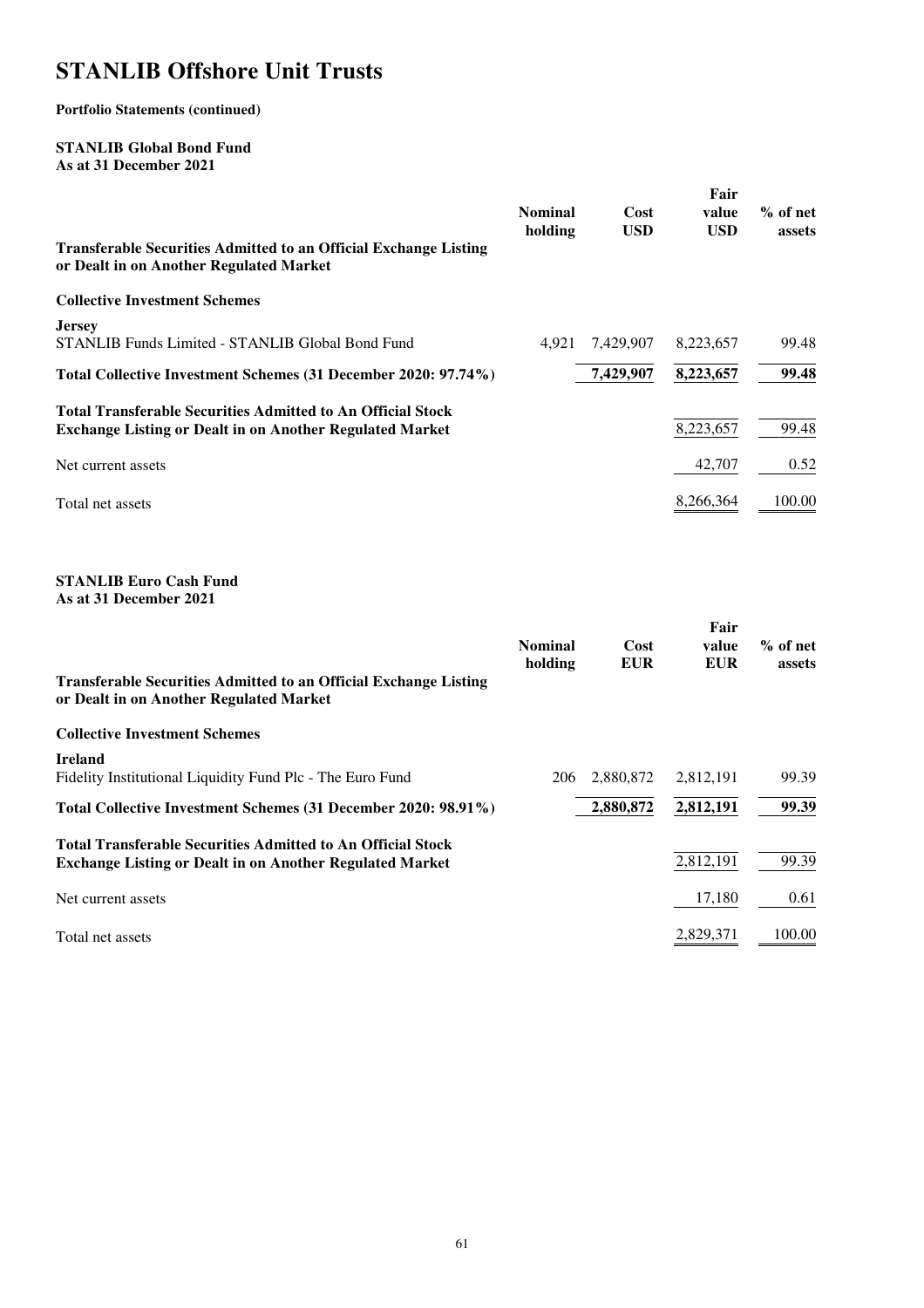# STANLIB Offshore Unit Trusts

**Portfolio Statements (continued)**

**STANLIB Global Bond Fund**
**As at 31 December 2021**

| | Nominal holding | Cost USD | Fair value USD | % of net assets |
|---|---|---|---|---|
| **Transferable Securities Admitted to an Official Exchange Listing or Dealt in on Another Regulated Market** | | | | |
| **Collective Investment Schemes** | | | | |
| **Jersey** | | | | |
| STANLIB Funds Limited - STANLIB Global Bond Fund | 4,921 | 7,429,907 | 8,223,657 | 99.48 |
| **Total Collective Investment Schemes (31 December 2020: 97.74%)** | | **7,429,907** | **8,223,657** | **99.48** |
| **Total Transferable Securities Admitted to An Official Stock Exchange Listing or Dealt in on Another Regulated Market** | | | 8,223,657 | 99.48 |
| Net current assets | | | 42,707 | 0.52 |
| Total net assets | | | 8,266,364 | 100.00 |

**STANLIB Euro Cash Fund**
**As at 31 December 2021**

| | Nominal holding | Cost EUR | Fair value EUR | % of net assets |
|---|---|---|---|---|
| **Transferable Securities Admitted to an Official Exchange Listing or Dealt in on Another Regulated Market** | | | | |
| **Collective Investment Schemes** | | | | |
| **Ireland** | | | | |
| Fidelity Institutional Liquidity Fund Plc - The Euro Fund | 206 | 2,880,872 | 2,812,191 | 99.39 |
| **Total Collective Investment Schemes (31 December 2020: 98.91%)** | | **2,880,872** | **2,812,191** | **99.39** |
| **Total Transferable Securities Admitted to An Official Stock Exchange Listing or Dealt in on Another Regulated Market** | | | 2,812,191 | 99.39 |
| Net current assets | | | 17,180 | 0.61 |
| Total net assets | | | 2,829,371 | 100.00 |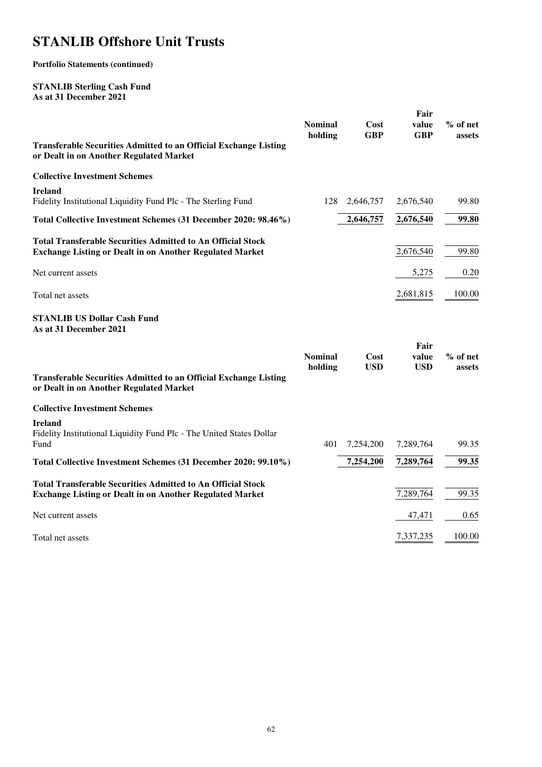# STANLIB Offshore Unit Trusts

**Portfolio Statements (continued)**

**STANLIB Sterling Cash Fund**
**As at 31 December 2021**

| | Nominal holding | Cost GBP | Fair value GBP | % of net assets |
|---|---|---|---|---|
| **Transferable Securities Admitted to an Official Exchange Listing or Dealt in on Another Regulated Market** | | | | |
| **Collective Investment Schemes** | | | | |
| **Ireland** | | | | |
| Fidelity Institutional Liquidity Fund Plc - The Sterling Fund | 128 | 2,646,757 | 2,676,540 | 99.80 |
| **Total Collective Investment Schemes (31 December 2020: 98.46%)** | | **2,646,757** | **2,676,540** | **99.80** |
| **Total Transferable Securities Admitted to An Official Stock Exchange Listing or Dealt in on Another Regulated Market** | | | 2,676,540 | 99.80 |
| Net current assets | | | 5,275 | 0.20 |
| Total net assets | | | 2,681,815 | 100.00 |

**STANLIB US Dollar Cash Fund**
**As at 31 December 2021**

| | Nominal holding | Cost USD | Fair value USD | % of net assets |
|---|---|---|---|---|
| **Transferable Securities Admitted to an Official Exchange Listing or Dealt in on Another Regulated Market** | | | | |
| **Collective Investment Schemes** | | | | |
| **Ireland** | | | | |
| Fidelity Institutional Liquidity Fund Plc - The United States Dollar Fund | 401 | 7,254,200 | 7,289,764 | 99.35 |
| **Total Collective Investment Schemes (31 December 2020: 99.10%)** | | **7,254,200** | **7,289,764** | **99.35** |
| **Total Transferable Securities Admitted to An Official Stock Exchange Listing or Dealt in on Another Regulated Market** | | | 7,289,764 | 99.35 |
| Net current assets | | | 47,471 | 0.65 |
| Total net assets | | | 7,337,235 | 100.00 |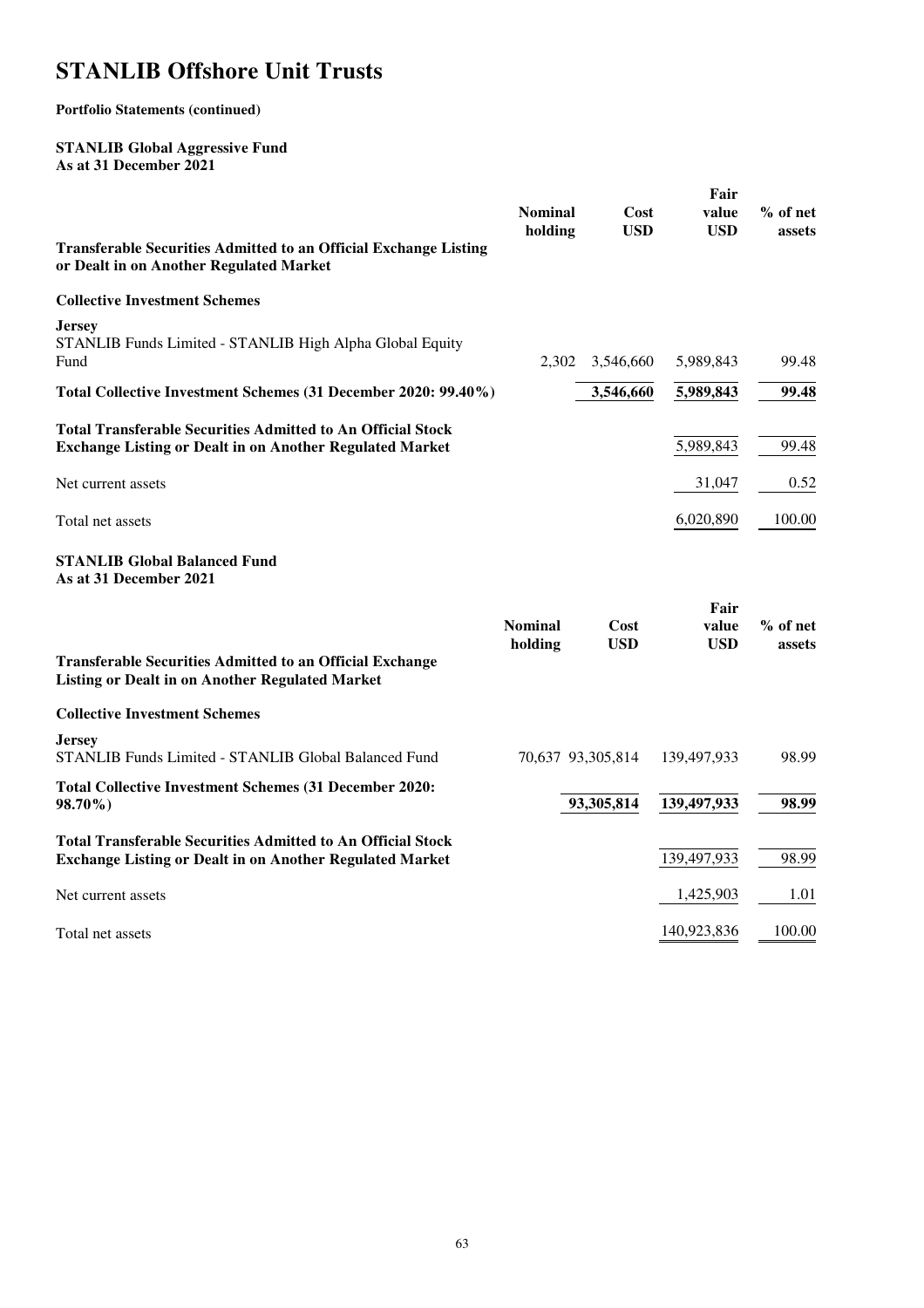# STANLIB Offshore Unit Trusts

**Portfolio Statements (continued)**

**STANLIB Global Aggressive Fund**
**As at 31 December 2021**

| | Nominal holding | Cost USD | Fair value USD | % of net assets |
|---|---|---|---|---|
| **Transferable Securities Admitted to an Official Exchange Listing or Dealt in on Another Regulated Market** | | | | |
| **Collective Investment Schemes** | | | | |
| **Jersey** | | | | |
| STANLIB Funds Limited - STANLIB High Alpha Global Equity Fund | 2,302 | 3,546,660 | 5,989,843 | 99.48 |
| **Total Collective Investment Schemes (31 December 2020: 99.40%)** | | **3,546,660** | **5,989,843** | **99.48** |
| **Total Transferable Securities Admitted to An Official Stock Exchange Listing or Dealt in on Another Regulated Market** | | | 5,989,843 | 99.48 |
| Net current assets | | | 31,047 | 0.52 |
| Total net assets | | | 6,020,890 | 100.00 |

**STANLIB Global Balanced Fund**
**As at 31 December 2021**

| | Nominal holding | Cost USD | Fair value USD | % of net assets |
|---|---|---|---|---|
| **Transferable Securities Admitted to an Official Exchange Listing or Dealt in on Another Regulated Market** | | | | |
| **Collective Investment Schemes** | | | | |
| **Jersey** | | | | |
| STANLIB Funds Limited - STANLIB Global Balanced Fund | 70,637 | 93,305,814 | 139,497,933 | 98.99 |
| **Total Collective Investment Schemes (31 December 2020: 98.70%)** | | **93,305,814** | **139,497,933** | **98.99** |
| **Total Transferable Securities Admitted to An Official Stock Exchange Listing or Dealt in on Another Regulated Market** | | | 139,497,933 | 98.99 |
| Net current assets | | | 1,425,903 | 1.01 |
| Total net assets | | | 140,923,836 | 100.00 |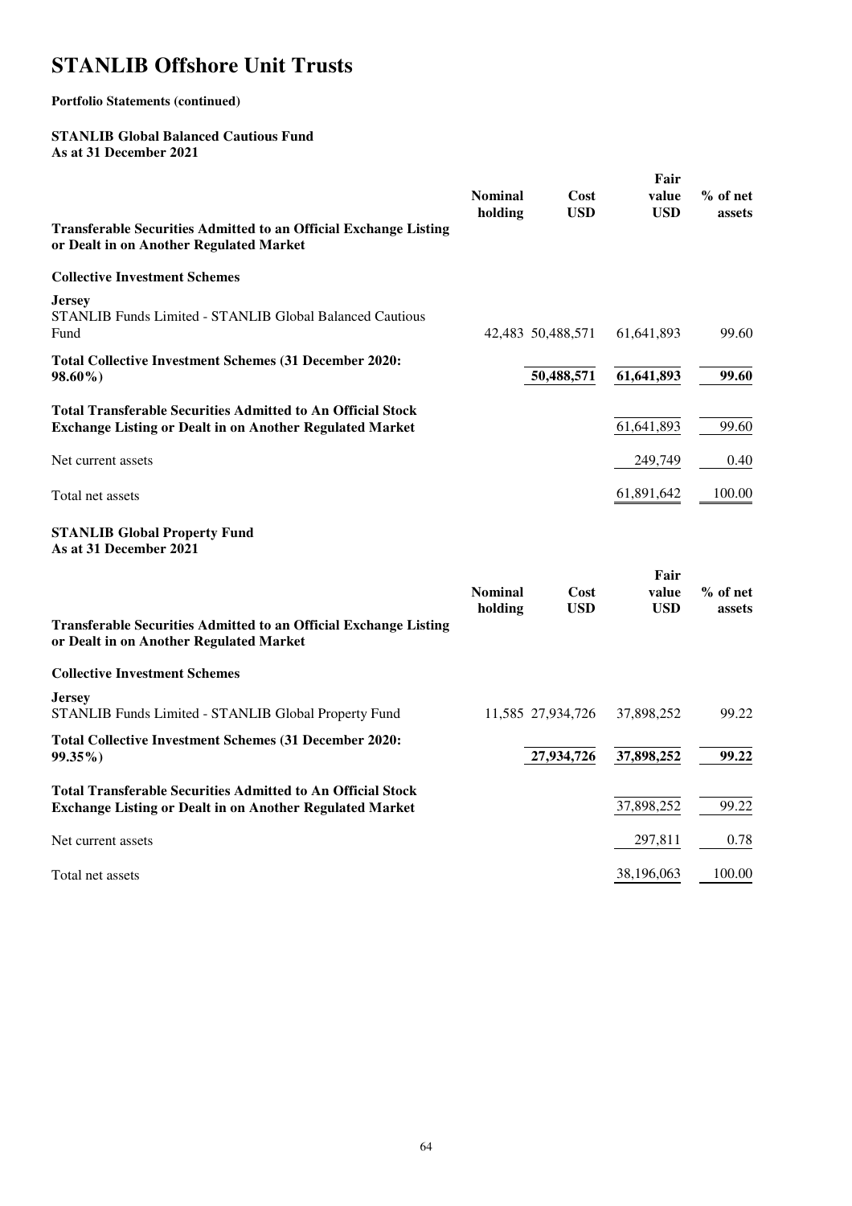# STANLIB Offshore Unit Trusts

**Portfolio Statements (continued)**

**STANLIB Global Balanced Cautious Fund**
**As at 31 December 2021**

| | Nominal holding | Cost USD | Fair value USD | % of net assets |
|---|---|---|---|---|
| **Transferable Securities Admitted to an Official Exchange Listing or Dealt in on Another Regulated Market** | | | | |
| **Collective Investment Schemes** | | | | |
| **Jersey** | | | | |
| STANLIB Funds Limited - STANLIB Global Balanced Cautious Fund | 42,483 | 50,488,571 | 61,641,893 | 99.60 |
| **Total Collective Investment Schemes (31 December 2020: 98.60%)** | | **50,488,571** | **61,641,893** | **99.60** |
| **Total Transferable Securities Admitted to An Official Stock Exchange Listing or Dealt in on Another Regulated Market** | | | 61,641,893 | 99.60 |
| Net current assets | | | 249,749 | 0.40 |
| Total net assets | | | 61,891,642 | 100.00 |

**STANLIB Global Property Fund**
**As at 31 December 2021**

| | Nominal holding | Cost USD | Fair value USD | % of net assets |
|---|---|---|---|---|
| **Transferable Securities Admitted to an Official Exchange Listing or Dealt in on Another Regulated Market** | | | | |
| **Collective Investment Schemes** | | | | |
| **Jersey** | | | | |
| STANLIB Funds Limited - STANLIB Global Property Fund | 11,585 | 27,934,726 | 37,898,252 | 99.22 |
| **Total Collective Investment Schemes (31 December 2020: 99.35%)** | | **27,934,726** | **37,898,252** | **99.22** |
| **Total Transferable Securities Admitted to An Official Stock Exchange Listing or Dealt in on Another Regulated Market** | | | 37,898,252 | 99.22 |
| Net current assets | | | 297,811 | 0.78 |
| Total net assets | | | 38,196,063 | 100.00 |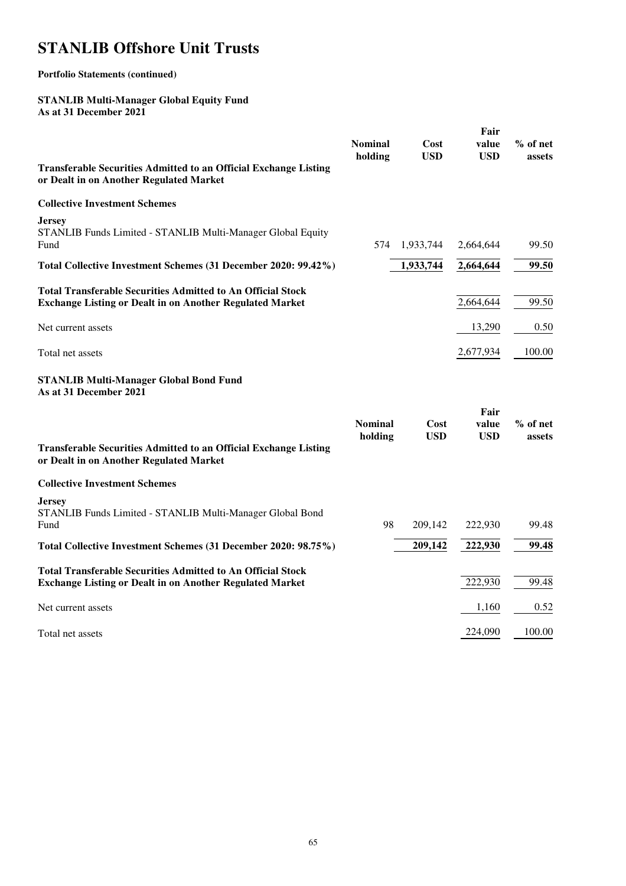# STANLIB Offshore Unit Trusts

**Portfolio Statements (continued)**

**STANLIB Multi-Manager Global Equity Fund**
**As at 31 December 2021**

| | Nominal holding | Cost USD | Fair value USD | % of net assets |
|---|---|---|---|---|
| **Transferable Securities Admitted to an Official Exchange Listing or Dealt in on Another Regulated Market** | | | | |
| **Collective Investment Schemes** | | | | |
| **Jersey** | | | | |
| STANLIB Funds Limited - STANLIB Multi-Manager Global Equity Fund | 574 | 1,933,744 | 2,664,644 | 99.50 |
| **Total Collective Investment Schemes (31 December 2020: 99.42%)** | | **1,933,744** | **2,664,644** | **99.50** |
| **Total Transferable Securities Admitted to An Official Stock Exchange Listing or Dealt in on Another Regulated Market** | | | 2,664,644 | 99.50 |
| Net current assets | | | 13,290 | 0.50 |
| Total net assets | | | 2,677,934 | 100.00 |

**STANLIB Multi-Manager Global Bond Fund**
**As at 31 December 2021**

| | Nominal holding | Cost USD | Fair value USD | % of net assets |
|---|---|---|---|---|
| **Transferable Securities Admitted to an Official Exchange Listing or Dealt in on Another Regulated Market** | | | | |
| **Collective Investment Schemes** | | | | |
| **Jersey** | | | | |
| STANLIB Funds Limited - STANLIB Multi-Manager Global Bond Fund | 98 | 209,142 | 222,930 | 99.48 |
| **Total Collective Investment Schemes (31 December 2020: 98.75%)** | | **209,142** | **222,930** | **99.48** |
| **Total Transferable Securities Admitted to An Official Stock Exchange Listing or Dealt in on Another Regulated Market** | | | 222,930 | 99.48 |
| Net current assets | | | 1,160 | 0.52 |
| Total net assets | | | 224,090 | 100.00 |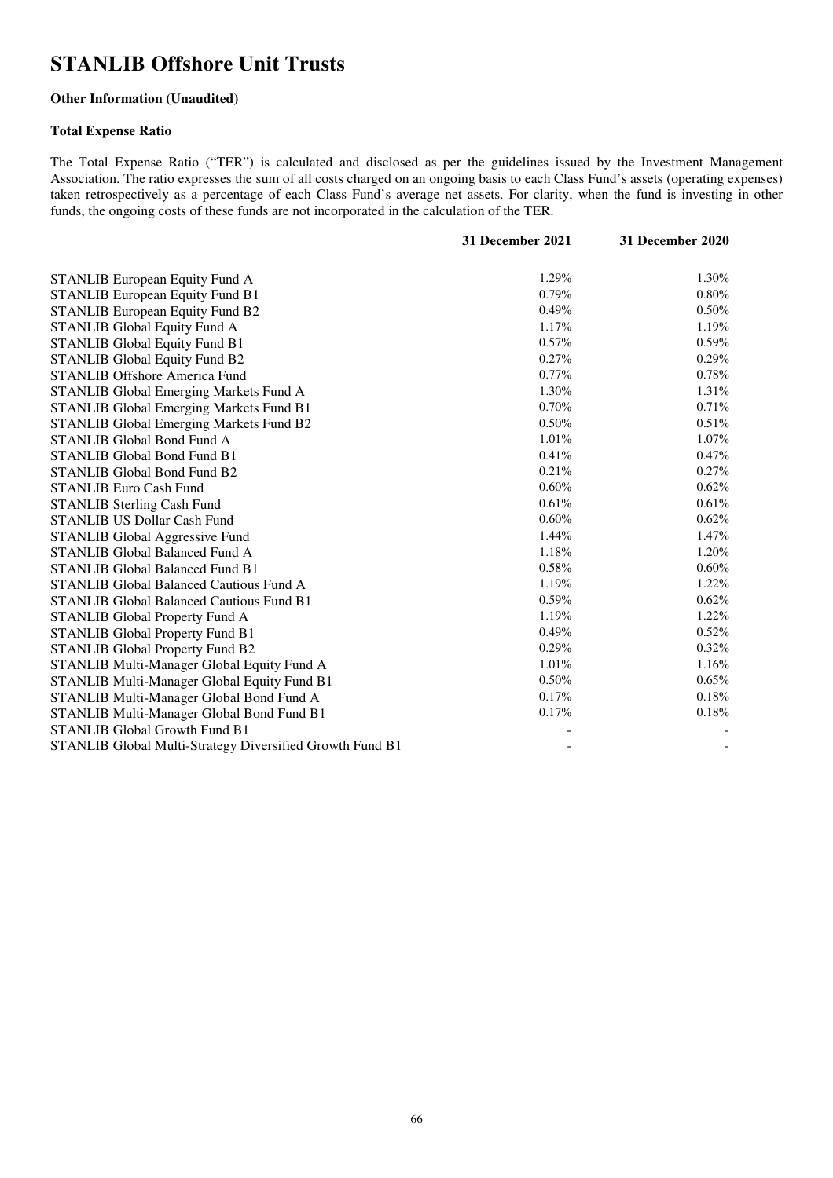# STANLIB Offshore Unit Trusts

**Other Information (Unaudited)**

**Total Expense Ratio**

The Total Expense Ratio ("TER") is calculated and disclosed as per the guidelines issued by the Investment Management Association. The ratio expresses the sum of all costs charged on an ongoing basis to each Class Fund's assets (operating expenses) taken retrospectively as a percentage of each Class Fund's average net assets. For clarity, when the fund is investing in other funds, the ongoing costs of these funds are not incorporated in the calculation of the TER.

| | 31 December 2021 | 31 December 2020 |
|---|---|---|
| STANLIB European Equity Fund A | 1.29% | 1.30% |
| STANLIB European Equity Fund B1 | 0.79% | 0.80% |
| STANLIB European Equity Fund B2 | 0.49% | 0.50% |
| STANLIB Global Equity Fund A | 1.17% | 1.19% |
| STANLIB Global Equity Fund B1 | 0.57% | 0.59% |
| STANLIB Global Equity Fund B2 | 0.27% | 0.29% |
| STANLIB Offshore America Fund | 0.77% | 0.78% |
| STANLIB Global Emerging Markets Fund A | 1.30% | 1.31% |
| STANLIB Global Emerging Markets Fund B1 | 0.70% | 0.71% |
| STANLIB Global Emerging Markets Fund B2 | 0.50% | 0.51% |
| STANLIB Global Bond Fund A | 1.01% | 1.07% |
| STANLIB Global Bond Fund B1 | 0.41% | 0.47% |
| STANLIB Global Bond Fund B2 | 0.21% | 0.27% |
| STANLIB Euro Cash Fund | 0.60% | 0.62% |
| STANLIB Sterling Cash Fund | 0.61% | 0.61% |
| STANLIB US Dollar Cash Fund | 0.60% | 0.62% |
| STANLIB Global Aggressive Fund | 1.44% | 1.47% |
| STANLIB Global Balanced Fund A | 1.18% | 1.20% |
| STANLIB Global Balanced Fund B1 | 0.58% | 0.60% |
| STANLIB Global Balanced Cautious Fund A | 1.19% | 1.22% |
| STANLIB Global Balanced Cautious Fund B1 | 0.59% | 0.62% |
| STANLIB Global Property Fund A | 1.19% | 1.22% |
| STANLIB Global Property Fund B1 | 0.49% | 0.52% |
| STANLIB Global Property Fund B2 | 0.29% | 0.32% |
| STANLIB Multi-Manager Global Equity Fund A | 1.01% | 1.16% |
| STANLIB Multi-Manager Global Equity Fund B1 | 0.50% | 0.65% |
| STANLIB Multi-Manager Global Bond Fund A | 0.17% | 0.18% |
| STANLIB Multi-Manager Global Bond Fund B1 | 0.17% | 0.18% |
| STANLIB Global Growth Fund B1 | - | - |
| STANLIB Global Multi-Strategy Diversified Growth Fund B1 | - | - |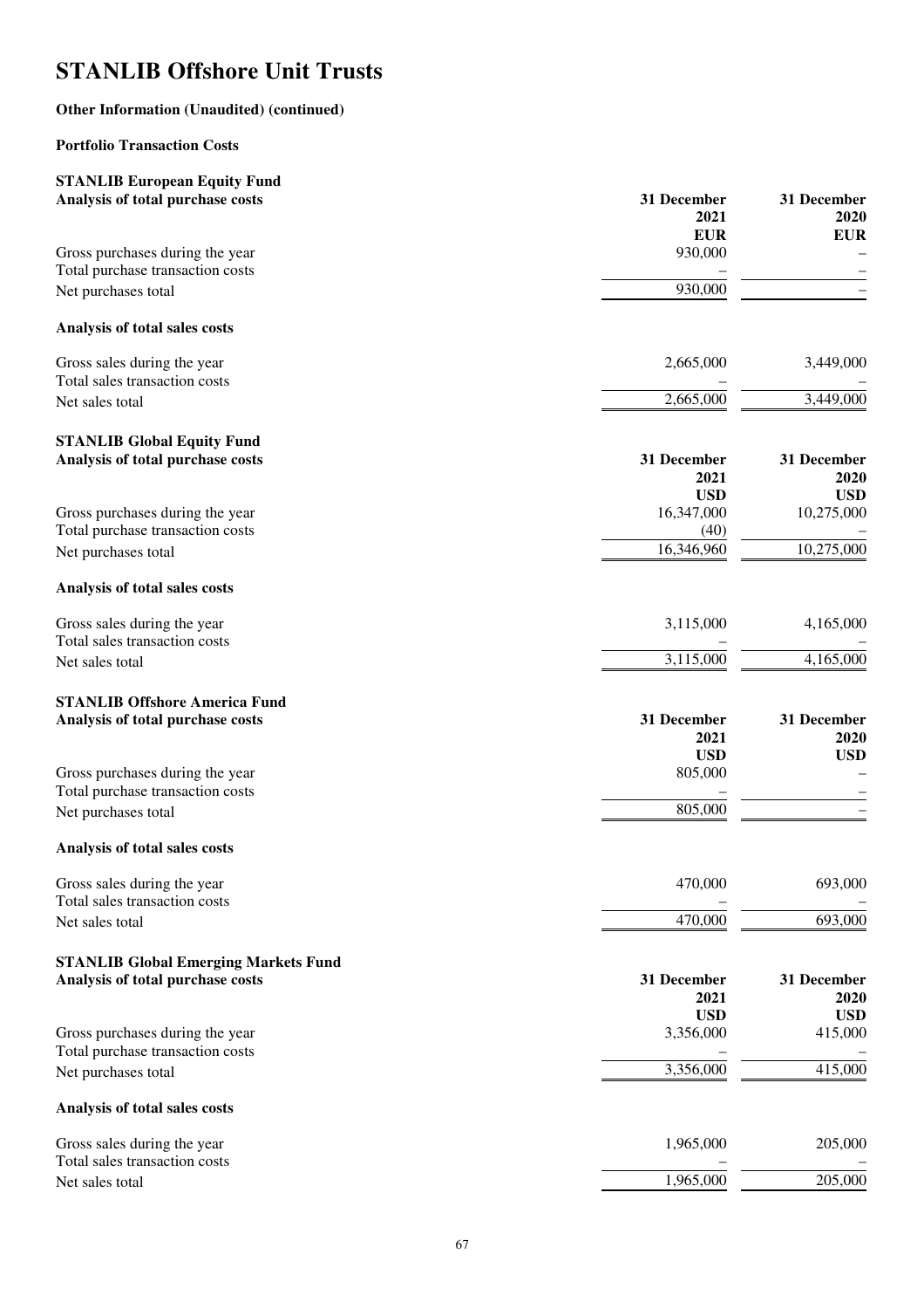# STANLIB Offshore Unit Trusts

**Other Information (Unaudited) (continued)**

**Portfolio Transaction Costs**

**STANLIB European Equity Fund**

| **Analysis of total purchase costs** | **31 December 2021 EUR** | **31 December 2020 EUR** |
|---|---|---|
| Gross purchases during the year | 930,000 | – |
| Total purchase transaction costs | – | – |
| Net purchases total | 930,000 | – |
| **Analysis of total sales costs** | | |
| Gross sales during the year | 2,665,000 | 3,449,000 |
| Total sales transaction costs | – | – |
| Net sales total | 2,665,000 | 3,449,000 |

**STANLIB Global Equity Fund**

| **Analysis of total purchase costs** | **31 December 2021 USD** | **31 December 2020 USD** |
|---|---|---|
| Gross purchases during the year | 16,347,000 | 10,275,000 |
| Total purchase transaction costs | (40) | – |
| Net purchases total | 16,346,960 | 10,275,000 |
| **Analysis of total sales costs** | | |
| Gross sales during the year | 3,115,000 | 4,165,000 |
| Total sales transaction costs | – | – |
| Net sales total | 3,115,000 | 4,165,000 |

**STANLIB Offshore America Fund**

| **Analysis of total purchase costs** | **31 December 2021 USD** | **31 December 2020 USD** |
|---|---|---|
| Gross purchases during the year | 805,000 | – |
| Total purchase transaction costs | – | – |
| Net purchases total | 805,000 | – |
| **Analysis of total sales costs** | | |
| Gross sales during the year | 470,000 | 693,000 |
| Total sales transaction costs | – | – |
| Net sales total | 470,000 | 693,000 |

**STANLIB Global Emerging Markets Fund**

| **Analysis of total purchase costs** | **31 December 2021 USD** | **31 December 2020 USD** |
|---|---|---|
| Gross purchases during the year | 3,356,000 | 415,000 |
| Total purchase transaction costs | – | – |
| Net purchases total | 3,356,000 | 415,000 |
| **Analysis of total sales costs** | | |
| Gross sales during the year | 1,965,000 | 205,000 |
| Total sales transaction costs | – | – |
| Net sales total | 1,965,000 | 205,000 |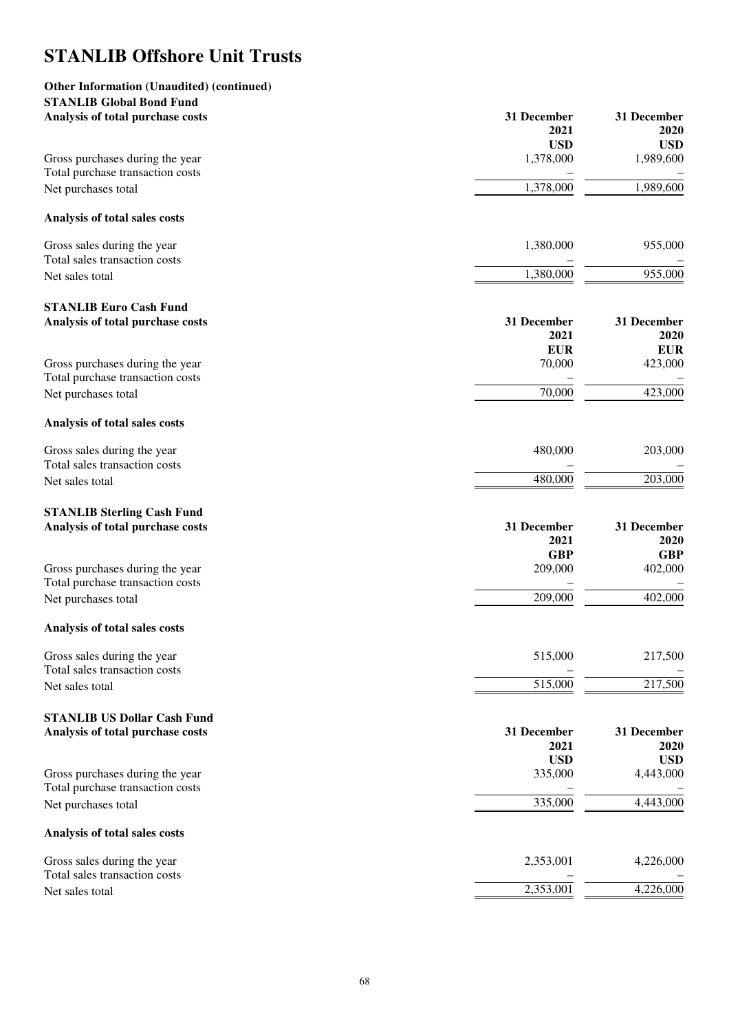# STANLIB Offshore Unit Trusts

**Other Information (Unaudited) (continued)**

**STANLIB Global Bond Fund**

| **Analysis of total purchase costs** | **31 December 2021 USD** | **31 December 2020 USD** |
|---|---|---|
| Gross purchases during the year | 1,378,000 | 1,989,600 |
| Total purchase transaction costs | – | – |
| Net purchases total | 1,378,000 | 1,989,600 |

| **Analysis of total sales costs** | | |
|---|---|---|
| Gross sales during the year | 1,380,000 | 955,000 |
| Total sales transaction costs | – | – |
| Net sales total | 1,380,000 | 955,000 |

**STANLIB Euro Cash Fund**

| **Analysis of total purchase costs** | **31 December 2021 EUR** | **31 December 2020 EUR** |
|---|---|---|
| Gross purchases during the year | 70,000 | 423,000 |
| Total purchase transaction costs | – | – |
| Net purchases total | 70,000 | 423,000 |

| **Analysis of total sales costs** | | |
|---|---|---|
| Gross sales during the year | 480,000 | 203,000 |
| Total sales transaction costs | – | – |
| Net sales total | 480,000 | 203,000 |

**STANLIB Sterling Cash Fund**

| **Analysis of total purchase costs** | **31 December 2021 GBP** | **31 December 2020 GBP** |
|---|---|---|
| Gross purchases during the year | 209,000 | 402,000 |
| Total purchase transaction costs | – | – |
| Net purchases total | 209,000 | 402,000 |

| **Analysis of total sales costs** | | |
|---|---|---|
| Gross sales during the year | 515,000 | 217,500 |
| Total sales transaction costs | – | – |
| Net sales total | 515,000 | 217,500 |

**STANLIB US Dollar Cash Fund**

| **Analysis of total purchase costs** | **31 December 2021 USD** | **31 December 2020 USD** |
|---|---|---|
| Gross purchases during the year | 335,000 | 4,443,000 |
| Total purchase transaction costs | – | – |
| Net purchases total | 335,000 | 4,443,000 |

| **Analysis of total sales costs** | | |
|---|---|---|
| Gross sales during the year | 2,353,001 | 4,226,000 |
| Total sales transaction costs | – | – |
| Net sales total | 2,353,001 | 4,226,000 |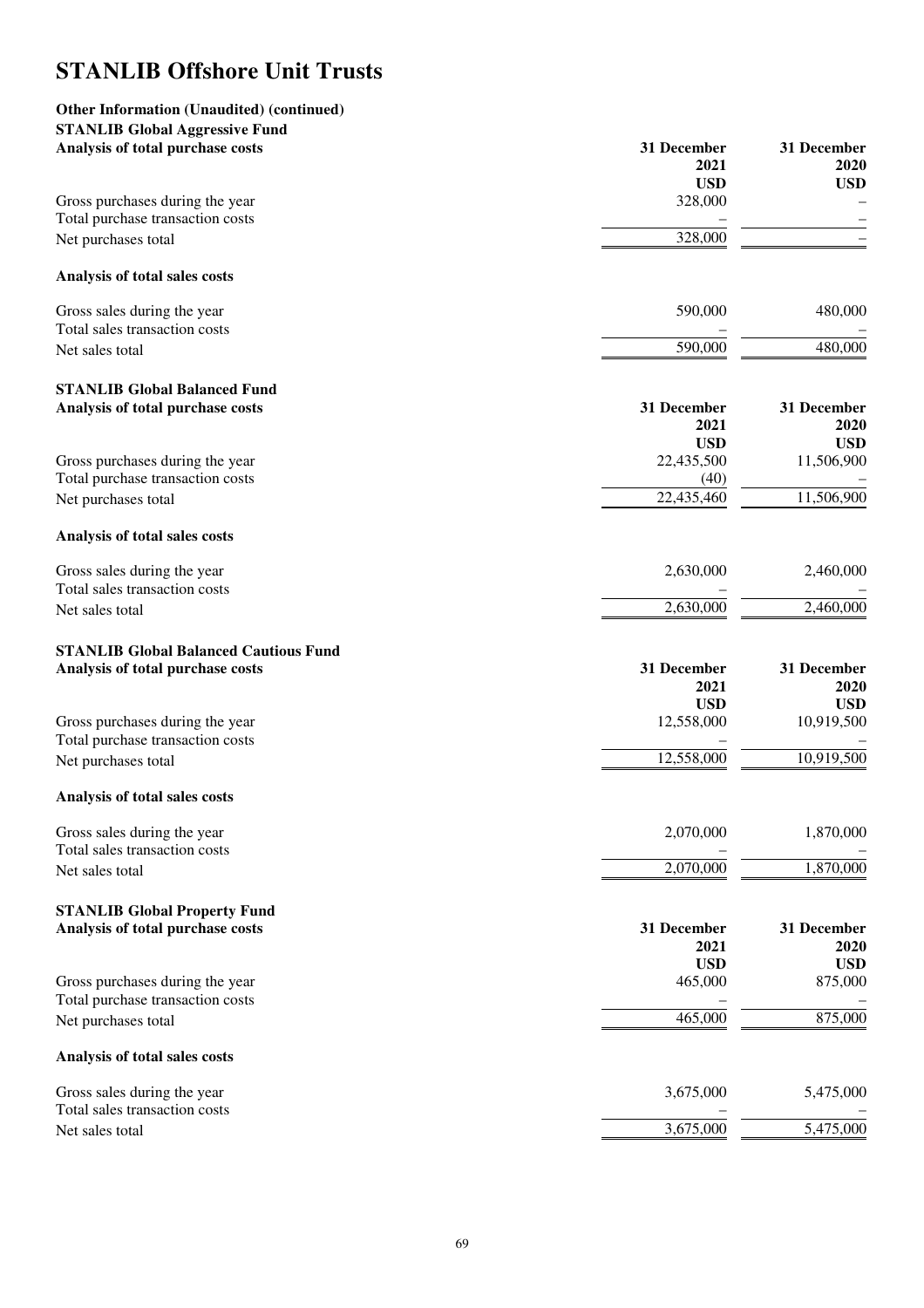# STANLIB Offshore Unit Trusts

**Other Information (Unaudited) (continued)**

**STANLIB Global Aggressive Fund**

| **Analysis of total purchase costs** | **31 December 2021 USD** | **31 December 2020 USD** |
|---|---|---|
| Gross purchases during the year | 328,000 | – |
| Total purchase transaction costs | – | – |
| Net purchases total | 328,000 | – |

| **Analysis of total sales costs** | | |
|---|---|---|
| Gross sales during the year | 590,000 | 480,000 |
| Total sales transaction costs | – | – |
| Net sales total | 590,000 | 480,000 |

**STANLIB Global Balanced Fund**

| **Analysis of total purchase costs** | **31 December 2021 USD** | **31 December 2020 USD** |
|---|---|---|
| Gross purchases during the year | 22,435,500 | 11,506,900 |
| Total purchase transaction costs | (40) | – |
| Net purchases total | 22,435,460 | 11,506,900 |

| **Analysis of total sales costs** | | |
|---|---|---|
| Gross sales during the year | 2,630,000 | 2,460,000 |
| Total sales transaction costs | – | – |
| Net sales total | 2,630,000 | 2,460,000 |

**STANLIB Global Balanced Cautious Fund**

| **Analysis of total purchase costs** | **31 December 2021 USD** | **31 December 2020 USD** |
|---|---|---|
| Gross purchases during the year | 12,558,000 | 10,919,500 |
| Total purchase transaction costs | – | – |
| Net purchases total | 12,558,000 | 10,919,500 |

| **Analysis of total sales costs** | | |
|---|---|---|
| Gross sales during the year | 2,070,000 | 1,870,000 |
| Total sales transaction costs | – | – |
| Net sales total | 2,070,000 | 1,870,000 |

**STANLIB Global Property Fund**

| **Analysis of total purchase costs** | **31 December 2021 USD** | **31 December 2020 USD** |
|---|---|---|
| Gross purchases during the year | 465,000 | 875,000 |
| Total purchase transaction costs | – | – |
| Net purchases total | 465,000 | 875,000 |

| **Analysis of total sales costs** | | |
|---|---|---|
| Gross sales during the year | 3,675,000 | 5,475,000 |
| Total sales transaction costs | – | – |
| Net sales total | 3,675,000 | 5,475,000 |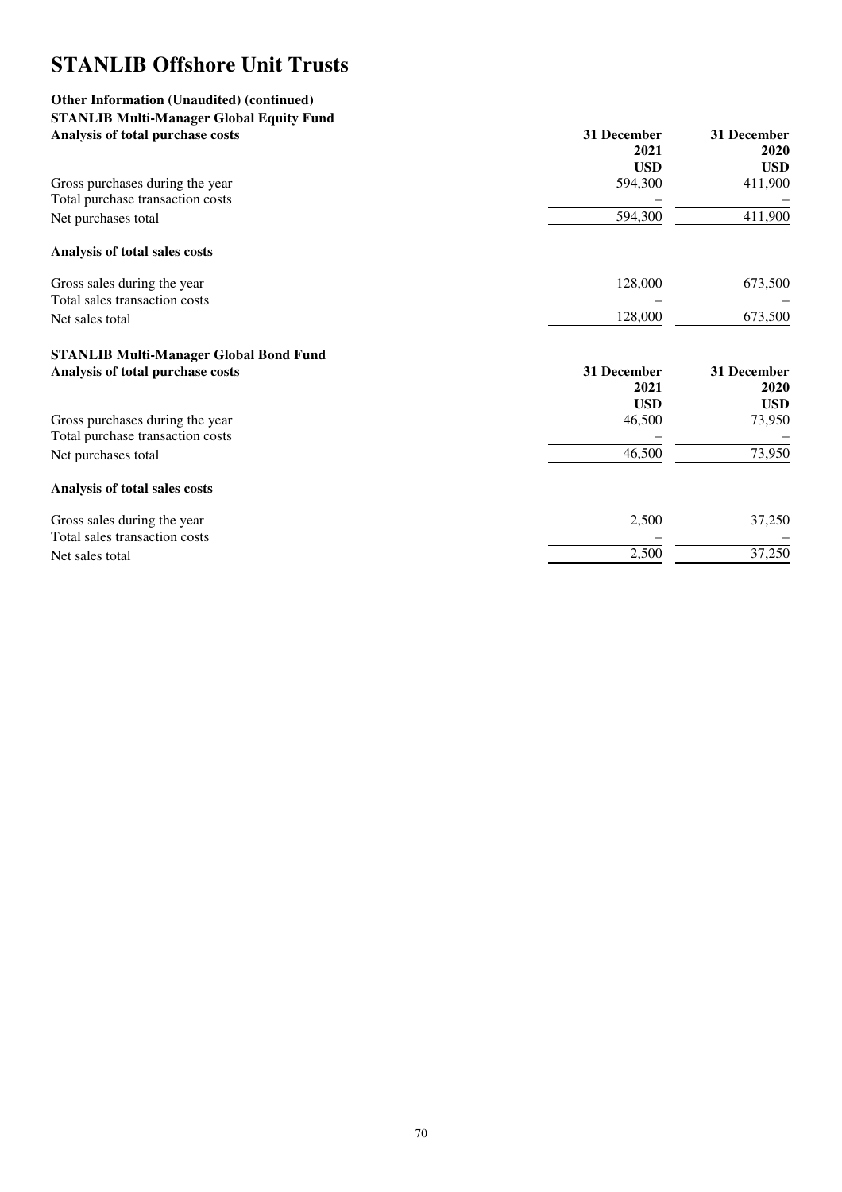# STANLIB Offshore Unit Trusts

**Other Information (Unaudited) (continued)**

**STANLIB Multi-Manager Global Equity Fund**

**Analysis of total purchase costs**

| | 31 December 2021 USD | 31 December 2020 USD |
|---|---|---|
| Gross purchases during the year | 594,300 | 411,900 |
| Total purchase transaction costs | – | – |
| Net purchases total | 594,300 | 411,900 |

**Analysis of total sales costs**

| | 31 December 2021 USD | 31 December 2020 USD |
|---|---|---|
| Gross sales during the year | 128,000 | 673,500 |
| Total sales transaction costs | – | – |
| Net sales total | 128,000 | 673,500 |

**STANLIB Multi-Manager Global Bond Fund**

**Analysis of total purchase costs**

| | 31 December 2021 USD | 31 December 2020 USD |
|---|---|---|
| Gross purchases during the year | 46,500 | 73,950 |
| Total purchase transaction costs | – | – |
| Net purchases total | 46,500 | 73,950 |

**Analysis of total sales costs**

| | 31 December 2021 USD | 31 December 2020 USD |
|---|---|---|
| Gross sales during the year | 2,500 | 37,250 |
| Total sales transaction costs | – | – |
| Net sales total | 2,500 | 37,250 |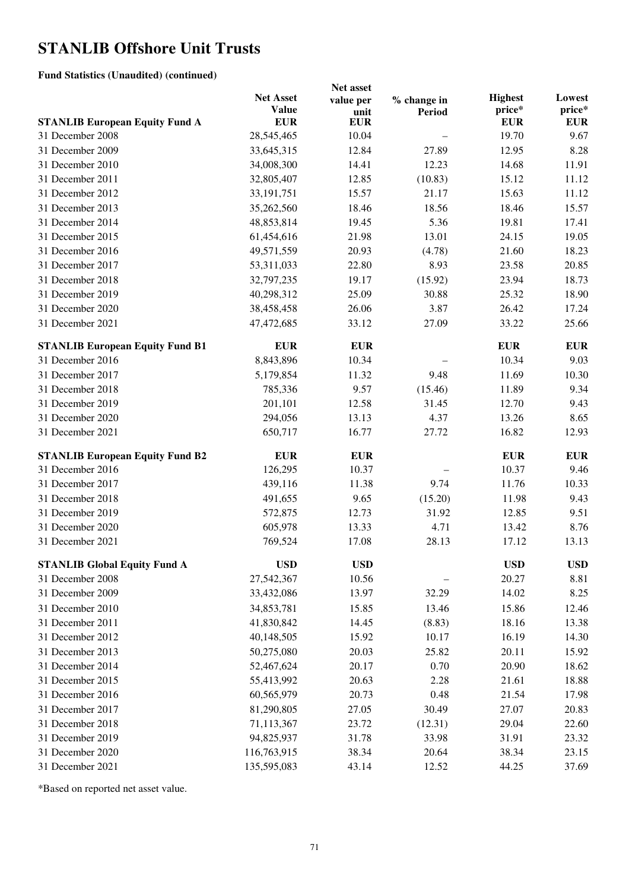# STANLIB Offshore Unit Trusts

**Fund Statistics (Unaudited) (continued)**

| STANLIB European Equity Fund A | Net Asset Value EUR | Net asset value per unit EUR | % change in Period | Highest price* EUR | Lowest price* EUR |
|---|---|---|---|---|---|
| 31 December 2008 | 28,545,465 | 10.04 | – | 19.70 | 9.67 |
| 31 December 2009 | 33,645,315 | 12.84 | 27.89 | 12.95 | 8.28 |
| 31 December 2010 | 34,008,300 | 14.41 | 12.23 | 14.68 | 11.91 |
| 31 December 2011 | 32,805,407 | 12.85 | (10.83) | 15.12 | 11.12 |
| 31 December 2012 | 33,191,751 | 15.57 | 21.17 | 15.63 | 11.12 |
| 31 December 2013 | 35,262,560 | 18.46 | 18.56 | 18.46 | 15.57 |
| 31 December 2014 | 48,853,814 | 19.45 | 5.36 | 19.81 | 17.41 |
| 31 December 2015 | 61,454,616 | 21.98 | 13.01 | 24.15 | 19.05 |
| 31 December 2016 | 49,571,559 | 20.93 | (4.78) | 21.60 | 18.23 |
| 31 December 2017 | 53,311,033 | 22.80 | 8.93 | 23.58 | 20.85 |
| 31 December 2018 | 32,797,235 | 19.17 | (15.92) | 23.94 | 18.73 |
| 31 December 2019 | 40,298,312 | 25.09 | 30.88 | 25.32 | 18.90 |
| 31 December 2020 | 38,458,458 | 26.06 | 3.87 | 26.42 | 17.24 |
| 31 December 2021 | 47,472,685 | 33.12 | 27.09 | 33.22 | 25.66 |
| **STANLIB European Equity Fund B1** | **EUR** | **EUR** | | **EUR** | **EUR** |
| 31 December 2016 | 8,843,896 | 10.34 | – | 10.34 | 9.03 |
| 31 December 2017 | 5,179,854 | 11.32 | 9.48 | 11.69 | 10.30 |
| 31 December 2018 | 785,336 | 9.57 | (15.46) | 11.89 | 9.34 |
| 31 December 2019 | 201,101 | 12.58 | 31.45 | 12.70 | 9.43 |
| 31 December 2020 | 294,056 | 13.13 | 4.37 | 13.26 | 8.65 |
| 31 December 2021 | 650,717 | 16.77 | 27.72 | 16.82 | 12.93 |
| **STANLIB European Equity Fund B2** | **EUR** | **EUR** | | **EUR** | **EUR** |
| 31 December 2016 | 126,295 | 10.37 | – | 10.37 | 9.46 |
| 31 December 2017 | 439,116 | 11.38 | 9.74 | 11.76 | 10.33 |
| 31 December 2018 | 491,655 | 9.65 | (15.20) | 11.98 | 9.43 |
| 31 December 2019 | 572,875 | 12.73 | 31.92 | 12.85 | 9.51 |
| 31 December 2020 | 605,978 | 13.33 | 4.71 | 13.42 | 8.76 |
| 31 December 2021 | 769,524 | 17.08 | 28.13 | 17.12 | 13.13 |
| **STANLIB Global Equity Fund A** | **USD** | **USD** | | **USD** | **USD** |
| 31 December 2008 | 27,542,367 | 10.56 | – | 20.27 | 8.81 |
| 31 December 2009 | 33,432,086 | 13.97 | 32.29 | 14.02 | 8.25 |
| 31 December 2010 | 34,853,781 | 15.85 | 13.46 | 15.86 | 12.46 |
| 31 December 2011 | 41,830,842 | 14.45 | (8.83) | 18.16 | 13.38 |
| 31 December 2012 | 40,148,505 | 15.92 | 10.17 | 16.19 | 14.30 |
| 31 December 2013 | 50,275,080 | 20.03 | 25.82 | 20.11 | 15.92 |
| 31 December 2014 | 52,467,624 | 20.17 | 0.70 | 20.90 | 18.62 |
| 31 December 2015 | 55,413,992 | 20.63 | 2.28 | 21.61 | 18.88 |
| 31 December 2016 | 60,565,979 | 20.73 | 0.48 | 21.54 | 17.98 |
| 31 December 2017 | 81,290,805 | 27.05 | 30.49 | 27.07 | 20.83 |
| 31 December 2018 | 71,113,367 | 23.72 | (12.31) | 29.04 | 22.60 |
| 31 December 2019 | 94,825,937 | 31.78 | 33.98 | 31.91 | 23.32 |
| 31 December 2020 | 116,763,915 | 38.34 | 20.64 | 38.34 | 23.15 |
| 31 December 2021 | 135,595,083 | 43.14 | 12.52 | 44.25 | 37.69 |

*Based on reported net asset value.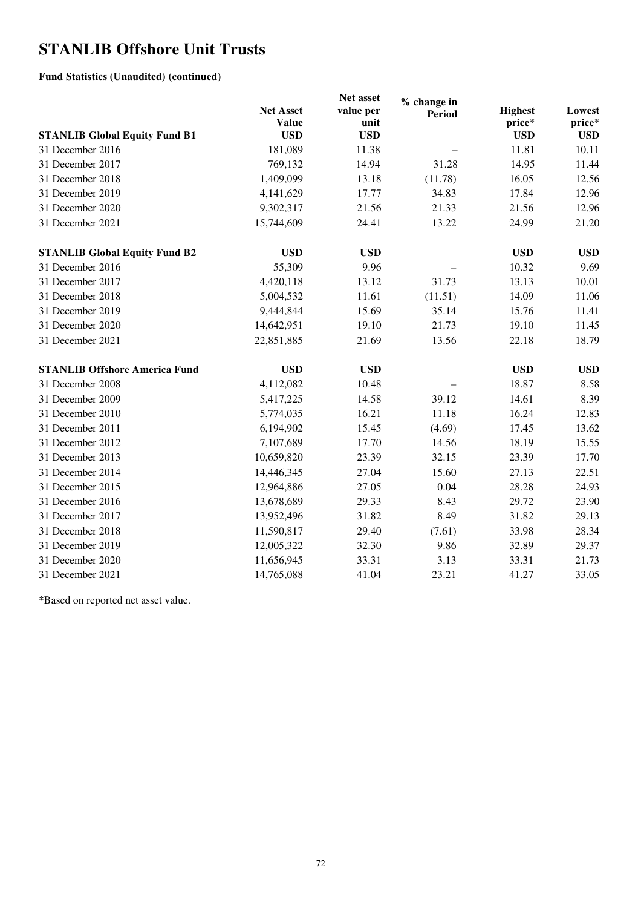# STANLIB Offshore Unit Trusts

**Fund Statistics (Unaudited) (continued)**

| **STANLIB Global Equity Fund B1** | **Net Asset Value USD** | **Net asset value per unit USD** | **% change in Period** | **Highest price* USD** | **Lowest price* USD** |
|---|---|---|---|---|---|
| 31 December 2016 | 181,089 | 11.38 | – | 11.81 | 10.11 |
| 31 December 2017 | 769,132 | 14.94 | 31.28 | 14.95 | 11.44 |
| 31 December 2018 | 1,409,099 | 13.18 | (11.78) | 16.05 | 12.56 |
| 31 December 2019 | 4,141,629 | 17.77 | 34.83 | 17.84 | 12.96 |
| 31 December 2020 | 9,302,317 | 21.56 | 21.33 | 21.56 | 12.96 |
| 31 December 2021 | 15,744,609 | 24.41 | 13.22 | 24.99 | 21.20 |
| **STANLIB Global Equity Fund B2** | **USD** | **USD** | | **USD** | **USD** |
| 31 December 2016 | 55,309 | 9.96 | – | 10.32 | 9.69 |
| 31 December 2017 | 4,420,118 | 13.12 | 31.73 | 13.13 | 10.01 |
| 31 December 2018 | 5,004,532 | 11.61 | (11.51) | 14.09 | 11.06 |
| 31 December 2019 | 9,444,844 | 15.69 | 35.14 | 15.76 | 11.41 |
| 31 December 2020 | 14,642,951 | 19.10 | 21.73 | 19.10 | 11.45 |
| 31 December 2021 | 22,851,885 | 21.69 | 13.56 | 22.18 | 18.79 |
| **STANLIB Offshore America Fund** | **USD** | **USD** | | **USD** | **USD** |
| 31 December 2008 | 4,112,082 | 10.48 | – | 18.87 | 8.58 |
| 31 December 2009 | 5,417,225 | 14.58 | 39.12 | 14.61 | 8.39 |
| 31 December 2010 | 5,774,035 | 16.21 | 11.18 | 16.24 | 12.83 |
| 31 December 2011 | 6,194,902 | 15.45 | (4.69) | 17.45 | 13.62 |
| 31 December 2012 | 7,107,689 | 17.70 | 14.56 | 18.19 | 15.55 |
| 31 December 2013 | 10,659,820 | 23.39 | 32.15 | 23.39 | 17.70 |
| 31 December 2014 | 14,446,345 | 27.04 | 15.60 | 27.13 | 22.51 |
| 31 December 2015 | 12,964,886 | 27.05 | 0.04 | 28.28 | 24.93 |
| 31 December 2016 | 13,678,689 | 29.33 | 8.43 | 29.72 | 23.90 |
| 31 December 2017 | 13,952,496 | 31.82 | 8.49 | 31.82 | 29.13 |
| 31 December 2018 | 11,590,817 | 29.40 | (7.61) | 33.98 | 28.34 |
| 31 December 2019 | 12,005,322 | 32.30 | 9.86 | 32.89 | 29.37 |
| 31 December 2020 | 11,656,945 | 33.31 | 3.13 | 33.31 | 21.73 |
| 31 December 2021 | 14,765,088 | 41.04 | 23.21 | 41.27 | 33.05 |

*Based on reported net asset value.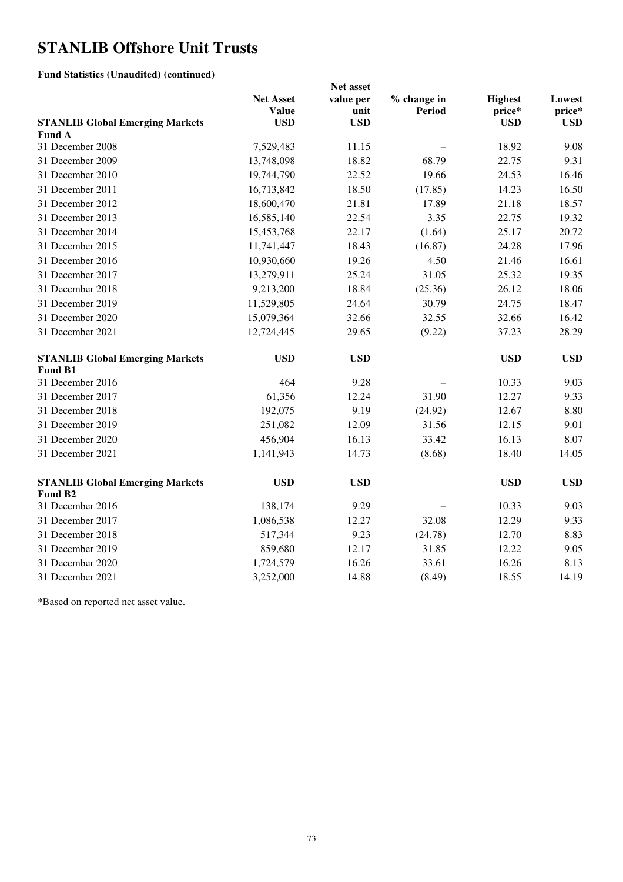# STANLIB Offshore Unit Trusts

**Fund Statistics (Unaudited) (continued)**

| STANLIB Global Emerging Markets Fund A | Net Asset Value USD | Net asset value per unit USD | % change in Period | Highest price* USD | Lowest price* USD |
|---|---|---|---|---|---|
| 31 December 2008 | 7,529,483 | 11.15 | – | 18.92 | 9.08 |
| 31 December 2009 | 13,748,098 | 18.82 | 68.79 | 22.75 | 9.31 |
| 31 December 2010 | 19,744,790 | 22.52 | 19.66 | 24.53 | 16.46 |
| 31 December 2011 | 16,713,842 | 18.50 | (17.85) | 14.23 | 16.50 |
| 31 December 2012 | 18,600,470 | 21.81 | 17.89 | 21.18 | 18.57 |
| 31 December 2013 | 16,585,140 | 22.54 | 3.35 | 22.75 | 19.32 |
| 31 December 2014 | 15,453,768 | 22.17 | (1.64) | 25.17 | 20.72 |
| 31 December 2015 | 11,741,447 | 18.43 | (16.87) | 24.28 | 17.96 |
| 31 December 2016 | 10,930,660 | 19.26 | 4.50 | 21.46 | 16.61 |
| 31 December 2017 | 13,279,911 | 25.24 | 31.05 | 25.32 | 19.35 |
| 31 December 2018 | 9,213,200 | 18.84 | (25.36) | 26.12 | 18.06 |
| 31 December 2019 | 11,529,805 | 24.64 | 30.79 | 24.75 | 18.47 |
| 31 December 2020 | 15,079,364 | 32.66 | 32.55 | 32.66 | 16.42 |
| 31 December 2021 | 12,724,445 | 29.65 | (9.22) | 37.23 | 28.29 |
| **STANLIB Global Emerging Markets Fund B1** | **USD** | **USD** | | **USD** | **USD** |
| 31 December 2016 | 464 | 9.28 | – | 10.33 | 9.03 |
| 31 December 2017 | 61,356 | 12.24 | 31.90 | 12.27 | 9.33 |
| 31 December 2018 | 192,075 | 9.19 | (24.92) | 12.67 | 8.80 |
| 31 December 2019 | 251,082 | 12.09 | 31.56 | 12.15 | 9.01 |
| 31 December 2020 | 456,904 | 16.13 | 33.42 | 16.13 | 8.07 |
| 31 December 2021 | 1,141,943 | 14.73 | (8.68) | 18.40 | 14.05 |
| **STANLIB Global Emerging Markets Fund B2** | **USD** | **USD** | | **USD** | **USD** |
| 31 December 2016 | 138,174 | 9.29 | – | 10.33 | 9.03 |
| 31 December 2017 | 1,086,538 | 12.27 | 32.08 | 12.29 | 9.33 |
| 31 December 2018 | 517,344 | 9.23 | (24.78) | 12.70 | 8.83 |
| 31 December 2019 | 859,680 | 12.17 | 31.85 | 12.22 | 9.05 |
| 31 December 2020 | 1,724,579 | 16.26 | 33.61 | 16.26 | 8.13 |
| 31 December 2021 | 3,252,000 | 14.88 | (8.49) | 18.55 | 14.19 |

*Based on reported net asset value.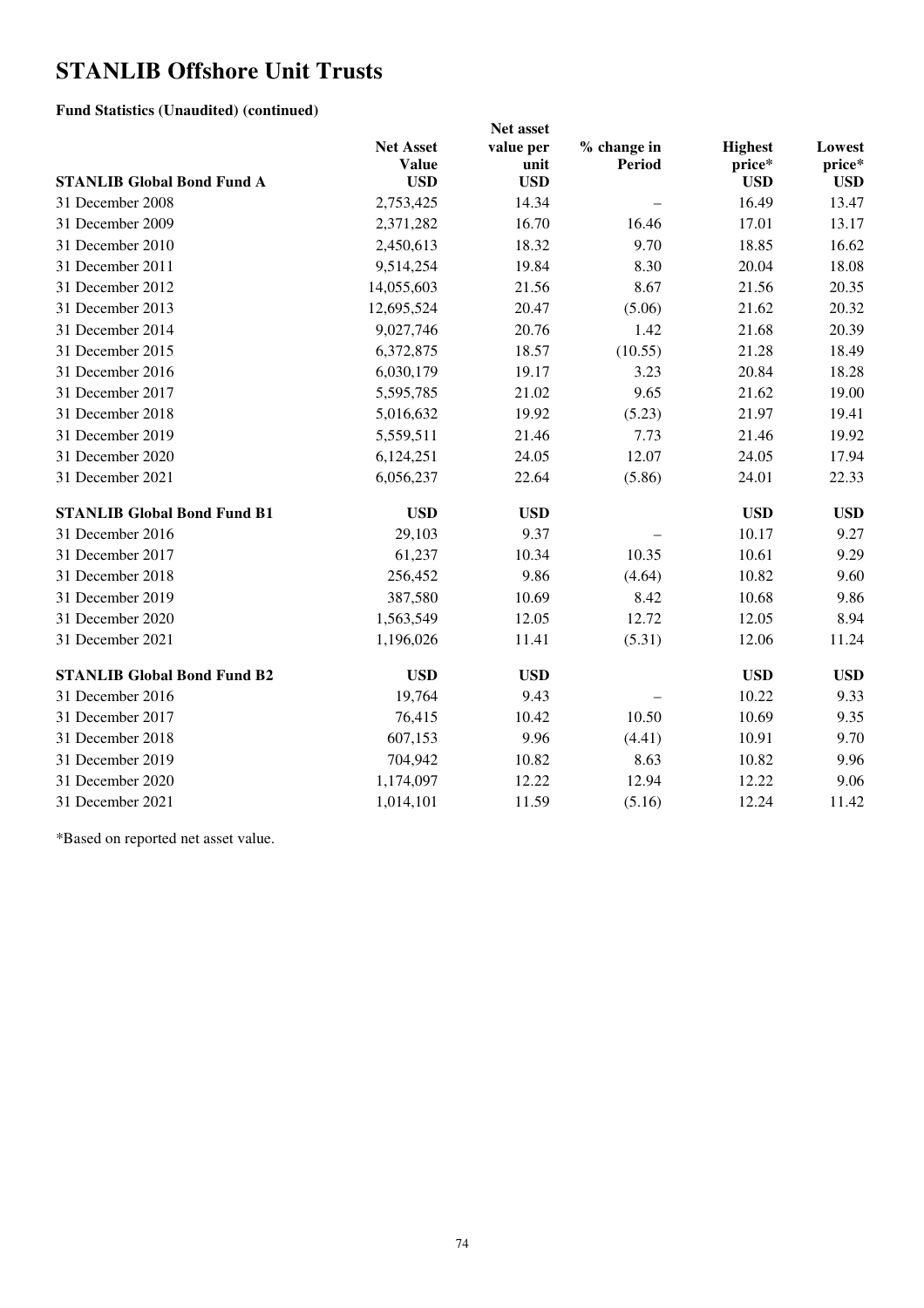# STANLIB Offshore Unit Trusts

**Fund Statistics (Unaudited) (continued)**

| STANLIB Global Bond Fund A | Net Asset Value USD | Net asset value per unit USD | % change in Period | Highest price* USD | Lowest price* USD |
|---|---|---|---|---|---|
| 31 December 2008 | 2,753,425 | 14.34 | – | 16.49 | 13.47 |
| 31 December 2009 | 2,371,282 | 16.70 | 16.46 | 17.01 | 13.17 |
| 31 December 2010 | 2,450,613 | 18.32 | 9.70 | 18.85 | 16.62 |
| 31 December 2011 | 9,514,254 | 19.84 | 8.30 | 20.04 | 18.08 |
| 31 December 2012 | 14,055,603 | 21.56 | 8.67 | 21.56 | 20.35 |
| 31 December 2013 | 12,695,524 | 20.47 | (5.06) | 21.62 | 20.32 |
| 31 December 2014 | 9,027,746 | 20.76 | 1.42 | 21.68 | 20.39 |
| 31 December 2015 | 6,372,875 | 18.57 | (10.55) | 21.28 | 18.49 |
| 31 December 2016 | 6,030,179 | 19.17 | 3.23 | 20.84 | 18.28 |
| 31 December 2017 | 5,595,785 | 21.02 | 9.65 | 21.62 | 19.00 |
| 31 December 2018 | 5,016,632 | 19.92 | (5.23) | 21.97 | 19.41 |
| 31 December 2019 | 5,559,511 | 21.46 | 7.73 | 21.46 | 19.92 |
| 31 December 2020 | 6,124,251 | 24.05 | 12.07 | 24.05 | 17.94 |
| 31 December 2021 | 6,056,237 | 22.64 | (5.86) | 24.01 | 22.33 |
| **STANLIB Global Bond Fund B1** | **USD** | **USD** | | **USD** | **USD** |
| 31 December 2016 | 29,103 | 9.37 | – | 10.17 | 9.27 |
| 31 December 2017 | 61,237 | 10.34 | 10.35 | 10.61 | 9.29 |
| 31 December 2018 | 256,452 | 9.86 | (4.64) | 10.82 | 9.60 |
| 31 December 2019 | 387,580 | 10.69 | 8.42 | 10.68 | 9.86 |
| 31 December 2020 | 1,563,549 | 12.05 | 12.72 | 12.05 | 8.94 |
| 31 December 2021 | 1,196,026 | 11.41 | (5.31) | 12.06 | 11.24 |
| **STANLIB Global Bond Fund B2** | **USD** | **USD** | | **USD** | **USD** |
| 31 December 2016 | 19,764 | 9.43 | – | 10.22 | 9.33 |
| 31 December 2017 | 76,415 | 10.42 | 10.50 | 10.69 | 9.35 |
| 31 December 2018 | 607,153 | 9.96 | (4.41) | 10.91 | 9.70 |
| 31 December 2019 | 704,942 | 10.82 | 8.63 | 10.82 | 9.96 |
| 31 December 2020 | 1,174,097 | 12.22 | 12.94 | 12.22 | 9.06 |
| 31 December 2021 | 1,014,101 | 11.59 | (5.16) | 12.24 | 11.42 |

*Based on reported net asset value.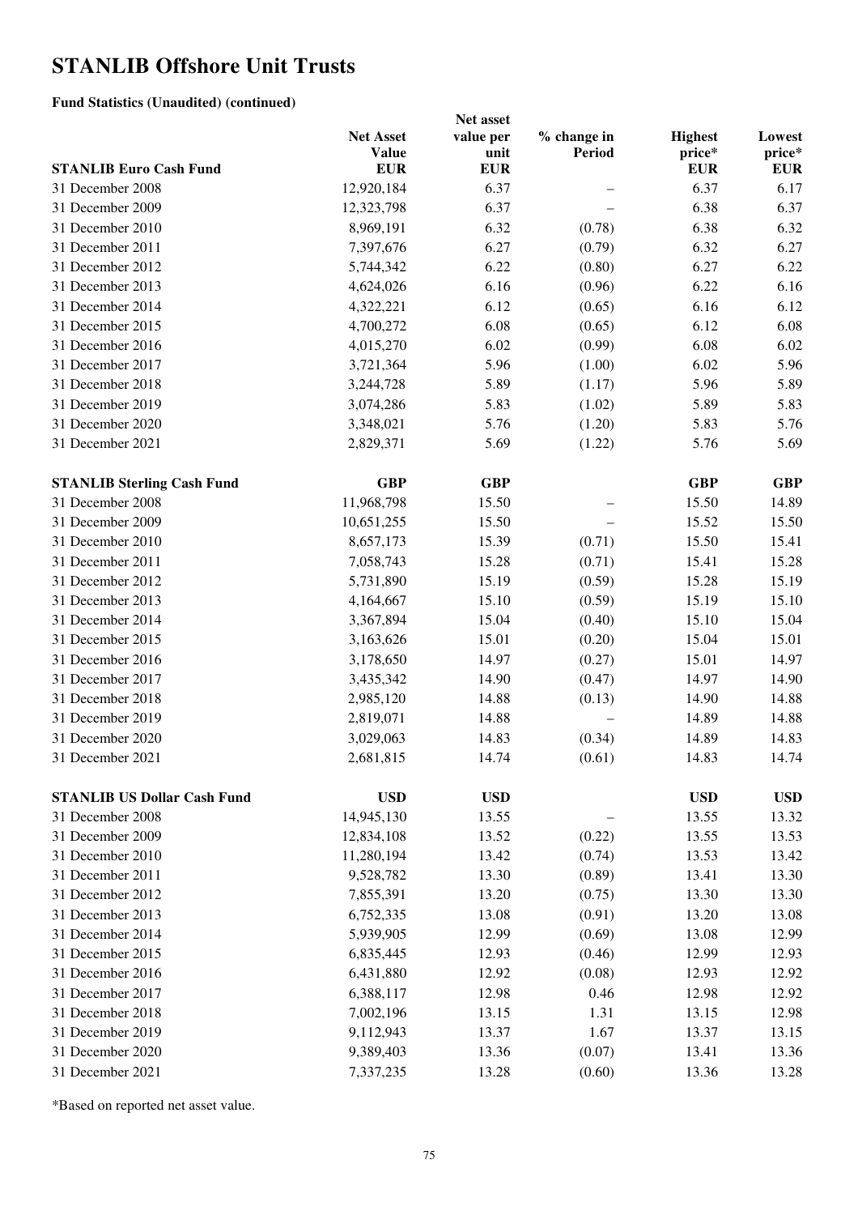# STANLIB Offshore Unit Trusts

**Fund Statistics (Unaudited) (continued)**

| **STANLIB Euro Cash Fund** | **Net Asset Value EUR** | **Net asset value per unit EUR** | **% change in Period** | **Highest price* EUR** | **Lowest price* EUR** |
|---|---|---|---|---|---|
| 31 December 2008 | 12,920,184 | 6.37 | – | 6.37 | 6.17 |
| 31 December 2009 | 12,323,798 | 6.37 | – | 6.38 | 6.37 |
| 31 December 2010 | 8,969,191 | 6.32 | (0.78) | 6.38 | 6.32 |
| 31 December 2011 | 7,397,676 | 6.27 | (0.79) | 6.32 | 6.27 |
| 31 December 2012 | 5,744,342 | 6.22 | (0.80) | 6.27 | 6.22 |
| 31 December 2013 | 4,624,026 | 6.16 | (0.96) | 6.22 | 6.16 |
| 31 December 2014 | 4,322,221 | 6.12 | (0.65) | 6.16 | 6.12 |
| 31 December 2015 | 4,700,272 | 6.08 | (0.65) | 6.12 | 6.08 |
| 31 December 2016 | 4,015,270 | 6.02 | (0.99) | 6.08 | 6.02 |
| 31 December 2017 | 3,721,364 | 5.96 | (1.00) | 6.02 | 5.96 |
| 31 December 2018 | 3,244,728 | 5.89 | (1.17) | 5.96 | 5.89 |
| 31 December 2019 | 3,074,286 | 5.83 | (1.02) | 5.89 | 5.83 |
| 31 December 2020 | 3,348,021 | 5.76 | (1.20) | 5.83 | 5.76 |
| 31 December 2021 | 2,829,371 | 5.69 | (1.22) | 5.76 | 5.69 |
| | | | | | |
| **STANLIB Sterling Cash Fund** | **GBP** | **GBP** | | **GBP** | **GBP** |
| 31 December 2008 | 11,968,798 | 15.50 | – | 15.50 | 14.89 |
| 31 December 2009 | 10,651,255 | 15.50 | – | 15.52 | 15.50 |
| 31 December 2010 | 8,657,173 | 15.39 | (0.71) | 15.50 | 15.41 |
| 31 December 2011 | 7,058,743 | 15.28 | (0.71) | 15.41 | 15.28 |
| 31 December 2012 | 5,731,890 | 15.19 | (0.59) | 15.28 | 15.19 |
| 31 December 2013 | 4,164,667 | 15.10 | (0.59) | 15.19 | 15.10 |
| 31 December 2014 | 3,367,894 | 15.04 | (0.40) | 15.10 | 15.04 |
| 31 December 2015 | 3,163,626 | 15.01 | (0.20) | 15.04 | 15.01 |
| 31 December 2016 | 3,178,650 | 14.97 | (0.27) | 15.01 | 14.97 |
| 31 December 2017 | 3,435,342 | 14.90 | (0.47) | 14.97 | 14.90 |
| 31 December 2018 | 2,985,120 | 14.88 | (0.13) | 14.90 | 14.88 |
| 31 December 2019 | 2,819,071 | 14.88 | – | 14.89 | 14.88 |
| 31 December 2020 | 3,029,063 | 14.83 | (0.34) | 14.89 | 14.83 |
| 31 December 2021 | 2,681,815 | 14.74 | (0.61) | 14.83 | 14.74 |
| | | | | | |
| **STANLIB US Dollar Cash Fund** | **USD** | **USD** | | **USD** | **USD** |
| 31 December 2008 | 14,945,130 | 13.55 | – | 13.55 | 13.32 |
| 31 December 2009 | 12,834,108 | 13.52 | (0.22) | 13.55 | 13.53 |
| 31 December 2010 | 11,280,194 | 13.42 | (0.74) | 13.53 | 13.42 |
| 31 December 2011 | 9,528,782 | 13.30 | (0.89) | 13.41 | 13.30 |
| 31 December 2012 | 7,855,391 | 13.20 | (0.75) | 13.30 | 13.30 |
| 31 December 2013 | 6,752,335 | 13.08 | (0.91) | 13.20 | 13.08 |
| 31 December 2014 | 5,939,905 | 12.99 | (0.69) | 13.08 | 12.99 |
| 31 December 2015 | 6,835,445 | 12.93 | (0.46) | 12.99 | 12.93 |
| 31 December 2016 | 6,431,880 | 12.92 | (0.08) | 12.93 | 12.92 |
| 31 December 2017 | 6,388,117 | 12.98 | 0.46 | 12.98 | 12.92 |
| 31 December 2018 | 7,002,196 | 13.15 | 1.31 | 13.15 | 12.98 |
| 31 December 2019 | 9,112,943 | 13.37 | 1.67 | 13.37 | 13.15 |
| 31 December 2020 | 9,389,403 | 13.36 | (0.07) | 13.41 | 13.36 |
| 31 December 2021 | 7,337,235 | 13.28 | (0.60) | 13.36 | 13.28 |

*Based on reported net asset value.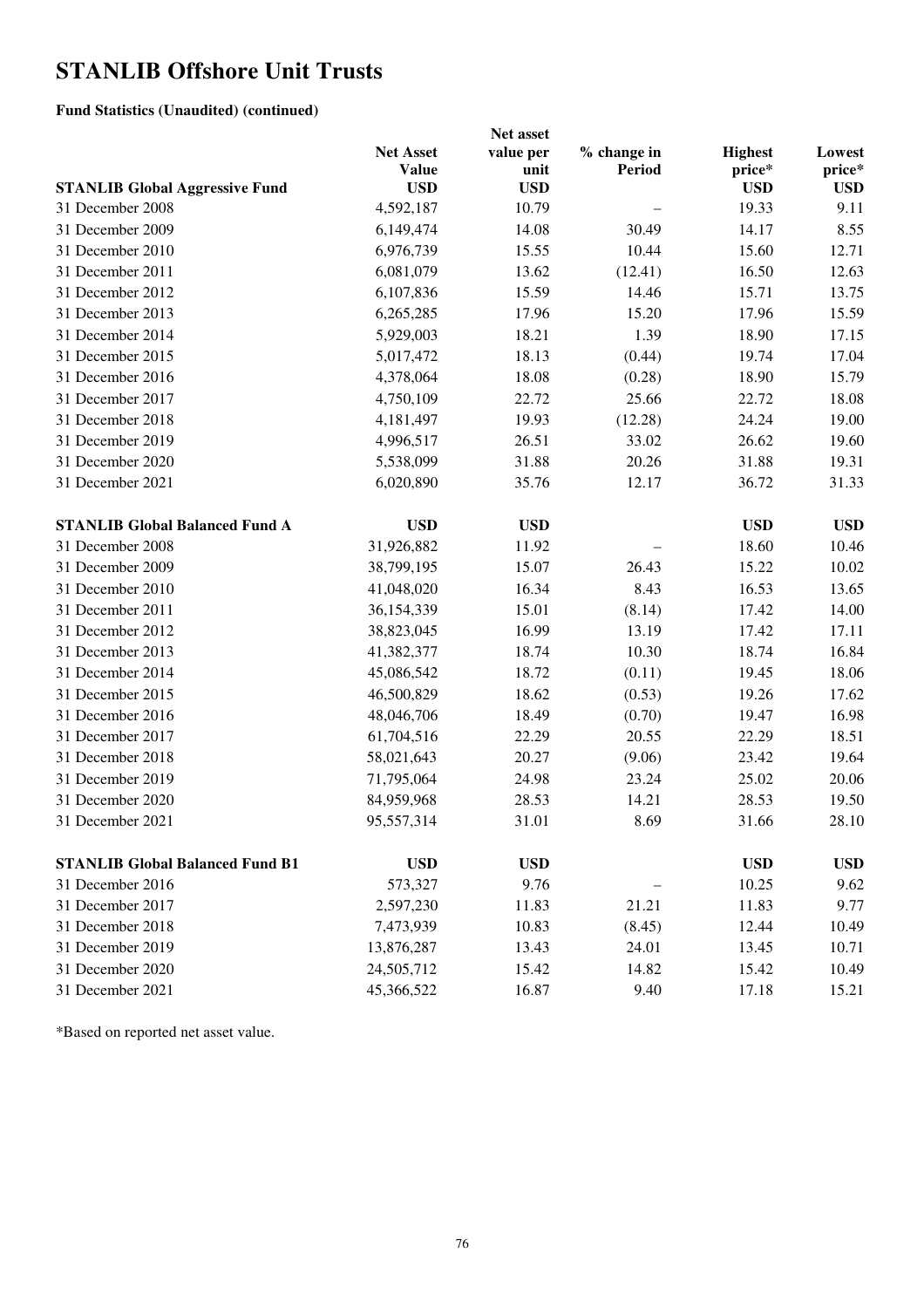# STANLIB Offshore Unit Trusts

**Fund Statistics (Unaudited) (continued)**

| STANLIB Global Aggressive Fund | Net Asset Value USD | Net asset value per unit USD | % change in Period | Highest price* USD | Lowest price* USD |
|---|---|---|---|---|---|
| 31 December 2008 | 4,592,187 | 10.79 | – | 19.33 | 9.11 |
| 31 December 2009 | 6,149,474 | 14.08 | 30.49 | 14.17 | 8.55 |
| 31 December 2010 | 6,976,739 | 15.55 | 10.44 | 15.60 | 12.71 |
| 31 December 2011 | 6,081,079 | 13.62 | (12.41) | 16.50 | 12.63 |
| 31 December 2012 | 6,107,836 | 15.59 | 14.46 | 15.71 | 13.75 |
| 31 December 2013 | 6,265,285 | 17.96 | 15.20 | 17.96 | 15.59 |
| 31 December 2014 | 5,929,003 | 18.21 | 1.39 | 18.90 | 17.15 |
| 31 December 2015 | 5,017,472 | 18.13 | (0.44) | 19.74 | 17.04 |
| 31 December 2016 | 4,378,064 | 18.08 | (0.28) | 18.90 | 15.79 |
| 31 December 2017 | 4,750,109 | 22.72 | 25.66 | 22.72 | 18.08 |
| 31 December 2018 | 4,181,497 | 19.93 | (12.28) | 24.24 | 19.00 |
| 31 December 2019 | 4,996,517 | 26.51 | 33.02 | 26.62 | 19.60 |
| 31 December 2020 | 5,538,099 | 31.88 | 20.26 | 31.88 | 19.31 |
| 31 December 2021 | 6,020,890 | 35.76 | 12.17 | 36.72 | 31.33 |
| **STANLIB Global Balanced Fund A** | **USD** | **USD** | | **USD** | **USD** |
| 31 December 2008 | 31,926,882 | 11.92 | – | 18.60 | 10.46 |
| 31 December 2009 | 38,799,195 | 15.07 | 26.43 | 15.22 | 10.02 |
| 31 December 2010 | 41,048,020 | 16.34 | 8.43 | 16.53 | 13.65 |
| 31 December 2011 | 36,154,339 | 15.01 | (8.14) | 17.42 | 14.00 |
| 31 December 2012 | 38,823,045 | 16.99 | 13.19 | 17.42 | 17.11 |
| 31 December 2013 | 41,382,377 | 18.74 | 10.30 | 18.74 | 16.84 |
| 31 December 2014 | 45,086,542 | 18.72 | (0.11) | 19.45 | 18.06 |
| 31 December 2015 | 46,500,829 | 18.62 | (0.53) | 19.26 | 17.62 |
| 31 December 2016 | 48,046,706 | 18.49 | (0.70) | 19.47 | 16.98 |
| 31 December 2017 | 61,704,516 | 22.29 | 20.55 | 22.29 | 18.51 |
| 31 December 2018 | 58,021,643 | 20.27 | (9.06) | 23.42 | 19.64 |
| 31 December 2019 | 71,795,064 | 24.98 | 23.24 | 25.02 | 20.06 |
| 31 December 2020 | 84,959,968 | 28.53 | 14.21 | 28.53 | 19.50 |
| 31 December 2021 | 95,557,314 | 31.01 | 8.69 | 31.66 | 28.10 |
| **STANLIB Global Balanced Fund B1** | **USD** | **USD** | | **USD** | **USD** |
| 31 December 2016 | 573,327 | 9.76 | – | 10.25 | 9.62 |
| 31 December 2017 | 2,597,230 | 11.83 | 21.21 | 11.83 | 9.77 |
| 31 December 2018 | 7,473,939 | 10.83 | (8.45) | 12.44 | 10.49 |
| 31 December 2019 | 13,876,287 | 13.43 | 24.01 | 13.45 | 10.71 |
| 31 December 2020 | 24,505,712 | 15.42 | 14.82 | 15.42 | 10.49 |
| 31 December 2021 | 45,366,522 | 16.87 | 9.40 | 17.18 | 15.21 |

*Based on reported net asset value.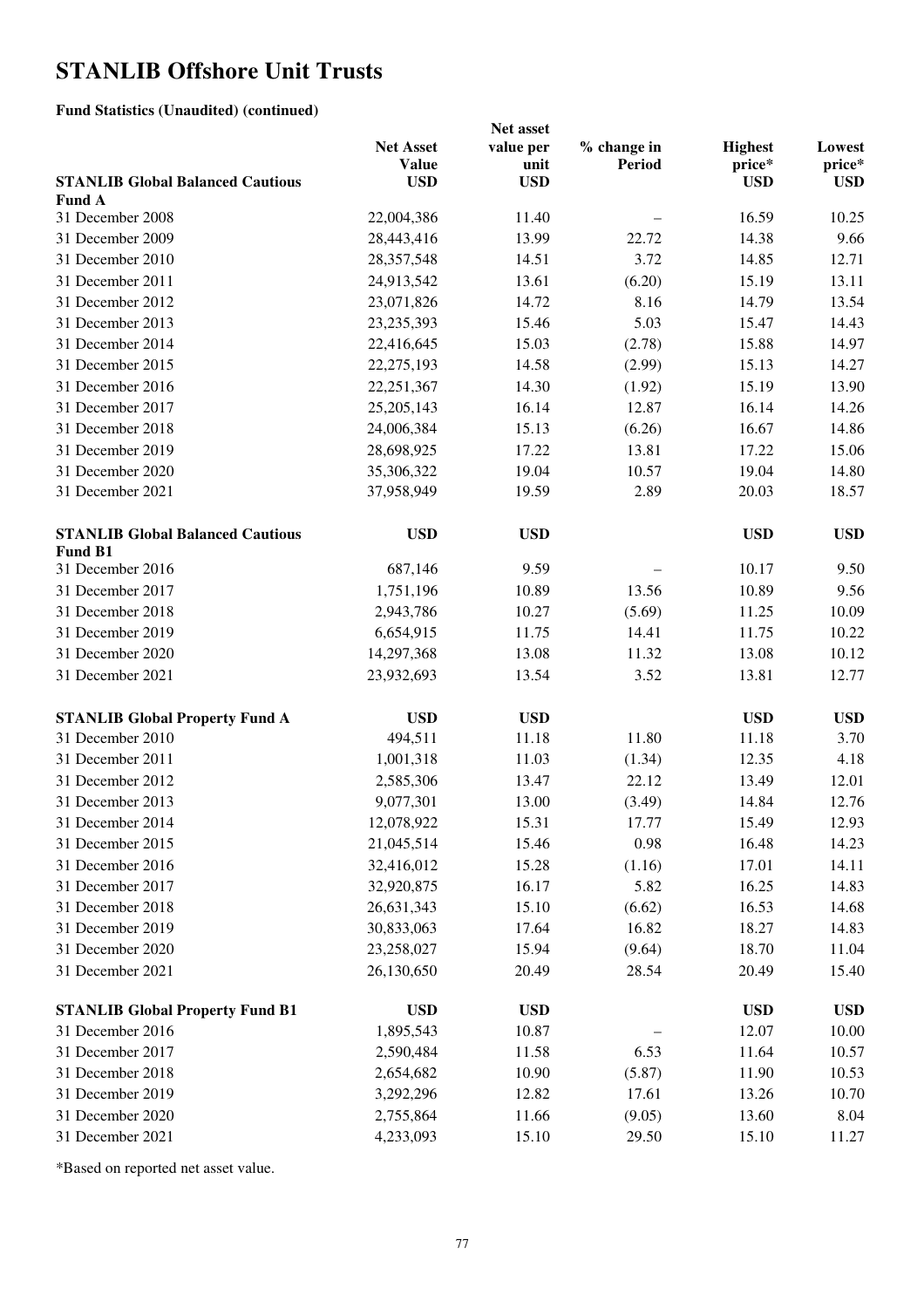# STANLIB Offshore Unit Trusts

**Fund Statistics (Unaudited) (continued)**

| STANLIB Global Balanced Cautious Fund A | Net Asset Value USD | Net asset value per unit USD | % change in Period | Highest price* USD | Lowest price* USD |
|---|---|---|---|---|---|
| 31 December 2008 | 22,004,386 | 11.40 | – | 16.59 | 10.25 |
| 31 December 2009 | 28,443,416 | 13.99 | 22.72 | 14.38 | 9.66 |
| 31 December 2010 | 28,357,548 | 14.51 | 3.72 | 14.85 | 12.71 |
| 31 December 2011 | 24,913,542 | 13.61 | (6.20) | 15.19 | 13.11 |
| 31 December 2012 | 23,071,826 | 14.72 | 8.16 | 14.79 | 13.54 |
| 31 December 2013 | 23,235,393 | 15.46 | 5.03 | 15.47 | 14.43 |
| 31 December 2014 | 22,416,645 | 15.03 | (2.78) | 15.88 | 14.97 |
| 31 December 2015 | 22,275,193 | 14.58 | (2.99) | 15.13 | 14.27 |
| 31 December 2016 | 22,251,367 | 14.30 | (1.92) | 15.19 | 13.90 |
| 31 December 2017 | 25,205,143 | 16.14 | 12.87 | 16.14 | 14.26 |
| 31 December 2018 | 24,006,384 | 15.13 | (6.26) | 16.67 | 14.86 |
| 31 December 2019 | 28,698,925 | 17.22 | 13.81 | 17.22 | 15.06 |
| 31 December 2020 | 35,306,322 | 19.04 | 10.57 | 19.04 | 14.80 |
| 31 December 2021 | 37,958,949 | 19.59 | 2.89 | 20.03 | 18.57 |
| **STANLIB Global Balanced Cautious Fund B1** | **USD** | **USD** | | **USD** | **USD** |
| 31 December 2016 | 687,146 | 9.59 | – | 10.17 | 9.50 |
| 31 December 2017 | 1,751,196 | 10.89 | 13.56 | 10.89 | 9.56 |
| 31 December 2018 | 2,943,786 | 10.27 | (5.69) | 11.25 | 10.09 |
| 31 December 2019 | 6,654,915 | 11.75 | 14.41 | 11.75 | 10.22 |
| 31 December 2020 | 14,297,368 | 13.08 | 11.32 | 13.08 | 10.12 |
| 31 December 2021 | 23,932,693 | 13.54 | 3.52 | 13.81 | 12.77 |
| **STANLIB Global Property Fund A** | **USD** | **USD** | | **USD** | **USD** |
| 31 December 2010 | 494,511 | 11.18 | 11.80 | 11.18 | 3.70 |
| 31 December 2011 | 1,001,318 | 11.03 | (1.34) | 12.35 | 4.18 |
| 31 December 2012 | 2,585,306 | 13.47 | 22.12 | 13.49 | 12.01 |
| 31 December 2013 | 9,077,301 | 13.00 | (3.49) | 14.84 | 12.76 |
| 31 December 2014 | 12,078,922 | 15.31 | 17.77 | 15.49 | 12.93 |
| 31 December 2015 | 21,045,514 | 15.46 | 0.98 | 16.48 | 14.23 |
| 31 December 2016 | 32,416,012 | 15.28 | (1.16) | 17.01 | 14.11 |
| 31 December 2017 | 32,920,875 | 16.17 | 5.82 | 16.25 | 14.83 |
| 31 December 2018 | 26,631,343 | 15.10 | (6.62) | 16.53 | 14.68 |
| 31 December 2019 | 30,833,063 | 17.64 | 16.82 | 18.27 | 14.83 |
| 31 December 2020 | 23,258,027 | 15.94 | (9.64) | 18.70 | 11.04 |
| 31 December 2021 | 26,130,650 | 20.49 | 28.54 | 20.49 | 15.40 |
| **STANLIB Global Property Fund B1** | **USD** | **USD** | | **USD** | **USD** |
| 31 December 2016 | 1,895,543 | 10.87 | – | 12.07 | 10.00 |
| 31 December 2017 | 2,590,484 | 11.58 | 6.53 | 11.64 | 10.57 |
| 31 December 2018 | 2,654,682 | 10.90 | (5.87) | 11.90 | 10.53 |
| 31 December 2019 | 3,292,296 | 12.82 | 17.61 | 13.26 | 10.70 |
| 31 December 2020 | 2,755,864 | 11.66 | (9.05) | 13.60 | 8.04 |
| 31 December 2021 | 4,233,093 | 15.10 | 29.50 | 15.10 | 11.27 |

*Based on reported net asset value.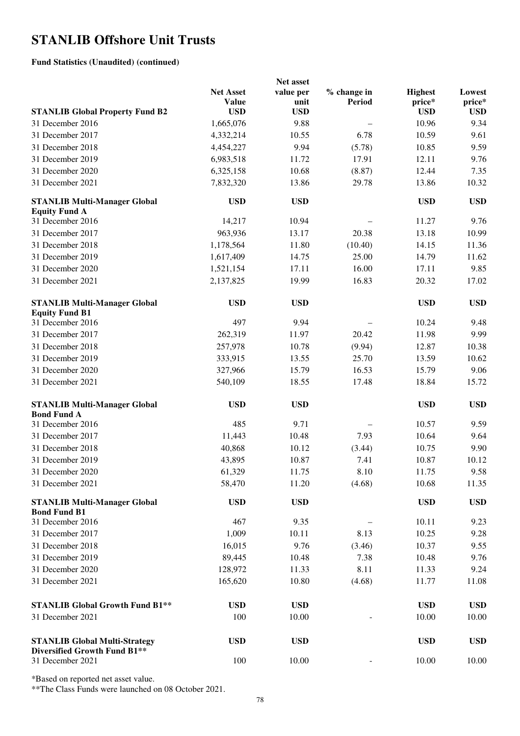# STANLIB Offshore Unit Trusts

**Fund Statistics (Unaudited) (continued)**

| **STANLIB Global Property Fund B2** | **Net Asset Value USD** | **Net asset value per unit USD** | **% change in Period** | **Highest price* USD** | **Lowest price* USD** |
|---|---|---|---|---|---|
| 31 December 2016 | 1,665,076 | 9.88 | – | 10.96 | 9.34 |
| 31 December 2017 | 4,332,214 | 10.55 | 6.78 | 10.59 | 9.61 |
| 31 December 2018 | 4,454,227 | 9.94 | (5.78) | 10.85 | 9.59 |
| 31 December 2019 | 6,983,518 | 11.72 | 17.91 | 12.11 | 9.76 |
| 31 December 2020 | 6,325,158 | 10.68 | (8.87) | 12.44 | 7.35 |
| 31 December 2021 | 7,832,320 | 13.86 | 29.78 | 13.86 | 10.32 |
| **STANLIB Multi-Manager Global Equity Fund A** | **USD** | **USD** | | **USD** | **USD** |
| 31 December 2016 | 14,217 | 10.94 | – | 11.27 | 9.76 |
| 31 December 2017 | 963,936 | 13.17 | 20.38 | 13.18 | 10.99 |
| 31 December 2018 | 1,178,564 | 11.80 | (10.40) | 14.15 | 11.36 |
| 31 December 2019 | 1,617,409 | 14.75 | 25.00 | 14.79 | 11.62 |
| 31 December 2020 | 1,521,154 | 17.11 | 16.00 | 17.11 | 9.85 |
| 31 December 2021 | 2,137,825 | 19.99 | 16.83 | 20.32 | 17.02 |
| **STANLIB Multi-Manager Global Equity Fund B1** | **USD** | **USD** | | **USD** | **USD** |
| 31 December 2016 | 497 | 9.94 | – | 10.24 | 9.48 |
| 31 December 2017 | 262,319 | 11.97 | 20.42 | 11.98 | 9.99 |
| 31 December 2018 | 257,978 | 10.78 | (9.94) | 12.87 | 10.38 |
| 31 December 2019 | 333,915 | 13.55 | 25.70 | 13.59 | 10.62 |
| 31 December 2020 | 327,966 | 15.79 | 16.53 | 15.79 | 9.06 |
| 31 December 2021 | 540,109 | 18.55 | 17.48 | 18.84 | 15.72 |
| **STANLIB Multi-Manager Global Bond Fund A** | **USD** | **USD** | | **USD** | **USD** |
| 31 December 2016 | 485 | 9.71 | – | 10.57 | 9.59 |
| 31 December 2017 | 11,443 | 10.48 | 7.93 | 10.64 | 9.64 |
| 31 December 2018 | 40,868 | 10.12 | (3.44) | 10.75 | 9.90 |
| 31 December 2019 | 43,895 | 10.87 | 7.41 | 10.87 | 10.12 |
| 31 December 2020 | 61,329 | 11.75 | 8.10 | 11.75 | 9.58 |
| 31 December 2021 | 58,470 | 11.20 | (4.68) | 10.68 | 11.35 |
| **STANLIB Multi-Manager Global Bond Fund B1** | **USD** | **USD** | | **USD** | **USD** |
| 31 December 2016 | 467 | 9.35 | – | 10.11 | 9.23 |
| 31 December 2017 | 1,009 | 10.11 | 8.13 | 10.25 | 9.28 |
| 31 December 2018 | 16,015 | 9.76 | (3.46) | 10.37 | 9.55 |
| 31 December 2019 | 89,445 | 10.48 | 7.38 | 10.48 | 9.76 |
| 31 December 2020 | 128,972 | 11.33 | 8.11 | 11.33 | 9.24 |
| 31 December 2021 | 165,620 | 10.80 | (4.68) | 11.77 | 11.08 |
| **STANLIB Global Growth Fund B1**** | **USD** | **USD** | | **USD** | **USD** |
| 31 December 2021 | 100 | 10.00 | - | 10.00 | 10.00 |
| **STANLIB Global Multi-Strategy Diversified Growth Fund B1**** | **USD** | **USD** | | **USD** | **USD** |
| 31 December 2021 | 100 | 10.00 | - | 10.00 | 10.00 |

*Based on reported net asset value.

**The Class Funds were launched on 08 October 2021.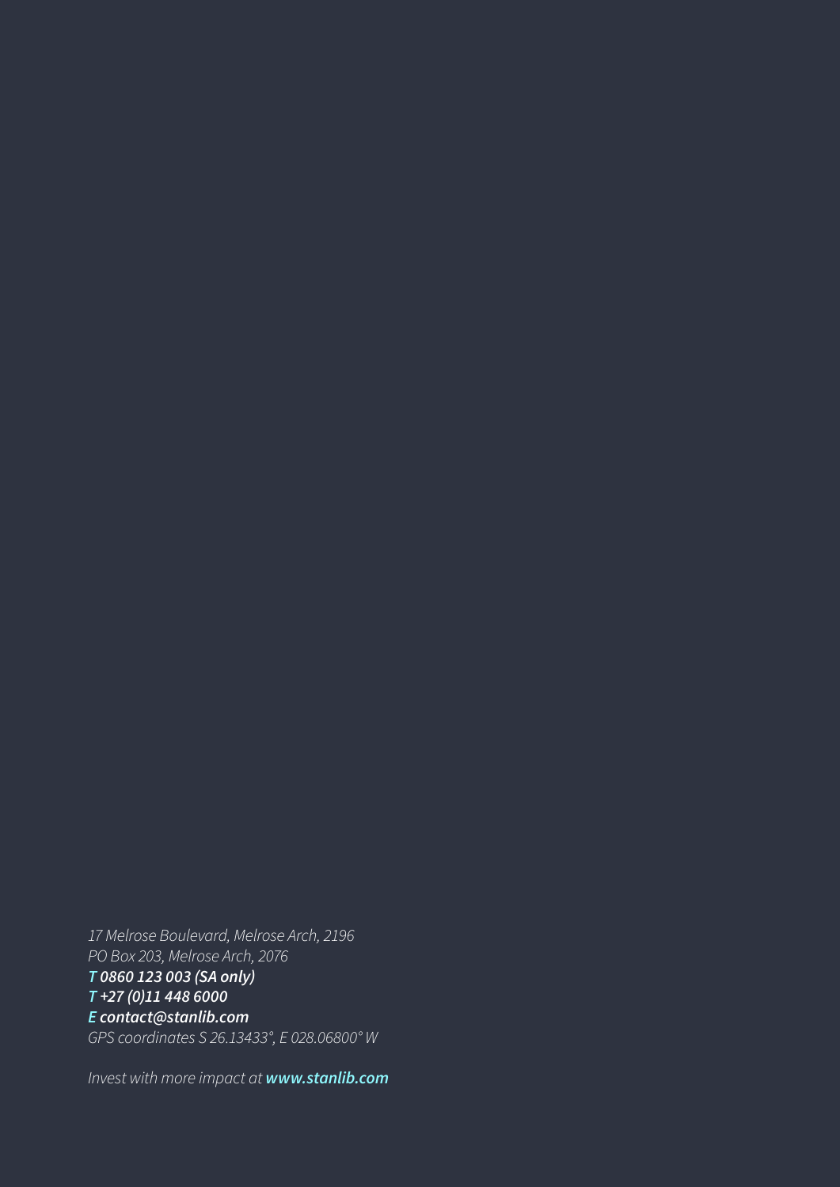*17 Melrose Boulevard, Melrose Arch, 2196*
*PO Box 203, Melrose Arch, 2076*
***T** **0860 123 003 (SA only)***
***T** **+27 (0)11 448 6000***
***E** **contact@stanlib.com***
*GPS coordinates S 26.13433°, E 028.06800° W*

*Invest with more impact at **www.stanlib.com***